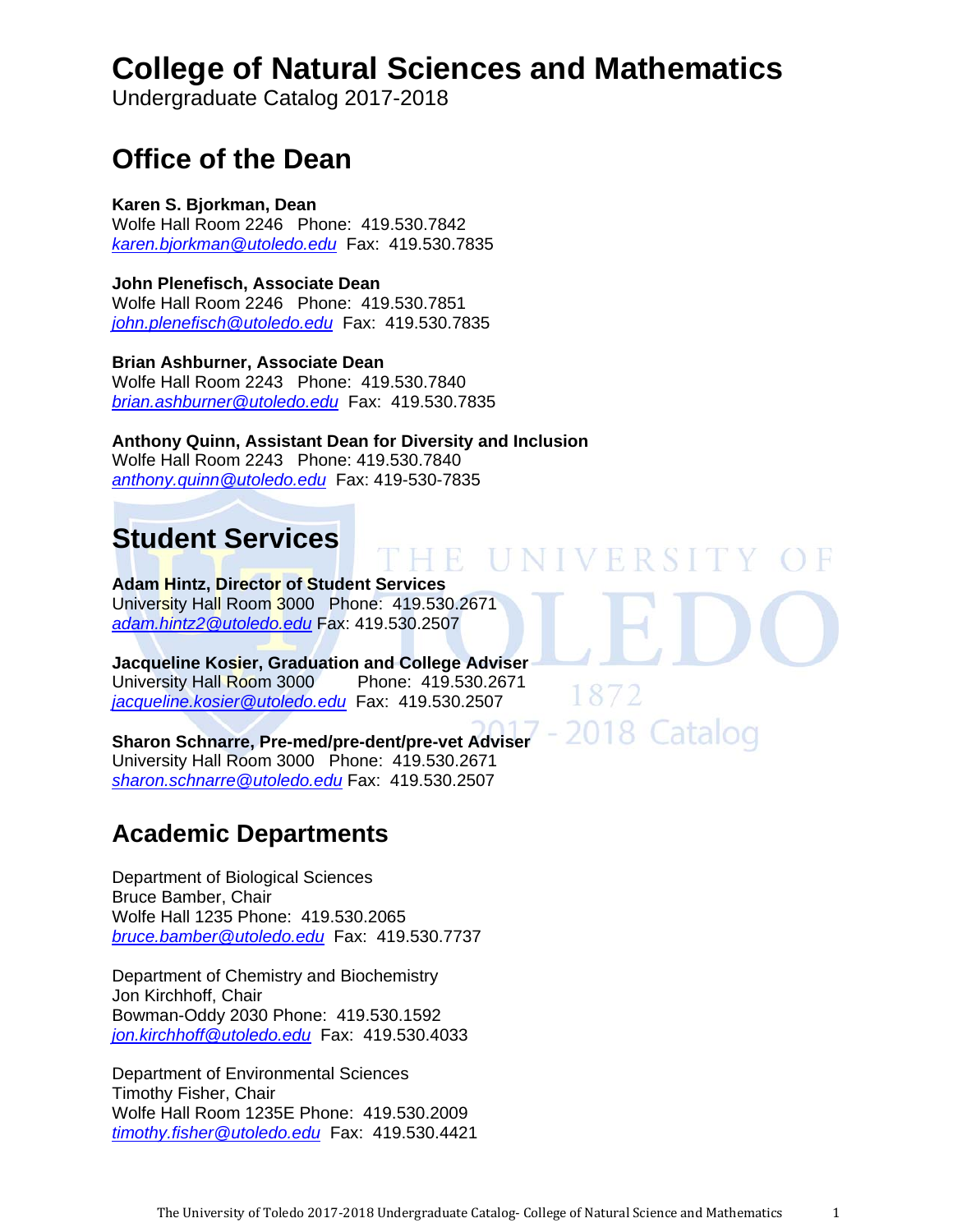# College of Natural Sciences and Mathematics

Undergraduate Catalog 2017-2018

## Office of the Dean

**Karen S. Bjorkman, Dean**
Wolfe Hall Room 2246 Phone: 419.530.7842
*karen.bjorkman@utoledo.edu* Fax: 419.530.7835

**John Plenefisch, Associate Dean**
Wolfe Hall Room 2246 Phone: 419.530.7851
*john.plenefisch@utoledo.edu* Fax: 419.530.7835

**Brian Ashburner, Associate Dean**
Wolfe Hall Room 2243 Phone: 419.530.7840
*brian.ashburner@utoledo.edu* Fax: 419.530.7835

**Anthony Quinn, Assistant Dean for Diversity and Inclusion**
Wolfe Hall Room 2243 Phone: 419.530.7840
*anthony.quinn@utoledo.edu* Fax: 419-530-7835

## Student Services

**Adam Hintz, Director of Student Services**
University Hall Room 3000 Phone: 419.530.2671
*adam.hintz2@utoledo.edu* Fax: 419.530.2507

**Jacqueline Kosier, Graduation and College Adviser**
University Hall Room 3000 Phone: 419.530.2671
*jacqueline.kosier@utoledo.edu* Fax: 419.530.2507

**Sharon Schnarre, Pre-med/pre-dent/pre-vet Adviser**
University Hall Room 3000 Phone: 419.530.2671
*sharon.schnarre@utoledo.edu* Fax: 419.530.2507

## Academic Departments

Department of Biological Sciences
Bruce Bamber, Chair
Wolfe Hall 1235 Phone: 419.530.2065
*bruce.bamber@utoledo.edu* Fax: 419.530.7737

Department of Chemistry and Biochemistry
Jon Kirchhoff, Chair
Bowman-Oddy 2030 Phone: 419.530.1592
*jon.kirchhoff@utoledo.edu* Fax: 419.530.4033

Department of Environmental Sciences
Timothy Fisher, Chair
Wolfe Hall Room 1235E Phone: 419.530.2009
*timothy.fisher@utoledo.edu* Fax: 419.530.4421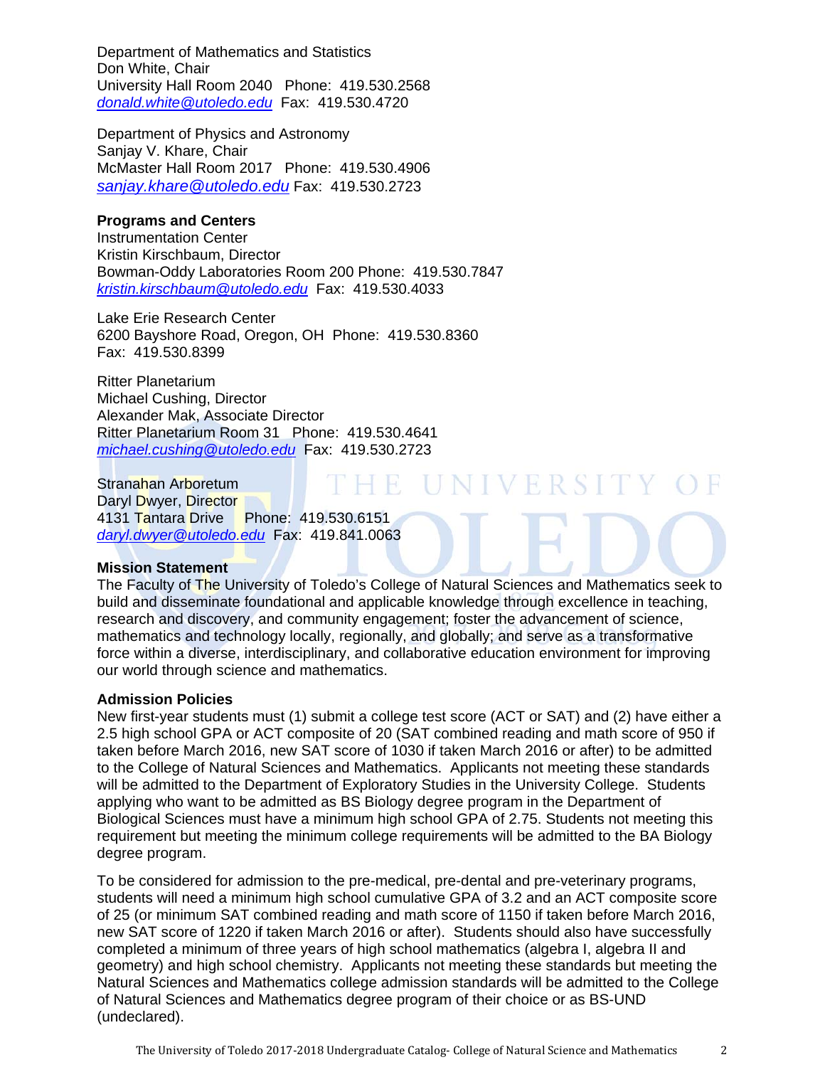Department of Mathematics and Statistics
Don White, Chair
University Hall Room 2040   Phone:  419.530.2568
donald.white@utoledo.edu  Fax:  419.530.4720

Department of Physics and Astronomy
Sanjay V. Khare, Chair
McMaster Hall Room 2017   Phone:  419.530.4906
sanjay.khare@utoledo.edu Fax:  419.530.2723

**Programs and Centers**

Instrumentation Center
Kristin Kirschbaum, Director
Bowman-Oddy Laboratories Room 200 Phone:  419.530.7847
kristin.kirschbaum@utoledo.edu  Fax:  419.530.4033

Lake Erie Research Center
6200 Bayshore Road, Oregon, OH  Phone:  419.530.8360
Fax:  419.530.8399

Ritter Planetarium
Michael Cushing, Director
Alexander Mak, Associate Director
Ritter Planetarium Room 31   Phone:  419.530.4641
michael.cushing@utoledo.edu  Fax:  419.530.2723

Stranahan Arboretum
Daryl Dwyer, Director
4131 Tantara Drive    Phone:  419.530.6151
daryl.dwyer@utoledo.edu  Fax:  419.841.0063

**Mission Statement**

The Faculty of The University of Toledo's College of Natural Sciences and Mathematics seek to build and disseminate foundational and applicable knowledge through excellence in teaching, research and discovery, and community engagement; foster the advancement of science, mathematics and technology locally, regionally, and globally; and serve as a transformative force within a diverse, interdisciplinary, and collaborative education environment for improving our world through science and mathematics.

**Admission Policies**

New first-year students must (1) submit a college test score (ACT or SAT) and (2) have either a 2.5 high school GPA or ACT composite of 20 (SAT combined reading and math score of 950 if taken before March 2016, new SAT score of 1030 if taken March 2016 or after) to be admitted to the College of Natural Sciences and Mathematics. Applicants not meeting these standards will be admitted to the Department of Exploratory Studies in the University College. Students applying who want to be admitted as BS Biology degree program in the Department of Biological Sciences must have a minimum high school GPA of 2.75. Students not meeting this requirement but meeting the minimum college requirements will be admitted to the BA Biology degree program.

To be considered for admission to the pre-medical, pre-dental and pre-veterinary programs, students will need a minimum high school cumulative GPA of 3.2 and an ACT composite score of 25 (or minimum SAT combined reading and math score of 1150 if taken before March 2016, new SAT score of 1220 if taken March 2016 or after). Students should also have successfully completed a minimum of three years of high school mathematics (algebra I, algebra II and geometry) and high school chemistry. Applicants not meeting these standards but meeting the Natural Sciences and Mathematics college admission standards will be admitted to the College of Natural Sciences and Mathematics degree program of their choice or as BS-UND (undeclared).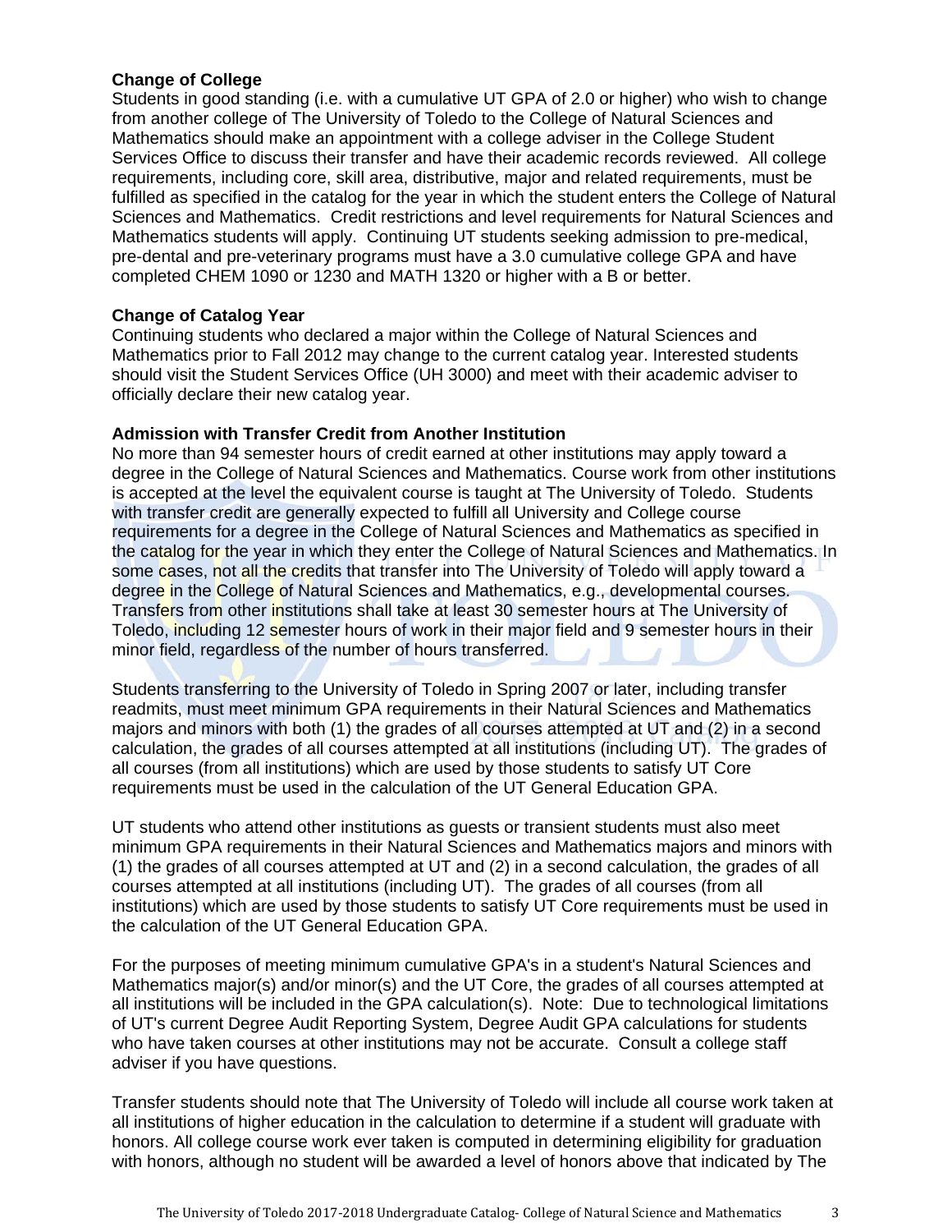**Change of College**
Students in good standing (i.e. with a cumulative UT GPA of 2.0 or higher) who wish to change from another college of The University of Toledo to the College of Natural Sciences and Mathematics should make an appointment with a college adviser in the College Student Services Office to discuss their transfer and have their academic records reviewed. All college requirements, including core, skill area, distributive, major and related requirements, must be fulfilled as specified in the catalog for the year in which the student enters the College of Natural Sciences and Mathematics. Credit restrictions and level requirements for Natural Sciences and Mathematics students will apply. Continuing UT students seeking admission to pre-medical, pre-dental and pre-veterinary programs must have a 3.0 cumulative college GPA and have completed CHEM 1090 or 1230 and MATH 1320 or higher with a B or better.

**Change of Catalog Year**
Continuing students who declared a major within the College of Natural Sciences and Mathematics prior to Fall 2012 may change to the current catalog year. Interested students should visit the Student Services Office (UH 3000) and meet with their academic adviser to officially declare their new catalog year.

**Admission with Transfer Credit from Another Institution**
No more than 94 semester hours of credit earned at other institutions may apply toward a degree in the College of Natural Sciences and Mathematics. Course work from other institutions is accepted at the level the equivalent course is taught at The University of Toledo. Students with transfer credit are generally expected to fulfill all University and College course requirements for a degree in the College of Natural Sciences and Mathematics as specified in the catalog for the year in which they enter the College of Natural Sciences and Mathematics. In some cases, not all the credits that transfer into The University of Toledo will apply toward a degree in the College of Natural Sciences and Mathematics, e.g., developmental courses. Transfers from other institutions shall take at least 30 semester hours at The University of Toledo, including 12 semester hours of work in their major field and 9 semester hours in their minor field, regardless of the number of hours transferred.

Students transferring to the University of Toledo in Spring 2007 or later, including transfer readmits, must meet minimum GPA requirements in their Natural Sciences and Mathematics majors and minors with both (1) the grades of all courses attempted at UT and (2) in a second calculation, the grades of all courses attempted at all institutions (including UT). The grades of all courses (from all institutions) which are used by those students to satisfy UT Core requirements must be used in the calculation of the UT General Education GPA.

UT students who attend other institutions as guests or transient students must also meet minimum GPA requirements in their Natural Sciences and Mathematics majors and minors with (1) the grades of all courses attempted at UT and (2) in a second calculation, the grades of all courses attempted at all institutions (including UT). The grades of all courses (from all institutions) which are used by those students to satisfy UT Core requirements must be used in the calculation of the UT General Education GPA.

For the purposes of meeting minimum cumulative GPA's in a student's Natural Sciences and Mathematics major(s) and/or minor(s) and the UT Core, the grades of all courses attempted at all institutions will be included in the GPA calculation(s). Note: Due to technological limitations of UT's current Degree Audit Reporting System, Degree Audit GPA calculations for students who have taken courses at other institutions may not be accurate. Consult a college staff adviser if you have questions.

Transfer students should note that The University of Toledo will include all course work taken at all institutions of higher education in the calculation to determine if a student will graduate with honors. All college course work ever taken is computed in determining eligibility for graduation with honors, although no student will be awarded a level of honors above that indicated by The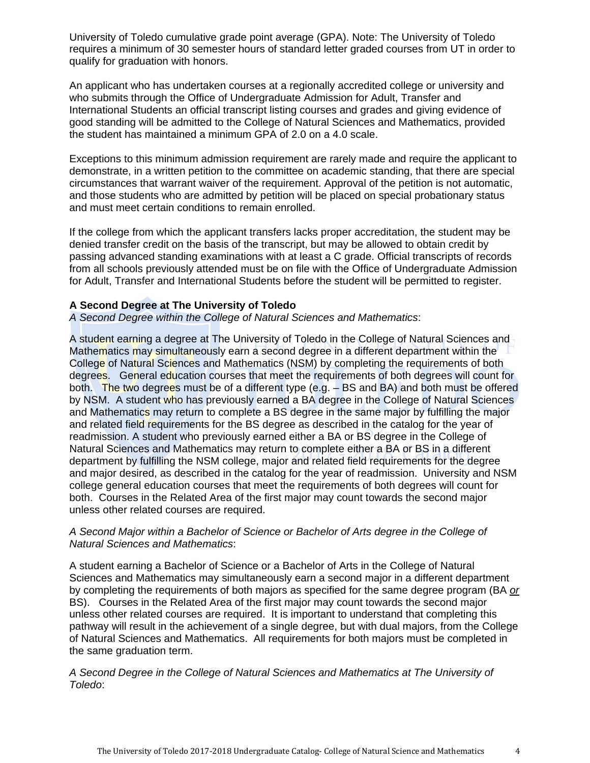University of Toledo cumulative grade point average (GPA). Note: The University of Toledo requires a minimum of 30 semester hours of standard letter graded courses from UT in order to qualify for graduation with honors.

An applicant who has undertaken courses at a regionally accredited college or university and who submits through the Office of Undergraduate Admission for Adult, Transfer and International Students an official transcript listing courses and grades and giving evidence of good standing will be admitted to the College of Natural Sciences and Mathematics, provided the student has maintained a minimum GPA of 2.0 on a 4.0 scale.

Exceptions to this minimum admission requirement are rarely made and require the applicant to demonstrate, in a written petition to the committee on academic standing, that there are special circumstances that warrant waiver of the requirement. Approval of the petition is not automatic, and those students who are admitted by petition will be placed on special probationary status and must meet certain conditions to remain enrolled.

If the college from which the applicant transfers lacks proper accreditation, the student may be denied transfer credit on the basis of the transcript, but may be allowed to obtain credit by passing advanced standing examinations with at least a C grade. Official transcripts of records from all schools previously attended must be on file with the Office of Undergraduate Admission for Adult, Transfer and International Students before the student will be permitted to register.

**A Second Degree at The University of Toledo**

*A Second Degree within the College of Natural Sciences and Mathematics*:

A student earning a degree at The University of Toledo in the College of Natural Sciences and Mathematics may simultaneously earn a second degree in a different department within the College of Natural Sciences and Mathematics (NSM) by completing the requirements of both degrees. General education courses that meet the requirements of both degrees will count for both. The two degrees must be of a different type (e.g. – BS and BA) and both must be offered by NSM. A student who has previously earned a BA degree in the College of Natural Sciences and Mathematics may return to complete a BS degree in the same major by fulfilling the major and related field requirements for the BS degree as described in the catalog for the year of readmission. A student who previously earned either a BA or BS degree in the College of Natural Sciences and Mathematics may return to complete either a BA or BS in a different department by fulfilling the NSM college, major and related field requirements for the degree and major desired, as described in the catalog for the year of readmission. University and NSM college general education courses that meet the requirements of both degrees will count for both. Courses in the Related Area of the first major may count towards the second major unless other related courses are required.

*A Second Major within a Bachelor of Science or Bachelor of Arts degree in the College of Natural Sciences and Mathematics*:

A student earning a Bachelor of Science or a Bachelor of Arts in the College of Natural Sciences and Mathematics may simultaneously earn a second major in a different department by completing the requirements of both majors as specified for the same degree program (BA *or* BS). Courses in the Related Area of the first major may count towards the second major unless other related courses are required. It is important to understand that completing this pathway will result in the achievement of a single degree, but with dual majors, from the College of Natural Sciences and Mathematics. All requirements for both majors must be completed in the same graduation term.

*A Second Degree in the College of Natural Sciences and Mathematics at The University of Toledo*: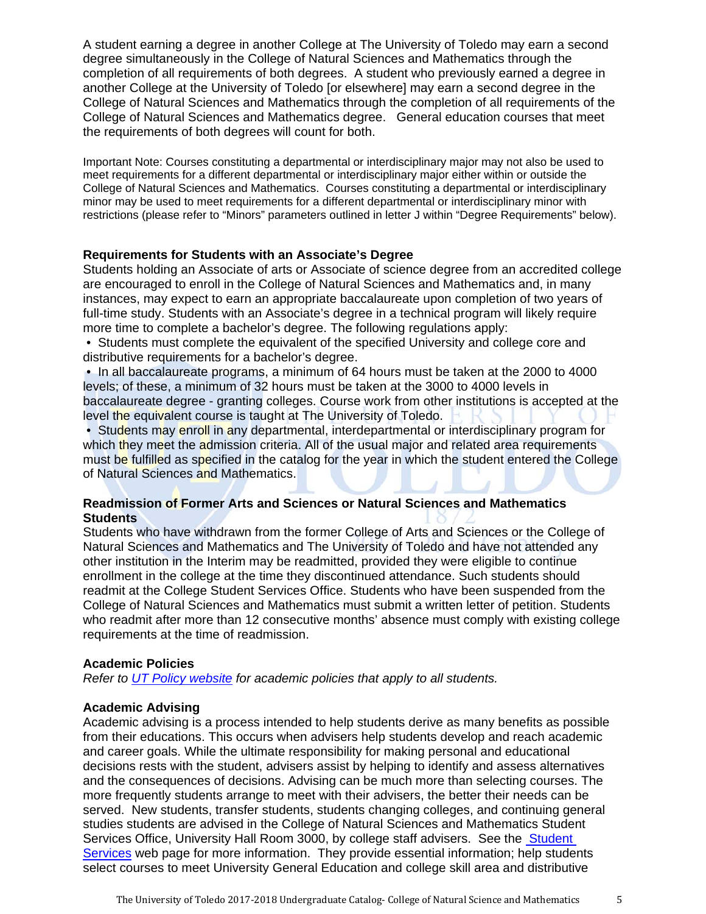A student earning a degree in another College at The University of Toledo may earn a second degree simultaneously in the College of Natural Sciences and Mathematics through the completion of all requirements of both degrees. A student who previously earned a degree in another College at the University of Toledo [or elsewhere] may earn a second degree in the College of Natural Sciences and Mathematics through the completion of all requirements of the College of Natural Sciences and Mathematics degree. General education courses that meet the requirements of both degrees will count for both.

Important Note: Courses constituting a departmental or interdisciplinary major may not also be used to meet requirements for a different departmental or interdisciplinary major either within or outside the College of Natural Sciences and Mathematics. Courses constituting a departmental or interdisciplinary minor may be used to meet requirements for a different departmental or interdisciplinary minor with restrictions (please refer to "Minors" parameters outlined in letter J within "Degree Requirements" below).

**Requirements for Students with an Associate's Degree**

Students holding an Associate of arts or Associate of science degree from an accredited college are encouraged to enroll in the College of Natural Sciences and Mathematics and, in many instances, may expect to earn an appropriate baccalaureate upon completion of two years of full-time study. Students with an Associate's degree in a technical program will likely require more time to complete a bachelor's degree. The following regulations apply:

- Students must complete the equivalent of the specified University and college core and distributive requirements for a bachelor's degree.
- In all baccalaureate programs, a minimum of 64 hours must be taken at the 2000 to 4000 levels; of these, a minimum of 32 hours must be taken at the 3000 to 4000 levels in baccalaureate degree - granting colleges. Course work from other institutions is accepted at the level the equivalent course is taught at The University of Toledo.
- Students may enroll in any departmental, interdepartmental or interdisciplinary program for which they meet the admission criteria. All of the usual major and related area requirements must be fulfilled as specified in the catalog for the year in which the student entered the College of Natural Sciences and Mathematics.

**Readmission of Former Arts and Sciences or Natural Sciences and Mathematics Students**

Students who have withdrawn from the former College of Arts and Sciences or the College of Natural Sciences and Mathematics and The University of Toledo and have not attended any other institution in the Interim may be readmitted, provided they were eligible to continue enrollment in the college at the time they discontinued attendance. Such students should readmit at the College Student Services Office. Students who have been suspended from the College of Natural Sciences and Mathematics must submit a written letter of petition. Students who readmit after more than 12 consecutive months' absence must comply with existing college requirements at the time of readmission.

**Academic Policies**

*Refer to UT Policy website for academic policies that apply to all students.*

**Academic Advising**

Academic advising is a process intended to help students derive as many benefits as possible from their educations. This occurs when advisers help students develop and reach academic and career goals. While the ultimate responsibility for making personal and educational decisions rests with the student, advisers assist by helping to identify and assess alternatives and the consequences of decisions. Advising can be much more than selecting courses. The more frequently students arrange to meet with their advisers, the better their needs can be served. New students, transfer students, students changing colleges, and continuing general studies students are advised in the College of Natural Sciences and Mathematics Student Services Office, University Hall Room 3000, by college staff advisers. See the Student Services web page for more information. They provide essential information; help students select courses to meet University General Education and college skill area and distributive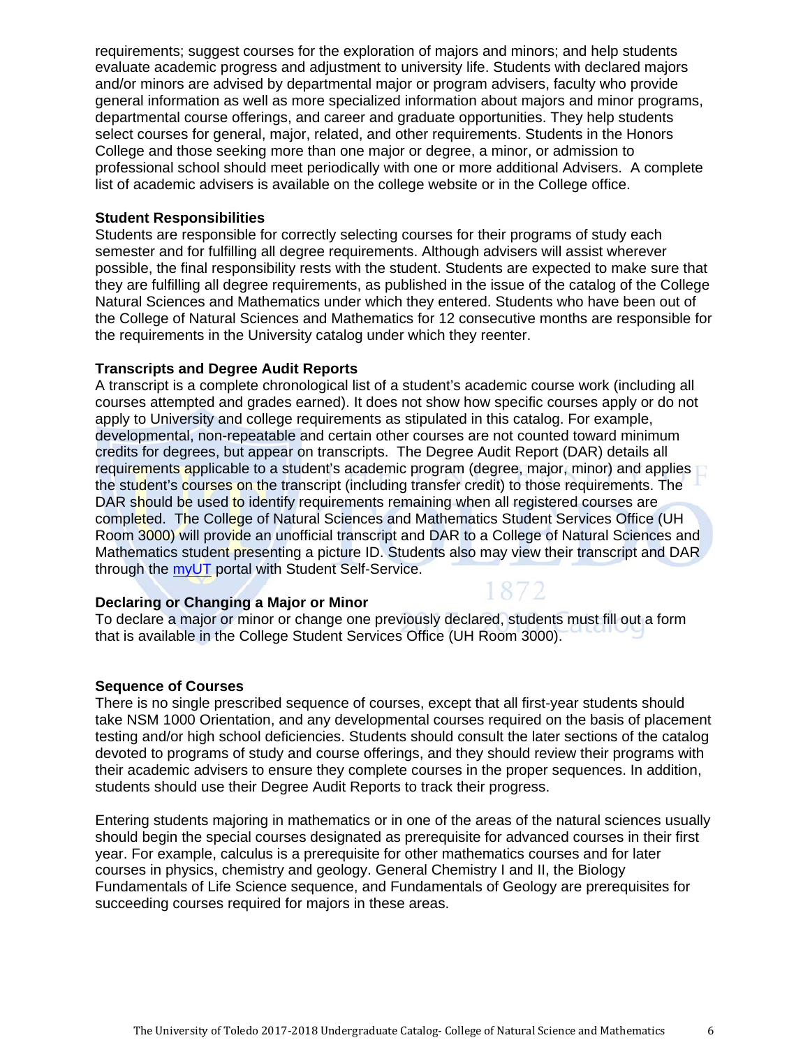requirements; suggest courses for the exploration of majors and minors; and help students evaluate academic progress and adjustment to university life. Students with declared majors and/or minors are advised by departmental major or program advisers, faculty who provide general information as well as more specialized information about majors and minor programs, departmental course offerings, and career and graduate opportunities. They help students select courses for general, major, related, and other requirements. Students in the Honors College and those seeking more than one major or degree, a minor, or admission to professional school should meet periodically with one or more additional Advisers. A complete list of academic advisers is available on the college website or in the College office.

**Student Responsibilities**

Students are responsible for correctly selecting courses for their programs of study each semester and for fulfilling all degree requirements. Although advisers will assist wherever possible, the final responsibility rests with the student. Students are expected to make sure that they are fulfilling all degree requirements, as published in the issue of the catalog of the College Natural Sciences and Mathematics under which they entered. Students who have been out of the College of Natural Sciences and Mathematics for 12 consecutive months are responsible for the requirements in the University catalog under which they reenter.

**Transcripts and Degree Audit Reports**

A transcript is a complete chronological list of a student's academic course work (including all courses attempted and grades earned). It does not show how specific courses apply or do not apply to University and college requirements as stipulated in this catalog. For example, developmental, non-repeatable and certain other courses are not counted toward minimum credits for degrees, but appear on transcripts. The Degree Audit Report (DAR) details all requirements applicable to a student's academic program (degree, major, minor) and applies the student's courses on the transcript (including transfer credit) to those requirements. The DAR should be used to identify requirements remaining when all registered courses are completed. The College of Natural Sciences and Mathematics Student Services Office (UH Room 3000) will provide an unofficial transcript and DAR to a College of Natural Sciences and Mathematics student presenting a picture ID. Students also may view their transcript and DAR through the myUT portal with Student Self-Service.

**Declaring or Changing a Major or Minor**

To declare a major or minor or change one previously declared, students must fill out a form that is available in the College Student Services Office (UH Room 3000).

**Sequence of Courses**

There is no single prescribed sequence of courses, except that all first-year students should take NSM 1000 Orientation, and any developmental courses required on the basis of placement testing and/or high school deficiencies. Students should consult the later sections of the catalog devoted to programs of study and course offerings, and they should review their programs with their academic advisers to ensure they complete courses in the proper sequences. In addition, students should use their Degree Audit Reports to track their progress.

Entering students majoring in mathematics or in one of the areas of the natural sciences usually should begin the special courses designated as prerequisite for advanced courses in their first year. For example, calculus is a prerequisite for other mathematics courses and for later courses in physics, chemistry and geology. General Chemistry I and II, the Biology Fundamentals of Life Science sequence, and Fundamentals of Geology are prerequisites for succeeding courses required for majors in these areas.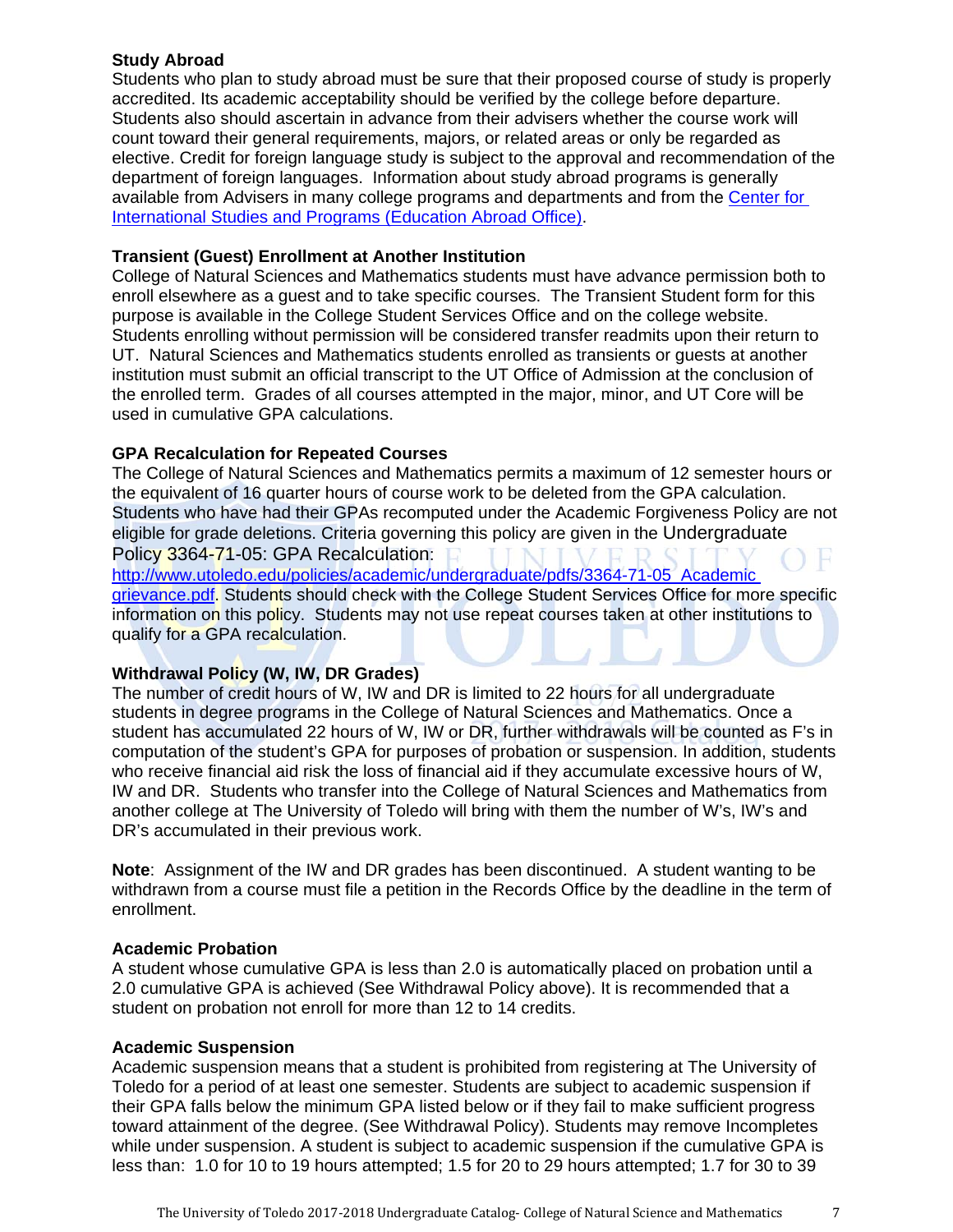### Study Abroad

Students who plan to study abroad must be sure that their proposed course of study is properly accredited. Its academic acceptability should be verified by the college before departure. Students also should ascertain in advance from their advisers whether the course work will count toward their general requirements, majors, or related areas or only be regarded as elective. Credit for foreign language study is subject to the approval and recommendation of the department of foreign languages. Information about study abroad programs is generally available from Advisers in many college programs and departments and from the [Center for International Studies and Programs (Education Abroad Office)](#).

### Transient (Guest) Enrollment at Another Institution

College of Natural Sciences and Mathematics students must have advance permission both to enroll elsewhere as a guest and to take specific courses. The Transient Student form for this purpose is available in the College Student Services Office and on the college website. Students enrolling without permission will be considered transfer readmits upon their return to UT. Natural Sciences and Mathematics students enrolled as transients or guests at another institution must submit an official transcript to the UT Office of Admission at the conclusion of the enrolled term. Grades of all courses attempted in the major, minor, and UT Core will be used in cumulative GPA calculations.

### GPA Recalculation for Repeated Courses

The College of Natural Sciences and Mathematics permits a maximum of 12 semester hours or the equivalent of 16 quarter hours of course work to be deleted from the GPA calculation. Students who have had their GPAs recomputed under the Academic Forgiveness Policy are not eligible for grade deletions. Criteria governing this policy are given in the Undergraduate Policy 3364-71-05: GPA Recalculation: http://www.utoledo.edu/policies/academic/undergraduate/pdfs/3364-71-05_Academic grievance.pdf. Students should check with the College Student Services Office for more specific information on this policy. Students may not use repeat courses taken at other institutions to qualify for a GPA recalculation.

### Withdrawal Policy (W, IW, DR Grades)

The number of credit hours of W, IW and DR is limited to 22 hours for all undergraduate students in degree programs in the College of Natural Sciences and Mathematics. Once a student has accumulated 22 hours of W, IW or DR, further withdrawals will be counted as F's in computation of the student's GPA for purposes of probation or suspension. In addition, students who receive financial aid risk the loss of financial aid if they accumulate excessive hours of W, IW and DR. Students who transfer into the College of Natural Sciences and Mathematics from another college at The University of Toledo will bring with them the number of W's, IW's and DR's accumulated in their previous work.

**Note**: Assignment of the IW and DR grades has been discontinued. A student wanting to be withdrawn from a course must file a petition in the Records Office by the deadline in the term of enrollment.

### Academic Probation

A student whose cumulative GPA is less than 2.0 is automatically placed on probation until a 2.0 cumulative GPA is achieved (See Withdrawal Policy above). It is recommended that a student on probation not enroll for more than 12 to 14 credits.

### Academic Suspension

Academic suspension means that a student is prohibited from registering at The University of Toledo for a period of at least one semester. Students are subject to academic suspension if their GPA falls below the minimum GPA listed below or if they fail to make sufficient progress toward attainment of the degree. (See Withdrawal Policy). Students may remove Incompletes while under suspension. A student is subject to academic suspension if the cumulative GPA is less than: 1.0 for 10 to 19 hours attempted; 1.5 for 20 to 29 hours attempted; 1.7 for 30 to 39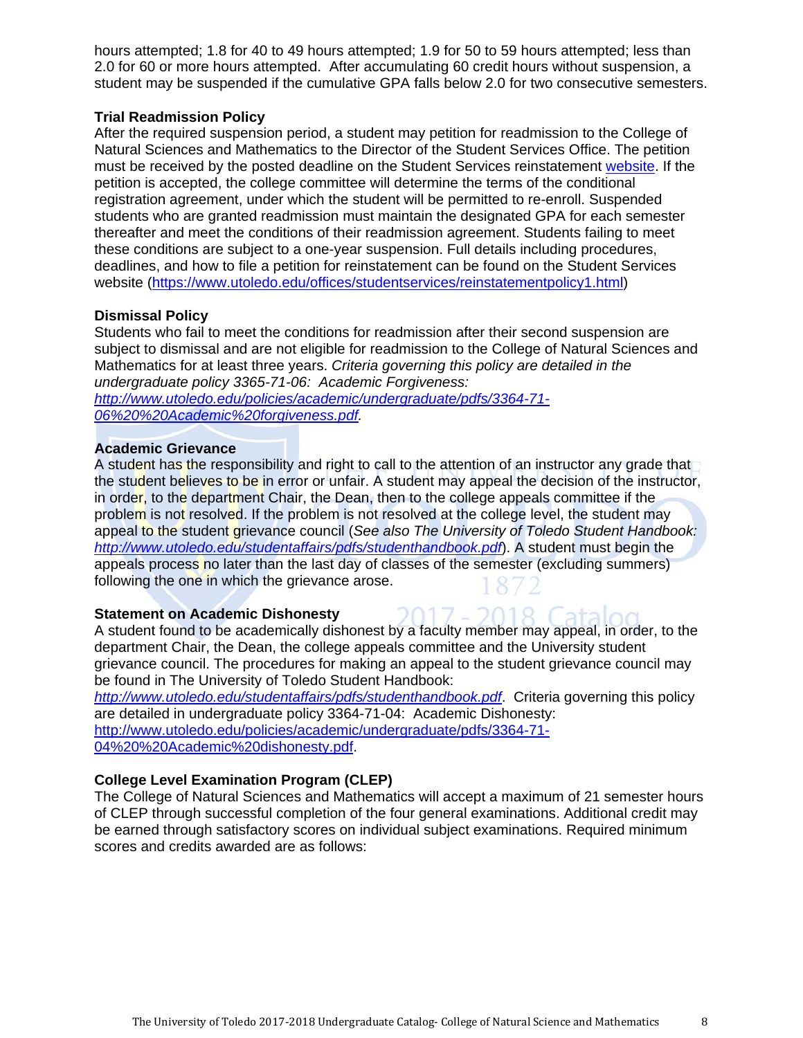hours attempted; 1.8 for 40 to 49 hours attempted; 1.9 for 50 to 59 hours attempted; less than 2.0 for 60 or more hours attempted. After accumulating 60 credit hours without suspension, a student may be suspended if the cumulative GPA falls below 2.0 for two consecutive semesters.

**Trial Readmission Policy**
After the required suspension period, a student may petition for readmission to the College of Natural Sciences and Mathematics to the Director of the Student Services Office. The petition must be received by the posted deadline on the Student Services reinstatement website. If the petition is accepted, the college committee will determine the terms of the conditional registration agreement, under which the student will be permitted to re-enroll. Suspended students who are granted readmission must maintain the designated GPA for each semester thereafter and meet the conditions of their readmission agreement. Students failing to meet these conditions are subject to a one-year suspension. Full details including procedures, deadlines, and how to file a petition for reinstatement can be found on the Student Services website (https://www.utoledo.edu/offices/studentservices/reinstatementpolicy1.html)

**Dismissal Policy**
Students who fail to meet the conditions for readmission after their second suspension are subject to dismissal and are not eligible for readmission to the College of Natural Sciences and Mathematics for at least three years. *Criteria governing this policy are detailed in the undergraduate policy 3365-71-06: Academic Forgiveness: http://www.utoledo.edu/policies/academic/undergraduate/pdfs/3364-71-06%20%20Academic%20forgiveness.pdf.*

**Academic Grievance**
A student has the responsibility and right to call to the attention of an instructor any grade that the student believes to be in error or unfair. A student may appeal the decision of the instructor, in order, to the department Chair, the Dean, then to the college appeals committee if the problem is not resolved. If the problem is not resolved at the college level, the student may appeal to the student grievance council (*See also The University of Toledo Student Handbook: http://www.utoledo.edu/studentaffairs/pdfs/studenthandbook.pdf*). A student must begin the appeals process no later than the last day of classes of the semester (excluding summers) following the one in which the grievance arose.

**Statement on Academic Dishonesty**
A student found to be academically dishonest by a faculty member may appeal, in order, to the department Chair, the Dean, the college appeals committee and the University student grievance council. The procedures for making an appeal to the student grievance council may be found in The University of Toledo Student Handbook: *http://www.utoledo.edu/studentaffairs/pdfs/studenthandbook.pdf*. Criteria governing this policy are detailed in undergraduate policy 3364-71-04: Academic Dishonesty: http://www.utoledo.edu/policies/academic/undergraduate/pdfs/3364-71-04%20%20Academic%20dishonesty.pdf.

**College Level Examination Program (CLEP)**
The College of Natural Sciences and Mathematics will accept a maximum of 21 semester hours of CLEP through successful completion of the four general examinations. Additional credit may be earned through satisfactory scores on individual subject examinations. Required minimum scores and credits awarded are as follows: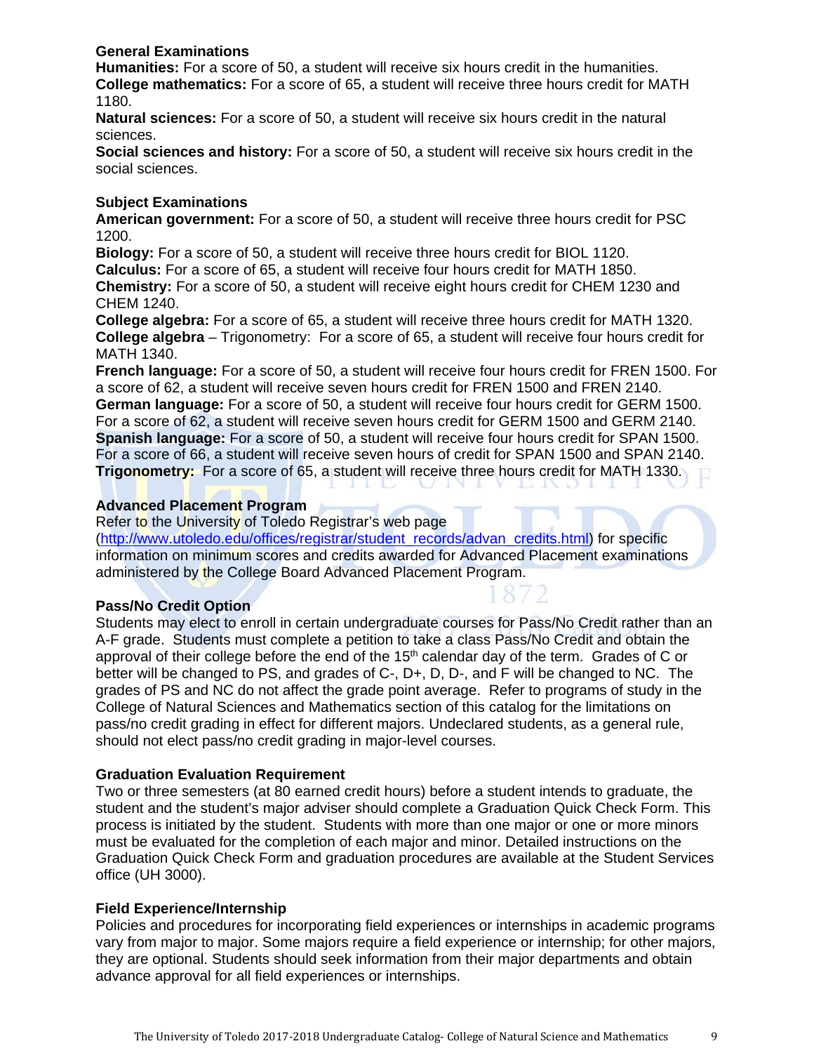**General Examinations**

**Humanities:** For a score of 50, a student will receive six hours credit in the humanities.
**College mathematics:** For a score of 65, a student will receive three hours credit for MATH 1180.
**Natural sciences:** For a score of 50, a student will receive six hours credit in the natural sciences.
**Social sciences and history:** For a score of 50, a student will receive six hours credit in the social sciences.

**Subject Examinations**

**American government:** For a score of 50, a student will receive three hours credit for PSC 1200.
**Biology:** For a score of 50, a student will receive three hours credit for BIOL 1120.
**Calculus:** For a score of 65, a student will receive four hours credit for MATH 1850.
**Chemistry:** For a score of 50, a student will receive eight hours credit for CHEM 1230 and CHEM 1240.
**College algebra:** For a score of 65, a student will receive three hours credit for MATH 1320.
**College algebra** – Trigonometry: For a score of 65, a student will receive four hours credit for MATH 1340.
**French language:** For a score of 50, a student will receive four hours credit for FREN 1500. For a score of 62, a student will receive seven hours credit for FREN 1500 and FREN 2140.
**German language:** For a score of 50, a student will receive four hours credit for GERM 1500. For a score of 62, a student will receive seven hours credit for GERM 1500 and GERM 2140.
**Spanish language:** For a score of 50, a student will receive four hours credit for SPAN 1500. For a score of 66, a student will receive seven hours of credit for SPAN 1500 and SPAN 2140.
**Trigonometry:** For a score of 65, a student will receive three hours credit for MATH 1330.

**Advanced Placement Program**

Refer to the University of Toledo Registrar's web page (http://www.utoledo.edu/offices/registrar/student_records/advan_credits.html) for specific information on minimum scores and credits awarded for Advanced Placement examinations administered by the College Board Advanced Placement Program.

**Pass/No Credit Option**

Students may elect to enroll in certain undergraduate courses for Pass/No Credit rather than an A-F grade. Students must complete a petition to take a class Pass/No Credit and obtain the approval of their college before the end of the 15th calendar day of the term. Grades of C or better will be changed to PS, and grades of C-, D+, D, D-, and F will be changed to NC. The grades of PS and NC do not affect the grade point average. Refer to programs of study in the College of Natural Sciences and Mathematics section of this catalog for the limitations on pass/no credit grading in effect for different majors. Undeclared students, as a general rule, should not elect pass/no credit grading in major-level courses.

**Graduation Evaluation Requirement**

Two or three semesters (at 80 earned credit hours) before a student intends to graduate, the student and the student's major adviser should complete a Graduation Quick Check Form. This process is initiated by the student. Students with more than one major or one or more minors must be evaluated for the completion of each major and minor. Detailed instructions on the Graduation Quick Check Form and graduation procedures are available at the Student Services office (UH 3000).

**Field Experience/Internship**

Policies and procedures for incorporating field experiences or internships in academic programs vary from major to major. Some majors require a field experience or internship; for other majors, they are optional. Students should seek information from their major departments and obtain advance approval for all field experiences or internships.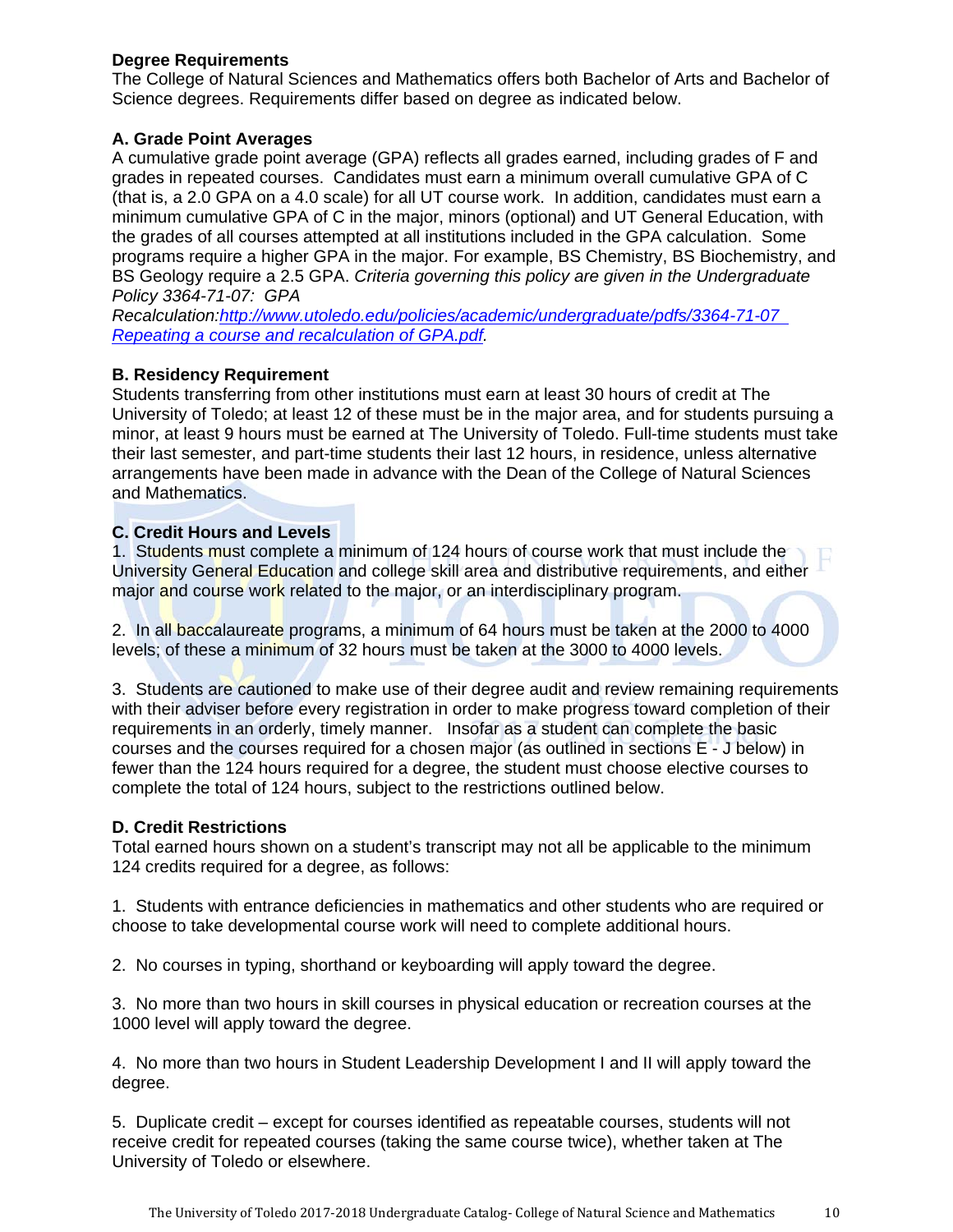## Degree Requirements

The College of Natural Sciences and Mathematics offers both Bachelor of Arts and Bachelor of Science degrees. Requirements differ based on degree as indicated below.

### A. Grade Point Averages

A cumulative grade point average (GPA) reflects all grades earned, including grades of F and grades in repeated courses. Candidates must earn a minimum overall cumulative GPA of C (that is, a 2.0 GPA on a 4.0 scale) for all UT course work. In addition, candidates must earn a minimum cumulative GPA of C in the major, minors (optional) and UT General Education, with the grades of all courses attempted at all institutions included in the GPA calculation. Some programs require a higher GPA in the major. For example, BS Chemistry, BS Biochemistry, and BS Geology require a 2.5 GPA. *Criteria governing this policy are given in the Undergraduate Policy 3364-71-07: GPA Recalculation:*[http://www.utoledo.edu/policies/academic/undergraduate/pdfs/3364-71-07 Repeating a course and recalculation of GPA.pdf](http://www.utoledo.edu/policies/academic/undergraduate/pdfs/3364-71-07%20Repeating%20a%20course%20and%20recalculation%20of%20GPA.pdf)*.*

### B. Residency Requirement

Students transferring from other institutions must earn at least 30 hours of credit at The University of Toledo; at least 12 of these must be in the major area, and for students pursuing a minor, at least 9 hours must be earned at The University of Toledo. Full-time students must take their last semester, and part-time students their last 12 hours, in residence, unless alternative arrangements have been made in advance with the Dean of the College of Natural Sciences and Mathematics.

### C. Credit Hours and Levels

1. Students must complete a minimum of 124 hours of course work that must include the University General Education and college skill area and distributive requirements, and either major and course work related to the major, or an interdisciplinary program.

2. In all baccalaureate programs, a minimum of 64 hours must be taken at the 2000 to 4000 levels; of these a minimum of 32 hours must be taken at the 3000 to 4000 levels.

3. Students are cautioned to make use of their degree audit and review remaining requirements with their adviser before every registration in order to make progress toward completion of their requirements in an orderly, timely manner. Insofar as a student can complete the basic courses and the courses required for a chosen major (as outlined in sections E - J below) in fewer than the 124 hours required for a degree, the student must choose elective courses to complete the total of 124 hours, subject to the restrictions outlined below.

### D. Credit Restrictions

Total earned hours shown on a student's transcript may not all be applicable to the minimum 124 credits required for a degree, as follows:

1. Students with entrance deficiencies in mathematics and other students who are required or choose to take developmental course work will need to complete additional hours.

2. No courses in typing, shorthand or keyboarding will apply toward the degree.

3. No more than two hours in skill courses in physical education or recreation courses at the 1000 level will apply toward the degree.

4. No more than two hours in Student Leadership Development I and II will apply toward the degree.

5. Duplicate credit – except for courses identified as repeatable courses, students will not receive credit for repeated courses (taking the same course twice), whether taken at The University of Toledo or elsewhere.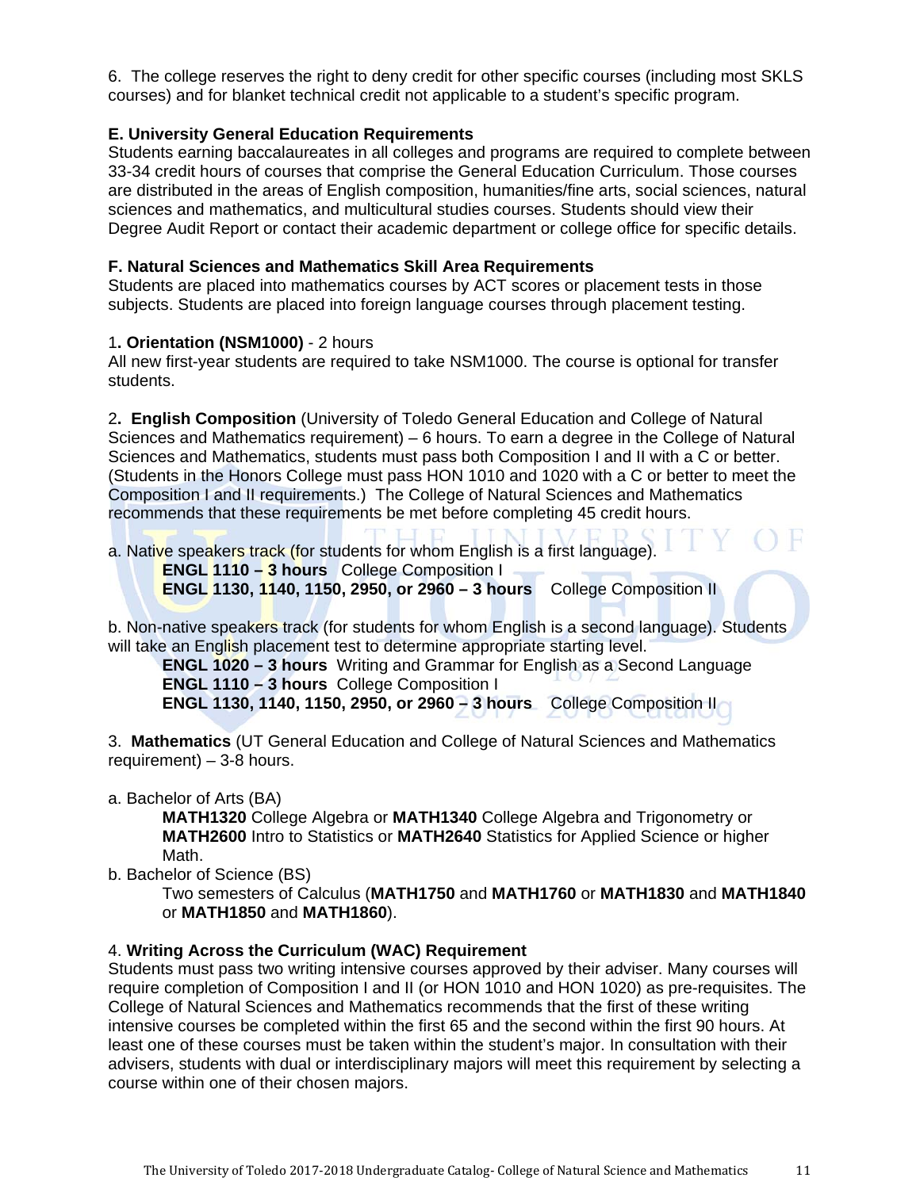6. The college reserves the right to deny credit for other specific courses (including most SKLS courses) and for blanket technical credit not applicable to a student's specific program.

### E. University General Education Requirements

Students earning baccalaureates in all colleges and programs are required to complete between 33-34 credit hours of courses that comprise the General Education Curriculum. Those courses are distributed in the areas of English composition, humanities/fine arts, social sciences, natural sciences and mathematics, and multicultural studies courses. Students should view their Degree Audit Report or contact their academic department or college office for specific details.

### F. Natural Sciences and Mathematics Skill Area Requirements

Students are placed into mathematics courses by ACT scores or placement tests in those subjects. Students are placed into foreign language courses through placement testing.

1**. Orientation (NSM1000)** - 2 hours
All new first-year students are required to take NSM1000. The course is optional for transfer students.

2**. English Composition** (University of Toledo General Education and College of Natural Sciences and Mathematics requirement) – 6 hours. To earn a degree in the College of Natural Sciences and Mathematics, students must pass both Composition I and II with a C or better. (Students in the Honors College must pass HON 1010 and 1020 with a C or better to meet the Composition I and II requirements.) The College of Natural Sciences and Mathematics recommends that these requirements be met before completing 45 credit hours.

a. Native speakers track (for students for whom English is a first language).

**ENGL 1110 – 3 hours** College Composition I
**ENGL 1130, 1140, 1150, 2950, or 2960 – 3 hours** College Composition II

b. Non-native speakers track (for students for whom English is a second language). Students will take an English placement test to determine appropriate starting level.

**ENGL 1020 – 3 hours** Writing and Grammar for English as a Second Language
**ENGL 1110 – 3 hours** College Composition I
**ENGL 1130, 1140, 1150, 2950, or 2960 – 3 hours** College Composition II

3. **Mathematics** (UT General Education and College of Natural Sciences and Mathematics requirement) – 3-8 hours.

a. Bachelor of Arts (BA)

**MATH1320** College Algebra or **MATH1340** College Algebra and Trigonometry or **MATH2600** Intro to Statistics or **MATH2640** Statistics for Applied Science or higher Math.

b. Bachelor of Science (BS)

Two semesters of Calculus (**MATH1750** and **MATH1760** or **MATH1830** and **MATH1840** or **MATH1850** and **MATH1860**).

4. **Writing Across the Curriculum (WAC) Requirement**
Students must pass two writing intensive courses approved by their adviser. Many courses will require completion of Composition I and II (or HON 1010 and HON 1020) as pre-requisites. The College of Natural Sciences and Mathematics recommends that the first of these writing intensive courses be completed within the first 65 and the second within the first 90 hours. At least one of these courses must be taken within the student's major. In consultation with their advisers, students with dual or interdisciplinary majors will meet this requirement by selecting a course within one of their chosen majors.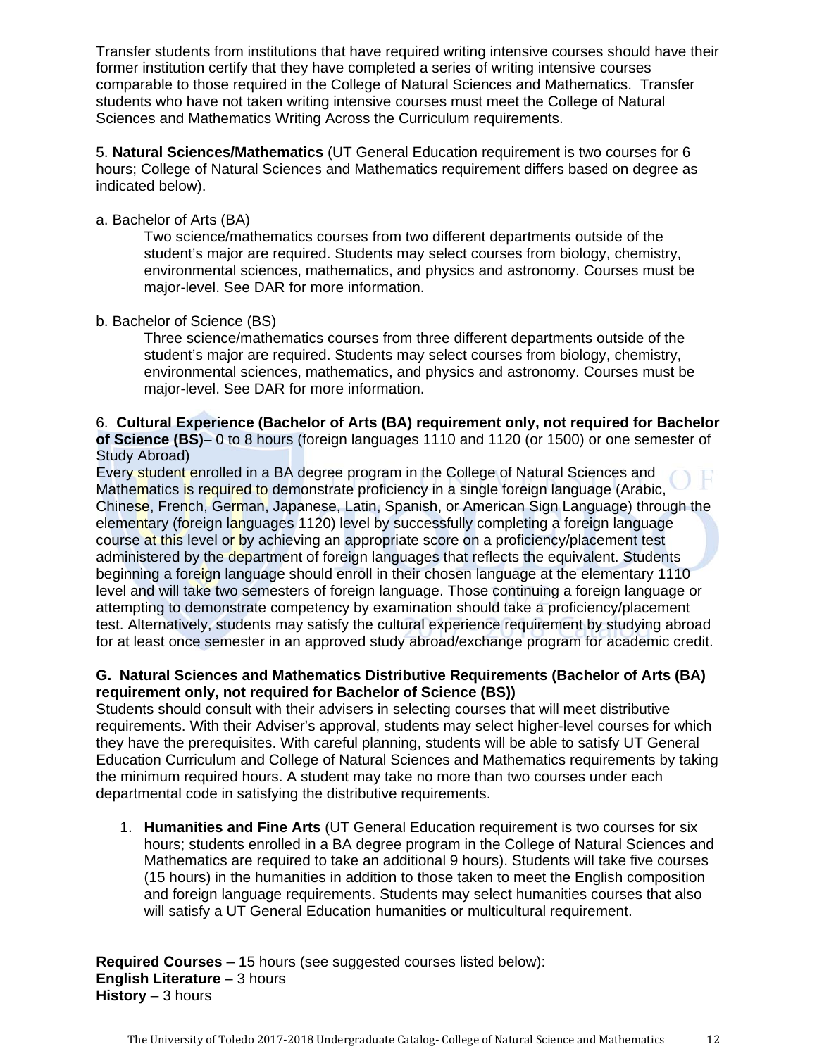Transfer students from institutions that have required writing intensive courses should have their former institution certify that they have completed a series of writing intensive courses comparable to those required in the College of Natural Sciences and Mathematics. Transfer students who have not taken writing intensive courses must meet the College of Natural Sciences and Mathematics Writing Across the Curriculum requirements.

5. **Natural Sciences/Mathematics** (UT General Education requirement is two courses for 6 hours; College of Natural Sciences and Mathematics requirement differs based on degree as indicated below).

a. Bachelor of Arts (BA)

Two science/mathematics courses from two different departments outside of the student's major are required. Students may select courses from biology, chemistry, environmental sciences, mathematics, and physics and astronomy. Courses must be major-level. See DAR for more information.

b. Bachelor of Science (BS)

Three science/mathematics courses from three different departments outside of the student's major are required. Students may select courses from biology, chemistry, environmental sciences, mathematics, and physics and astronomy. Courses must be major-level. See DAR for more information.

6. **Cultural Experience (Bachelor of Arts (BA) requirement only, not required for Bachelor of Science (BS)**– 0 to 8 hours (foreign languages 1110 and 1120 (or 1500) or one semester of Study Abroad)

Every student enrolled in a BA degree program in the College of Natural Sciences and Mathematics is required to demonstrate proficiency in a single foreign language (Arabic, Chinese, French, German, Japanese, Latin, Spanish, or American Sign Language) through the elementary (foreign languages 1120) level by successfully completing a foreign language course at this level or by achieving an appropriate score on a proficiency/placement test administered by the department of foreign languages that reflects the equivalent. Students beginning a foreign language should enroll in their chosen language at the elementary 1110 level and will take two semesters of foreign language. Those continuing a foreign language or attempting to demonstrate competency by examination should take a proficiency/placement test. Alternatively, students may satisfy the cultural experience requirement by studying abroad for at least once semester in an approved study abroad/exchange program for academic credit.

**G. Natural Sciences and Mathematics Distributive Requirements (Bachelor of Arts (BA) requirement only, not required for Bachelor of Science (BS))**

Students should consult with their advisers in selecting courses that will meet distributive requirements. With their Adviser's approval, students may select higher-level courses for which they have the prerequisites. With careful planning, students will be able to satisfy UT General Education Curriculum and College of Natural Sciences and Mathematics requirements by taking the minimum required hours. A student may take no more than two courses under each departmental code in satisfying the distributive requirements.

1. **Humanities and Fine Arts** (UT General Education requirement is two courses for six hours; students enrolled in a BA degree program in the College of Natural Sciences and Mathematics are required to take an additional 9 hours). Students will take five courses (15 hours) in the humanities in addition to those taken to meet the English composition and foreign language requirements. Students may select humanities courses that also will satisfy a UT General Education humanities or multicultural requirement.

**Required Courses** – 15 hours (see suggested courses listed below):
**English Literature** – 3 hours
**History** – 3 hours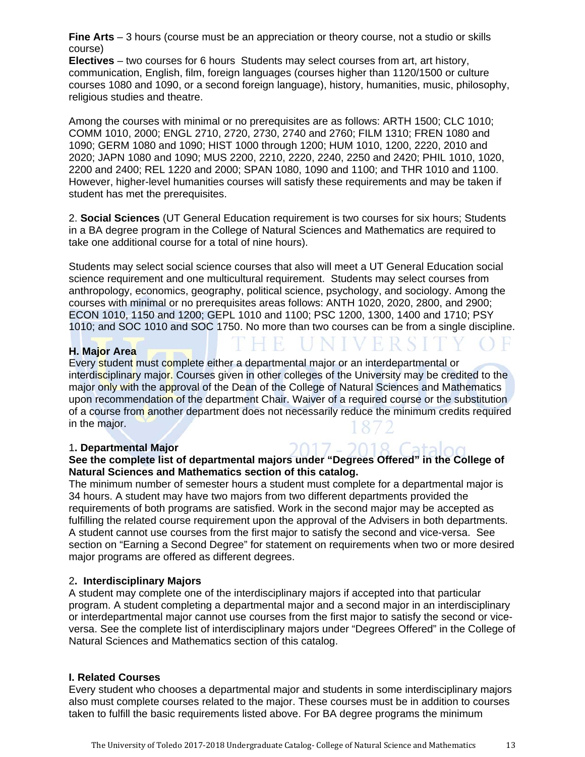**Fine Arts** – 3 hours (course must be an appreciation or theory course, not a studio or skills course)

**Electives** – two courses for 6 hours Students may select courses from art, art history, communication, English, film, foreign languages (courses higher than 1120/1500 or culture courses 1080 and 1090, or a second foreign language), history, humanities, music, philosophy, religious studies and theatre.

Among the courses with minimal or no prerequisites are as follows: ARTH 1500; CLC 1010; COMM 1010, 2000; ENGL 2710, 2720, 2730, 2740 and 2760; FILM 1310; FREN 1080 and 1090; GERM 1080 and 1090; HIST 1000 through 1200; HUM 1010, 1200, 2220, 2010 and 2020; JAPN 1080 and 1090; MUS 2200, 2210, 2220, 2240, 2250 and 2420; PHIL 1010, 1020, 2200 and 2400; REL 1220 and 2000; SPAN 1080, 1090 and 1100; and THR 1010 and 1100. However, higher-level humanities courses will satisfy these requirements and may be taken if student has met the prerequisites.

2. **Social Sciences** (UT General Education requirement is two courses for six hours; Students in a BA degree program in the College of Natural Sciences and Mathematics are required to take one additional course for a total of nine hours).

Students may select social science courses that also will meet a UT General Education social science requirement and one multicultural requirement. Students may select courses from anthropology, economics, geography, political science, psychology, and sociology. Among the courses with minimal or no prerequisites areas follows: ANTH 1020, 2020, 2800, and 2900; ECON 1010, 1150 and 1200; GEPL 1010 and 1100; PSC 1200, 1300, 1400 and 1710; PSY 1010; and SOC 1010 and SOC 1750. No more than two courses can be from a single discipline.

### H. Major Area

Every student must complete either a departmental major or an interdepartmental or interdisciplinary major. Courses given in other colleges of the University may be credited to the major only with the approval of the Dean of the College of Natural Sciences and Mathematics upon recommendation of the department Chair. Waiver of a required course or the substitution of a course from another department does not necessarily reduce the minimum credits required in the major.

#### 1. Departmental Major

**See the complete list of departmental majors under "Degrees Offered" in the College of Natural Sciences and Mathematics section of this catalog.**

The minimum number of semester hours a student must complete for a departmental major is 34 hours. A student may have two majors from two different departments provided the requirements of both programs are satisfied. Work in the second major may be accepted as fulfilling the related course requirement upon the approval of the Advisers in both departments. A student cannot use courses from the first major to satisfy the second and vice-versa. See section on "Earning a Second Degree" for statement on requirements when two or more desired major programs are offered as different degrees.

#### 2. Interdisciplinary Majors

A student may complete one of the interdisciplinary majors if accepted into that particular program. A student completing a departmental major and a second major in an interdisciplinary or interdepartmental major cannot use courses from the first major to satisfy the second or vice-versa. See the complete list of interdisciplinary majors under "Degrees Offered" in the College of Natural Sciences and Mathematics section of this catalog.

### I. Related Courses

Every student who chooses a departmental major and students in some interdisciplinary majors also must complete courses related to the major. These courses must be in addition to courses taken to fulfill the basic requirements listed above. For BA degree programs the minimum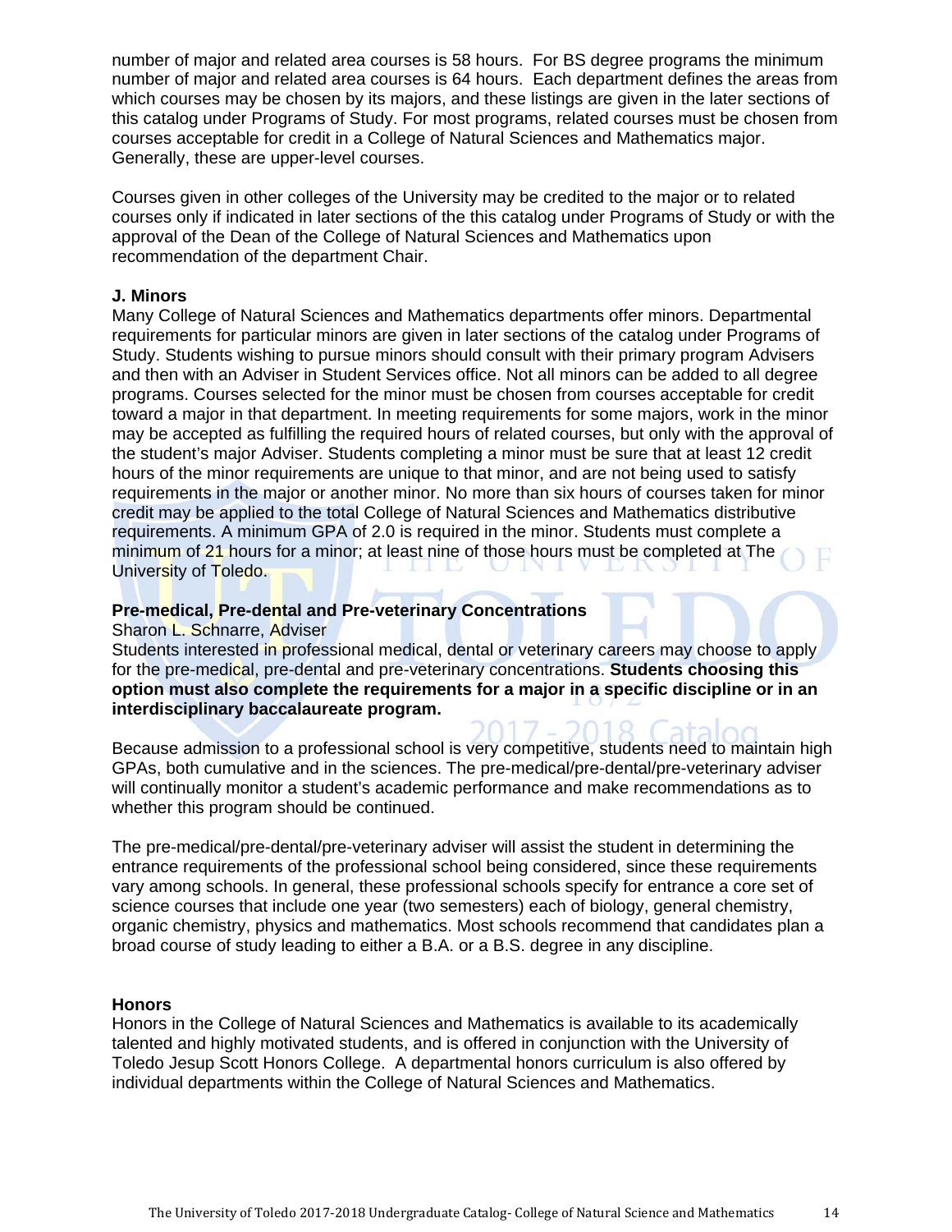number of major and related area courses is 58 hours. For BS degree programs the minimum number of major and related area courses is 64 hours. Each department defines the areas from which courses may be chosen by its majors, and these listings are given in the later sections of this catalog under Programs of Study. For most programs, related courses must be chosen from courses acceptable for credit in a College of Natural Sciences and Mathematics major. Generally, these are upper-level courses.

Courses given in other colleges of the University may be credited to the major or to related courses only if indicated in later sections of the this catalog under Programs of Study or with the approval of the Dean of the College of Natural Sciences and Mathematics upon recommendation of the department Chair.

**J. Minors**

Many College of Natural Sciences and Mathematics departments offer minors. Departmental requirements for particular minors are given in later sections of the catalog under Programs of Study. Students wishing to pursue minors should consult with their primary program Advisers and then with an Adviser in Student Services office. Not all minors can be added to all degree programs. Courses selected for the minor must be chosen from courses acceptable for credit toward a major in that department. In meeting requirements for some majors, work in the minor may be accepted as fulfilling the required hours of related courses, but only with the approval of the student's major Adviser. Students completing a minor must be sure that at least 12 credit hours of the minor requirements are unique to that minor, and are not being used to satisfy requirements in the major or another minor. No more than six hours of courses taken for minor credit may be applied to the total College of Natural Sciences and Mathematics distributive requirements. A minimum GPA of 2.0 is required in the minor. Students must complete a minimum of 21 hours for a minor; at least nine of those hours must be completed at The University of Toledo.

**Pre-medical, Pre-dental and Pre-veterinary Concentrations**

Sharon L. Schnarre, Adviser

Students interested in professional medical, dental or veterinary careers may choose to apply for the pre-medical, pre-dental and pre-veterinary concentrations. **Students choosing this option must also complete the requirements for a major in a specific discipline or in an interdisciplinary baccalaureate program.**

Because admission to a professional school is very competitive, students need to maintain high GPAs, both cumulative and in the sciences. The pre-medical/pre-dental/pre-veterinary adviser will continually monitor a student's academic performance and make recommendations as to whether this program should be continued.

The pre-medical/pre-dental/pre-veterinary adviser will assist the student in determining the entrance requirements of the professional school being considered, since these requirements vary among schools. In general, these professional schools specify for entrance a core set of science courses that include one year (two semesters) each of biology, general chemistry, organic chemistry, physics and mathematics. Most schools recommend that candidates plan a broad course of study leading to either a B.A. or a B.S. degree in any discipline.

**Honors**

Honors in the College of Natural Sciences and Mathematics is available to its academically talented and highly motivated students, and is offered in conjunction with the University of Toledo Jesup Scott Honors College. A departmental honors curriculum is also offered by individual departments within the College of Natural Sciences and Mathematics.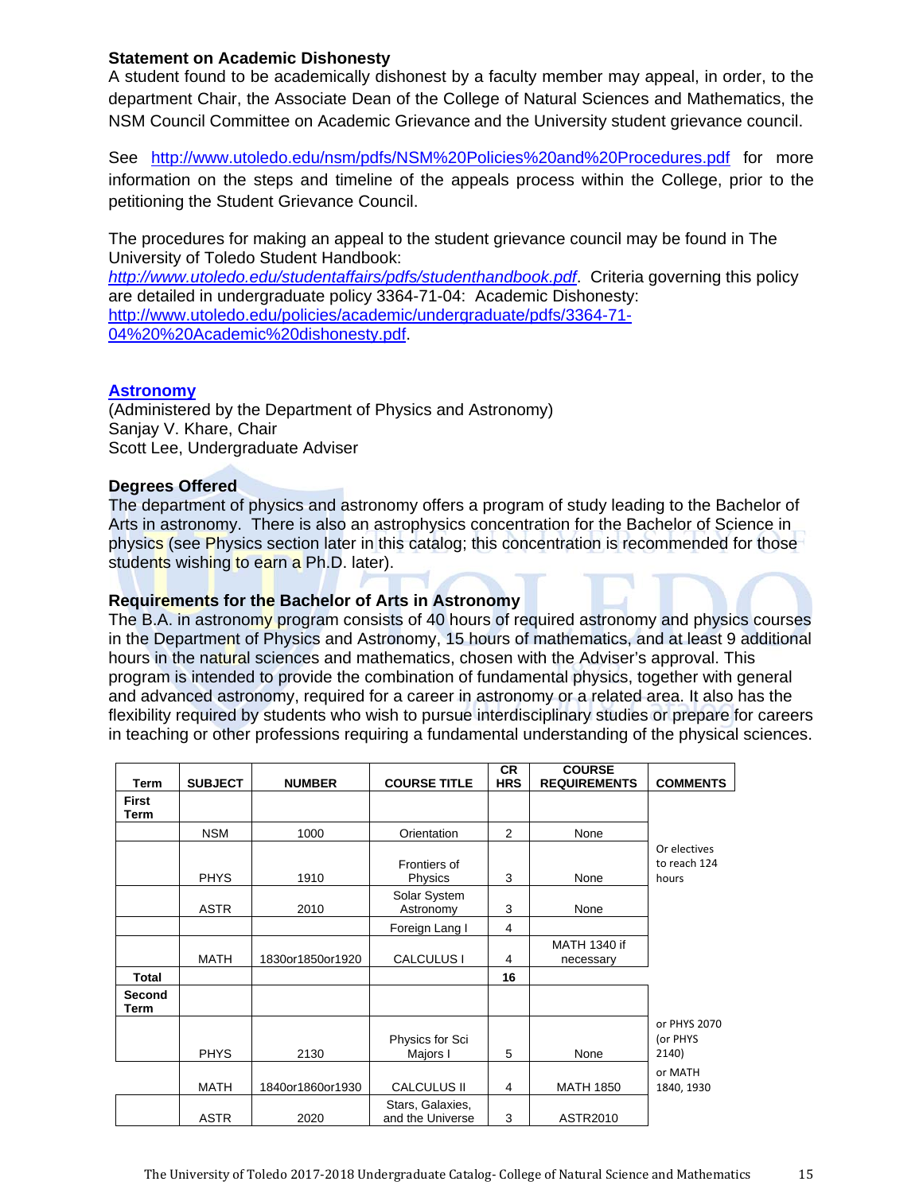**Statement on Academic Dishonesty**

A student found to be academically dishonest by a faculty member may appeal, in order, to the department Chair, the Associate Dean of the College of Natural Sciences and Mathematics, the NSM Council Committee on Academic Grievance and the University student grievance council.

See http://www.utoledo.edu/nsm/pdfs/NSM%20Policies%20and%20Procedures.pdf for more information on the steps and timeline of the appeals process within the College, prior to the petitioning the Student Grievance Council.

The procedures for making an appeal to the student grievance council may be found in The University of Toledo Student Handbook: *http://www.utoledo.edu/studentaffairs/pdfs/studenthandbook.pdf*. Criteria governing this policy are detailed in undergraduate policy 3364-71-04: Academic Dishonesty: http://www.utoledo.edu/policies/academic/undergraduate/pdfs/3364-71-04%20%20Academic%20dishonesty.pdf.

## Astronomy

(Administered by the Department of Physics and Astronomy)
Sanjay V. Khare, Chair
Scott Lee, Undergraduate Adviser

**Degrees Offered**

The department of physics and astronomy offers a program of study leading to the Bachelor of Arts in astronomy. There is also an astrophysics concentration for the Bachelor of Science in physics (see Physics section later in this catalog; this concentration is recommended for those students wishing to earn a Ph.D. later).

**Requirements for the Bachelor of Arts in Astronomy**

The B.A. in astronomy program consists of 40 hours of required astronomy and physics courses in the Department of Physics and Astronomy, 15 hours of mathematics, and at least 9 additional hours in the natural sciences and mathematics, chosen with the Adviser's approval. This program is intended to provide the combination of fundamental physics, together with general and advanced astronomy, required for a career in astronomy or a related area. It also has the flexibility required by students who wish to pursue interdisciplinary studies or prepare for careers in teaching or other professions requiring a fundamental understanding of the physical sciences.

| Term | SUBJECT | NUMBER | COURSE TITLE | CR HRS | COURSE REQUIREMENTS | COMMENTS |
|---|---|---|---|---|---|---|
| First Term | | | | | | |
| | NSM | 1000 | Orientation | 2 | None | |
| | PHYS | 1910 | Frontiers of Physics | 3 | None | Or electives to reach 124 hours |
| | ASTR | 2010 | Solar System Astronomy | 3 | None | |
| | | | Foreign Lang I | 4 | | |
| | MATH | 1830or1850or1920 | CALCULUS I | 4 | MATH 1340 if necessary | |
| Total | | | | 16 | | |
| Second Term | | | | | | |
| | PHYS | 2130 | Physics for Sci Majors I | 5 | None | or PHYS 2070 (or PHYS 2140) |
| | MATH | 1840or1860or1930 | CALCULUS II | 4 | MATH 1850 | or MATH 1840, 1930 |
| | ASTR | 2020 | Stars, Galaxies, and the Universe | 3 | ASTR2010 | |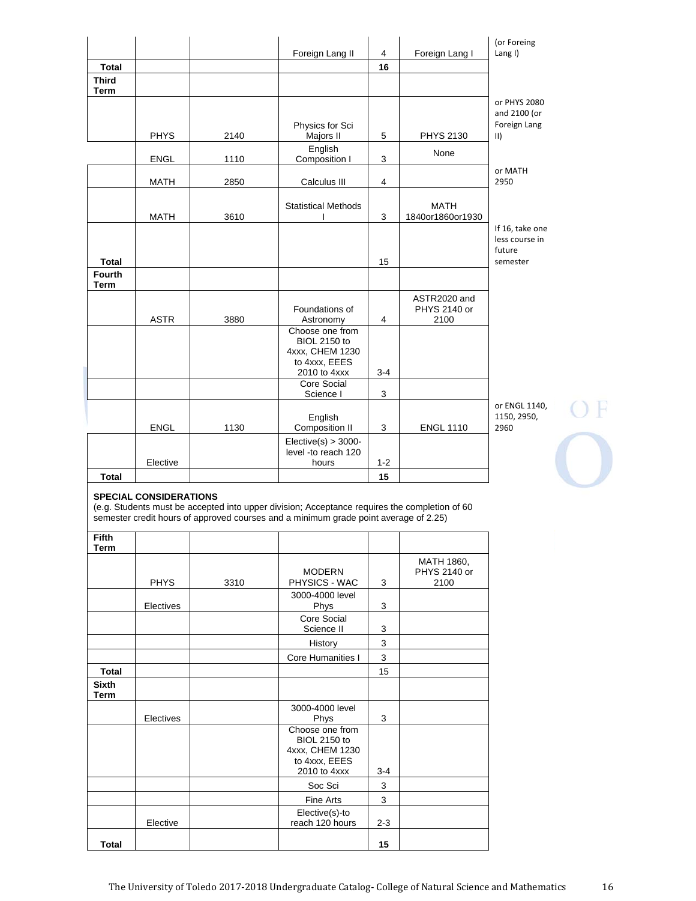| | | | | | | |
|---|---|---|---|---|---|---|
| | | | Foreign Lang II | 4 | Foreign Lang I | (or Foreing Lang I) |
| **Total** | | | | **16** | | |
| **Third Term** | | | | | | |
| | PHYS | 2140 | Physics for Sci Majors II | 5 | PHYS 2130 | or PHYS 2080 and 2100 (or Foreign Lang II) |
| | ENGL | 1110 | English Composition I | 3 | None | |
| | MATH | 2850 | Calculus III | 4 | | or MATH 2950 |
| | MATH | 3610 | Statistical Methods I | 3 | MATH 1840or1860or1930 | |
| **Total** | | | | 15 | | If 16, take one less course in future semester |
| **Fourth Term** | | | | | | |
| | ASTR | 3880 | Foundations of Astronomy | 4 | ASTR2020 and PHYS 2140 or 2100 | |
| | | | Choose one from BIOL 2150 to 4xxx, CHEM 1230 to 4xxx, EEES 2010 to 4xxx | 3-4 | | |
| | | | Core Social Science I | 3 | | |
| | ENGL | 1130 | English Composition II | 3 | ENGL 1110 | or ENGL 1140, 1150, 2950, 2960 |
| | Elective | | Elective(s) > 3000-level -to reach 120 hours | 1-2 | | |
| **Total** | | | | **15** | | |

**SPECIAL CONSIDERATIONS**
(e.g. Students must be accepted into upper division; Acceptance requires the completion of 60 semester credit hours of approved courses and a minimum grade point average of 2.25)

| | | | | | |
|---|---|---|---|---|---|
| **Fifth Term** | | | | | |
| | PHYS | 3310 | MODERN PHYSICS - WAC | 3 | MATH 1860, PHYS 2140 or 2100 |
| | Electives | | 3000-4000 level Phys | 3 | |
| | | | Core Social Science II | 3 | |
| | | | History | 3 | |
| | | | Core Humanities I | 3 | |
| **Total** | | | | 15 | |
| **Sixth Term** | | | | | |
| | Electives | | 3000-4000 level Phys | 3 | |
| | | | Choose one from BIOL 2150 to 4xxx, CHEM 1230 to 4xxx, EEES 2010 to 4xxx | 3-4 | |
| | | | Soc Sci | 3 | |
| | | | Fine Arts | 3 | |
| | Elective | | Elective(s)-to reach 120 hours | 2-3 | |
| **Total** | | | | **15** | |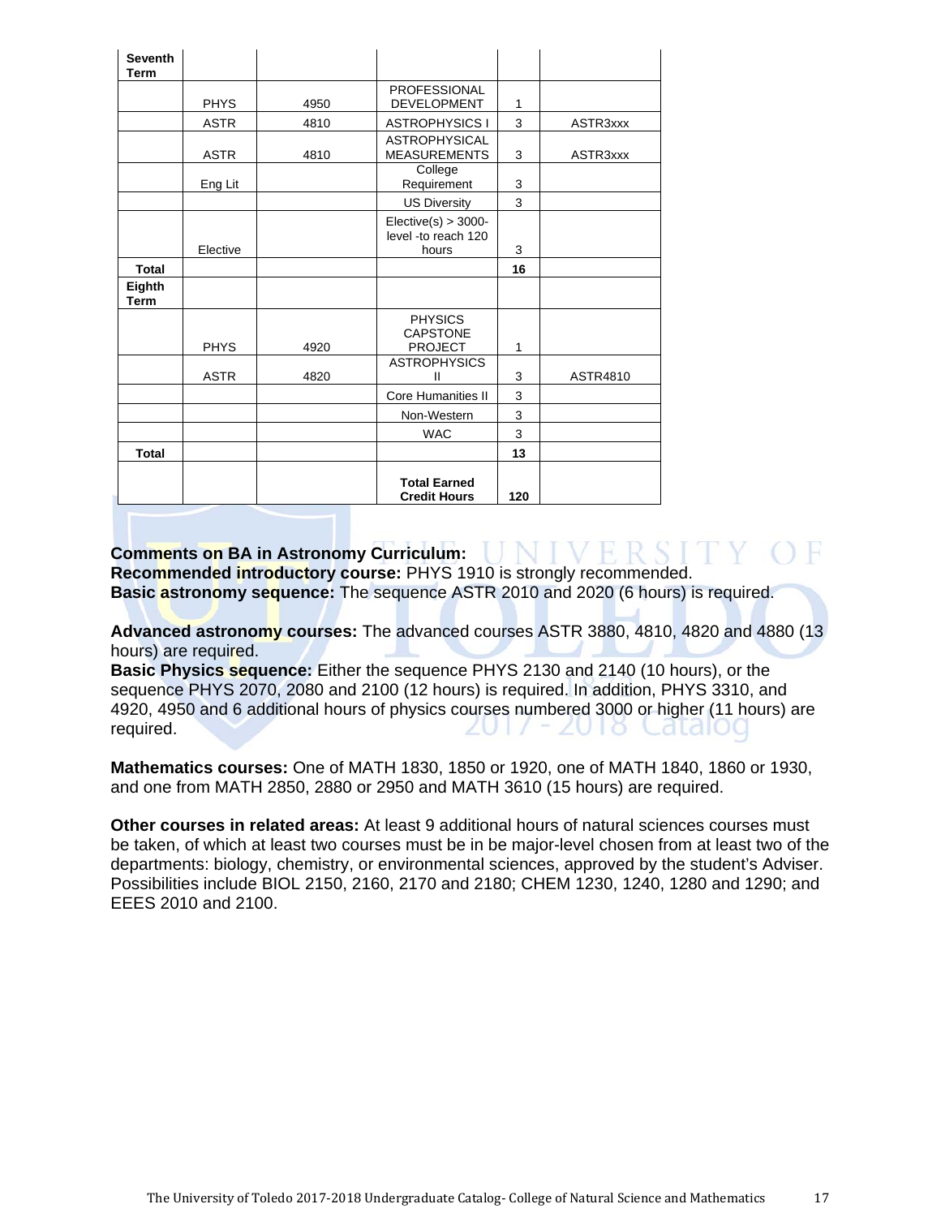| Seventh Term | | | | | |
|---|---|---|---|---|---|
| | PHYS | 4950 | PROFESSIONAL DEVELOPMENT | 1 | |
| | ASTR | 4810 | ASTROPHYSICS I | 3 | ASTR3xxx |
| | ASTR | 4810 | ASTROPHYSICAL MEASUREMENTS | 3 | ASTR3xxx |
| | Eng Lit | | College Requirement | 3 | |
| | | | US Diversity | 3 | |
| | Elective | | Elective(s) > 3000-level -to reach 120 hours | 3 | |
| **Total** | | | | **16** | |
| **Eighth Term** | | | | | |
| | PHYS | 4920 | PHYSICS CAPSTONE PROJECT | 1 | |
| | ASTR | 4820 | ASTROPHYSICS II | 3 | ASTR4810 |
| | | | Core Humanities II | 3 | |
| | | | Non-Western | 3 | |
| | | | WAC | 3 | |
| **Total** | | | | **13** | |
| | | | **Total Earned Credit Hours** | **120** | |

**Comments on BA in Astronomy Curriculum:**
**Recommended introductory course:** PHYS 1910 is strongly recommended.
**Basic astronomy sequence:** The sequence ASTR 2010 and 2020 (6 hours) is required.

**Advanced astronomy courses:** The advanced courses ASTR 3880, 4810, 4820 and 4880 (13 hours) are required.
**Basic Physics sequence:** Either the sequence PHYS 2130 and 2140 (10 hours), or the sequence PHYS 2070, 2080 and 2100 (12 hours) is required. In addition, PHYS 3310, and 4920, 4950 and 6 additional hours of physics courses numbered 3000 or higher (11 hours) are required.

**Mathematics courses:** One of MATH 1830, 1850 or 1920, one of MATH 1840, 1860 or 1930, and one from MATH 2850, 2880 or 2950 and MATH 3610 (15 hours) are required.

**Other courses in related areas:** At least 9 additional hours of natural sciences courses must be taken, of which at least two courses must be in be major-level chosen from at least two of the departments: biology, chemistry, or environmental sciences, approved by the student's Adviser. Possibilities include BIOL 2150, 2160, 2170 and 2180; CHEM 1230, 1240, 1280 and 1290; and EEES 2010 and 2100.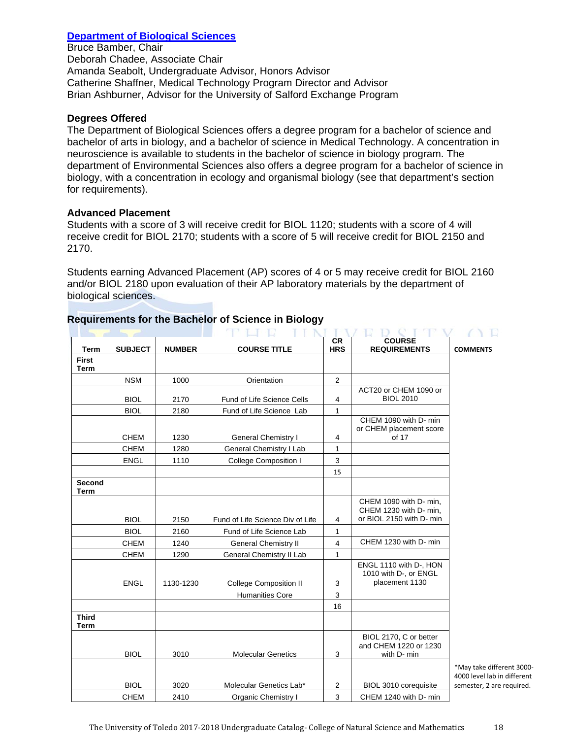**[Department of Biological Sciences](#)**
Bruce Bamber, Chair
Deborah Chadee, Associate Chair
Amanda Seabolt, Undergraduate Advisor, Honors Advisor
Catherine Shaffner, Medical Technology Program Director and Advisor
Brian Ashburner, Advisor for the University of Salford Exchange Program

### Degrees Offered

The Department of Biological Sciences offers a degree program for a bachelor of science and bachelor of arts in biology, and a bachelor of science in Medical Technology. A concentration in neuroscience is available to students in the bachelor of science in biology program. The department of Environmental Sciences also offers a degree program for a bachelor of science in biology, with a concentration in ecology and organismal biology (see that department's section for requirements).

### Advanced Placement

Students with a score of 3 will receive credit for BIOL 1120; students with a score of 4 will receive credit for BIOL 2170; students with a score of 5 will receive credit for BIOL 2150 and 2170.

Students earning Advanced Placement (AP) scores of 4 or 5 may receive credit for BIOL 2160 and/or BIOL 2180 upon evaluation of their AP laboratory materials by the department of biological sciences.

### Requirements for the Bachelor of Science in Biology

| Term | SUBJECT | NUMBER | COURSE TITLE | CR HRS | COURSE REQUIREMENTS | COMMENTS |
|---|---|---|---|---|---|---|
| First Term | | | | | | |
| | NSM | 1000 | Orientation | 2 | | |
| | BIOL | 2170 | Fund of Life Science Cells | 4 | ACT20 or CHEM 1090 or BIOL 2010 | |
| | BIOL | 2180 | Fund of Life Science Lab | 1 | | |
| | CHEM | 1230 | General Chemistry I | 4 | CHEM 1090 with D- min or CHEM placement score of 17 | |
| | CHEM | 1280 | General Chemistry I Lab | 1 | | |
| | ENGL | 1110 | College Composition I | 3 | | |
| | | | | 15 | | |
| Second Term | | | | | | |
| | BIOL | 2150 | Fund of Life Science Div of Life | 4 | CHEM 1090 with D- min, CHEM 1230 with D- min, or BIOL 2150 with D- min | |
| | BIOL | 2160 | Fund of Life Science Lab | 1 | | |
| | CHEM | 1240 | General Chemistry II | 4 | CHEM 1230 with D- min | |
| | CHEM | 1290 | General Chemistry II Lab | 1 | | |
| | ENGL | 1130-1230 | College Composition II | 3 | ENGL 1110 with D-, HON 1010 with D-, or ENGL placement 1130 | |
| | | | Humanities Core | 3 | | |
| | | | | 16 | | |
| Third Term | | | | | | |
| | BIOL | 3010 | Molecular Genetics | 3 | BIOL 2170, C or better and CHEM 1220 or 1230 with D- min | |
| | BIOL | 3020 | Molecular Genetics Lab* | 2 | BIOL 3010 corequisite | *May take different 3000-4000 level lab in different semester, 2 are required. |
| | CHEM | 2410 | Organic Chemistry I | 3 | CHEM 1240 with D- min | |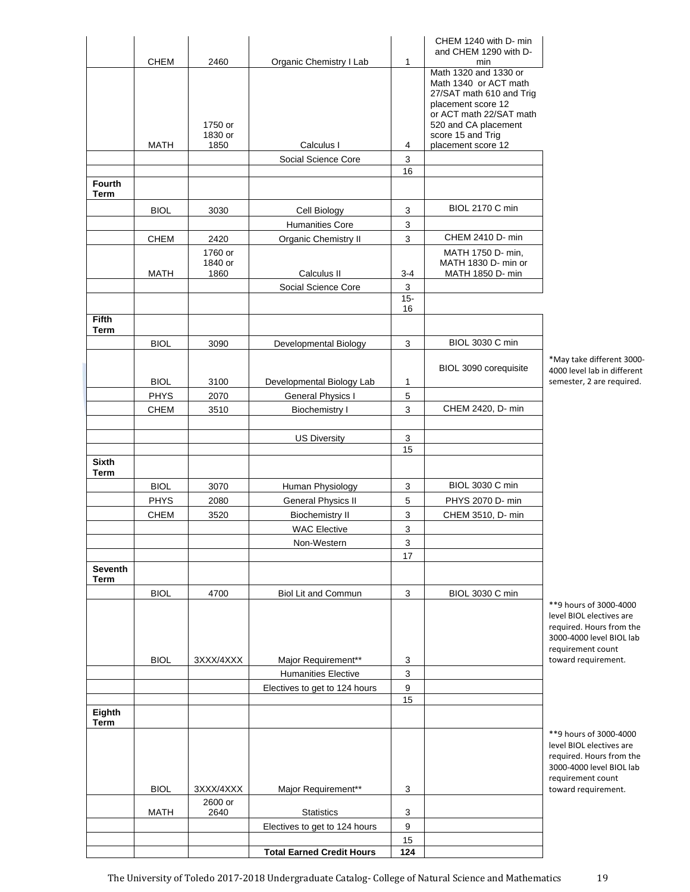| | | | | | | |
|---|---|---|---|---|---|---|
| | CHEM | 2460 | Organic Chemistry I Lab | 1 | CHEM 1240 with D- min and CHEM 1290 with D-min | |
| | MATH | 1750 or 1830 or 1850 | Calculus I | 4 | Math 1320 and 1330 or Math 1340 or ACT math 27/SAT math 610 and Trig placement score 12 or ACT math 22/SAT math 520 and CA placement score 15 and Trig placement score 12 | |
| | | | Social Science Core | 3 | | |
| | | | | 16 | | |
| **Fourth Term** | | | | | | |
| | BIOL | 3030 | Cell Biology | 3 | BIOL 2170 C min | |
| | | | Humanities Core | 3 | | |
| | CHEM | 2420 | Organic Chemistry II | 3 | CHEM 2410 D- min | |
| | MATH | 1760 or 1840 or 1860 | Calculus II | 3-4 | MATH 1750 D- min, MATH 1830 D- min or MATH 1850 D- min | |
| | | | Social Science Core | 3 | | |
| | | | | 15-16 | | |
| **Fifth Term** | | | | | | |
| | BIOL | 3090 | Developmental Biology | 3 | BIOL 3030 C min | |
| | BIOL | 3100 | Developmental Biology Lab | 1 | BIOL 3090 corequisite | *May take different 3000-4000 level lab in different semester, 2 are required. |
| | PHYS | 2070 | General Physics I | 5 | | |
| | CHEM | 3510 | Biochemistry I | 3 | CHEM 2420, D- min | |
| | | | | | | |
| | | | US Diversity | 3 | | |
| | | | | 15 | | |
| **Sixth Term** | | | | | | |
| | BIOL | 3070 | Human Physiology | 3 | BIOL 3030 C min | |
| | PHYS | 2080 | General Physics II | 5 | PHYS 2070 D- min | |
| | CHEM | 3520 | Biochemistry II | 3 | CHEM 3510, D- min | |
| | | | WAC Elective | 3 | | |
| | | | Non-Western | 3 | | |
| | | | | 17 | | |
| **Seventh Term** | | | | | | |
| | BIOL | 4700 | Biol Lit and Commun | 3 | BIOL 3030 C min | |
| | BIOL | 3XXX/4XXX | Major Requirement** | 3 | | **9 hours of 3000-4000 level BIOL electives are required. Hours from the 3000-4000 level BIOL lab requirement count toward requirement. |
| | | | Humanities Elective | 3 | | |
| | | | Electives to get to 124 hours | 9 | | |
| | | | | 15 | | |
| **Eighth Term** | | | | | | |
| | BIOL | 3XXX/4XXX | Major Requirement** | 3 | | **9 hours of 3000-4000 level BIOL electives are required. Hours from the 3000-4000 level BIOL lab requirement count toward requirement. |
| | MATH | 2600 or 2640 | Statistics | 3 | | |
| | | | Electives to get to 124 hours | 9 | | |
| | | | | 15 | | |
| | | | **Total Earned Credit Hours** | **124** | | |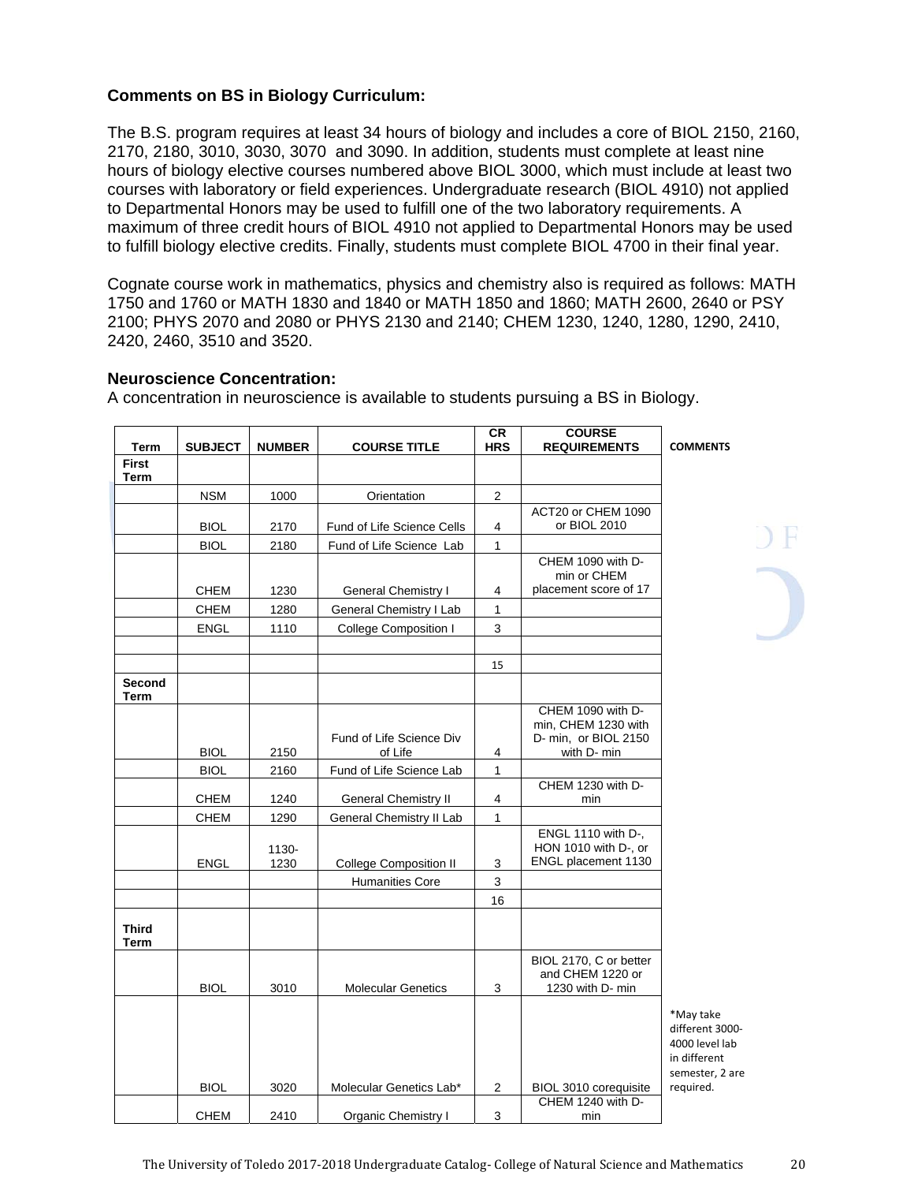**Comments on BS in Biology Curriculum:**

The B.S. program requires at least 34 hours of biology and includes a core of BIOL 2150, 2160, 2170, 2180, 3010, 3030, 3070 and 3090. In addition, students must complete at least nine hours of biology elective courses numbered above BIOL 3000, which must include at least two courses with laboratory or field experiences. Undergraduate research (BIOL 4910) not applied to Departmental Honors may be used to fulfill one of the two laboratory requirements. A maximum of three credit hours of BIOL 4910 not applied to Departmental Honors may be used to fulfill biology elective credits. Finally, students must complete BIOL 4700 in their final year.

Cognate course work in mathematics, physics and chemistry also is required as follows: MATH 1750 and 1760 or MATH 1830 and 1840 or MATH 1850 and 1860; MATH 2600, 2640 or PSY 2100; PHYS 2070 and 2080 or PHYS 2130 and 2140; CHEM 1230, 1240, 1280, 1290, 2410, 2420, 2460, 3510 and 3520.

**Neuroscience Concentration:**
A concentration in neuroscience is available to students pursuing a BS in Biology.

| Term | SUBJECT | NUMBER | COURSE TITLE | CR HRS | COURSE REQUIREMENTS | COMMENTS |
|---|---|---|---|---|---|---|
| **First Term** | | | | | | |
| | NSM | 1000 | Orientation | 2 | | |
| | BIOL | 2170 | Fund of Life Science Cells | 4 | ACT20 or CHEM 1090 or BIOL 2010 | |
| | BIOL | 2180 | Fund of Life Science Lab | 1 | | |
| | CHEM | 1230 | General Chemistry I | 4 | CHEM 1090 with D-min or CHEM placement score of 17 | |
| | CHEM | 1280 | General Chemistry I Lab | 1 | | |
| | ENGL | 1110 | College Composition I | 3 | | |
| | | | | | | |
| | | | | 15 | | |
| **Second Term** | | | | | | |
| | BIOL | 2150 | Fund of Life Science Div of Life | 4 | CHEM 1090 with D-min, CHEM 1230 with D- min, or BIOL 2150 with D- min | |
| | BIOL | 2160 | Fund of Life Science Lab | 1 | | |
| | CHEM | 1240 | General Chemistry II | 4 | CHEM 1230 with D-min | |
| | CHEM | 1290 | General Chemistry II Lab | 1 | | |
| | ENGL | 1130-1230 | College Composition II | 3 | ENGL 1110 with D-, HON 1010 with D-, or ENGL placement 1130 | |
| | | | Humanities Core | 3 | | |
| | | | | 16 | | |
| **Third Term** | | | | | | |
| | BIOL | 3010 | Molecular Genetics | 3 | BIOL 2170, C or better and CHEM 1220 or 1230 with D- min | |
| | BIOL | 3020 | Molecular Genetics Lab* | 2 | BIOL 3010 corequisite | *May take different 3000-4000 level lab in different semester, 2 are required. |
| | CHEM | 2410 | Organic Chemistry I | 3 | CHEM 1240 with D-min | |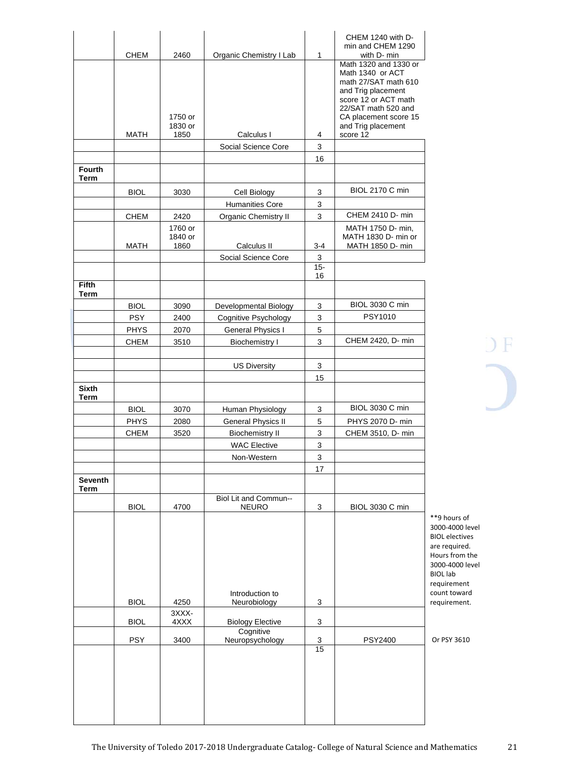| | | | | | | |
|---|---|---|---|---|---|---|
| | CHEM | 2460 | Organic Chemistry I Lab | 1 | CHEM 1240 with D- min and CHEM 1290 with D- min | |
| | MATH | 1750 or 1830 or 1850 | Calculus I | 4 | Math 1320 and 1330 or Math 1340 or ACT math 27/SAT math 610 and Trig placement score 12 or ACT math 22/SAT math 520 and CA placement score 15 and Trig placement score 12 | |
| | | | Social Science Core | 3 | | |
| | | | | 16 | | |
| **Fourth Term** | | | | | | |
| | BIOL | 3030 | Cell Biology | 3 | BIOL 2170 C min | |
| | | | Humanities Core | 3 | | |
| | CHEM | 2420 | Organic Chemistry II | 3 | CHEM 2410 D- min | |
| | MATH | 1760 or 1840 or 1860 | Calculus II | 3-4 | MATH 1750 D- min, MATH 1830 D- min or MATH 1850 D- min | |
| | | | Social Science Core | 3 | | |
| | | | | 15-16 | | |
| **Fifth Term** | | | | | | |
| | BIOL | 3090 | Developmental Biology | 3 | BIOL 3030 C min | |
| | PSY | 2400 | Cognitive Psychology | 3 | PSY1010 | |
| | PHYS | 2070 | General Physics I | 5 | | |
| | CHEM | 3510 | Biochemistry I | 3 | CHEM 2420, D- min | |
| | | | | | | |
| | | | US Diversity | 3 | | |
| | | | | 15 | | |
| **Sixth Term** | | | | | | |
| | BIOL | 3070 | Human Physiology | 3 | BIOL 3030 C min | |
| | PHYS | 2080 | General Physics II | 5 | PHYS 2070 D- min | |
| | CHEM | 3520 | Biochemistry II | 3 | CHEM 3510, D- min | |
| | | | WAC Elective | 3 | | |
| | | | Non-Western | 3 | | |
| | | | | 17 | | |
| **Seventh Term** | | | | | | |
| | BIOL | 4700 | Biol Lit and Commun--NEURO | 3 | BIOL 3030 C min | |
| | BIOL | 4250 | Introduction to Neurobiology | 3 | | **9 hours of 3000-4000 level BIOL electives are required. Hours from the 3000-4000 level BIOL lab requirement count toward requirement. |
| | BIOL | 3XXX-4XXX | Biology Elective | 3 | | |
| | PSY | 3400 | Cognitive Neuropsychology | 3 | PSY2400 | Or PSY 3610 |
| | | | | 15 | | |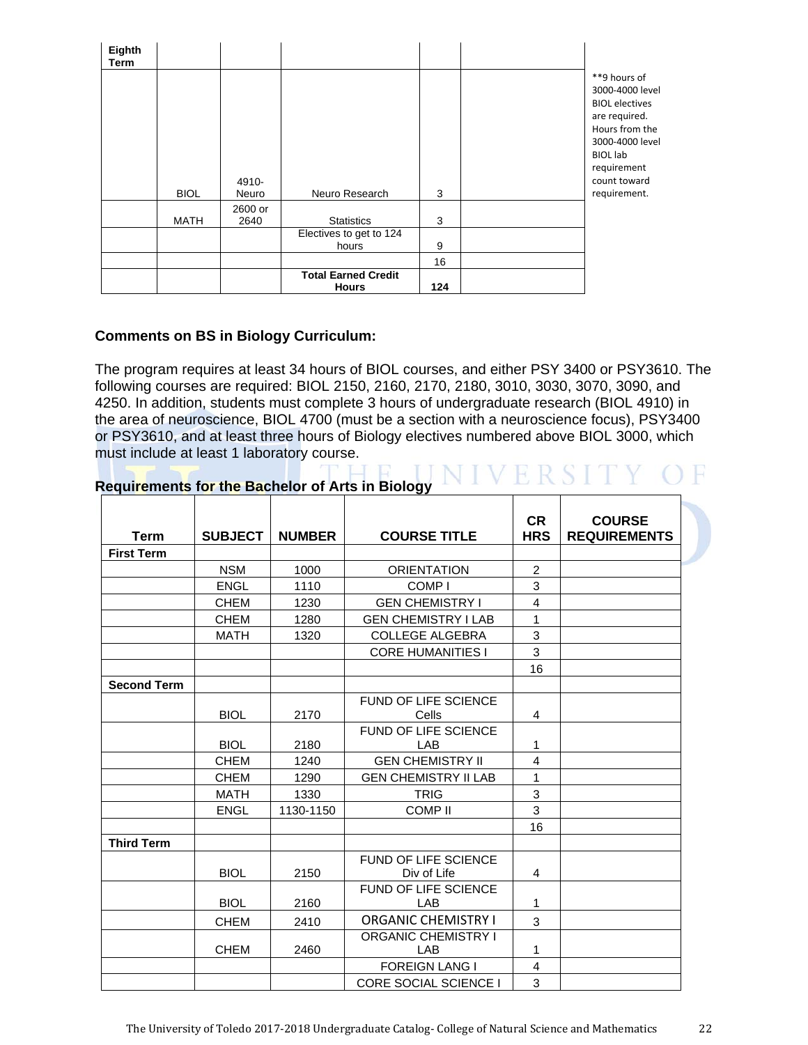| Eighth Term | | | | | |
|---|---|---|---|---|---|
| | BIOL | 4910-Neuro | Neuro Research | 3 | |
| | MATH | 2600 or 2640 | Statistics | 3 | |
| | | | Electives to get to 124 hours | 9 | |
| | | | | 16 | |
| | | | **Total Earned Credit Hours** | **124** | |

**9 hours of 3000-4000 level BIOL electives are required. Hours from the 3000-4000 level BIOL lab requirement count toward requirement.

**Comments on BS in Biology Curriculum:**

The program requires at least 34 hours of BIOL courses, and either PSY 3400 or PSY3610. The following courses are required: BIOL 2150, 2160, 2170, 2180, 3010, 3030, 3070, 3090, and 4250. In addition, students must complete 3 hours of undergraduate research (BIOL 4910) in the area of neuroscience, BIOL 4700 (must be a section with a neuroscience focus), PSY3400 or PSY3610, and at least three hours of Biology electives numbered above BIOL 3000, which must include at least 1 laboratory course.

**Requirements for the Bachelor of Arts in Biology**

| Term | SUBJECT | NUMBER | COURSE TITLE | CR HRS | COURSE REQUIREMENTS |
|---|---|---|---|---|---|
| **First Term** | | | | | |
| | NSM | 1000 | ORIENTATION | 2 | |
| | ENGL | 1110 | COMP I | 3 | |
| | CHEM | 1230 | GEN CHEMISTRY I | 4 | |
| | CHEM | 1280 | GEN CHEMISTRY I LAB | 1 | |
| | MATH | 1320 | COLLEGE ALGEBRA | 3 | |
| | | | CORE HUMANITIES I | 3 | |
| | | | | 16 | |
| **Second Term** | | | | | |
| | BIOL | 2170 | FUND OF LIFE SCIENCE Cells | 4 | |
| | BIOL | 2180 | FUND OF LIFE SCIENCE LAB | 1 | |
| | CHEM | 1240 | GEN CHEMISTRY II | 4 | |
| | CHEM | 1290 | GEN CHEMISTRY II LAB | 1 | |
| | MATH | 1330 | TRIG | 3 | |
| | ENGL | 1130-1150 | COMP II | 3 | |
| | | | | 16 | |
| **Third Term** | | | | | |
| | BIOL | 2150 | FUND OF LIFE SCIENCE Div of Life | 4 | |
| | BIOL | 2160 | FUND OF LIFE SCIENCE LAB | 1 | |
| | CHEM | 2410 | ORGANIC CHEMISTRY I | 3 | |
| | CHEM | 2460 | ORGANIC CHEMISTRY I LAB | 1 | |
| | | | FOREIGN LANG I | 4 | |
| | | | CORE SOCIAL SCIENCE I | 3 | |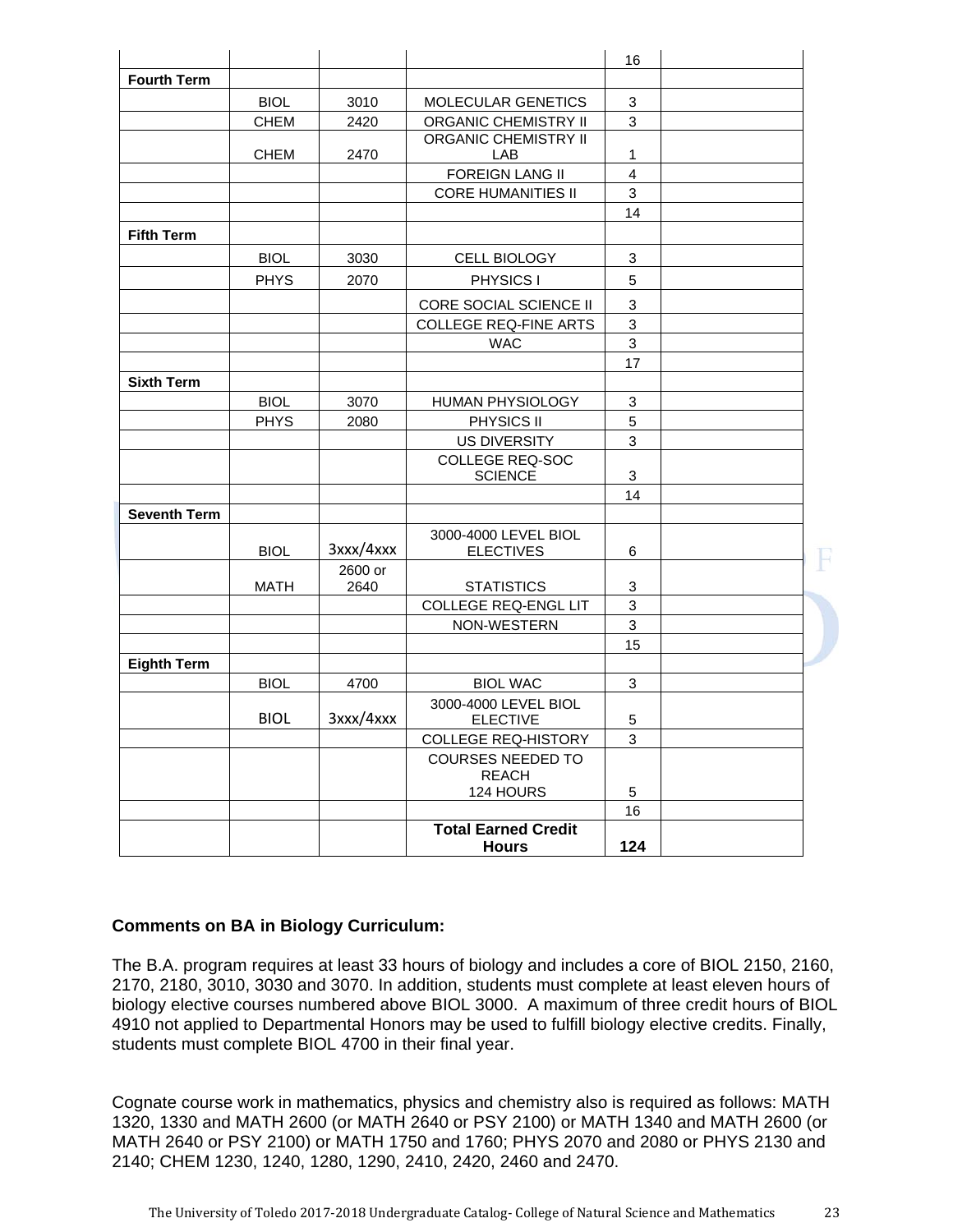| | | | | 16 | |
|---|---|---|---|---|---|
| **Fourth Term** | | | | | |
| | BIOL | 3010 | MOLECULAR GENETICS | 3 | |
| | CHEM | 2420 | ORGANIC CHEMISTRY II | 3 | |
| | CHEM | 2470 | ORGANIC CHEMISTRY II LAB | 1 | |
| | | | FOREIGN LANG II | 4 | |
| | | | CORE HUMANITIES II | 3 | |
| | | | | 14 | |
| **Fifth Term** | | | | | |
| | BIOL | 3030 | CELL BIOLOGY | 3 | |
| | PHYS | 2070 | PHYSICS I | 5 | |
| | | | CORE SOCIAL SCIENCE II | 3 | |
| | | | COLLEGE REQ-FINE ARTS | 3 | |
| | | | WAC | 3 | |
| | | | | 17 | |
| **Sixth Term** | | | | | |
| | BIOL | 3070 | HUMAN PHYSIOLOGY | 3 | |
| | PHYS | 2080 | PHYSICS II | 5 | |
| | | | US DIVERSITY | 3 | |
| | | | COLLEGE REQ-SOC SCIENCE | 3 | |
| | | | | 14 | |
| **Seventh Term** | | | | | |
| | BIOL | 3xxx/4xxx | 3000-4000 LEVEL BIOL ELECTIVES | 6 | |
| | MATH | 2600 or 2640 | STATISTICS | 3 | |
| | | | COLLEGE REQ-ENGL LIT | 3 | |
| | | | NON-WESTERN | 3 | |
| | | | | 15 | |
| **Eighth Term** | | | | | |
| | BIOL | 4700 | BIOL WAC | 3 | |
| | BIOL | 3xxx/4xxx | 3000-4000 LEVEL BIOL ELECTIVE | 5 | |
| | | | COLLEGE REQ-HISTORY | 3 | |
| | | | COURSES NEEDED TO REACH 124 HOURS | 5 | |
| | | | | 16 | |
| | | | **Total Earned Credit Hours** | **124** | |

**Comments on BA in Biology Curriculum:**

The B.A. program requires at least 33 hours of biology and includes a core of BIOL 2150, 2160, 2170, 2180, 3010, 3030 and 3070. In addition, students must complete at least eleven hours of biology elective courses numbered above BIOL 3000. A maximum of three credit hours of BIOL 4910 not applied to Departmental Honors may be used to fulfill biology elective credits. Finally, students must complete BIOL 4700 in their final year.

Cognate course work in mathematics, physics and chemistry also is required as follows: MATH 1320, 1330 and MATH 2600 (or MATH 2640 or PSY 2100) or MATH 1340 and MATH 2600 (or MATH 2640 or PSY 2100) or MATH 1750 and 1760; PHYS 2070 and 2080 or PHYS 2130 and 2140; CHEM 1230, 1240, 1280, 1290, 2410, 2420, 2460 and 2470.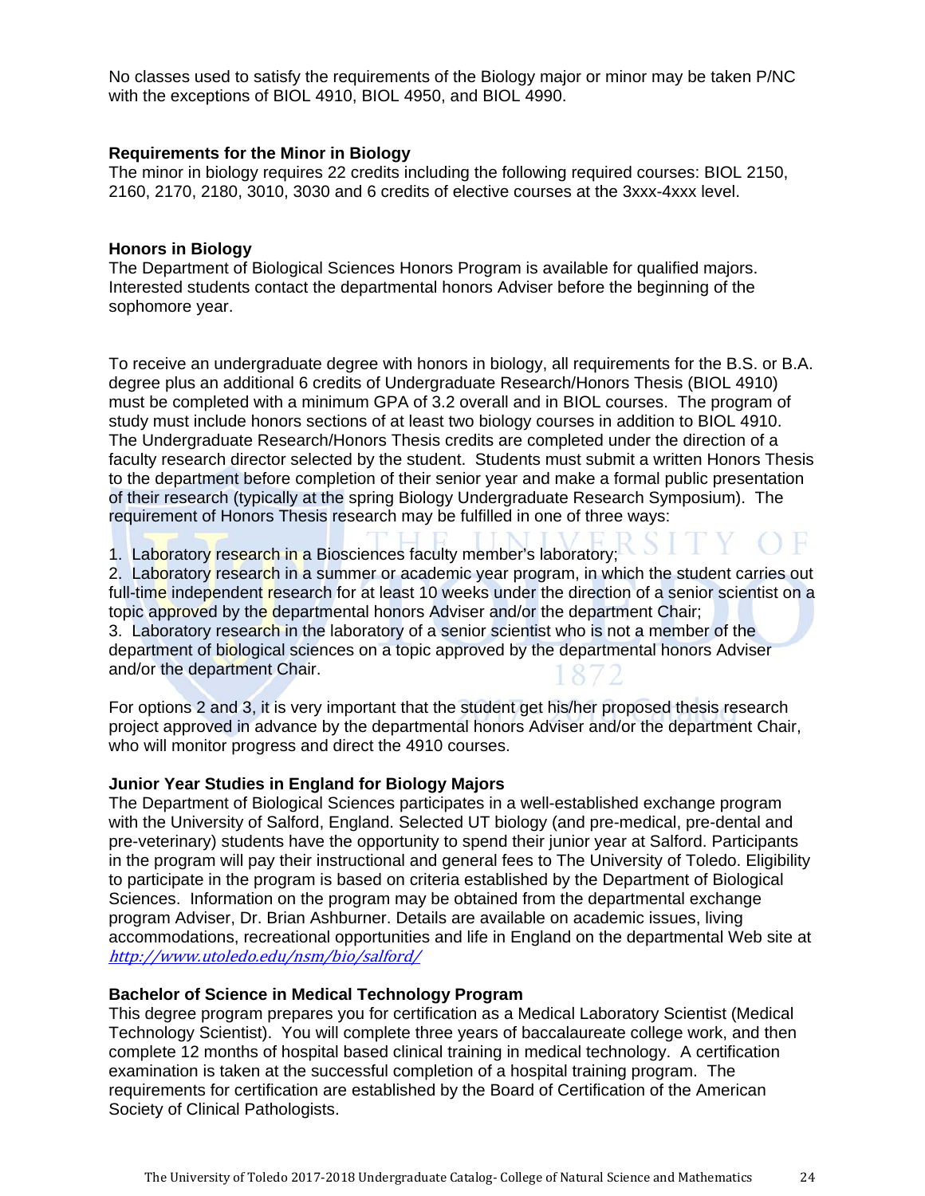No classes used to satisfy the requirements of the Biology major or minor may be taken P/NC with the exceptions of BIOL 4910, BIOL 4950, and BIOL 4990.

### Requirements for the Minor in Biology

The minor in biology requires 22 credits including the following required courses: BIOL 2150, 2160, 2170, 2180, 3010, 3030 and 6 credits of elective courses at the 3xxx-4xxx level.

### Honors in Biology

The Department of Biological Sciences Honors Program is available for qualified majors. Interested students contact the departmental honors Adviser before the beginning of the sophomore year.

To receive an undergraduate degree with honors in biology, all requirements for the B.S. or B.A. degree plus an additional 6 credits of Undergraduate Research/Honors Thesis (BIOL 4910) must be completed with a minimum GPA of 3.2 overall and in BIOL courses. The program of study must include honors sections of at least two biology courses in addition to BIOL 4910. The Undergraduate Research/Honors Thesis credits are completed under the direction of a faculty research director selected by the student. Students must submit a written Honors Thesis to the department before completion of their senior year and make a formal public presentation of their research (typically at the spring Biology Undergraduate Research Symposium). The requirement of Honors Thesis research may be fulfilled in one of three ways:

1. Laboratory research in a Biosciences faculty member's laboratory;
2. Laboratory research in a summer or academic year program, in which the student carries out full-time independent research for at least 10 weeks under the direction of a senior scientist on a topic approved by the departmental honors Adviser and/or the department Chair;
3. Laboratory research in the laboratory of a senior scientist who is not a member of the department of biological sciences on a topic approved by the departmental honors Adviser and/or the department Chair.

For options 2 and 3, it is very important that the student get his/her proposed thesis research project approved in advance by the departmental honors Adviser and/or the department Chair, who will monitor progress and direct the 4910 courses.

### Junior Year Studies in England for Biology Majors

The Department of Biological Sciences participates in a well-established exchange program with the University of Salford, England. Selected UT biology (and pre-medical, pre-dental and pre-veterinary) students have the opportunity to spend their junior year at Salford. Participants in the program will pay their instructional and general fees to The University of Toledo. Eligibility to participate in the program is based on criteria established by the Department of Biological Sciences. Information on the program may be obtained from the departmental exchange program Adviser, Dr. Brian Ashburner. Details are available on academic issues, living accommodations, recreational opportunities and life in England on the departmental Web site at *http://www.utoledo.edu/nsm/bio/salford/*

### Bachelor of Science in Medical Technology Program

This degree program prepares you for certification as a Medical Laboratory Scientist (Medical Technology Scientist). You will complete three years of baccalaureate college work, and then complete 12 months of hospital based clinical training in medical technology. A certification examination is taken at the successful completion of a hospital training program. The requirements for certification are established by the Board of Certification of the American Society of Clinical Pathologists.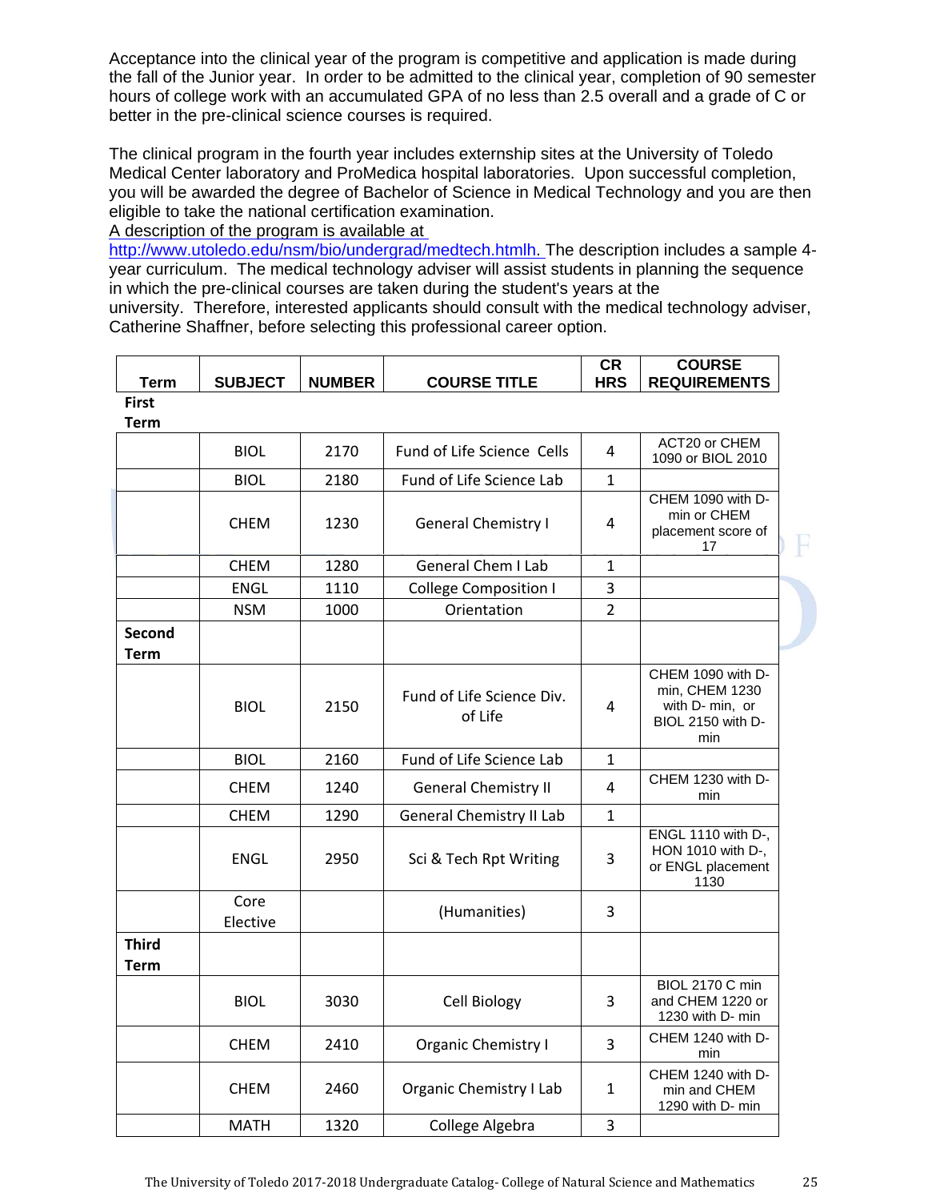Acceptance into the clinical year of the program is competitive and application is made during the fall of the Junior year. In order to be admitted to the clinical year, completion of 90 semester hours of college work with an accumulated GPA of no less than 2.5 overall and a grade of C or better in the pre-clinical science courses is required.

The clinical program in the fourth year includes externship sites at the University of Toledo Medical Center laboratory and ProMedica hospital laboratories. Upon successful completion, you will be awarded the degree of Bachelor of Science in Medical Technology and you are then eligible to take the national certification examination.

A description of the program is available at http://www.utoledo.edu/nsm/bio/undergrad/medtech.htmlh. The description includes a sample 4-year curriculum. The medical technology adviser will assist students in planning the sequence in which the pre-clinical courses are taken during the student's years at the university. Therefore, interested applicants should consult with the medical technology adviser, Catherine Shaffner, before selecting this professional career option.

| Term | SUBJECT | NUMBER | COURSE TITLE | CR HRS | COURSE REQUIREMENTS |
|---|---|---|---|---|---|
| **First Term** | | | | | |
| | BIOL | 2170 | Fund of Life Science Cells | 4 | ACT20 or CHEM 1090 or BIOL 2010 |
| | BIOL | 2180 | Fund of Life Science Lab | 1 | |
| | CHEM | 1230 | General Chemistry I | 4 | CHEM 1090 with D- min or CHEM placement score of 17 |
| | CHEM | 1280 | General Chem I Lab | 1 | |
| | ENGL | 1110 | College Composition I | 3 | |
| | NSM | 1000 | Orientation | 2 | |
| **Second Term** | | | | | |
| | BIOL | 2150 | Fund of Life Science Div. of Life | 4 | CHEM 1090 with D-min, CHEM 1230 with D- min, or BIOL 2150 with D-min |
| | BIOL | 2160 | Fund of Life Science Lab | 1 | |
| | CHEM | 1240 | General Chemistry II | 4 | CHEM 1230 with D-min |
| | CHEM | 1290 | General Chemistry II Lab | 1 | |
| | ENGL | 2950 | Sci & Tech Rpt Writing | 3 | ENGL 1110 with D-, HON 1010 with D-, or ENGL placement 1130 |
| | Core Elective | | (Humanities) | 3 | |
| **Third Term** | | | | | |
| | BIOL | 3030 | Cell Biology | 3 | BIOL 2170 C min and CHEM 1220 or 1230 with D- min |
| | CHEM | 2410 | Organic Chemistry I | 3 | CHEM 1240 with D-min |
| | CHEM | 2460 | Organic Chemistry I Lab | 1 | CHEM 1240 with D-min and CHEM 1290 with D- min |
| | MATH | 1320 | College Algebra | 3 | |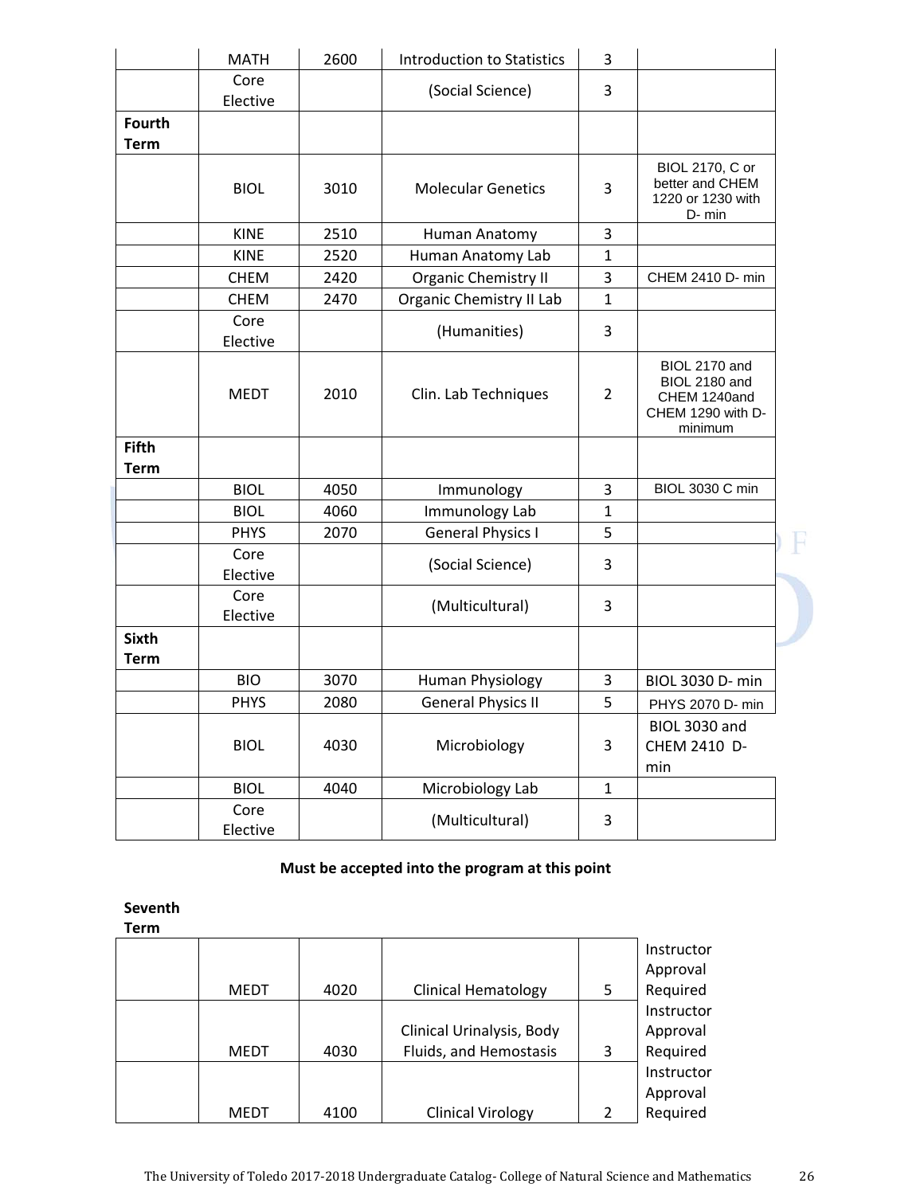| | | | | | |
|---|---|---|---|---|---|
| | MATH | 2600 | Introduction to Statistics | 3 | |
| | Core Elective | | (Social Science) | 3 | |
| **Fourth Term** | | | | | |
| | BIOL | 3010 | Molecular Genetics | 3 | BIOL 2170, C or better and CHEM 1220 or 1230 with D- min |
| | KINE | 2510 | Human Anatomy | 3 | |
| | KINE | 2520 | Human Anatomy Lab | 1 | |
| | CHEM | 2420 | Organic Chemistry II | 3 | CHEM 2410 D- min |
| | CHEM | 2470 | Organic Chemistry II Lab | 1 | |
| | Core Elective | | (Humanities) | 3 | |
| | MEDT | 2010 | Clin. Lab Techniques | 2 | BIOL 2170 and BIOL 2180 and CHEM 1240and CHEM 1290 with D- minimum |
| **Fifth Term** | | | | | |
| | BIOL | 4050 | Immunology | 3 | BIOL 3030 C min |
| | BIOL | 4060 | Immunology Lab | 1 | |
| | PHYS | 2070 | General Physics I | 5 | |
| | Core Elective | | (Social Science) | 3 | |
| | Core Elective | | (Multicultural) | 3 | |
| **Sixth Term** | | | | | |
| | BIO | 3070 | Human Physiology | 3 | BIOL 3030 D- min |
| | PHYS | 2080 | General Physics II | 5 | PHYS 2070 D- min |
| | BIOL | 4030 | Microbiology | 3 | BIOL 3030 and CHEM 2410 D- min |
| | BIOL | 4040 | Microbiology Lab | 1 | |
| | Core Elective | | (Multicultural) | 3 | |

**Must be accepted into the program at this point**

**Seventh Term**

| | | | | | |
|---|---|---|---|---|---|
| | MEDT | 4020 | Clinical Hematology | 5 | Instructor Approval Required |
| | MEDT | 4030 | Clinical Urinalysis, Body Fluids, and Hemostasis | 3 | Instructor Approval Required |
| | MEDT | 4100 | Clinical Virology | 2 | Instructor Approval Required |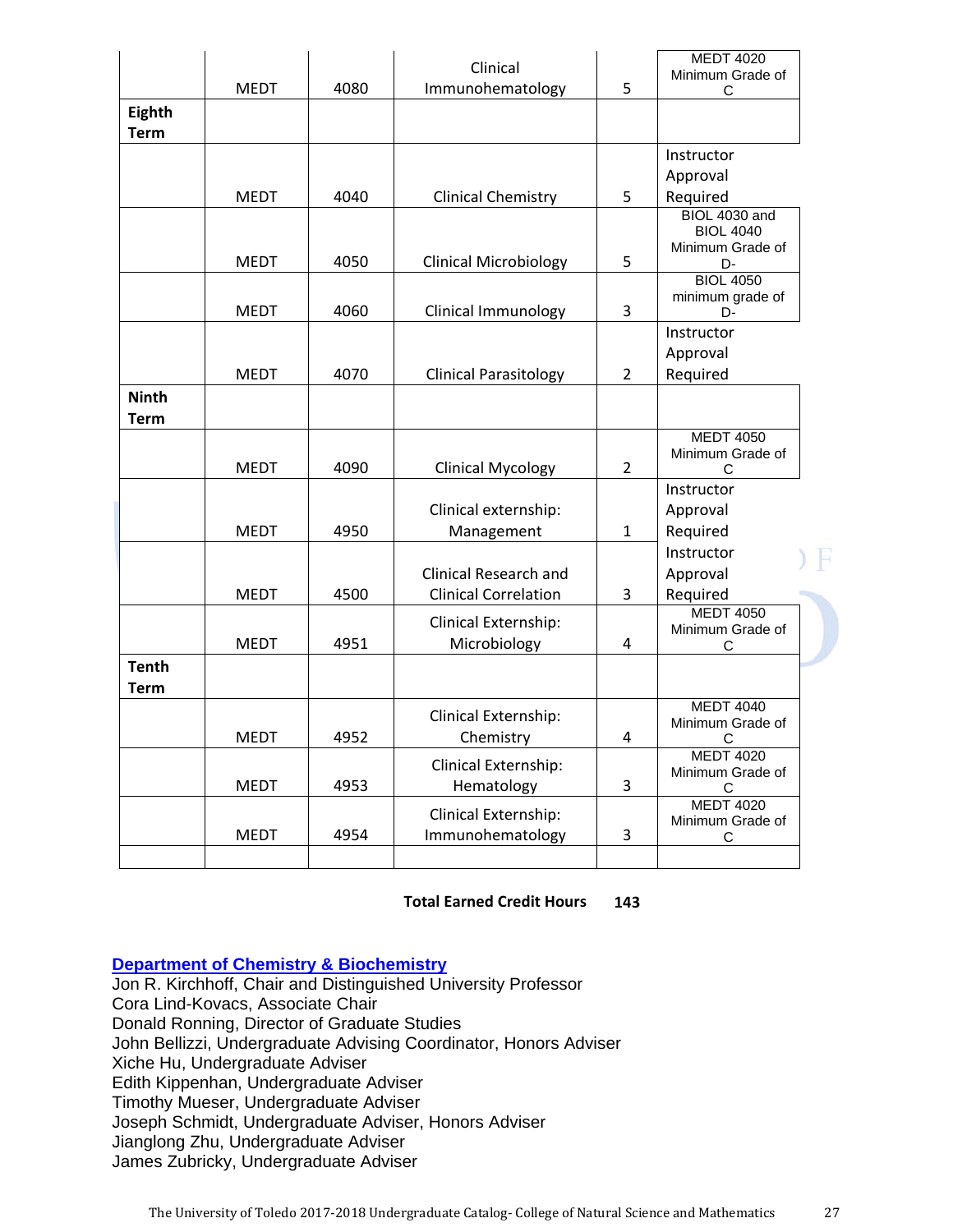| | | | | | |
|---|---|---|---|---|---|
| | MEDT | 4080 | Clinical Immunohematology | 5 | MEDT 4020 Minimum Grade of C |
| **Eighth Term** | | | | | |
| | MEDT | 4040 | Clinical Chemistry | 5 | Instructor Approval Required |
| | MEDT | 4050 | Clinical Microbiology | 5 | BIOL 4030 and BIOL 4040 Minimum Grade of D- |
| | MEDT | 4060 | Clinical Immunology | 3 | BIOL 4050 minimum grade of D- |
| | MEDT | 4070 | Clinical Parasitology | 2 | Instructor Approval Required |
| **Ninth Term** | | | | | |
| | MEDT | 4090 | Clinical Mycology | 2 | MEDT 4050 Minimum Grade of C |
| | MEDT | 4950 | Clinical externship: Management | 1 | Instructor Approval Required |
| | MEDT | 4500 | Clinical Research and Clinical Correlation | 3 | Instructor Approval Required |
| | MEDT | 4951 | Clinical Externship: Microbiology | 4 | MEDT 4050 Minimum Grade of C |
| **Tenth Term** | | | | | |
| | MEDT | 4952 | Clinical Externship: Chemistry | 4 | MEDT 4040 Minimum Grade of C |
| | MEDT | 4953 | Clinical Externship: Hematology | 3 | MEDT 4020 Minimum Grade of C |
| | MEDT | 4954 | Clinical Externship: Immunohematology | 3 | MEDT 4020 Minimum Grade of C |
| | | | | | |

**Total Earned Credit Hours 143**

## Department of Chemistry & Biochemistry

Jon R. Kirchhoff, Chair and Distinguished University Professor
Cora Lind-Kovacs, Associate Chair
Donald Ronning, Director of Graduate Studies
John Bellizzi, Undergraduate Advising Coordinator, Honors Adviser
Xiche Hu, Undergraduate Adviser
Edith Kippenhan, Undergraduate Adviser
Timothy Mueser, Undergraduate Adviser
Joseph Schmidt, Undergraduate Adviser, Honors Adviser
Jianglong Zhu, Undergraduate Adviser
James Zubricky, Undergraduate Adviser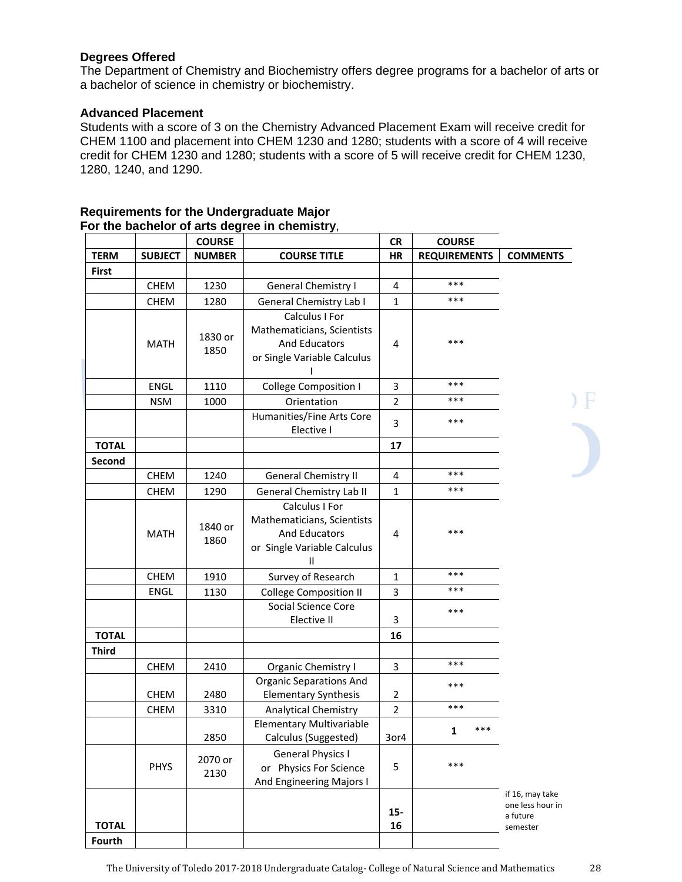### Degrees Offered

The Department of Chemistry and Biochemistry offers degree programs for a bachelor of arts or a bachelor of science in chemistry or biochemistry.

### Advanced Placement

Students with a score of 3 on the Chemistry Advanced Placement Exam will receive credit for CHEM 1100 and placement into CHEM 1230 and 1280; students with a score of 4 will receive credit for CHEM 1230 and 1280; students with a score of 5 will receive credit for CHEM 1230, 1280, 1240, and 1290.

### Requirements for the Undergraduate Major

**For the bachelor of arts degree in chemistry**,

| TERM | SUBJECT | COURSE NUMBER | COURSE TITLE | CR HR | COURSE REQUIREMENTS | COMMENTS |
|---|---|---|---|---|---|---|
| First | | | | | | |
| | CHEM | 1230 | General Chemistry I | 4 | *** | |
| | CHEM | 1280 | General Chemistry Lab I | 1 | *** | |
| | MATH | 1830 or 1850 | Calculus I For Mathematicians, Scientists And Educators or Single Variable Calculus I | 4 | *** | |
| | ENGL | 1110 | College Composition I | 3 | *** | |
| | NSM | 1000 | Orientation | 2 | *** | |
| | | | Humanities/Fine Arts Core Elective I | 3 | *** | |
| TOTAL | | | | 17 | | |
| Second | | | | | | |
| | CHEM | 1240 | General Chemistry II | 4 | *** | |
| | CHEM | 1290 | General Chemistry Lab II | 1 | *** | |
| | MATH | 1840 or 1860 | Calculus I For Mathematicians, Scientists And Educators or Single Variable Calculus II | 4 | *** | |
| | CHEM | 1910 | Survey of Research | 1 | *** | |
| | ENGL | 1130 | College Composition II | 3 | *** | |
| | | | Social Science Core Elective II | 3 | *** | |
| TOTAL | | | | 16 | | |
| Third | | | | | | |
| | CHEM | 2410 | Organic Chemistry I | 3 | *** | |
| | CHEM | 2480 | Organic Separations And Elementary Synthesis | 2 | *** | |
| | CHEM | 3310 | Analytical Chemistry | 2 | *** | |
| | | 2850 | Elementary Multivariable Calculus (Suggested) | 3or4 | **1** *** | |
| | PHYS | 2070 or 2130 | General Physics I or Physics For Science And Engineering Majors I | 5 | *** | |
| TOTAL | | | | 15-16 | | if 16, may take one less hour in a future semester |
| Fourth | | | | | | |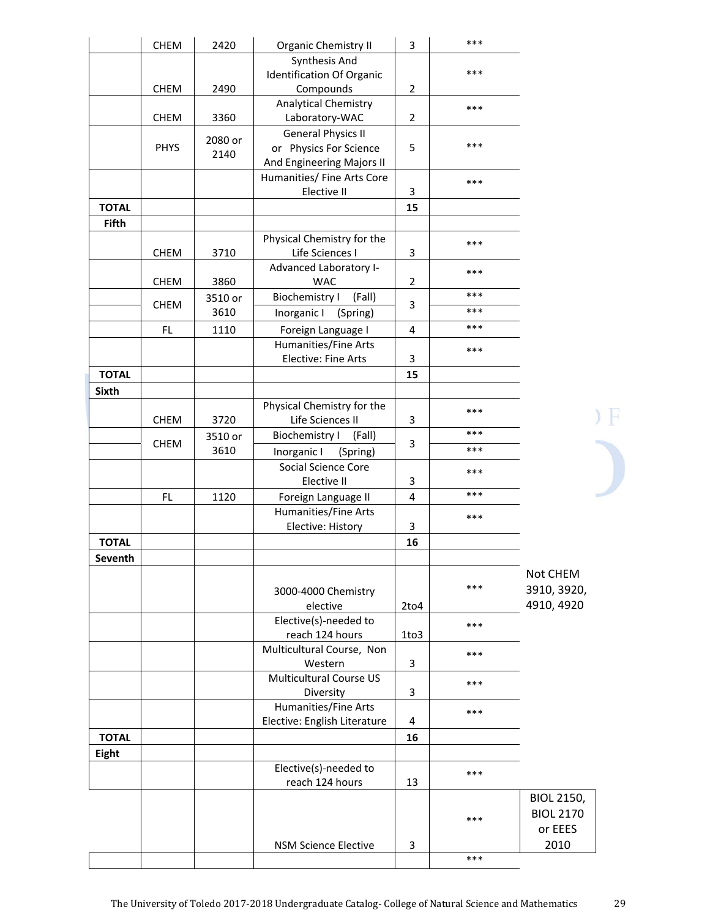| | | | | | | |
|---|---|---|---|---|---|---|
| | CHEM | 2420 | Organic Chemistry II | 3 | *** | |
| | CHEM | 2490 | Synthesis And Identification Of Organic Compounds | 2 | *** | |
| | CHEM | 3360 | Analytical Chemistry Laboratory-WAC | 2 | *** | |
| | PHYS | 2080 or 2140 | General Physics II or Physics For Science And Engineering Majors II | 5 | *** | |
| | | | Humanities/ Fine Arts Core Elective II | 3 | *** | |
| **TOTAL** | | | | **15** | | |
| **Fifth** | | | | | | |
| | CHEM | 3710 | Physical Chemistry for the Life Sciences I | 3 | *** | |
| | CHEM | 3860 | Advanced Laboratory I-WAC | 2 | *** | |
| | CHEM | 3510 or 3610 | Biochemistry I (Fall) | 3 | *** | |
| | | | Inorganic I (Spring) | | *** | |
| | FL | 1110 | Foreign Language I | 4 | *** | |
| | | | Humanities/Fine Arts Elective: Fine Arts | 3 | *** | |
| **TOTAL** | | | | **15** | | |
| **Sixth** | | | | | | |
| | CHEM | 3720 | Physical Chemistry for the Life Sciences II | 3 | *** | |
| | CHEM | 3510 or 3610 | Biochemistry I (Fall) | 3 | *** | |
| | | | Inorganic I (Spring) | | *** | |
| | | | Social Science Core Elective II | 3 | *** | |
| | FL | 1120 | Foreign Language II | 4 | *** | |
| | | | Humanities/Fine Arts Elective: History | 3 | *** | |
| **TOTAL** | | | | **16** | | |
| **Seventh** | | | | | | |
| | | | 3000-4000 Chemistry elective | 2to4 | *** | Not CHEM 3910, 3920, 4910, 4920 |
| | | | Elective(s)-needed to reach 124 hours | 1to3 | *** | |
| | | | Multicultural Course, Non Western | 3 | *** | |
| | | | Multicultural Course US Diversity | 3 | *** | |
| | | | Humanities/Fine Arts Elective: English Literature | 4 | *** | |
| **TOTAL** | | | | **16** | | |
| **Eight** | | | | | | |
| | | | Elective(s)-needed to reach 124 hours | 13 | *** | |
| | | | NSM Science Elective | 3 | *** | BIOL 2150, BIOL 2170 or EEES 2010 |
| | | | | | *** | |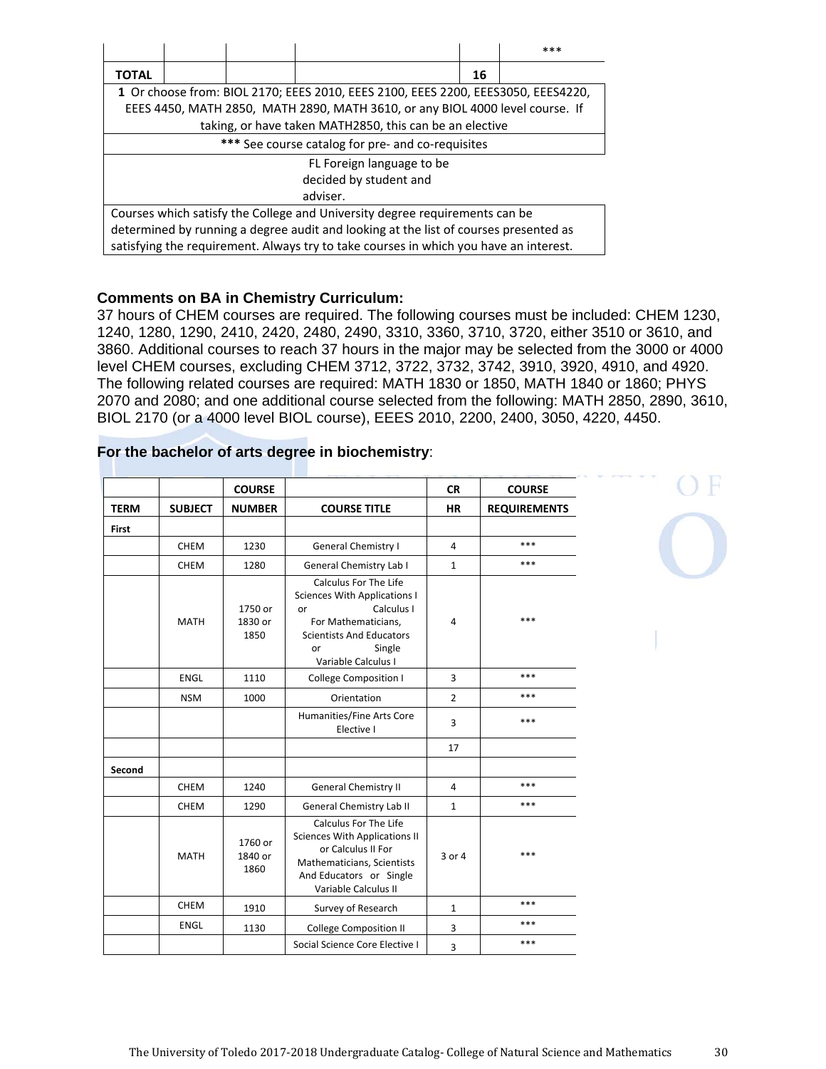|  |  |  |  |  | *** |
|---|---|---|---|---|---|
| **TOTAL** |  |  |  | **16** |  |
| **1** Or choose from: BIOL 2170; EEES 2010, EEES 2100, EEES 2200, EEES3050, EEES4220, EEES 4450, MATH 2850, MATH 2890, MATH 3610, or any BIOL 4000 level course. If taking, or have taken MATH2850, this can be an elective | | | | | |
| **\*\*\*** See course catalog for pre- and co-requisites | | | | | |
| FL Foreign language to be decided by student and adviser. | | | | | |
| Courses which satisfy the College and University degree requirements can be determined by running a degree audit and looking at the list of courses presented as satisfying the requirement. Always try to take courses in which you have an interest. | | | | | |

### Comments on BA in Chemistry Curriculum:

37 hours of CHEM courses are required. The following courses must be included: CHEM 1230, 1240, 1280, 1290, 2410, 2420, 2480, 2490, 3310, 3360, 3710, 3720, either 3510 or 3610, and 3860. Additional courses to reach 37 hours in the major may be selected from the 3000 or 4000 level CHEM courses, excluding CHEM 3712, 3722, 3732, 3742, 3910, 3920, 4910, and 4920. The following related courses are required: MATH 1830 or 1850, MATH 1840 or 1860; PHYS 2070 and 2080; and one additional course selected from the following: MATH 2850, 2890, 3610, BIOL 2170 (or a 4000 level BIOL course), EEES 2010, 2200, 2400, 3050, 4220, 4450.

### For the bachelor of arts degree in biochemistry:

| TERM | SUBJECT | COURSE NUMBER | COURSE TITLE | CR HR | COURSE REQUIREMENTS |
|---|---|---|---|---|---|
| **First** |  |  |  |  |  |
|  | CHEM | 1230 | General Chemistry I | 4 | *** |
|  | CHEM | 1280 | General Chemistry Lab I | 1 | *** |
|  | MATH | 1750 or 1830 or 1850 | Calculus For The Life Sciences With Applications I or Calculus I For Mathematicians, Scientists And Educators or Single Variable Calculus I | 4 | *** |
|  | ENGL | 1110 | College Composition I | 3 | *** |
|  | NSM | 1000 | Orientation | 2 | *** |
|  |  |  | Humanities/Fine Arts Core Elective I | 3 | *** |
|  |  |  |  | 17 |  |
| **Second** |  |  |  |  |  |
|  | CHEM | 1240 | General Chemistry II | 4 | *** |
|  | CHEM | 1290 | General Chemistry Lab II | 1 | *** |
|  | MATH | 1760 or 1840 or 1860 | Calculus For The Life Sciences With Applications II or Calculus II For Mathematicians, Scientists And Educators or Single Variable Calculus II | 3 or 4 | *** |
|  | CHEM | 1910 | Survey of Research | 1 | *** |
|  | ENGL | 1130 | College Composition II | 3 | *** |
|  |  |  | Social Science Core Elective I | 3 | *** |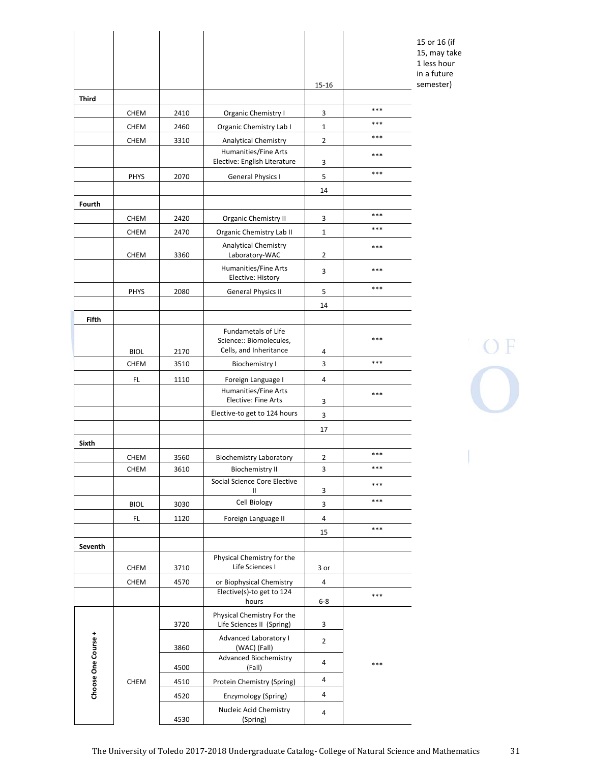| | | | | | | |
|---|---|---|---|---|---|---|
| | | | | 15-16 | | 15 or 16 (if 15, may take 1 less hour in a future semester) |
| **Third** | | | | | | |
| | CHEM | 2410 | Organic Chemistry I | 3 | *** | |
| | CHEM | 2460 | Organic Chemistry Lab I | 1 | *** | |
| | CHEM | 3310 | Analytical Chemistry | 2 | *** | |
| | | | Humanities/Fine Arts Elective: English Literature | 3 | *** | |
| | PHYS | 2070 | General Physics I | 5 | *** | |
| | | | | 14 | | |
| **Fourth** | | | | | | |
| | CHEM | 2420 | Organic Chemistry II | 3 | *** | |
| | CHEM | 2470 | Organic Chemistry Lab II | 1 | *** | |
| | CHEM | 3360 | Analytical Chemistry Laboratory-WAC | 2 | *** | |
| | | | Humanities/Fine Arts Elective: History | 3 | *** | |
| | PHYS | 2080 | General Physics II | 5 | *** | |
| | | | | 14 | | |
| **Fifth** | | | | | | |
| | BIOL | 2170 | Fundametals of Life Science:: Biomolecules, Cells, and Inheritance | 4 | *** | |
| | CHEM | 3510 | Biochemistry I | 3 | *** | |
| | FL | 1110 | Foreign Language I | 4 | | |
| | | | Humanities/Fine Arts Elective: Fine Arts | 3 | *** | |
| | | | Elective-to get to 124 hours | 3 | | |
| | | | | 17 | | |
| **Sixth** | | | | | | |
| | CHEM | 3560 | Biochemistry Laboratory | 2 | *** | |
| | CHEM | 3610 | Biochemistry II | 3 | *** | |
| | | | Social Science Core Elective II | 3 | *** | |
| | BIOL | 3030 | Cell Biology | 3 | *** | |
| | FL | 1120 | Foreign Language II | 4 | | |
| | | | | 15 | *** | |
| **Seventh** | | | | | | |
| | CHEM | 3710 | Physical Chemistry for the Life Sciences I | 3 or | | |
| | CHEM | 4570 | or Biophysical Chemistry | 4 | | |
| | | | Elective(s)-to get to 124 hours | 6-8 | *** | |
| **Choose One Course +** | CHEM | 3720 | Physical Chemistry For the Life Sciences II (Spring) | 3 | *** | |
| | | 3860 | Advanced Laboratory I (WAC) (Fall) | 2 | | |
| | | 4500 | Advanced Biochemistry (Fall) | 4 | | |
| | | 4510 | Protein Chemistry (Spring) | 4 | | |
| | | 4520 | Enzymology (Spring) | 4 | | |
| | | 4530 | Nucleic Acid Chemistry (Spring) | 4 | | |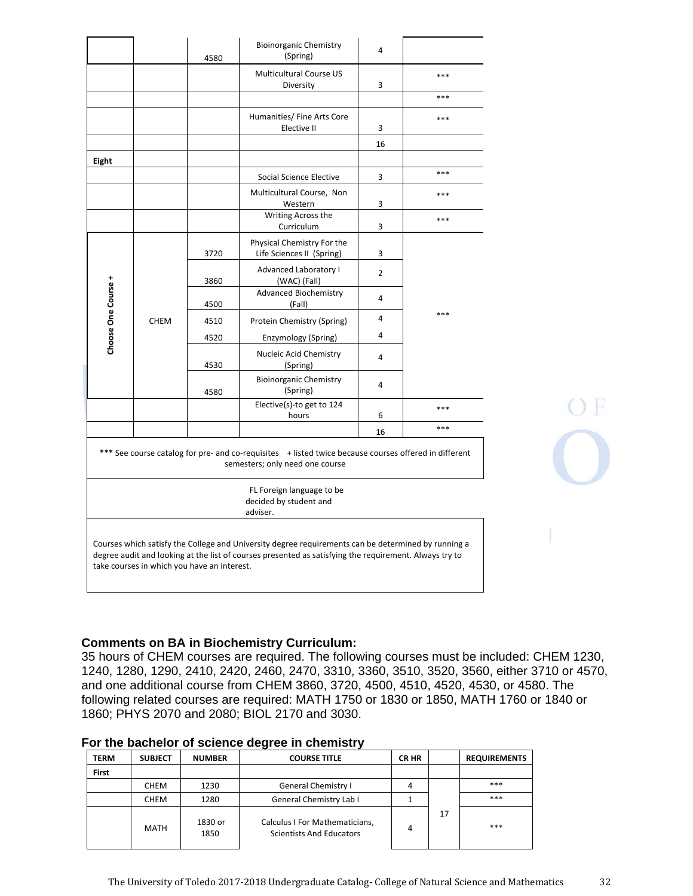| | | | | | |
|---|---|---|---|---|---|
| | | 4580 | Bioinorganic Chemistry (Spring) | 4 | |
| | | | Multicultural Course US Diversity | 3 | *** |
| | | | | | *** |
| | | | Humanities/ Fine Arts Core Elective II | 3 | *** |
| | | | | 16 | |
| **Eight** | | | | | |
| | | | Social Science Elective | 3 | *** |
| | | | Multicultural Course, Non Western | 3 | *** |
| | | | Writing Across the Curriculum | 3 | *** |
| **Choose One Course +** | CHEM | 3720 | Physical Chemistry For the Life Sciences II (Spring) | 3 | *** |
| | | 3860 | Advanced Laboratory I (WAC) (Fall) | 2 | |
| | | 4500 | Advanced Biochemistry (Fall) | 4 | |
| | | 4510 | Protein Chemistry (Spring) | 4 | |
| | | 4520 | Enzymology (Spring) | 4 | |
| | | 4530 | Nucleic Acid Chemistry (Spring) | 4 | |
| | | 4580 | Bioinorganic Chemistry (Spring) | 4 | |
| | | | Elective(s)-to get to 124 hours | 6 | *** |
| | | | | 16 | *** |

*** See course catalog for pre- and co-requisites + listed twice because courses offered in different semesters; only need one course

FL Foreign language to be decided by student and adviser.

Courses which satisfy the College and University degree requirements can be determined by running a degree audit and looking at the list of courses presented as satisfying the requirement. Always try to take courses in which you have an interest.

**Comments on BA in Biochemistry Curriculum:**
35 hours of CHEM courses are required. The following courses must be included: CHEM 1230, 1240, 1280, 1290, 2410, 2420, 2460, 2470, 3310, 3360, 3510, 3520, 3560, either 3710 or 4570, and one additional course from CHEM 3860, 3720, 4500, 4510, 4520, 4530, or 4580. The following related courses are required: MATH 1750 or 1830 or 1850, MATH 1760 or 1840 or 1860; PHYS 2070 and 2080; BIOL 2170 and 3030.

**For the bachelor of science degree in chemistry**

| TERM | SUBJECT | NUMBER | COURSE TITLE | CR HR | | REQUIREMENTS |
|---|---|---|---|---|---|---|
| **First** | | | | | | |
| | CHEM | 1230 | General Chemistry I | 4 | 17 | *** |
| | CHEM | 1280 | General Chemistry Lab I | 1 | | *** |
| | MATH | 1830 or 1850 | Calculus I For Mathematicians, Scientists And Educators | 4 | | *** |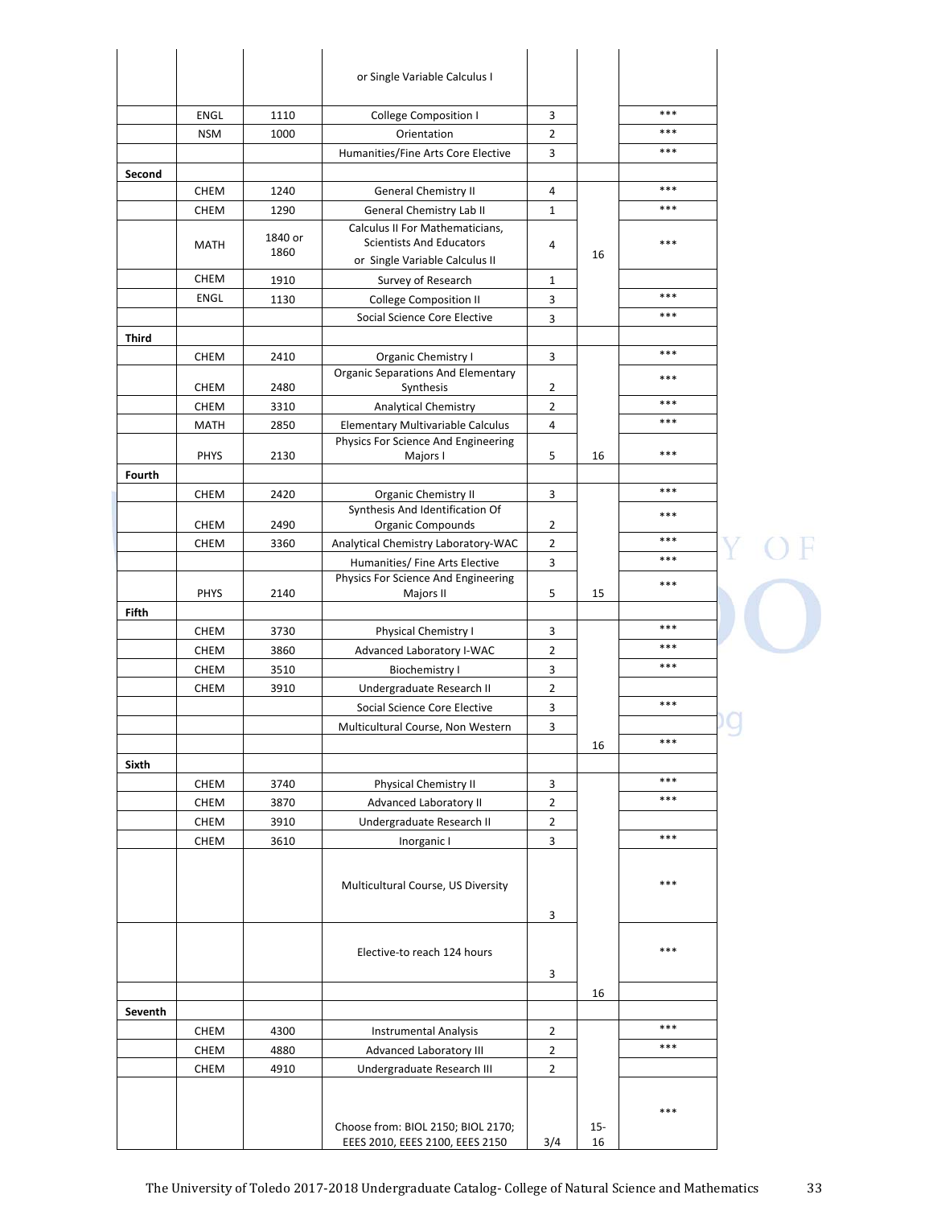| | | | | | | |
|---|---|---|---|---|---|---|
| | | | or Single Variable Calculus I | | | |
| | ENGL | 1110 | College Composition I | 3 | | *** |
| | NSM | 1000 | Orientation | 2 | | *** |
| | | | Humanities/Fine Arts Core Elective | 3 | | *** |
| **Second** | | | | | | |
| | CHEM | 1240 | General Chemistry II | 4 | | *** |
| | CHEM | 1290 | General Chemistry Lab II | 1 | | *** |
| | MATH | 1840 or 1860 | Calculus II For Mathematicians, Scientists And Educators or Single Variable Calculus II | 4 | 16 | *** |
| | CHEM | 1910 | Survey of Research | 1 | | |
| | ENGL | 1130 | College Composition II | 3 | | *** |
| | | | Social Science Core Elective | 3 | | *** |
| **Third** | | | | | | |
| | CHEM | 2410 | Organic Chemistry I | 3 | | *** |
| | CHEM | 2480 | Organic Separations And Elementary Synthesis | 2 | | *** |
| | CHEM | 3310 | Analytical Chemistry | 2 | | *** |
| | MATH | 2850 | Elementary Multivariable Calculus | 4 | | *** |
| | PHYS | 2130 | Physics For Science And Engineering Majors I | 5 | 16 | *** |
| **Fourth** | | | | | | |
| | CHEM | 2420 | Organic Chemistry II | 3 | | *** |
| | CHEM | 2490 | Synthesis And Identification Of Organic Compounds | 2 | | *** |
| | CHEM | 3360 | Analytical Chemistry Laboratory-WAC | 2 | | *** |
| | | | Humanities/ Fine Arts Elective | 3 | | *** |
| | PHYS | 2140 | Physics For Science And Engineering Majors II | 5 | 15 | *** |
| **Fifth** | | | | | | |
| | CHEM | 3730 | Physical Chemistry I | 3 | | *** |
| | CHEM | 3860 | Advanced Laboratory I-WAC | 2 | | *** |
| | CHEM | 3510 | Biochemistry I | 3 | | *** |
| | CHEM | 3910 | Undergraduate Research II | 2 | | |
| | | | Social Science Core Elective | 3 | | *** |
| | | | Multicultural Course, Non Western | 3 | | |
| | | | | | 16 | *** |
| **Sixth** | | | | | | |
| | CHEM | 3740 | Physical Chemistry II | 3 | | *** |
| | CHEM | 3870 | Advanced Laboratory II | 2 | | *** |
| | CHEM | 3910 | Undergraduate Research II | 2 | | |
| | CHEM | 3610 | Inorganic I | 3 | | *** |
| | | | Multicultural Course, US Diversity | 3 | | *** |
| | | | Elective-to reach 124 hours | 3 | | *** |
| | | | | | 16 | |
| **Seventh** | | | | | | |
| | CHEM | 4300 | Instrumental Analysis | 2 | | *** |
| | CHEM | 4880 | Advanced Laboratory III | 2 | | *** |
| | CHEM | 4910 | Undergraduate Research III | 2 | | |
| | | | Choose from: BIOL 2150; BIOL 2170; EEES 2010, EEES 2100, EEES 2150 | 3/4 | 15-16 | *** |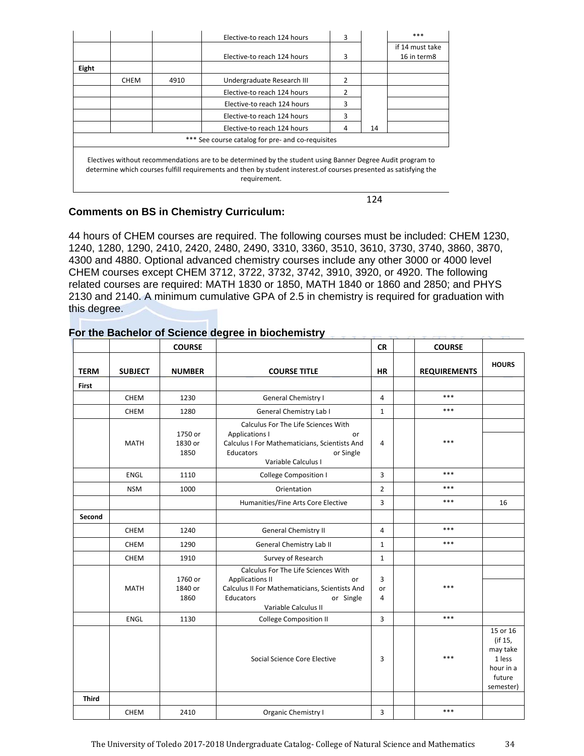|  |  |  | Elective-to reach 124 hours | 3 |  | *** |
|---|---|---|---|---|---|---|
|  |  |  | Elective-to reach 124 hours | 3 |  | if 14 must take 16 in term8 |
| Eight |  |  |  |  |  |  |
|  | CHEM | 4910 | Undergraduate Research III | 2 |  |  |
|  |  |  | Elective-to reach 124 hours | 2 |  |  |
|  |  |  | Elective-to reach 124 hours | 3 |  |  |
|  |  |  | Elective-to reach 124 hours | 3 |  |  |
|  |  |  | Elective-to reach 124 hours | 4 | 14 |  |
| *** See course catalog for pre- and co-requisites |  |  |  |  |  |  |

Electives without recommendations are to be determined by the student using Banner Degree Audit program to determine which courses fulfill requirements and then by student insterest.of courses presented as satisfying the requirement.

124

**Comments on BS in Chemistry Curriculum:**

44 hours of CHEM courses are required. The following courses must be included: CHEM 1230, 1240, 1280, 1290, 2410, 2420, 2480, 2490, 3310, 3360, 3510, 3610, 3730, 3740, 3860, 3870, 4300 and 4880. Optional advanced chemistry courses include any other 3000 or 4000 level CHEM courses except CHEM 3712, 3722, 3732, 3742, 3910, 3920, or 4920. The following related courses are required: MATH 1830 or 1850, MATH 1840 or 1860 and 2850; and PHYS 2130 and 2140. A minimum cumulative GPA of 2.5 in chemistry is required for graduation with this degree.

**For the Bachelor of Science degree in biochemistry**

| TERM | SUBJECT | COURSE NUMBER | COURSE TITLE | CR HR |  | COURSE REQUIREMENTS | HOURS |
|---|---|---|---|---|---|---|---|
| First |  |  |  |  |  |  |  |
|  | CHEM | 1230 | General Chemistry I | 4 |  | *** |  |
|  | CHEM | 1280 | General Chemistry Lab I | 1 |  | *** |  |
|  | MATH | 1750 or 1830 or 1850 | Calculus For The Life Sciences With Applications I or Calculus I For Mathematicians, Scientists And Educators or Single Variable Calculus I | 4 |  | *** |  |
|  | ENGL | 1110 | College Composition I | 3 |  | *** |  |
|  | NSM | 1000 | Orientation | 2 |  | *** |  |
|  |  |  | Humanities/Fine Arts Core Elective | 3 |  | *** | 16 |
| Second |  |  |  |  |  |  |  |
|  | CHEM | 1240 | General Chemistry II | 4 |  | *** |  |
|  | CHEM | 1290 | General Chemistry Lab II | 1 |  | *** |  |
|  | CHEM | 1910 | Survey of Research | 1 |  |  |  |
|  | MATH | 1760 or 1840 or 1860 | Calculus For The Life Sciences With Applications II or Calculus II For Mathematicians, Scientists And Educators or Single Variable Calculus II | 3 or 4 |  | *** |  |
|  | ENGL | 1130 | College Composition II | 3 |  | *** |  |
|  |  |  | Social Science Core Elective | 3 |  | *** | 15 or 16 (if 15, may take 1 less hour in a future semester) |
| Third |  |  |  |  |  |  |  |
|  | CHEM | 2410 | Organic Chemistry I | 3 |  | *** |  |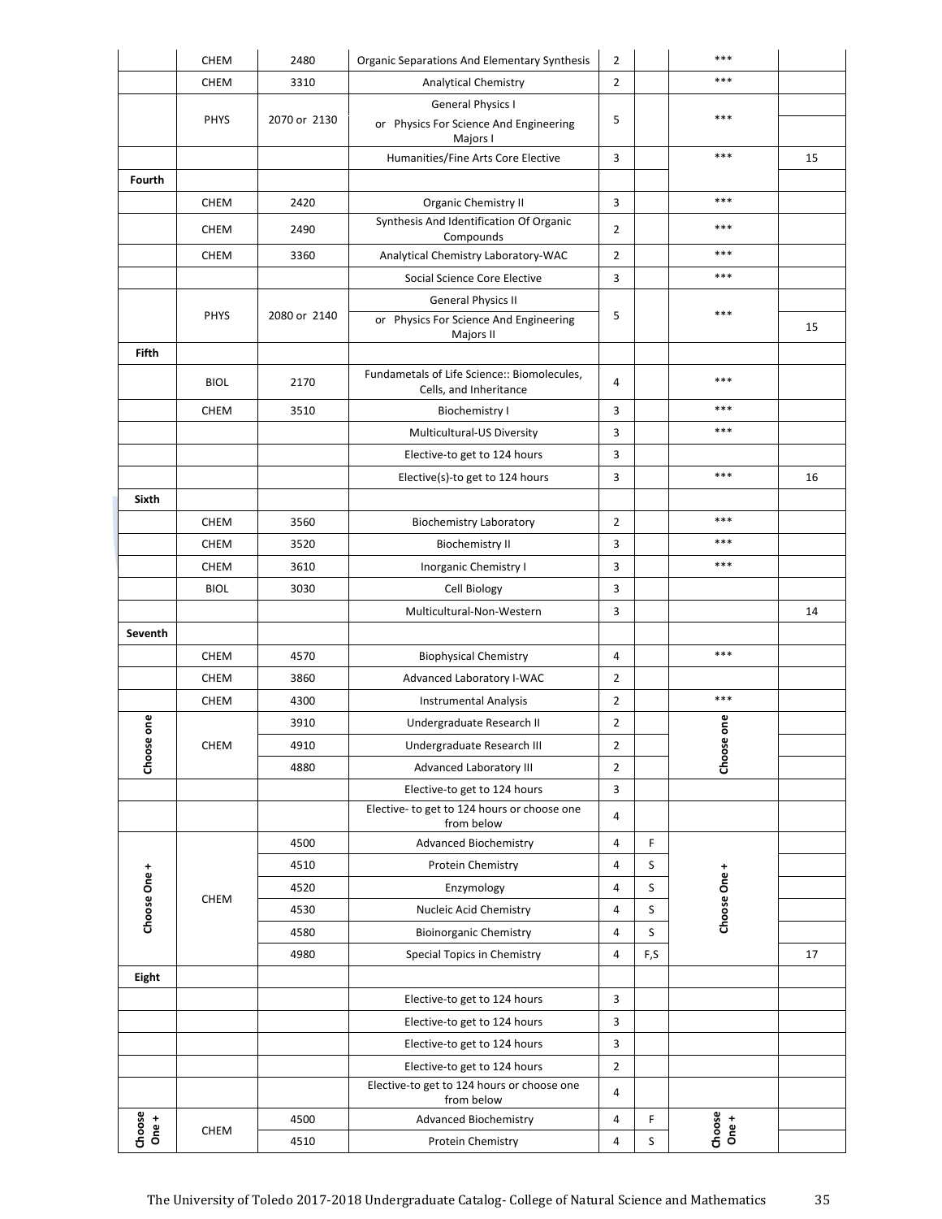| | | | | | | | |
|---|---|---|---|---|---|---|---|
| | CHEM | 2480 | Organic Separations And Elementary Synthesis | 2 | | *** | |
| | CHEM | 3310 | Analytical Chemistry | 2 | | *** | |
| | PHYS | 2070 or 2130 | General Physics I or Physics For Science And Engineering Majors I | 5 | | *** | |
| | | | Humanities/Fine Arts Core Elective | 3 | | *** | 15 |
| **Fourth** | | | | | | | |
| | CHEM | 2420 | Organic Chemistry II | 3 | | *** | |
| | CHEM | 2490 | Synthesis And Identification Of Organic Compounds | 2 | | *** | |
| | CHEM | 3360 | Analytical Chemistry Laboratory-WAC | 2 | | *** | |
| | | | Social Science Core Elective | 3 | | *** | |
| | PHYS | 2080 or 2140 | General Physics II or Physics For Science And Engineering Majors II | 5 | | *** | 15 |
| **Fifth** | | | | | | | |
| | BIOL | 2170 | Fundametals of Life Science:: Biomolecules, Cells, and Inheritance | 4 | | *** | |
| | CHEM | 3510 | Biochemistry I | 3 | | *** | |
| | | | Multicultural-US Diversity | 3 | | *** | |
| | | | Elective-to get to 124 hours | 3 | | | |
| | | | Elective(s)-to get to 124 hours | 3 | | *** | 16 |
| **Sixth** | | | | | | | |
| | CHEM | 3560 | Biochemistry Laboratory | 2 | | *** | |
| | CHEM | 3520 | Biochemistry II | 3 | | *** | |
| | CHEM | 3610 | Inorganic Chemistry I | 3 | | *** | |
| | BIOL | 3030 | Cell Biology | 3 | | | |
| | | | Multicultural-Non-Western | 3 | | | 14 |
| **Seventh** | | | | | | | |
| | CHEM | 4570 | Biophysical Chemistry | 4 | | *** | |
| | CHEM | 3860 | Advanced Laboratory I-WAC | 2 | | | |
| | CHEM | 4300 | Instrumental Analysis | 2 | | *** | |
| Choose one | CHEM | 3910 | Undergraduate Research II | 2 | | Choose one | |
| | | 4910 | Undergraduate Research III | 2 | | | |
| | | 4880 | Advanced Laboratory III | 2 | | | |
| | | | Elective-to get to 124 hours | 3 | | | |
| | | | Elective- to get to 124 hours or choose one from below | 4 | | | |
| Choose One + | CHEM | 4500 | Advanced Biochemistry | 4 | F | Choose One + | |
| | | 4510 | Protein Chemistry | 4 | S | | |
| | | 4520 | Enzymology | 4 | S | | |
| | | 4530 | Nucleic Acid Chemistry | 4 | S | | |
| | | 4580 | Bioinorganic Chemistry | 4 | S | | |
| | | 4980 | Special Topics in Chemistry | 4 | F,S | | 17 |
| **Eight** | | | | | | | |
| | | | Elective-to get to 124 hours | 3 | | | |
| | | | Elective-to get to 124 hours | 3 | | | |
| | | | Elective-to get to 124 hours | 3 | | | |
| | | | Elective-to get to 124 hours | 2 | | | |
| | | | Elective-to get to 124 hours or choose one from below | 4 | | | |
| Choose One + | CHEM | 4500 | Advanced Biochemistry | 4 | F | Choose One + | |
| | | 4510 | Protein Chemistry | 4 | S | | |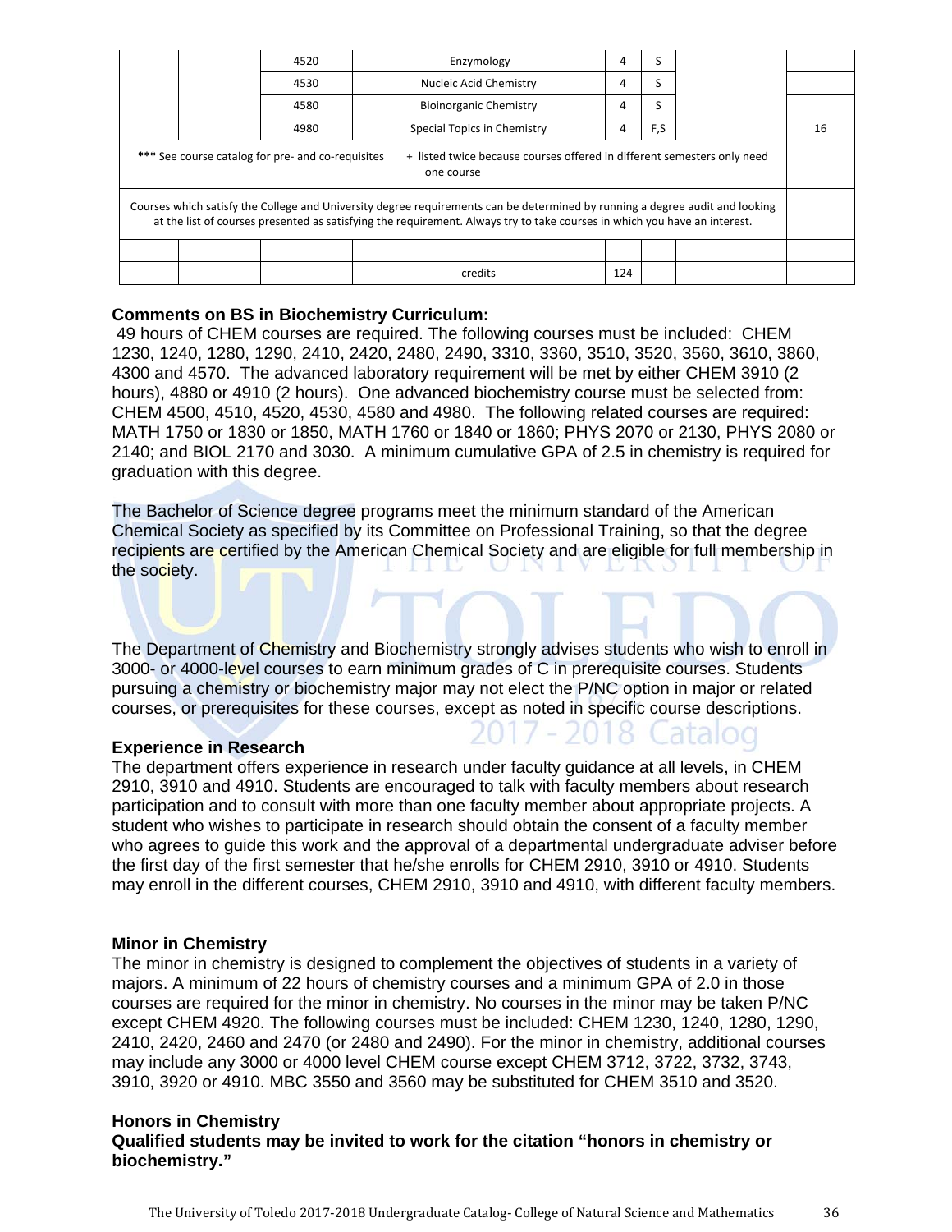| | | | | | | | |
|---|---|---|---|---|---|---|---|
| | | 4520 | Enzymology | 4 | S | | |
| | | 4530 | Nucleic Acid Chemistry | 4 | S | | |
| | | 4580 | Bioinorganic Chemistry | 4 | S | | |
| | | 4980 | Special Topics in Chemistry | 4 | F,S | | 16 |
| *** See course catalog for pre- and co-requisites | | + listed twice because courses offered in different semesters only need one course | | | | | |
| Courses which satisfy the College and University degree requirements can be determined by running a degree audit and looking at the list of courses presented as satisfying the requirement. Always try to take courses in which you have an interest. | | | | | | | |
| | | | | | | | |
| | | | credits | 124 | | | |

**Comments on BS in Biochemistry Curriculum:**
49 hours of CHEM courses are required. The following courses must be included: CHEM 1230, 1240, 1280, 1290, 2410, 2420, 2480, 2490, 3310, 3360, 3510, 3520, 3560, 3610, 3860, 4300 and 4570. The advanced laboratory requirement will be met by either CHEM 3910 (2 hours), 4880 or 4910 (2 hours). One advanced biochemistry course must be selected from: CHEM 4500, 4510, 4520, 4530, 4580 and 4980. The following related courses are required: MATH 1750 or 1830 or 1850, MATH 1760 or 1840 or 1860; PHYS 2070 or 2130, PHYS 2080 or 2140; and BIOL 2170 and 3030. A minimum cumulative GPA of 2.5 in chemistry is required for graduation with this degree.

The Bachelor of Science degree programs meet the minimum standard of the American Chemical Society as specified by its Committee on Professional Training, so that the degree recipients are certified by the American Chemical Society and are eligible for full membership in the society.

The Department of Chemistry and Biochemistry strongly advises students who wish to enroll in 3000- or 4000-level courses to earn minimum grades of C in prerequisite courses. Students pursuing a chemistry or biochemistry major may not elect the P/NC option in major or related courses, or prerequisites for these courses, except as noted in specific course descriptions.

**Experience in Research**
The department offers experience in research under faculty guidance at all levels, in CHEM 2910, 3910 and 4910. Students are encouraged to talk with faculty members about research participation and to consult with more than one faculty member about appropriate projects. A student who wishes to participate in research should obtain the consent of a faculty member who agrees to guide this work and the approval of a departmental undergraduate adviser before the first day of the first semester that he/she enrolls for CHEM 2910, 3910 or 4910. Students may enroll in the different courses, CHEM 2910, 3910 and 4910, with different faculty members.

**Minor in Chemistry**
The minor in chemistry is designed to complement the objectives of students in a variety of majors. A minimum of 22 hours of chemistry courses and a minimum GPA of 2.0 in those courses are required for the minor in chemistry. No courses in the minor may be taken P/NC except CHEM 4920. The following courses must be included: CHEM 1230, 1240, 1280, 1290, 2410, 2420, 2460 and 2470 (or 2480 and 2490). For the minor in chemistry, additional courses may include any 3000 or 4000 level CHEM course except CHEM 3712, 3722, 3732, 3743, 3910, 3920 or 4910. MBC 3550 and 3560 may be substituted for CHEM 3510 and 3520.

**Honors in Chemistry**
**Qualified students may be invited to work for the citation "honors in chemistry or biochemistry."**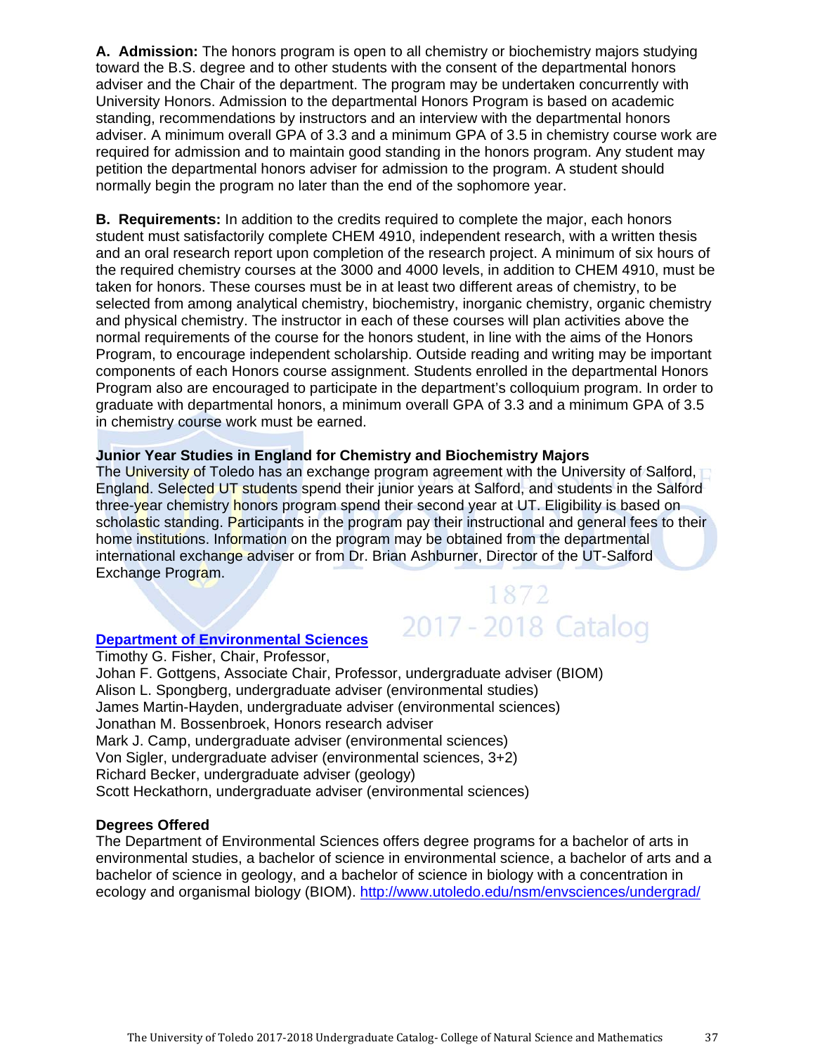**A. Admission:** The honors program is open to all chemistry or biochemistry majors studying toward the B.S. degree and to other students with the consent of the departmental honors adviser and the Chair of the department. The program may be undertaken concurrently with University Honors. Admission to the departmental Honors Program is based on academic standing, recommendations by instructors and an interview with the departmental honors adviser. A minimum overall GPA of 3.3 and a minimum GPA of 3.5 in chemistry course work are required for admission and to maintain good standing in the honors program. Any student may petition the departmental honors adviser for admission to the program. A student should normally begin the program no later than the end of the sophomore year.

**B. Requirements:** In addition to the credits required to complete the major, each honors student must satisfactorily complete CHEM 4910, independent research, with a written thesis and an oral research report upon completion of the research project. A minimum of six hours of the required chemistry courses at the 3000 and 4000 levels, in addition to CHEM 4910, must be taken for honors. These courses must be in at least two different areas of chemistry, to be selected from among analytical chemistry, biochemistry, inorganic chemistry, organic chemistry and physical chemistry. The instructor in each of these courses will plan activities above the normal requirements of the course for the honors student, in line with the aims of the Honors Program, to encourage independent scholarship. Outside reading and writing may be important components of each Honors course assignment. Students enrolled in the departmental Honors Program also are encouraged to participate in the department's colloquium program. In order to graduate with departmental honors, a minimum overall GPA of 3.3 and a minimum GPA of 3.5 in chemistry course work must be earned.

**Junior Year Studies in England for Chemistry and Biochemistry Majors**

The University of Toledo has an exchange program agreement with the University of Salford, England. Selected UT students spend their junior years at Salford, and students in the Salford three-year chemistry honors program spend their second year at UT. Eligibility is based on scholastic standing. Participants in the program pay their instructional and general fees to their home institutions. Information on the program may be obtained from the departmental international exchange adviser or from Dr. Brian Ashburner, Director of the UT-Salford Exchange Program.

## Department of Environmental Sciences

Timothy G. Fisher, Chair, Professor,
Johan F. Gottgens, Associate Chair, Professor, undergraduate adviser (BIOM)
Alison L. Spongberg, undergraduate adviser (environmental studies)
James Martin-Hayden, undergraduate adviser (environmental sciences)
Jonathan M. Bossenbroek, Honors research adviser
Mark J. Camp, undergraduate adviser (environmental sciences)
Von Sigler, undergraduate adviser (environmental sciences, 3+2)
Richard Becker, undergraduate adviser (geology)
Scott Heckathorn, undergraduate adviser (environmental sciences)

**Degrees Offered**

The Department of Environmental Sciences offers degree programs for a bachelor of arts in environmental studies, a bachelor of science in environmental science, a bachelor of arts and a bachelor of science in geology, and a bachelor of science in biology with a concentration in ecology and organismal biology (BIOM). http://www.utoledo.edu/nsm/envsciences/undergrad/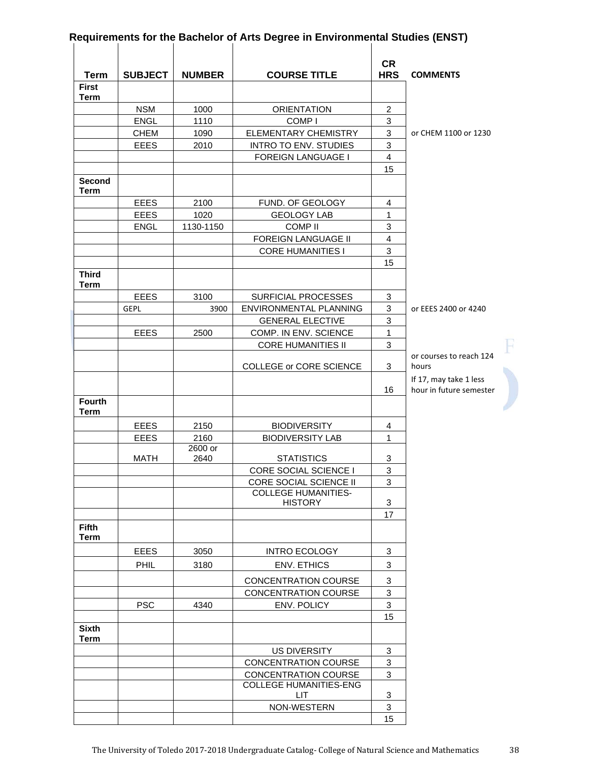## Requirements for the Bachelor of Arts Degree in Environmental Studies (ENST)

| Term | SUBJECT | NUMBER | COURSE TITLE | CR HRS | COMMENTS |
|---|---|---|---|---|---|
| **First Term** | | | | | |
| | NSM | 1000 | ORIENTATION | 2 | |
| | ENGL | 1110 | COMP I | 3 | |
| | CHEM | 1090 | ELEMENTARY CHEMISTRY | 3 | or CHEM 1100 or 1230 |
| | EEES | 2010 | INTRO TO ENV. STUDIES | 3 | |
| | | | FOREIGN LANGUAGE I | 4 | |
| | | | | 15 | |
| **Second Term** | | | | | |
| | EEES | 2100 | FUND. OF GEOLOGY | 4 | |
| | EEES | 1020 | GEOLOGY LAB | 1 | |
| | ENGL | 1130-1150 | COMP II | 3 | |
| | | | FOREIGN LANGUAGE II | 4 | |
| | | | CORE HUMANITIES I | 3 | |
| | | | | 15 | |
| **Third Term** | | | | | |
| | EEES | 3100 | SURFICIAL PROCESSES | 3 | |
| | GEPL | 3900 | ENVIRONMENTAL PLANNING | 3 | or EEES 2400 or 4240 |
| | | | GENERAL ELECTIVE | 3 | |
| | EEES | 2500 | COMP. IN ENV. SCIENCE | 1 | |
| | | | CORE HUMANITIES II | 3 | |
| | | | COLLEGE or CORE SCIENCE | 3 | or courses to reach 124 hours |
| | | | | 16 | If 17, may take 1 less hour in future semester |
| **Fourth Term** | | | | | |
| | EEES | 2150 | BIODIVERSITY | 4 | |
| | EEES | 2160 | BIODIVERSITY LAB | 1 | |
| | MATH | 2600 or 2640 | STATISTICS | 3 | |
| | | | CORE SOCIAL SCIENCE I | 3 | |
| | | | CORE SOCIAL SCIENCE II | 3 | |
| | | | COLLEGE HUMANITIES-HISTORY | 3 | |
| | | | | 17 | |
| **Fifth Term** | | | | | |
| | EEES | 3050 | INTRO ECOLOGY | 3 | |
| | PHIL | 3180 | ENV. ETHICS | 3 | |
| | | | CONCENTRATION COURSE | 3 | |
| | | | CONCENTRATION COURSE | 3 | |
| | PSC | 4340 | ENV. POLICY | 3 | |
| | | | | 15 | |
| **Sixth Term** | | | | | |
| | | | US DIVERSITY | 3 | |
| | | | CONCENTRATION COURSE | 3 | |
| | | | CONCENTRATION COURSE | 3 | |
| | | | COLLEGE HUMANITIES-ENG LIT | 3 | |
| | | | NON-WESTERN | 3 | |
| | | | | 15 | |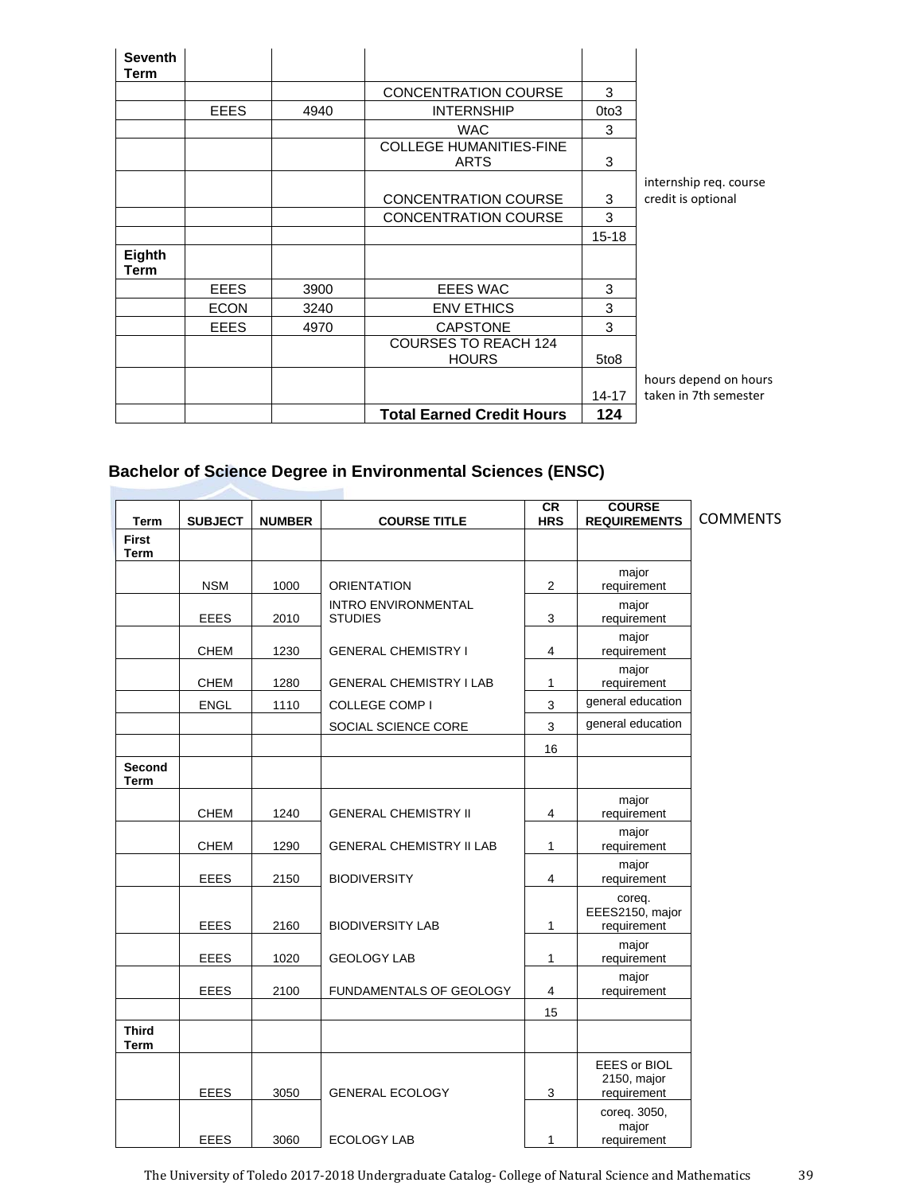| | | | | | |
|---|---|---|---|---|---|
| **Seventh Term** | | | | | |
| | | | CONCENTRATION COURSE | 3 | |
| | EEES | 4940 | INTERNSHIP | 0to3 | |
| | | | WAC | 3 | |
| | | | COLLEGE HUMANITIES-FINE ARTS | 3 | |
| | | | CONCENTRATION COURSE | 3 | internship req. course credit is optional |
| | | | CONCENTRATION COURSE | 3 | |
| | | | | 15-18 | |
| **Eighth Term** | | | | | |
| | EEES | 3900 | EEES WAC | 3 | |
| | ECON | 3240 | ENV ETHICS | 3 | |
| | EEES | 4970 | CAPSTONE | 3 | |
| | | | COURSES TO REACH 124 HOURS | 5to8 | |
| | | | | 14-17 | hours depend on hours taken in 7th semester |
| | | | **Total Earned Credit Hours** | **124** | |

## Bachelor of Science Degree in Environmental Sciences (ENSC)

| Term | SUBJECT | NUMBER | COURSE TITLE | CR HRS | COURSE REQUIREMENTS | COMMENTS |
|---|---|---|---|---|---|---|
| **First Term** | | | | | | |
| | NSM | 1000 | ORIENTATION | 2 | major requirement | |
| | EEES | 2010 | INTRO ENVIRONMENTAL STUDIES | 3 | major requirement | |
| | CHEM | 1230 | GENERAL CHEMISTRY I | 4 | major requirement | |
| | CHEM | 1280 | GENERAL CHEMISTRY I LAB | 1 | major requirement | |
| | ENGL | 1110 | COLLEGE COMP I | 3 | general education | |
| | | | SOCIAL SCIENCE CORE | 3 | general education | |
| | | | | 16 | | |
| **Second Term** | | | | | | |
| | CHEM | 1240 | GENERAL CHEMISTRY II | 4 | major requirement | |
| | CHEM | 1290 | GENERAL CHEMISTRY II LAB | 1 | major requirement | |
| | EEES | 2150 | BIODIVERSITY | 4 | major requirement | |
| | EEES | 2160 | BIODIVERSITY LAB | 1 | coreq. EEES2150, major requirement | |
| | EEES | 1020 | GEOLOGY LAB | 1 | major requirement | |
| | EEES | 2100 | FUNDAMENTALS OF GEOLOGY | 4 | major requirement | |
| | | | | 15 | | |
| **Third Term** | | | | | | |
| | EEES | 3050 | GENERAL ECOLOGY | 3 | EEES or BIOL 2150, major requirement | |
| | EEES | 3060 | ECOLOGY LAB | 1 | coreq. 3050, major requirement | |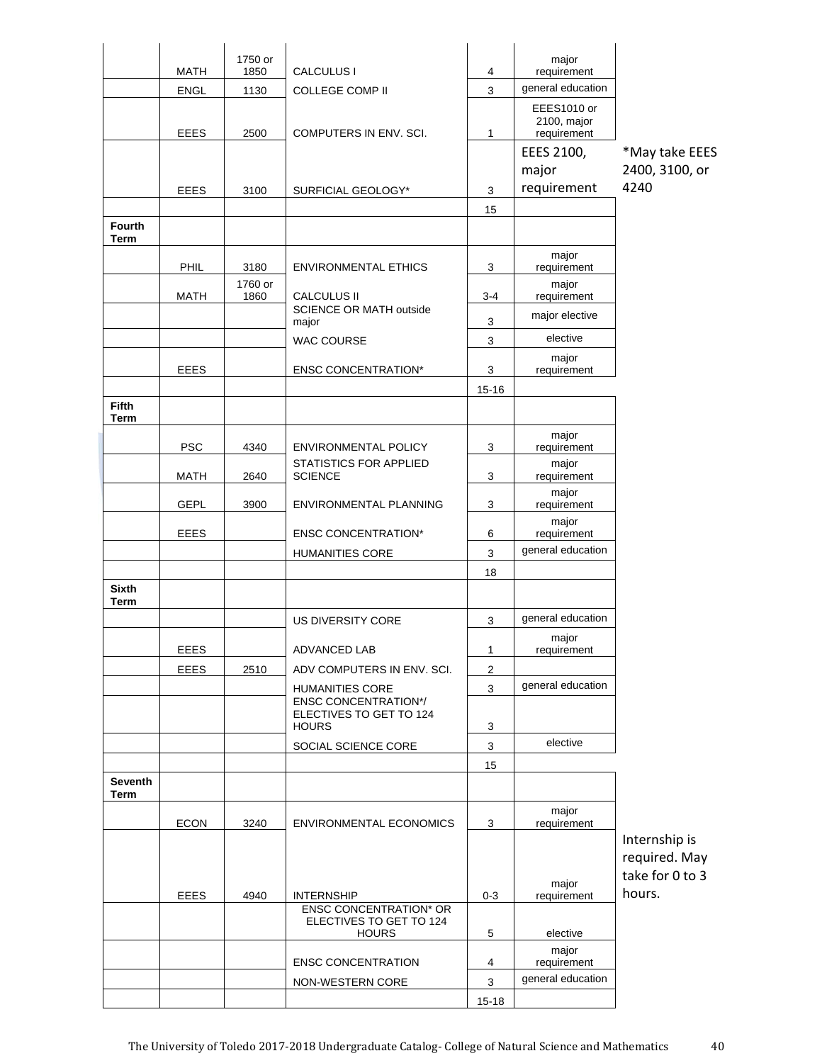| | | | | | | |
|---|---|---|---|---|---|---|
| | MATH | 1750 or 1850 | CALCULUS I | 4 | major requirement | |
| | ENGL | 1130 | COLLEGE COMP II | 3 | general education | |
| | EEES | 2500 | COMPUTERS IN ENV. SCI. | 1 | EEES1010 or 2100, major requirement | |
| | EEES | 3100 | SURFICIAL GEOLOGY* | 3 | EEES 2100, major requirement | *May take EEES 2400, 3100, or 4240 |
| | | | | 15 | | |
| **Fourth Term** | | | | | | |
| | PHIL | 3180 | ENVIRONMENTAL ETHICS | 3 | major requirement | |
| | MATH | 1760 or 1860 | CALCULUS II | 3-4 | major requirement | |
| | | | SCIENCE OR MATH outside major | 3 | major elective | |
| | | | WAC COURSE | 3 | elective | |
| | EEES | | ENSC CONCENTRATION* | 3 | major requirement | |
| | | | | 15-16 | | |
| **Fifth Term** | | | | | | |
| | PSC | 4340 | ENVIRONMENTAL POLICY | 3 | major requirement | |
| | MATH | 2640 | STATISTICS FOR APPLIED SCIENCE | 3 | major requirement | |
| | GEPL | 3900 | ENVIRONMENTAL PLANNING | 3 | major requirement | |
| | EEES | | ENSC CONCENTRATION* | 6 | major requirement | |
| | | | HUMANITIES CORE | 3 | general education | |
| | | | | 18 | | |
| **Sixth Term** | | | | | | |
| | | | US DIVERSITY CORE | 3 | general education | |
| | EEES | | ADVANCED LAB | 1 | major requirement | |
| | EEES | 2510 | ADV COMPUTERS IN ENV. SCI. | 2 | | |
| | | | HUMANITIES CORE | 3 | general education | |
| | | | ENSC CONCENTRATION*/ ELECTIVES TO GET TO 124 HOURS | 3 | | |
| | | | SOCIAL SCIENCE CORE | 3 | elective | |
| | | | | 15 | | |
| **Seventh Term** | | | | | | |
| | ECON | 3240 | ENVIRONMENTAL ECONOMICS | 3 | major requirement | |
| | EEES | 4940 | INTERNSHIP | 0-3 | major requirement | Internship is required. May take for 0 to 3 hours. |
| | | | ENSC CONCENTRATION* OR ELECTIVES TO GET TO 124 HOURS | 5 | elective | |
| | | | ENSC CONCENTRATION | 4 | major requirement | |
| | | | NON-WESTERN CORE | 3 | general education | |
| | | | | 15-18 | | |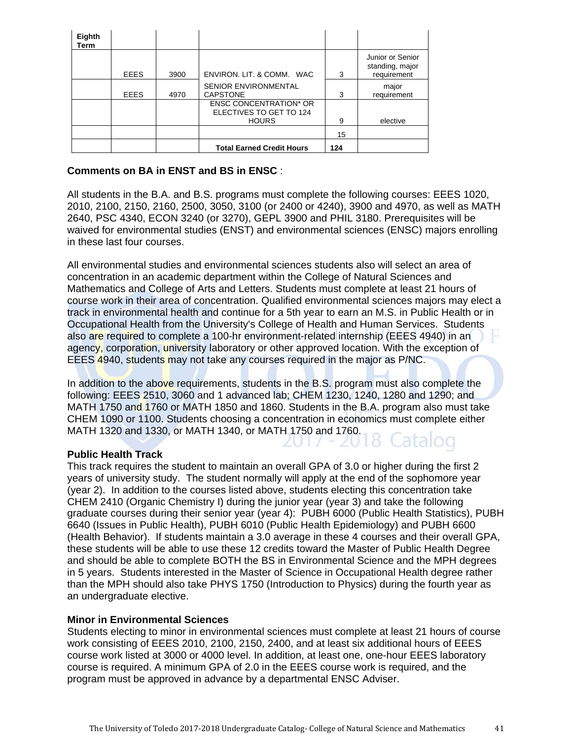| Eighth Term | | | | | |
|---|---|---|---|---|---|
| | EEES | 3900 | ENVIRON. LIT. & COMM. WAC | 3 | Junior or Senior standing, major requirement |
| | EEES | 4970 | SENIOR ENVIRONMENTAL CAPSTONE | 3 | major requirement |
| | | | ENSC CONCENTRATION* OR ELECTIVES TO GET TO 124 HOURS | 9 | elective |
| | | | | 15 | |
| | | | **Total Earned Credit Hours** | **124** | |

**Comments on BA in ENST and BS in ENSC** :

All students in the B.A. and B.S. programs must complete the following courses: EEES 1020, 2010, 2100, 2150, 2160, 2500, 3050, 3100 (or 2400 or 4240), 3900 and 4970, as well as MATH 2640, PSC 4340, ECON 3240 (or 3270), GEPL 3900 and PHIL 3180. Prerequisites will be waived for environmental studies (ENST) and environmental sciences (ENSC) majors enrolling in these last four courses.

All environmental studies and environmental sciences students also will select an area of concentration in an academic department within the College of Natural Sciences and Mathematics and College of Arts and Letters. Students must complete at least 21 hours of course work in their area of concentration. Qualified environmental sciences majors may elect a track in environmental health and continue for a 5th year to earn an M.S. in Public Health or in Occupational Health from the University's College of Health and Human Services. Students also are required to complete a 100-hr environment-related internship (EEES 4940) in an agency, corporation, university laboratory or other approved location. With the exception of EEES 4940, students may not take any courses required in the major as P/NC.

In addition to the above requirements, students in the B.S. program must also complete the following: EEES 2510, 3060 and 1 advanced lab; CHEM 1230, 1240, 1280 and 1290; and MATH 1750 and 1760 or MATH 1850 and 1860. Students in the B.A. program also must take CHEM 1090 or 1100. Students choosing a concentration in economics must complete either MATH 1320 and 1330, or MATH 1340, or MATH 1750 and 1760.

**Public Health Track**

This track requires the student to maintain an overall GPA of 3.0 or higher during the first 2 years of university study. The student normally will apply at the end of the sophomore year (year 2). In addition to the courses listed above, students electing this concentration take CHEM 2410 (Organic Chemistry I) during the junior year (year 3) and take the following graduate courses during their senior year (year 4): PUBH 6000 (Public Health Statistics), PUBH 6640 (Issues in Public Health), PUBH 6010 (Public Health Epidemiology) and PUBH 6600 (Health Behavior). If students maintain a 3.0 average in these 4 courses and their overall GPA, these students will be able to use these 12 credits toward the Master of Public Health Degree and should be able to complete BOTH the BS in Environmental Science and the MPH degrees in 5 years. Students interested in the Master of Science in Occupational Health degree rather than the MPH should also take PHYS 1750 (Introduction to Physics) during the fourth year as an undergraduate elective.

**Minor in Environmental Sciences**

Students electing to minor in environmental sciences must complete at least 21 hours of course work consisting of EEES 2010, 2100, 2150, 2400, and at least six additional hours of EEES course work listed at 3000 or 4000 level. In addition, at least one, one-hour EEES laboratory course is required. A minimum GPA of 2.0 in the EEES course work is required, and the program must be approved in advance by a departmental ENSC Adviser.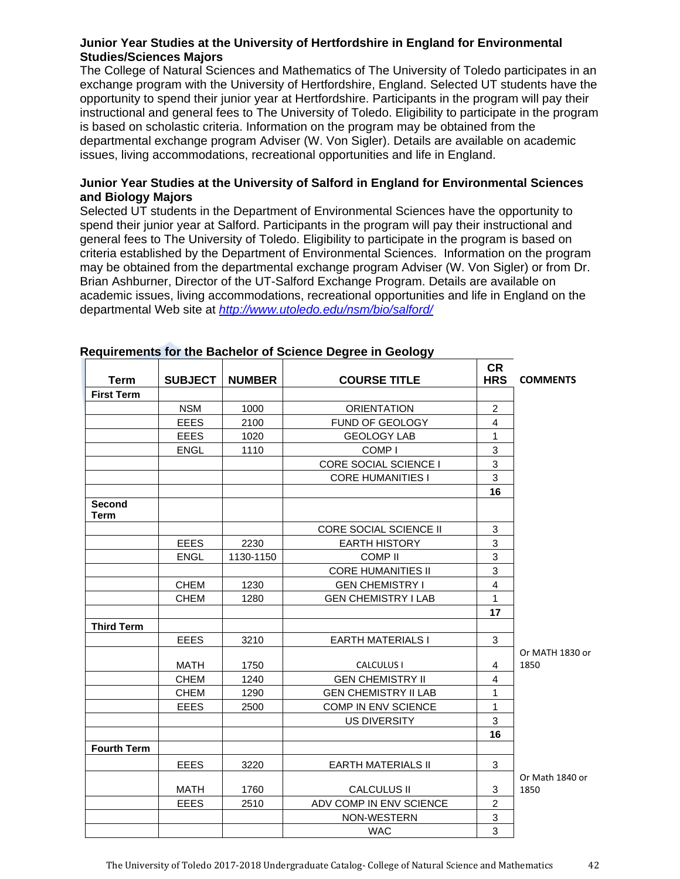### Junior Year Studies at the University of Hertfordshire in England for Environmental Studies/Sciences Majors

The College of Natural Sciences and Mathematics of The University of Toledo participates in an exchange program with the University of Hertfordshire, England. Selected UT students have the opportunity to spend their junior year at Hertfordshire. Participants in the program will pay their instructional and general fees to The University of Toledo. Eligibility to participate in the program is based on scholastic criteria. Information on the program may be obtained from the departmental exchange program Adviser (W. Von Sigler). Details are available on academic issues, living accommodations, recreational opportunities and life in England.

### Junior Year Studies at the University of Salford in England for Environmental Sciences and Biology Majors

Selected UT students in the Department of Environmental Sciences have the opportunity to spend their junior year at Salford. Participants in the program will pay their instructional and general fees to The University of Toledo. Eligibility to participate in the program is based on criteria established by the Department of Environmental Sciences. Information on the program may be obtained from the departmental exchange program Adviser (W. Von Sigler) or from Dr. Brian Ashburner, Director of the UT-Salford Exchange Program. Details are available on academic issues, living accommodations, recreational opportunities and life in England on the departmental Web site at *http://www.utoledo.edu/nsm/bio/salford/*

### Requirements for the Bachelor of Science Degree in Geology

| Term | SUBJECT | NUMBER | COURSE TITLE | CR HRS | COMMENTS |
|---|---|---|---|---|---|
| **First Term** | | | | | |
| | NSM | 1000 | ORIENTATION | 2 | |
| | EEES | 2100 | FUND OF GEOLOGY | 4 | |
| | EEES | 1020 | GEOLOGY LAB | 1 | |
| | ENGL | 1110 | COMP I | 3 | |
| | | | CORE SOCIAL SCIENCE I | 3 | |
| | | | CORE HUMANITIES I | 3 | |
| | | | | **16** | |
| **Second Term** | | | | | |
| | | | CORE SOCIAL SCIENCE II | 3 | |
| | EEES | 2230 | EARTH HISTORY | 3 | |
| | ENGL | 1130-1150 | COMP II | 3 | |
| | | | CORE HUMANITIES II | 3 | |
| | CHEM | 1230 | GEN CHEMISTRY I | 4 | |
| | CHEM | 1280 | GEN CHEMISTRY I LAB | 1 | |
| | | | | **17** | |
| **Third Term** | | | | | |
| | EEES | 3210 | EARTH MATERIALS I | 3 | |
| | MATH | 1750 | CALCULUS I | 4 | Or MATH 1830 or 1850 |
| | CHEM | 1240 | GEN CHEMISTRY II | 4 | |
| | CHEM | 1290 | GEN CHEMISTRY II LAB | 1 | |
| | EEES | 2500 | COMP IN ENV SCIENCE | 1 | |
| | | | US DIVERSITY | 3 | |
| | | | | **16** | |
| **Fourth Term** | | | | | |
| | EEES | 3220 | EARTH MATERIALS II | 3 | |
| | MATH | 1760 | CALCULUS II | 3 | Or Math 1840 or 1850 |
| | EEES | 2510 | ADV COMP IN ENV SCIENCE | 2 | |
| | | | NON-WESTERN | 3 | |
| | | | WAC | 3 | |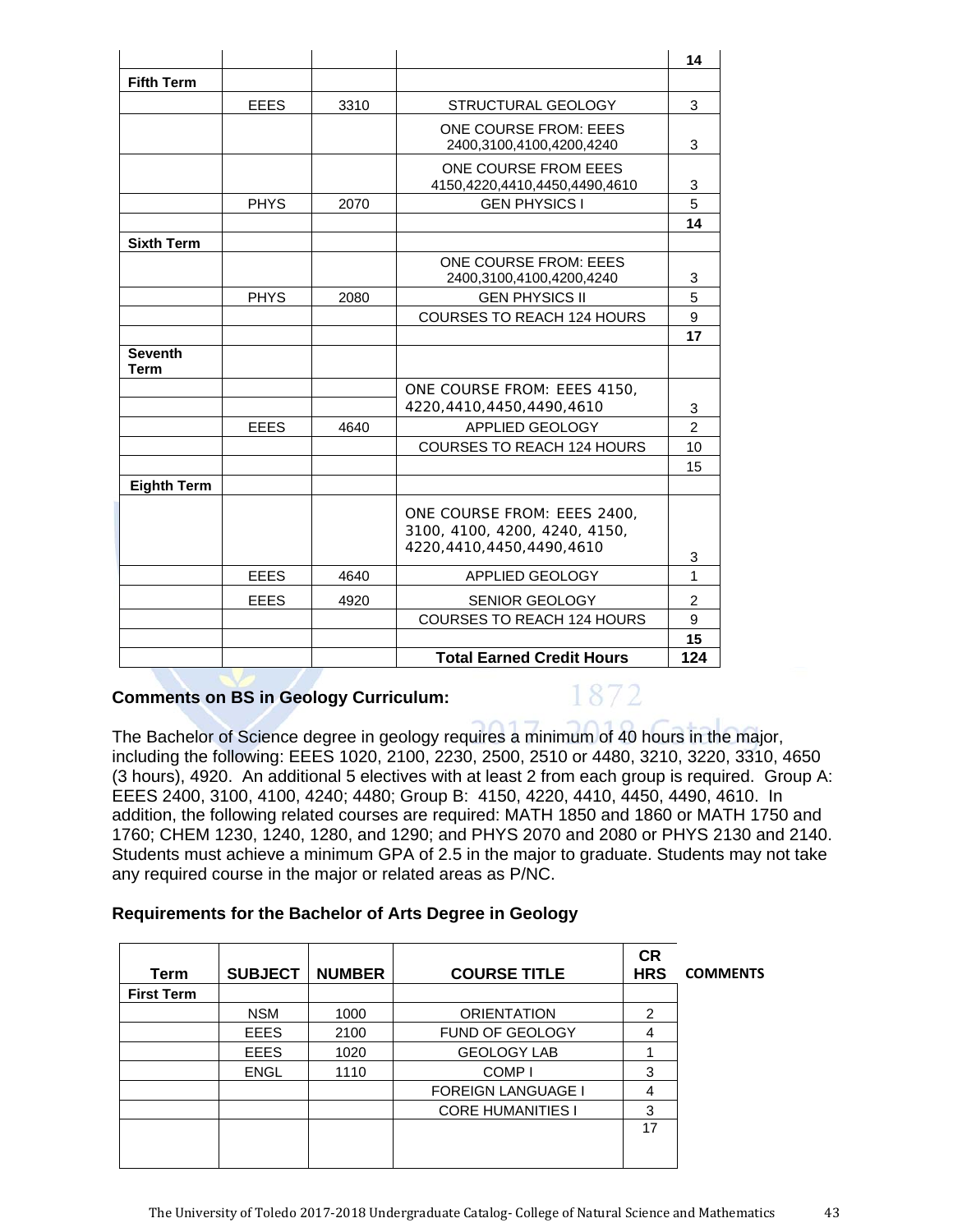| | | | | 14 |
|---|---|---|---|---|
| **Fifth Term** | | | | |
| | EEES | 3310 | STRUCTURAL GEOLOGY | 3 |
| | | | ONE COURSE FROM: EEES 2400,3100,4100,4200,4240 | 3 |
| | | | ONE COURSE FROM EEES 4150,4220,4410,4450,4490,4610 | 3 |
| | PHYS | 2070 | GEN PHYSICS I | 5 |
| | | | | **14** |
| **Sixth Term** | | | | |
| | | | ONE COURSE FROM: EEES 2400,3100,4100,4200,4240 | 3 |
| | PHYS | 2080 | GEN PHYSICS II | 5 |
| | | | COURSES TO REACH 124 HOURS | 9 |
| | | | | **17** |
| **Seventh Term** | | | | |
| | | | ONE COURSE FROM: EEES 4150, 4220,4410,4450,4490,4610 | 3 |
| | EEES | 4640 | APPLIED GEOLOGY | 2 |
| | | | COURSES TO REACH 124 HOURS | 10 |
| | | | | 15 |
| **Eighth Term** | | | | |
| | | | ONE COURSE FROM: EEES 2400, 3100, 4100, 4200, 4240, 4150, 4220,4410,4450,4490,4610 | 3 |
| | EEES | 4640 | APPLIED GEOLOGY | 1 |
| | EEES | 4920 | SENIOR GEOLOGY | 2 |
| | | | COURSES TO REACH 124 HOURS | 9 |
| | | | | **15** |
| | | | **Total Earned Credit Hours** | **124** |

**Comments on BS in Geology Curriculum:**

The Bachelor of Science degree in geology requires a minimum of 40 hours in the major, including the following: EEES 1020, 2100, 2230, 2500, 2510 or 4480, 3210, 3220, 3310, 4650 (3 hours), 4920. An additional 5 electives with at least 2 from each group is required. Group A: EEES 2400, 3100, 4100, 4240; 4480; Group B: 4150, 4220, 4410, 4450, 4490, 4610. In addition, the following related courses are required: MATH 1850 and 1860 or MATH 1750 and 1760; CHEM 1230, 1240, 1280, and 1290; and PHYS 2070 and 2080 or PHYS 2130 and 2140. Students must achieve a minimum GPA of 2.5 in the major to graduate. Students may not take any required course in the major or related areas as P/NC.

**Requirements for the Bachelor of Arts Degree in Geology**

| Term | SUBJECT | NUMBER | COURSE TITLE | CR HRS | COMMENTS |
|---|---|---|---|---|---|
| **First Term** | | | | | |
| | NSM | 1000 | ORIENTATION | 2 | |
| | EEES | 2100 | FUND OF GEOLOGY | 4 | |
| | EEES | 1020 | GEOLOGY LAB | 1 | |
| | ENGL | 1110 | COMP I | 3 | |
| | | | FOREIGN LANGUAGE I | 4 | |
| | | | CORE HUMANITIES I | 3 | |
| | | | | 17 | |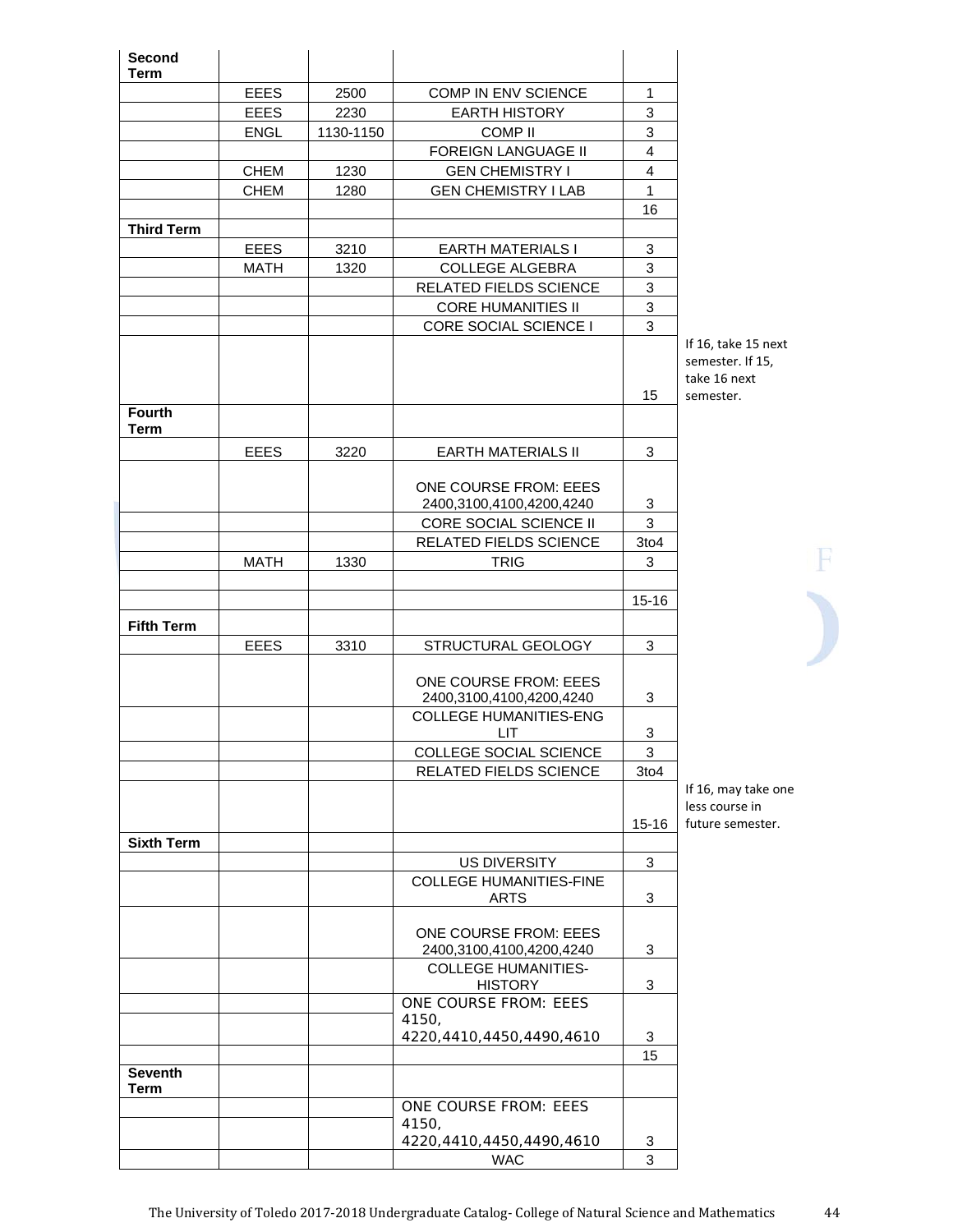| Second Term | | | | | |
|---|---|---|---|---|---|
| | EEES | 2500 | COMP IN ENV SCIENCE | 1 | |
| | EEES | 2230 | EARTH HISTORY | 3 | |
| | ENGL | 1130-1150 | COMP II | 3 | |
| | | | FOREIGN LANGUAGE II | 4 | |
| | CHEM | 1230 | GEN CHEMISTRY I | 4 | |
| | CHEM | 1280 | GEN CHEMISTRY I LAB | 1 | |
| | | | | 16 | |
| **Third Term** | | | | | |
| | EEES | 3210 | EARTH MATERIALS I | 3 | |
| | MATH | 1320 | COLLEGE ALGEBRA | 3 | |
| | | | RELATED FIELDS SCIENCE | 3 | |
| | | | CORE HUMANITIES II | 3 | |
| | | | CORE SOCIAL SCIENCE I | 3 | |
| | | | | 15 | If 16, take 15 next semester. If 15, take 16 next semester. |
| **Fourth Term** | | | | | |
| | EEES | 3220 | EARTH MATERIALS II | 3 | |
| | | | ONE COURSE FROM: EEES 2400,3100,4100,4200,4240 | 3 | |
| | | | CORE SOCIAL SCIENCE II | 3 | |
| | | | RELATED FIELDS SCIENCE | 3to4 | |
| | MATH | 1330 | TRIG | 3 | |
| | | | | | |
| | | | | 15-16 | |
| **Fifth Term** | | | | | |
| | EEES | 3310 | STRUCTURAL GEOLOGY | 3 | |
| | | | ONE COURSE FROM: EEES 2400,3100,4100,4200,4240 | 3 | |
| | | | COLLEGE HUMANITIES-ENG LIT | 3 | |
| | | | COLLEGE SOCIAL SCIENCE | 3 | |
| | | | RELATED FIELDS SCIENCE | 3to4 | |
| | | | | 15-16 | If 16, may take one less course in future semester. |
| **Sixth Term** | | | | | |
| | | | US DIVERSITY | 3 | |
| | | | COLLEGE HUMANITIES-FINE ARTS | 3 | |
| | | | ONE COURSE FROM: EEES 2400,3100,4100,4200,4240 | 3 | |
| | | | COLLEGE HUMANITIES-HISTORY | 3 | |
| | | | ONE COURSE FROM: EEES 4150, 4220,4410,4450,4490,4610 | 3 | |
| | | | | 15 | |
| **Seventh Term** | | | | | |
| | | | ONE COURSE FROM: EEES 4150, 4220,4410,4450,4490,4610 | 3 | |
| | | | WAC | 3 | |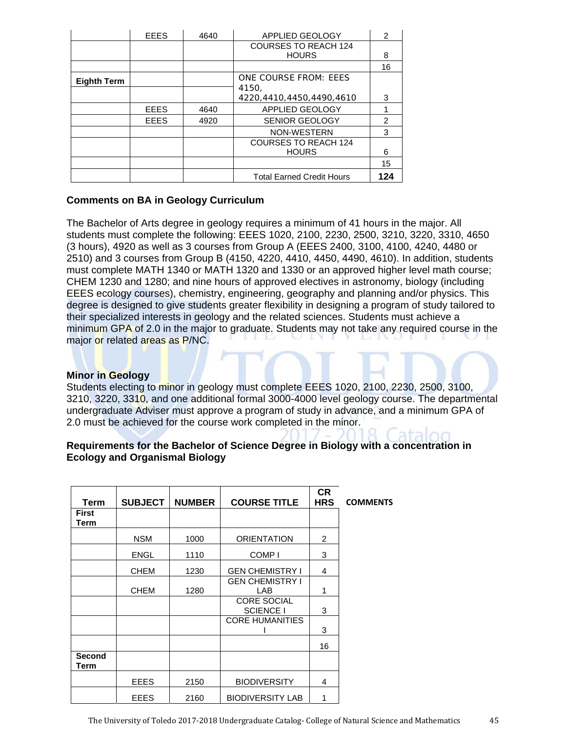| | | | | |
|---|---|---|---|---|
| | EEES | 4640 | APPLIED GEOLOGY | 2 |
| | | | COURSES TO REACH 124 HOURS | 8 |
| | | | | 16 |
| **Eighth Term** | | | ONE COURSE FROM: EEES 4150, 4220,4410,4450,4490,4610 | 3 |
| | EEES | 4640 | APPLIED GEOLOGY | 1 |
| | EEES | 4920 | SENIOR GEOLOGY | 2 |
| | | | NON-WESTERN | 3 |
| | | | COURSES TO REACH 124 HOURS | 6 |
| | | | | 15 |
| | | | Total Earned Credit Hours | **124** |

**Comments on BA in Geology Curriculum**

The Bachelor of Arts degree in geology requires a minimum of 41 hours in the major. All students must complete the following: EEES 1020, 2100, 2230, 2500, 3210, 3220, 3310, 4650 (3 hours), 4920 as well as 3 courses from Group A (EEES 2400, 3100, 4100, 4240, 4480 or 2510) and 3 courses from Group B (4150, 4220, 4410, 4450, 4490, 4610). In addition, students must complete MATH 1340 or MATH 1320 and 1330 or an approved higher level math course; CHEM 1230 and 1280; and nine hours of approved electives in astronomy, biology (including EEES ecology courses), chemistry, engineering, geography and planning and/or physics. This degree is designed to give students greater flexibility in designing a program of study tailored to their specialized interests in geology and the related sciences. Students must achieve a minimum GPA of 2.0 in the major to graduate. Students may not take any required course in the major or related areas as P/NC.

**Minor in Geology**

Students electing to minor in geology must complete EEES 1020, 2100, 2230, 2500, 3100, 3210, 3220, 3310, and one additional formal 3000-4000 level geology course. The departmental undergraduate Adviser must approve a program of study in advance, and a minimum GPA of 2.0 must be achieved for the course work completed in the minor.

**Requirements for the Bachelor of Science Degree in Biology with a concentration in Ecology and Organismal Biology**

| Term | SUBJECT | NUMBER | COURSE TITLE | CR HRS | COMMENTS |
|---|---|---|---|---|---|
| **First Term** | | | | | |
| | NSM | 1000 | ORIENTATION | 2 | |
| | ENGL | 1110 | COMP I | 3 | |
| | CHEM | 1230 | GEN CHEMISTRY I | 4 | |
| | CHEM | 1280 | GEN CHEMISTRY I LAB | 1 | |
| | | | CORE SOCIAL SCIENCE I | 3 | |
| | | | CORE HUMANITIES I | 3 | |
| | | | | 16 | |
| **Second Term** | | | | | |
| | EEES | 2150 | BIODIVERSITY | 4 | |
| | EEES | 2160 | BIODIVERSITY LAB | 1 | |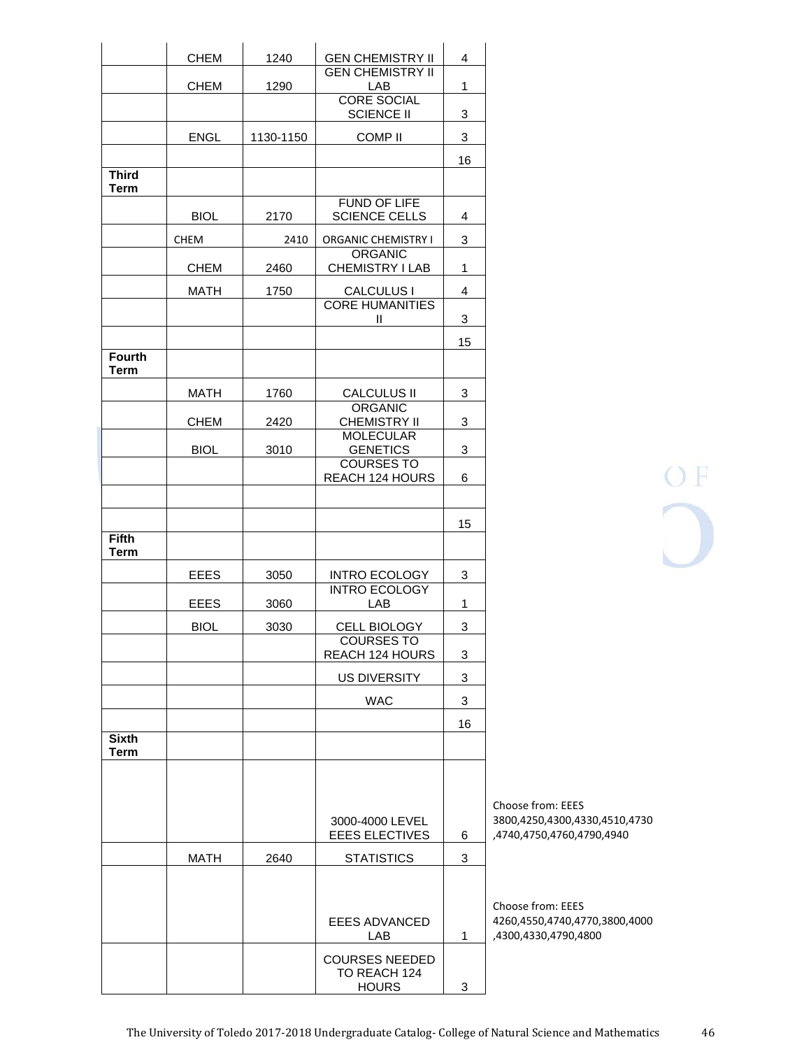| | | | | |
|---|---|---|---|---|
| | CHEM | 1240 | GEN CHEMISTRY II | 4 |
| | CHEM | 1290 | GEN CHEMISTRY II LAB | 1 |
| | | | CORE SOCIAL SCIENCE II | 3 |
| | ENGL | 1130-1150 | COMP II | 3 |
| | | | | 16 |
| **Third Term** | | | | |
| | BIOL | 2170 | FUND OF LIFE SCIENCE CELLS | 4 |
| | CHEM | 2410 | ORGANIC CHEMISTRY I | 3 |
| | CHEM | 2460 | ORGANIC CHEMISTRY I LAB | 1 |
| | MATH | 1750 | CALCULUS I | 4 |
| | | | CORE HUMANITIES II | 3 |
| | | | | 15 |
| **Fourth Term** | | | | |
| | MATH | 1760 | CALCULUS II | 3 |
| | CHEM | 2420 | ORGANIC CHEMISTRY II | 3 |
| | BIOL | 3010 | MOLECULAR GENETICS | 3 |
| | | | COURSES TO REACH 124 HOURS | 6 |
| | | | | |
| | | | | 15 |
| **Fifth Term** | | | | |
| | EEES | 3050 | INTRO ECOLOGY | 3 |
| | EEES | 3060 | INTRO ECOLOGY LAB | 1 |
| | BIOL | 3030 | CELL BIOLOGY | 3 |
| | | | COURSES TO REACH 124 HOURS | 3 |
| | | | US DIVERSITY | 3 |
| | | | WAC | 3 |
| | | | | 16 |
| **Sixth Term** | | | | |
| | | | 3000-4000 LEVEL EEES ELECTIVES | 6 |
| | MATH | 2640 | STATISTICS | 3 |
| | | | EEES ADVANCED LAB | 1 |
| | | | COURSES NEEDED TO REACH 124 HOURS | 3 |

3000-4000 LEVEL EEES ELECTIVES: Choose from: EEES 3800,4250,4300,4330,4510,4730,4740,4750,4760,4790,4940

EEES ADVANCED LAB: Choose from: EEES 4260,4550,4740,4770,3800,4000,4300,4330,4790,4800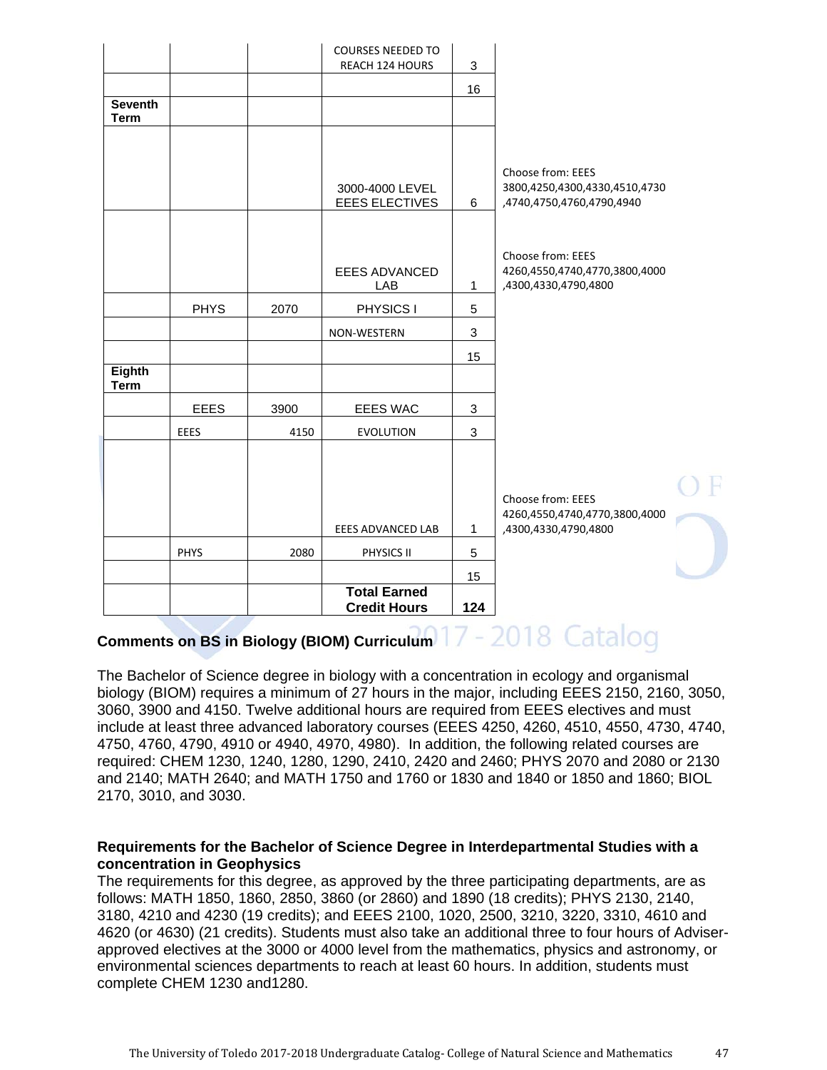| | | | | | |
|---|---|---|---|---|---|
| | | | COURSES NEEDED TO REACH 124 HOURS | 3 | |
| | | | | 16 | |
| **Seventh Term** | | | | | |
| | | | 3000-4000 LEVEL EEES ELECTIVES | 6 | Choose from: EEES 3800,4250,4300,4330,4510,4730,4740,4750,4760,4790,4940 |
| | | | EEES ADVANCED LAB | 1 | Choose from: EEES 4260,4550,4740,4770,3800,4000,4300,4330,4790,4800 |
| | PHYS | 2070 | PHYSICS I | 5 | |
| | | | NON-WESTERN | 3 | |
| | | | | 15 | |
| **Eighth Term** | | | | | |
| | EEES | 3900 | EEES WAC | 3 | |
| | EEES | 4150 | EVOLUTION | 3 | |
| | | | EEES ADVANCED LAB | 1 | Choose from: EEES 4260,4550,4740,4770,3800,4000,4300,4330,4790,4800 |
| | PHYS | 2080 | PHYSICS II | 5 | |
| | | | | 15 | |
| | | | **Total Earned Credit Hours** | **124** | |

**Comments on BS in Biology (BIOM) Curriculum**

The Bachelor of Science degree in biology with a concentration in ecology and organismal biology (BIOM) requires a minimum of 27 hours in the major, including EEES 2150, 2160, 3050, 3060, 3900 and 4150. Twelve additional hours are required from EEES electives and must include at least three advanced laboratory courses (EEES 4250, 4260, 4510, 4550, 4730, 4740, 4750, 4760, 4790, 4910 or 4940, 4970, 4980). In addition, the following related courses are required: CHEM 1230, 1240, 1280, 1290, 2410, 2420 and 2460; PHYS 2070 and 2080 or 2130 and 2140; MATH 2640; and MATH 1750 and 1760 or 1830 and 1840 or 1850 and 1860; BIOL 2170, 3010, and 3030.

**Requirements for the Bachelor of Science Degree in Interdepartmental Studies with a concentration in Geophysics**

The requirements for this degree, as approved by the three participating departments, are as follows: MATH 1850, 1860, 2850, 3860 (or 2860) and 1890 (18 credits); PHYS 2130, 2140, 3180, 4210 and 4230 (19 credits); and EEES 2100, 1020, 2500, 3210, 3220, 3310, 4610 and 4620 (or 4630) (21 credits). Students must also take an additional three to four hours of Adviser-approved electives at the 3000 or 4000 level from the mathematics, physics and astronomy, or environmental sciences departments to reach at least 60 hours. In addition, students must complete CHEM 1230 and1280.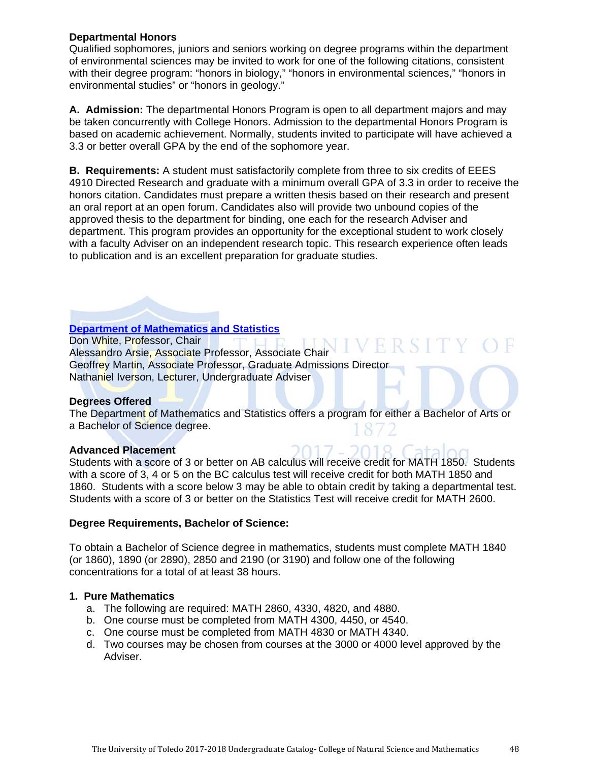**Departmental Honors**
Qualified sophomores, juniors and seniors working on degree programs within the department of environmental sciences may be invited to work for one of the following citations, consistent with their degree program: "honors in biology," "honors in environmental sciences," "honors in environmental studies" or "honors in geology."

**A. Admission:** The departmental Honors Program is open to all department majors and may be taken concurrently with College Honors. Admission to the departmental Honors Program is based on academic achievement. Normally, students invited to participate will have achieved a 3.3 or better overall GPA by the end of the sophomore year.

**B. Requirements:** A student must satisfactorily complete from three to six credits of EEES 4910 Directed Research and graduate with a minimum overall GPA of 3.3 in order to receive the honors citation. Candidates must prepare a written thesis based on their research and present an oral report at an open forum. Candidates also will provide two unbound copies of the approved thesis to the department for binding, one each for the research Adviser and department. This program provides an opportunity for the exceptional student to work closely with a faculty Adviser on an independent research topic. This research experience often leads to publication and is an excellent preparation for graduate studies.

## Department of Mathematics and Statistics

Don White, Professor, Chair
Alessandro Arsie, Associate Professor, Associate Chair
Geoffrey Martin, Associate Professor, Graduate Admissions Director
Nathaniel Iverson, Lecturer, Undergraduate Adviser

**Degrees Offered**
The Department of Mathematics and Statistics offers a program for either a Bachelor of Arts or a Bachelor of Science degree.

**Advanced Placement**
Students with a score of 3 or better on AB calculus will receive credit for MATH 1850. Students with a score of 3, 4 or 5 on the BC calculus test will receive credit for both MATH 1850 and 1860. Students with a score below 3 may be able to obtain credit by taking a departmental test. Students with a score of 3 or better on the Statistics Test will receive credit for MATH 2600.

**Degree Requirements, Bachelor of Science:**

To obtain a Bachelor of Science degree in mathematics, students must complete MATH 1840 (or 1860), 1890 (or 2890), 2850 and 2190 (or 3190) and follow one of the following concentrations for a total of at least 38 hours.

**1. Pure Mathematics**

a. The following are required: MATH 2860, 4330, 4820, and 4880.
b. One course must be completed from MATH 4300, 4450, or 4540.
c. One course must be completed from MATH 4830 or MATH 4340.
d. Two courses may be chosen from courses at the 3000 or 4000 level approved by the Adviser.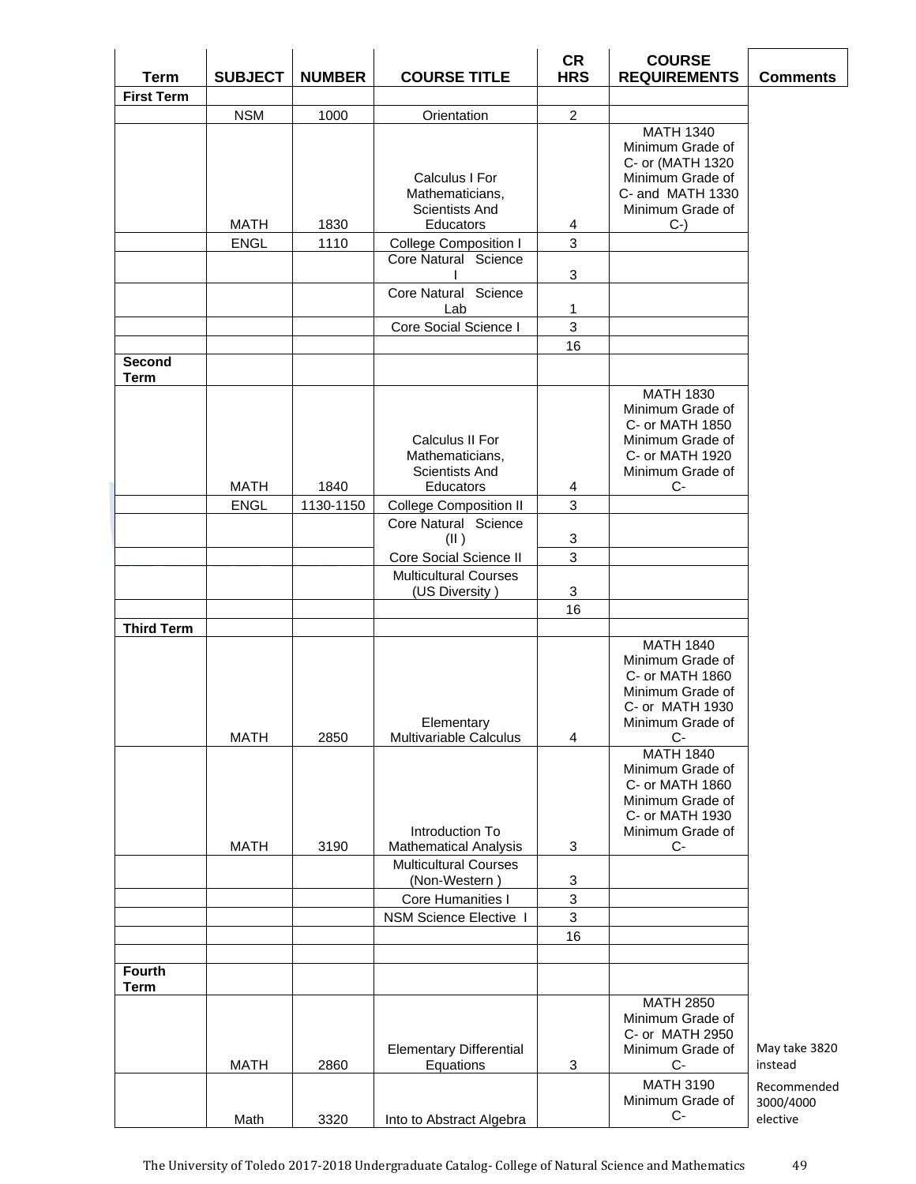| Term | SUBJECT | NUMBER | COURSE TITLE | CR HRS | COURSE REQUIREMENTS | Comments |
| --- | --- | --- | --- | --- | --- | --- |
| **First Term** | | | | | | |
| | NSM | 1000 | Orientation | 2 | | |
| | MATH | 1830 | Calculus I For Mathematicians, Scientists And Educators | 4 | MATH 1340 Minimum Grade of C- or (MATH 1320 Minimum Grade of C- and MATH 1330 Minimum Grade of C-) | |
| | ENGL | 1110 | College Composition I | 3 | | |
| | | | Core Natural Science I | 3 | | |
| | | | Core Natural Science Lab | 1 | | |
| | | | Core Social Science I | 3 | | |
| | | | | 16 | | |
| **Second Term** | | | | | | |
| | MATH | 1840 | Calculus II For Mathematicians, Scientists And Educators | 4 | MATH 1830 Minimum Grade of C- or MATH 1850 Minimum Grade of C- or MATH 1920 Minimum Grade of C- | |
| | ENGL | 1130-1150 | College Composition II | 3 | | |
| | | | Core Natural Science (II ) | 3 | | |
| | | | Core Social Science II | 3 | | |
| | | | Multicultural Courses (US Diversity ) | 3 | | |
| | | | | 16 | | |
| **Third Term** | | | | | | |
| | MATH | 2850 | Elementary Multivariable Calculus | 4 | MATH 1840 Minimum Grade of C- or MATH 1860 Minimum Grade of C- or MATH 1930 Minimum Grade of C- | |
| | MATH | 3190 | Introduction To Mathematical Analysis | 3 | MATH 1840 Minimum Grade of C- or MATH 1860 Minimum Grade of C- or MATH 1930 Minimum Grade of C- | |
| | | | Multicultural Courses (Non-Western ) | 3 | | |
| | | | Core Humanities I | 3 | | |
| | | | NSM Science Elective I | 3 | | |
| | | | | 16 | | |
| | | | | | | |
| **Fourth Term** | | | | | | |
| | MATH | 2860 | Elementary Differential Equations | 3 | MATH 2850 Minimum Grade of C- or MATH 2950 Minimum Grade of C- | May take 3820 instead |
| | Math | 3320 | Into to Abstract Algebra | | MATH 3190 Minimum Grade of C- | Recommended 3000/4000 elective |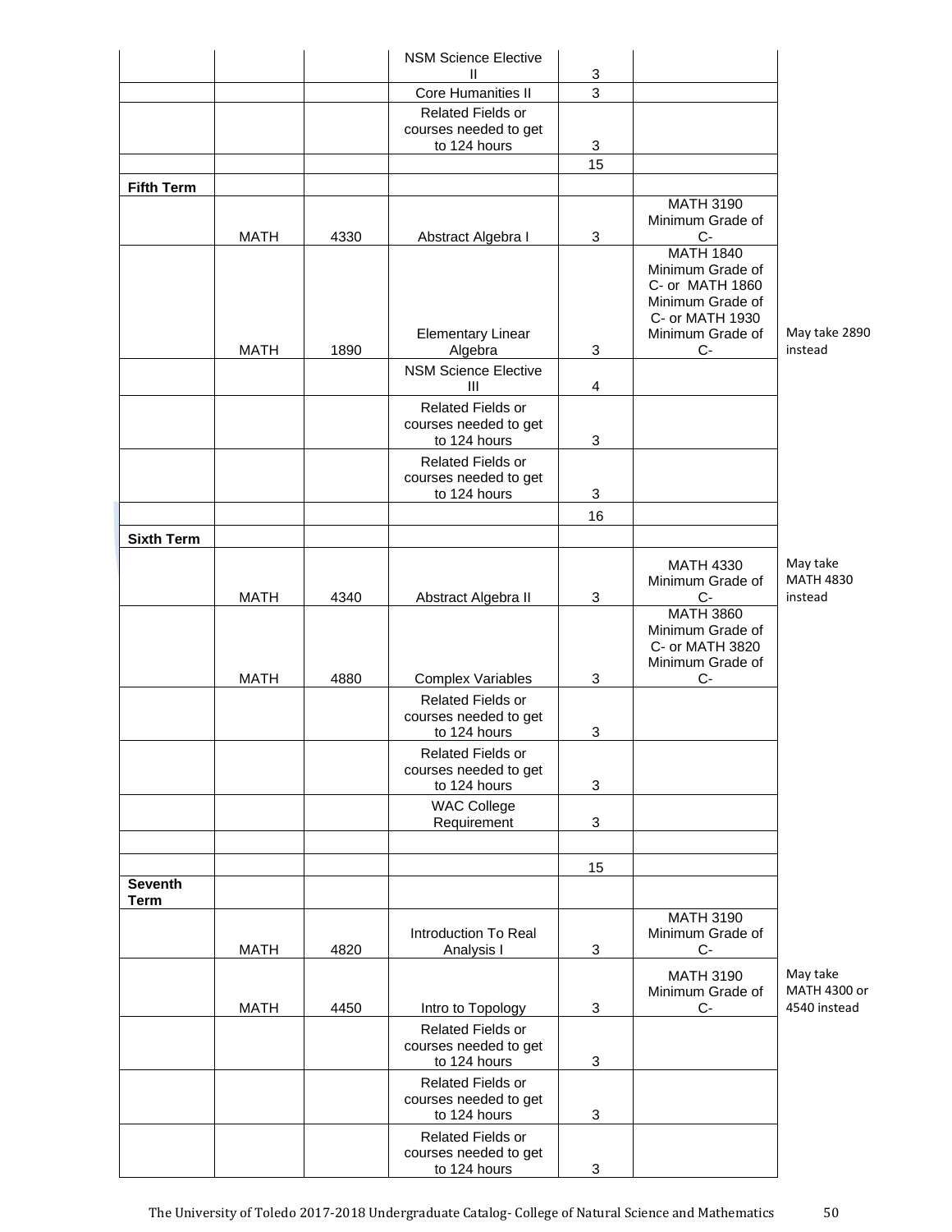| | | | | | | |
|---|---|---|---|---|---|---|
| | | | NSM Science Elective II | 3 | | |
| | | | Core Humanities II | 3 | | |
| | | | Related Fields or courses needed to get to 124 hours | 3 | | |
| | | | | 15 | | |
| **Fifth Term** | | | | | | |
| | MATH | 4330 | Abstract Algebra I | 3 | MATH 3190 Minimum Grade of C- | |
| | MATH | 1890 | Elementary Linear Algebra | 3 | MATH 1840 Minimum Grade of C- or MATH 1860 Minimum Grade of C- or MATH 1930 Minimum Grade of C- | May take 2890 instead |
| | | | NSM Science Elective III | 4 | | |
| | | | Related Fields or courses needed to get to 124 hours | 3 | | |
| | | | Related Fields or courses needed to get to 124 hours | 3 | | |
| | | | | 16 | | |
| **Sixth Term** | | | | | | |
| | MATH | 4340 | Abstract Algebra II | 3 | MATH 4330 Minimum Grade of C- | May take MATH 4830 instead |
| | MATH | 4880 | Complex Variables | 3 | MATH 3860 Minimum Grade of C- or MATH 3820 Minimum Grade of C- | |
| | | | Related Fields or courses needed to get to 124 hours | 3 | | |
| | | | Related Fields or courses needed to get to 124 hours | 3 | | |
| | | | WAC College Requirement | 3 | | |
| | | | | | | |
| | | | | 15 | | |
| **Seventh Term** | | | | | | |
| | MATH | 4820 | Introduction To Real Analysis I | 3 | MATH 3190 Minimum Grade of C- | |
| | MATH | 4450 | Intro to Topology | 3 | MATH 3190 Minimum Grade of C- | May take MATH 4300 or 4540 instead |
| | | | Related Fields or courses needed to get to 124 hours | 3 | | |
| | | | Related Fields or courses needed to get to 124 hours | 3 | | |
| | | | Related Fields or courses needed to get to 124 hours | 3 | | |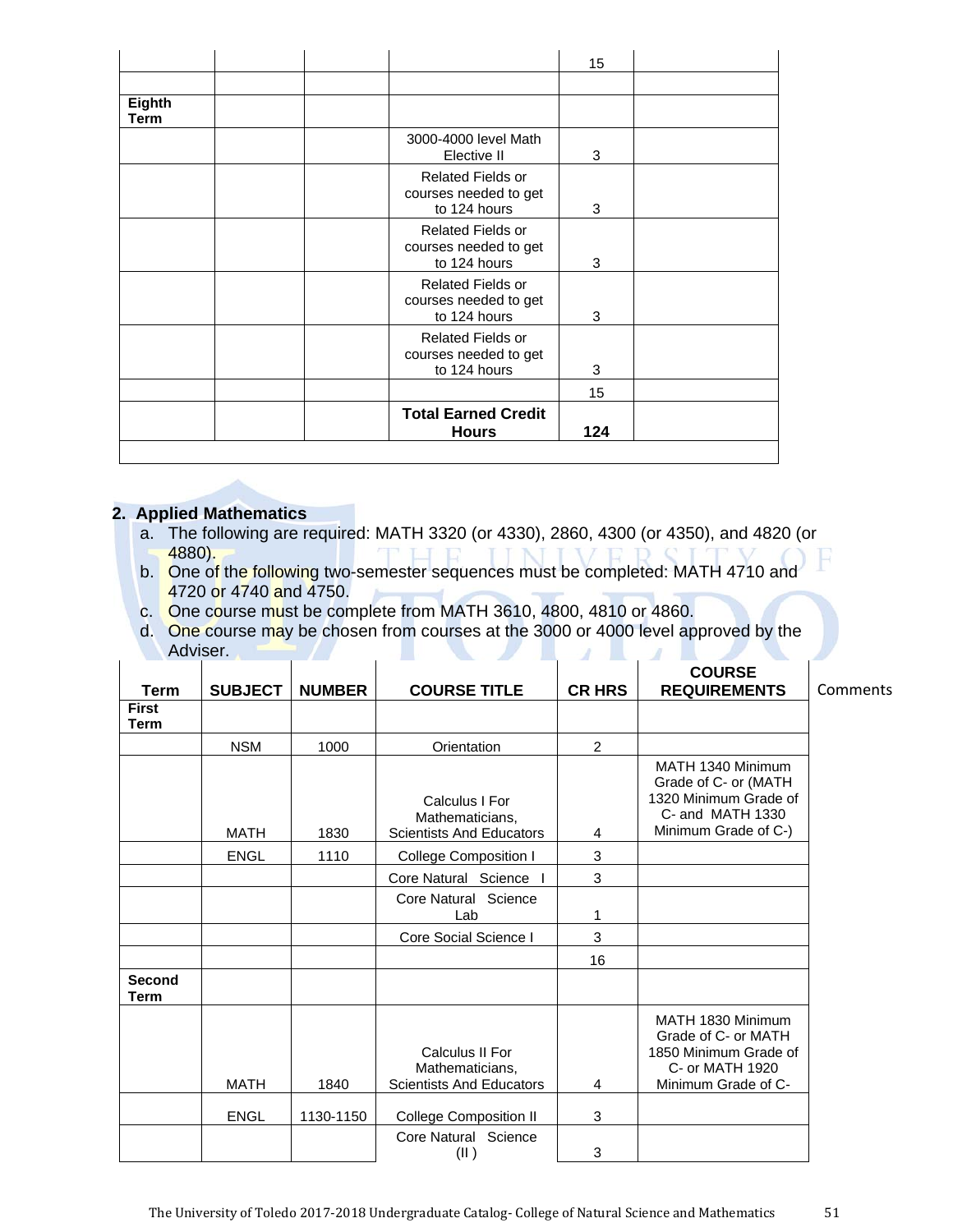| | | | | 15 | |
|---|---|---|---|---|---|
| | | | | | |
| **Eighth Term** | | | | | |
| | | | 3000-4000 level Math Elective II | 3 | |
| | | | Related Fields or courses needed to get to 124 hours | 3 | |
| | | | Related Fields or courses needed to get to 124 hours | 3 | |
| | | | Related Fields or courses needed to get to 124 hours | 3 | |
| | | | Related Fields or courses needed to get to 124 hours | 3 | |
| | | | | 15 | |
| | | | **Total Earned Credit Hours** | **124** | |

## 2. Applied Mathematics

a. The following are required: MATH 3320 (or 4330), 2860, 4300 (or 4350), and 4820 (or 4880).

b. One of the following two-semester sequences must be completed: MATH 4710 and 4720 or 4740 and 4750.

c. One course must be complete from MATH 3610, 4800, 4810 or 4860.

d. One course may be chosen from courses at the 3000 or 4000 level approved by the Adviser.

| Term | SUBJECT | NUMBER | COURSE TITLE | CR HRS | COURSE REQUIREMENTS | Comments |
|---|---|---|---|---|---|---|
| **First Term** | | | | | | |
| | NSM | 1000 | Orientation | 2 | | |
| | MATH | 1830 | Calculus I For Mathematicians, Scientists And Educators | 4 | MATH 1340 Minimum Grade of C- or (MATH 1320 Minimum Grade of C- and MATH 1330 Minimum Grade of C-) | |
| | ENGL | 1110 | College Composition I | 3 | | |
| | | | Core Natural Science I | 3 | | |
| | | | Core Natural Science Lab | 1 | | |
| | | | Core Social Science I | 3 | | |
| | | | | 16 | | |
| **Second Term** | | | | | | |
| | MATH | 1840 | Calculus II For Mathematicians, Scientists And Educators | 4 | MATH 1830 Minimum Grade of C- or MATH 1850 Minimum Grade of C- or MATH 1920 Minimum Grade of C- | |
| | ENGL | 1130-1150 | College Composition II | 3 | | |
| | | | Core Natural Science (II ) | 3 | | |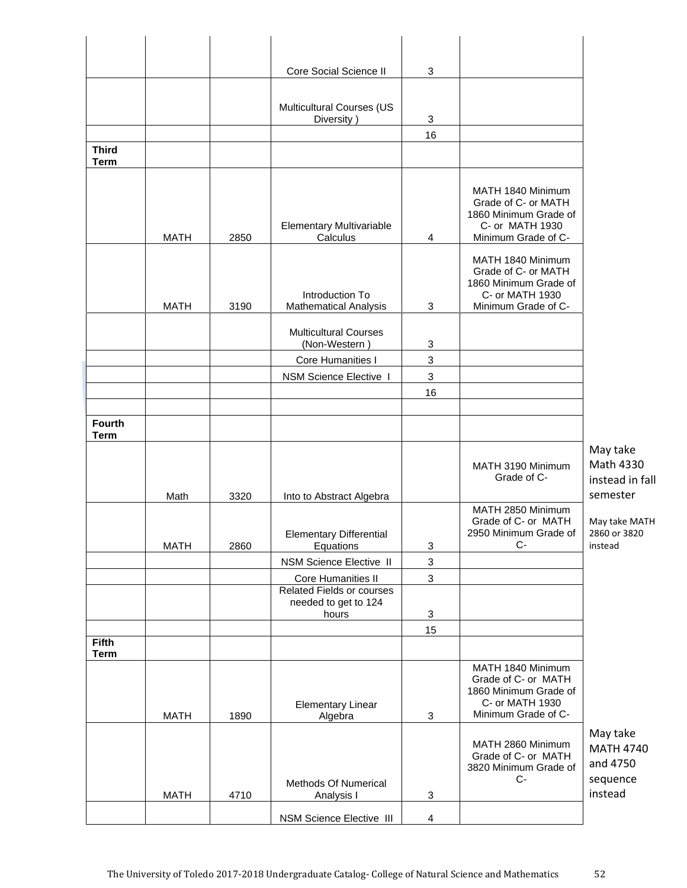| | | | | | |
|---|---|---|---|---|---|
| | | | Core Social Science II | 3 | |
| | | | Multicultural Courses (US Diversity ) | 3 | |
| | | | | 16 | |
| **Third Term** | | | | | |
| | MATH | 2850 | Elementary Multivariable Calculus | 4 | MATH 1840 Minimum Grade of C- or MATH 1860 Minimum Grade of C- or MATH 1930 Minimum Grade of C- |
| | MATH | 3190 | Introduction To Mathematical Analysis | 3 | MATH 1840 Minimum Grade of C- or MATH 1860 Minimum Grade of C- or MATH 1930 Minimum Grade of C- |
| | | | Multicultural Courses (Non-Western ) | 3 | |
| | | | Core Humanities I | 3 | |
| | | | NSM Science Elective I | 3 | |
| | | | | 16 | |
| | | | | | |
| **Fourth Term** | | | | | |
| | Math | 3320 | Into to Abstract Algebra | | MATH 3190 Minimum Grade of C- |
| | MATH | 2860 | Elementary Differential Equations | 3 | MATH 2850 Minimum Grade of C- or MATH 2950 Minimum Grade of C- |
| | | | NSM Science Elective II | 3 | |
| | | | Core Humanities II | 3 | |
| | | | Related Fields or courses needed to get to 124 hours | 3 | |
| | | | | 15 | |
| **Fifth Term** | | | | | |
| | MATH | 1890 | Elementary Linear Algebra | 3 | MATH 1840 Minimum Grade of C- or MATH 1860 Minimum Grade of C- or MATH 1930 Minimum Grade of C- |
| | MATH | 4710 | Methods Of Numerical Analysis I | 3 | MATH 2860 Minimum Grade of C- or MATH 3820 Minimum Grade of C- |
| | | | NSM Science Elective III | 4 | |

Notes:

- Math 3320: May take Math 4330 instead in fall semester
- MATH 2860: May take MATH 2860 or 3820 instead
- MATH 4710: May take MATH 4740 and 4750 sequence instead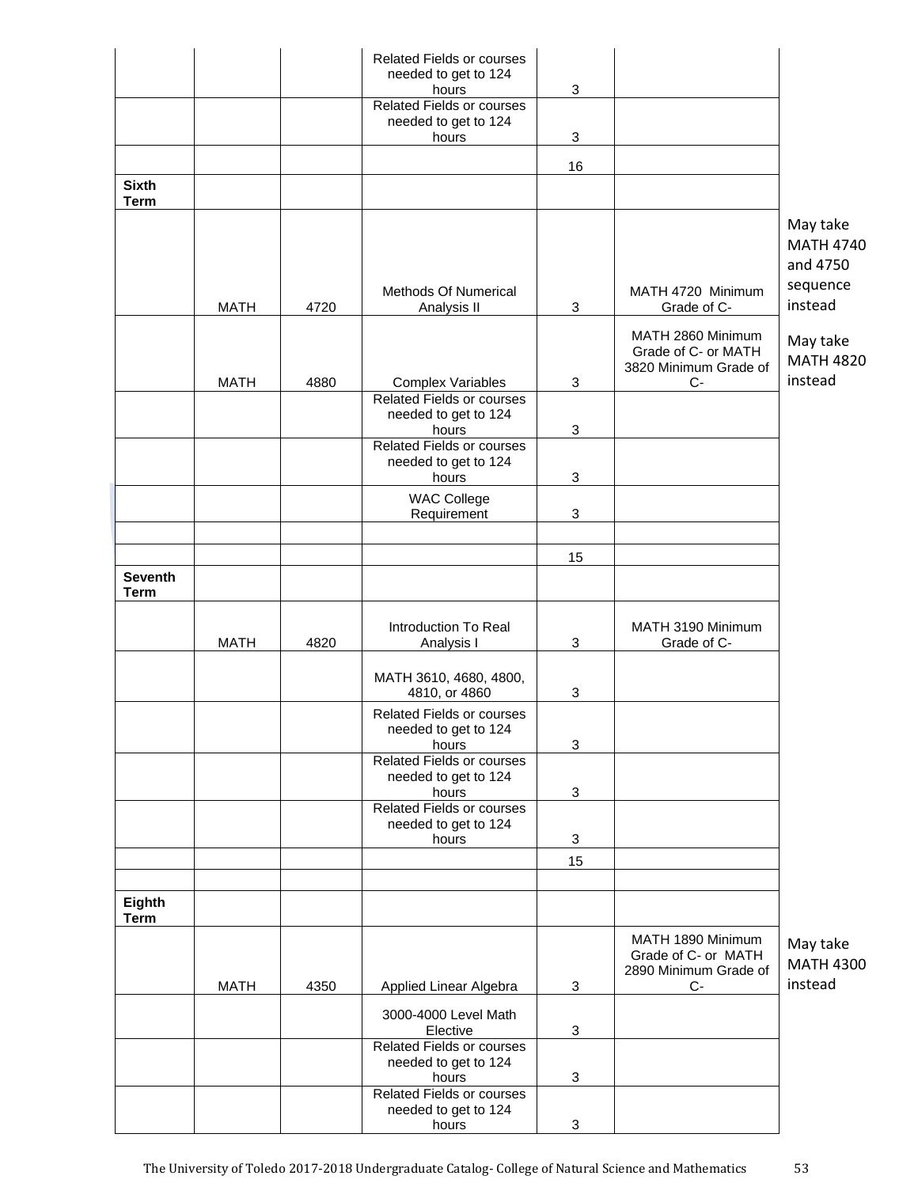| | | | | | | |
|---|---|---|---|---|---|---|
| | | | Related Fields or courses needed to get to 124 hours | 3 | | |
| | | | Related Fields or courses needed to get to 124 hours | 3 | | |
| | | | | 16 | | |
| **Sixth Term** | | | | | | |
| | MATH | 4720 | Methods Of Numerical Analysis II | 3 | MATH 4720 Minimum Grade of C- | May take MATH 4740 and 4750 sequence instead |
| | MATH | 4880 | Complex Variables | 3 | MATH 2860 Minimum Grade of C- or MATH 3820 Minimum Grade of C- | May take MATH 4820 instead |
| | | | Related Fields or courses needed to get to 124 hours | 3 | | |
| | | | Related Fields or courses needed to get to 124 hours | 3 | | |
| | | | WAC College Requirement | 3 | | |
| | | | | | | |
| | | | | 15 | | |
| **Seventh Term** | | | | | | |
| | MATH | 4820 | Introduction To Real Analysis I | 3 | MATH 3190 Minimum Grade of C- | |
| | | | MATH 3610, 4680, 4800, 4810, or 4860 | 3 | | |
| | | | Related Fields or courses needed to get to 124 hours | 3 | | |
| | | | Related Fields or courses needed to get to 124 hours | 3 | | |
| | | | Related Fields or courses needed to get to 124 hours | 3 | | |
| | | | | 15 | | |
| | | | | | | |
| **Eighth Term** | | | | | | |
| | MATH | 4350 | Applied Linear Algebra | 3 | MATH 1890 Minimum Grade of C- or MATH 2890 Minimum Grade of C- | May take MATH 4300 instead |
| | | | 3000-4000 Level Math Elective | 3 | | |
| | | | Related Fields or courses needed to get to 124 hours | 3 | | |
| | | | Related Fields or courses needed to get to 124 hours | 3 | | |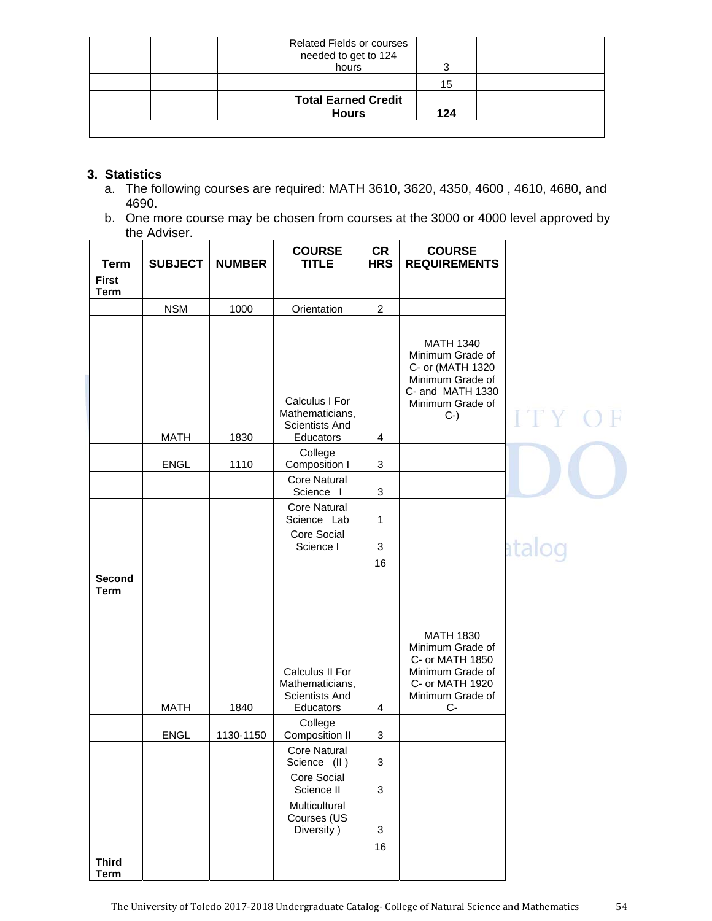| | | | Related Fields or courses needed to get to 124 hours | 3 | |
|---|---|---|---|---|---|
| | | | | 15 | |
| | | | **Total Earned Credit Hours** | **124** | |
| | | | | | |

**3. Statistics**

a. The following courses are required: MATH 3610, 3620, 4350, 4600 , 4610, 4680, and 4690.

b. One more course may be chosen from courses at the 3000 or 4000 level approved by the Adviser.

| Term | SUBJECT | NUMBER | COURSE TITLE | CR HRS | COURSE REQUIREMENTS |
|---|---|---|---|---|---|
| **First Term** | | | | | |
| | NSM | 1000 | Orientation | 2 | |
| | MATH | 1830 | Calculus I For Mathematicians, Scientists And Educators | 4 | MATH 1340 Minimum Grade of C- or (MATH 1320 Minimum Grade of C- and MATH 1330 Minimum Grade of C-) |
| | ENGL | 1110 | College Composition I | 3 | |
| | | | Core Natural Science I | 3 | |
| | | | Core Natural Science Lab | 1 | |
| | | | Core Social Science I | 3 | |
| | | | | 16 | |
| **Second Term** | | | | | |
| | MATH | 1840 | Calculus II For Mathematicians, Scientists And Educators | 4 | MATH 1830 Minimum Grade of C- or MATH 1850 Minimum Grade of C- or MATH 1920 Minimum Grade of C- |
| | ENGL | 1130-1150 | College Composition II | 3 | |
| | | | Core Natural Science (II ) | 3 | |
| | | | Core Social Science II | 3 | |
| | | | Multicultural Courses (US Diversity ) | 3 | |
| | | | | 16 | |
| **Third Term** | | | | | |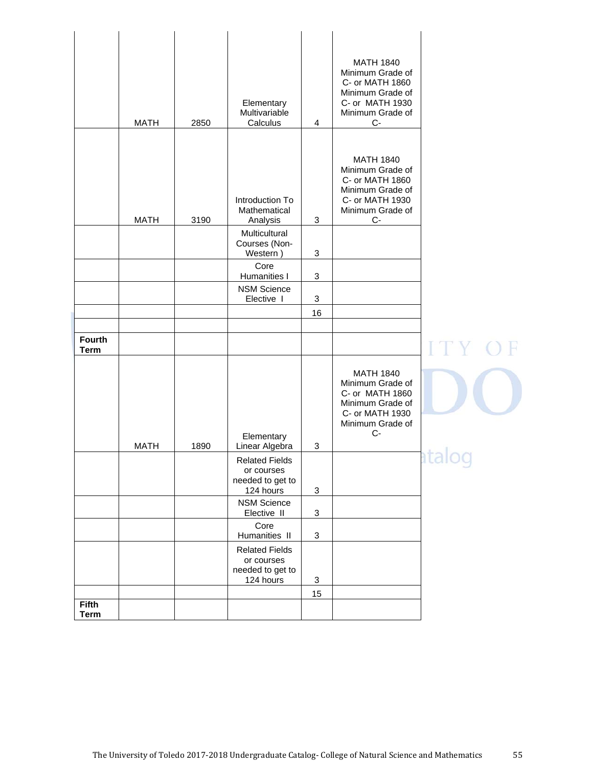| | | | | | |
|---|---|---|---|---|---|
| | MATH | 2850 | Elementary Multivariable Calculus | 4 | MATH 1840 Minimum Grade of C- or MATH 1860 Minimum Grade of C- or MATH 1930 Minimum Grade of C- |
| | MATH | 3190 | Introduction To Mathematical Analysis | 3 | MATH 1840 Minimum Grade of C- or MATH 1860 Minimum Grade of C- or MATH 1930 Minimum Grade of C- |
| | | | Multicultural Courses (Non-Western ) | 3 | |
| | | | Core Humanities I | 3 | |
| | | | NSM Science Elective I | 3 | |
| | | | | 16 | |
| | | | | | |
| **Fourth Term** | | | | | |
| | MATH | 1890 | Elementary Linear Algebra | 3 | MATH 1840 Minimum Grade of C- or MATH 1860 Minimum Grade of C- or MATH 1930 Minimum Grade of C- |
| | | | Related Fields or courses needed to get to 124 hours | 3 | |
| | | | NSM Science Elective II | 3 | |
| | | | Core Humanities II | 3 | |
| | | | Related Fields or courses needed to get to 124 hours | 3 | |
| | | | | 15 | |
| **Fifth Term** | | | | | |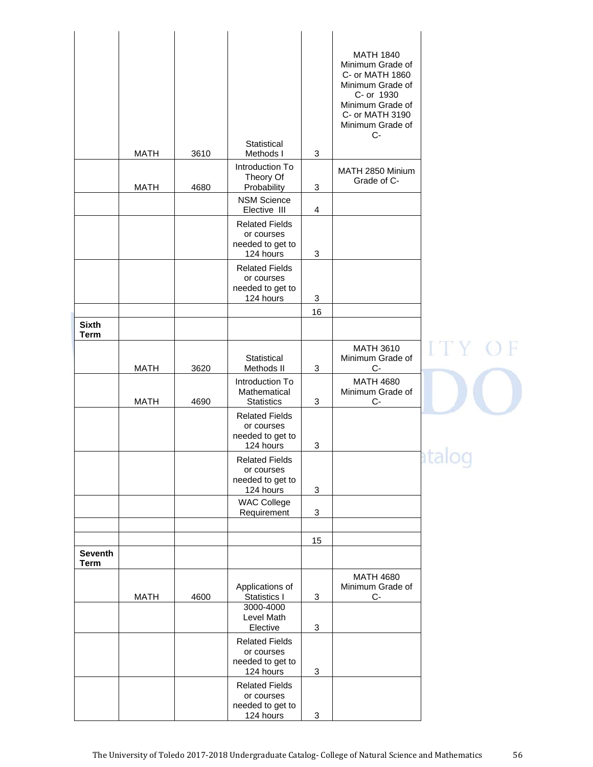| | | | | | |
|---|---|---|---|---|---|
| | MATH | 3610 | Statistical Methods I | 3 | MATH 1840 Minimum Grade of C- or MATH 1860 Minimum Grade of C- or 1930 Minimum Grade of C- or MATH 3190 Minimum Grade of C- |
| | MATH | 4680 | Introduction To Theory Of Probability | 3 | MATH 2850 Minium Grade of C- |
| | | | NSM Science Elective III | 4 | |
| | | | Related Fields or courses needed to get to 124 hours | 3 | |
| | | | Related Fields or courses needed to get to 124 hours | 3 | |
| | | | | 16 | |
| **Sixth Term** | | | | | |
| | MATH | 3620 | Statistical Methods II | 3 | MATH 3610 Minimum Grade of C- |
| | MATH | 4690 | Introduction To Mathematical Statistics | 3 | MATH 4680 Minimum Grade of C- |
| | | | Related Fields or courses needed to get to 124 hours | 3 | |
| | | | Related Fields or courses needed to get to 124 hours | 3 | |
| | | | WAC College Requirement | 3 | |
| | | | | | |
| | | | | 15 | |
| **Seventh Term** | | | | | |
| | MATH | 4600 | Applications of Statistics I | 3 | MATH 4680 Minimum Grade of C- |
| | | | 3000-4000 Level Math Elective | 3 | |
| | | | Related Fields or courses needed to get to 124 hours | 3 | |
| | | | Related Fields or courses needed to get to 124 hours | 3 | |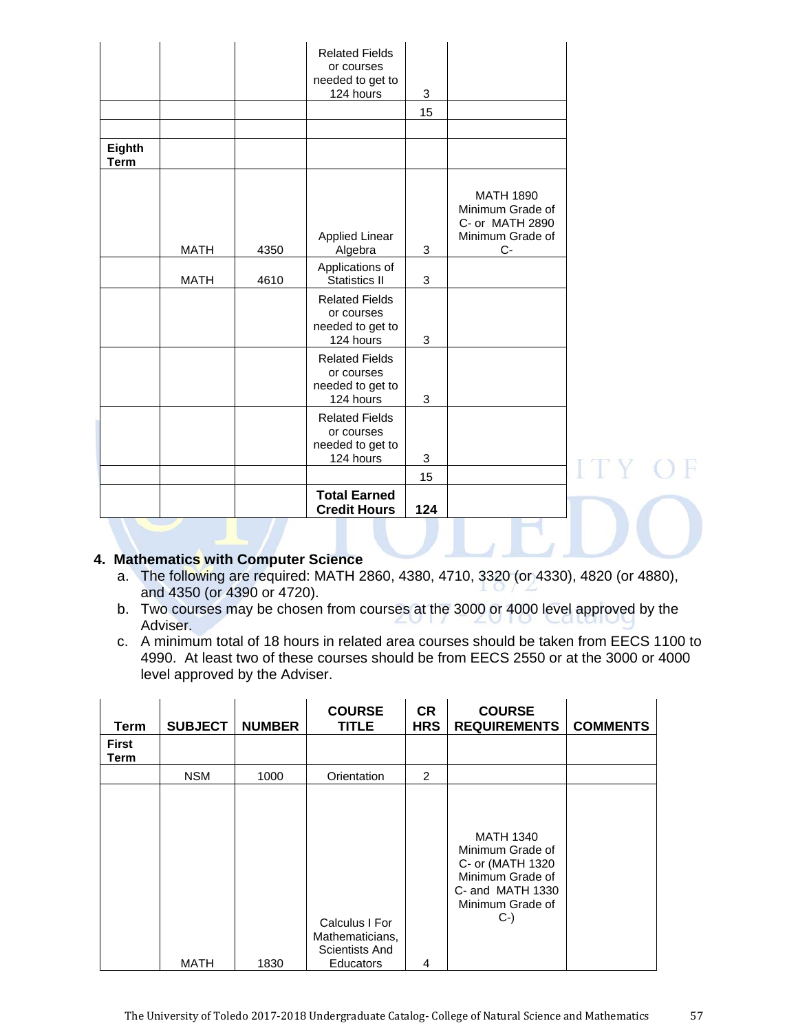| | | | Related Fields or courses needed to get to 124 hours | 3 | |
|---|---|---|---|---|---|
| | | | | 15 | |
| | | | | | |
| **Eighth Term** | | | | | |
| | MATH | 4350 | Applied Linear Algebra | 3 | MATH 1890 Minimum Grade of C- or MATH 2890 Minimum Grade of C- |
| | MATH | 4610 | Applications of Statistics II | 3 | |
| | | | Related Fields or courses needed to get to 124 hours | 3 | |
| | | | Related Fields or courses needed to get to 124 hours | 3 | |
| | | | Related Fields or courses needed to get to 124 hours | 3 | |
| | | | | 15 | |
| | | | **Total Earned Credit Hours** | **124** | |

**4. Mathematics with Computer Science**

a. The following are required: MATH 2860, 4380, 4710, 3320 (or 4330), 4820 (or 4880), and 4350 (or 4390 or 4720).

b. Two courses may be chosen from courses at the 3000 or 4000 level approved by the Adviser.

c. A minimum total of 18 hours in related area courses should be taken from EECS 1100 to 4990. At least two of these courses should be from EECS 2550 or at the 3000 or 4000 level approved by the Adviser.

| Term | SUBJECT | NUMBER | COURSE TITLE | CR HRS | COURSE REQUIREMENTS | COMMENTS |
|---|---|---|---|---|---|---|
| **First Term** | | | | | | |
| | NSM | 1000 | Orientation | 2 | | |
| | MATH | 1830 | Calculus I For Mathematicians, Scientists And Educators | 4 | MATH 1340 Minimum Grade of C- or (MATH 1320 Minimum Grade of C- and MATH 1330 Minimum Grade of C-) | |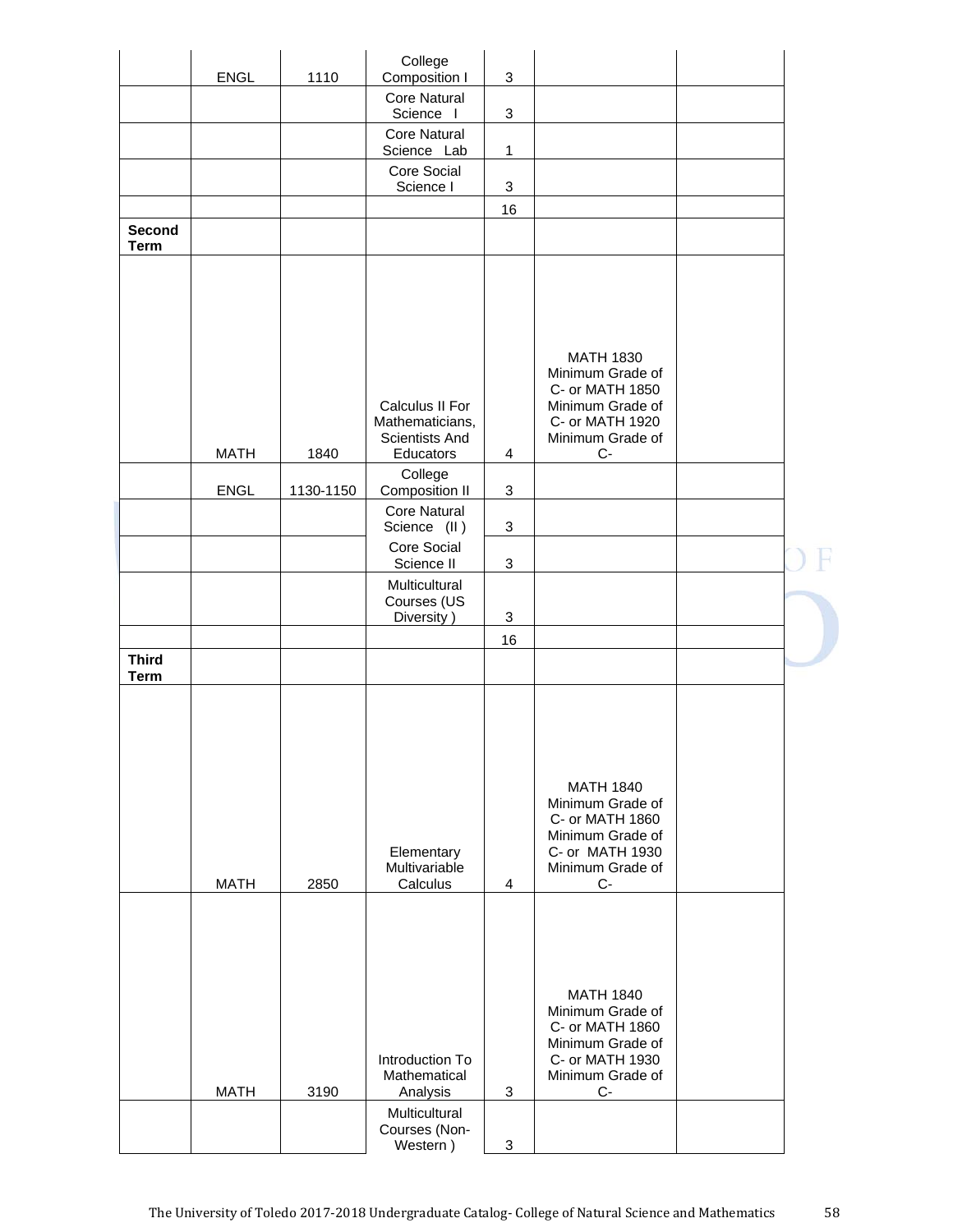|  |  |  |  |  |  |  |
|---|---|---|---|---|---|---|
|  | ENGL | 1110 | College Composition I | 3 |  |  |
|  |  |  | Core Natural Science I | 3 |  |  |
|  |  |  | Core Natural Science Lab | 1 |  |  |
|  |  |  | Core Social Science I | 3 |  |  |
|  |  |  |  | 16 |  |  |
| **Second Term** |  |  |  |  |  |  |
|  | MATH | 1840 | Calculus II For Mathematicians, Scientists And Educators | 4 | MATH 1830 Minimum Grade of C- or MATH 1850 Minimum Grade of C- or MATH 1920 Minimum Grade of C- |  |
|  | ENGL | 1130-1150 | College Composition II | 3 |  |  |
|  |  |  | Core Natural Science (II ) | 3 |  |  |
|  |  |  | Core Social Science II | 3 |  |  |
|  |  |  | Multicultural Courses (US Diversity ) | 3 |  |  |
|  |  |  |  | 16 |  |  |
| **Third Term** |  |  |  |  |  |  |
|  | MATH | 2850 | Elementary Multivariable Calculus | 4 | MATH 1840 Minimum Grade of C- or MATH 1860 Minimum Grade of C- or MATH 1930 Minimum Grade of C- |  |
|  | MATH | 3190 | Introduction To Mathematical Analysis | 3 | MATH 1840 Minimum Grade of C- or MATH 1860 Minimum Grade of C- or MATH 1930 Minimum Grade of C- |  |
|  |  |  | Multicultural Courses (Non-Western ) | 3 |  |  |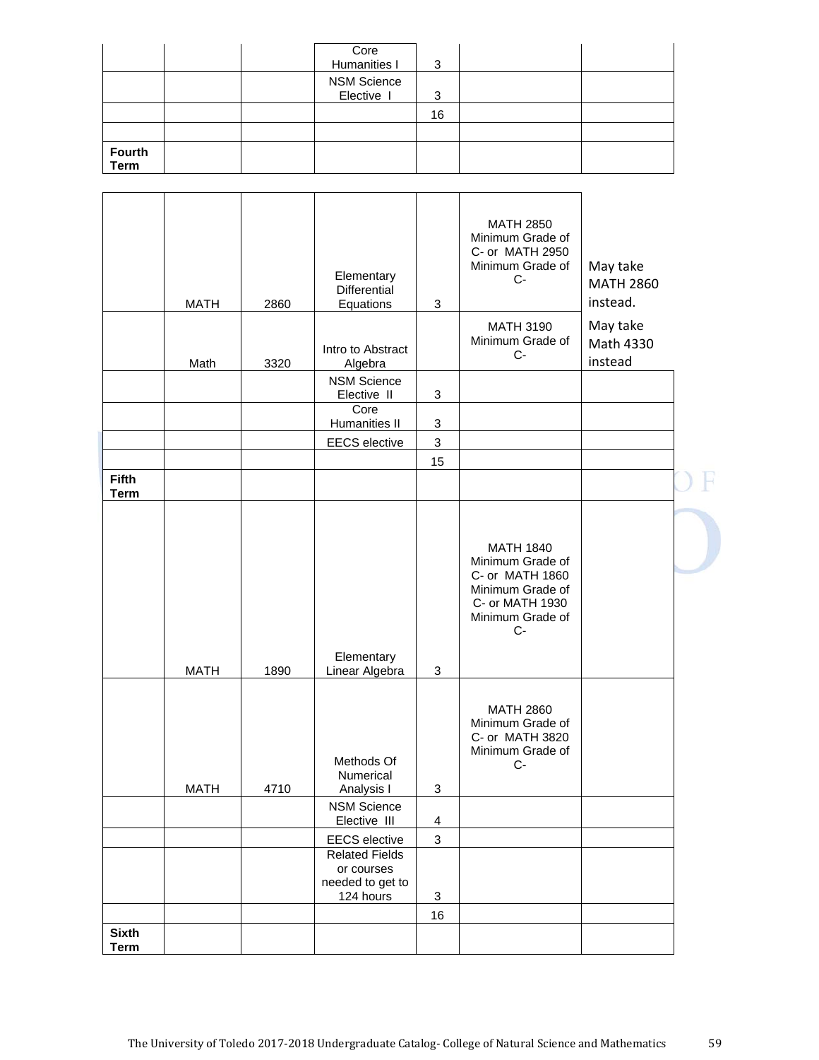| | | | | | | |
|---|---|---|---|---|---|---|
| | | | Core Humanities I | 3 | | |
| | | | NSM Science Elective I | 3 | | |
| | | | | 16 | | |
| | | | | | | |
| **Fourth Term** | | | | | | |

| | | | | | | |
|---|---|---|---|---|---|---|
| | MATH | 2860 | Elementary Differential Equations | 3 | MATH 2850 Minimum Grade of C- or MATH 2950 Minimum Grade of C- | May take MATH 2860 instead. |
| | Math | 3320 | Intro to Abstract Algebra | | MATH 3190 Minimum Grade of C- | May take Math 4330 instead |
| | | | NSM Science Elective II | 3 | | |
| | | | Core Humanities II | 3 | | |
| | | | EECS elective | 3 | | |
| | | | | 15 | | |
| **Fifth Term** | | | | | | |
| | MATH | 1890 | Elementary Linear Algebra | 3 | MATH 1840 Minimum Grade of C- or MATH 1860 Minimum Grade of C- or MATH 1930 Minimum Grade of C- | |
| | MATH | 4710 | Methods Of Numerical Analysis I | 3 | MATH 2860 Minimum Grade of C- or MATH 3820 Minimum Grade of C- | |
| | | | NSM Science Elective III | 4 | | |
| | | | EECS elective | 3 | | |
| | | | Related Fields or courses needed to get to 124 hours | 3 | | |
| | | | | 16 | | |
| **Sixth Term** | | | | | | |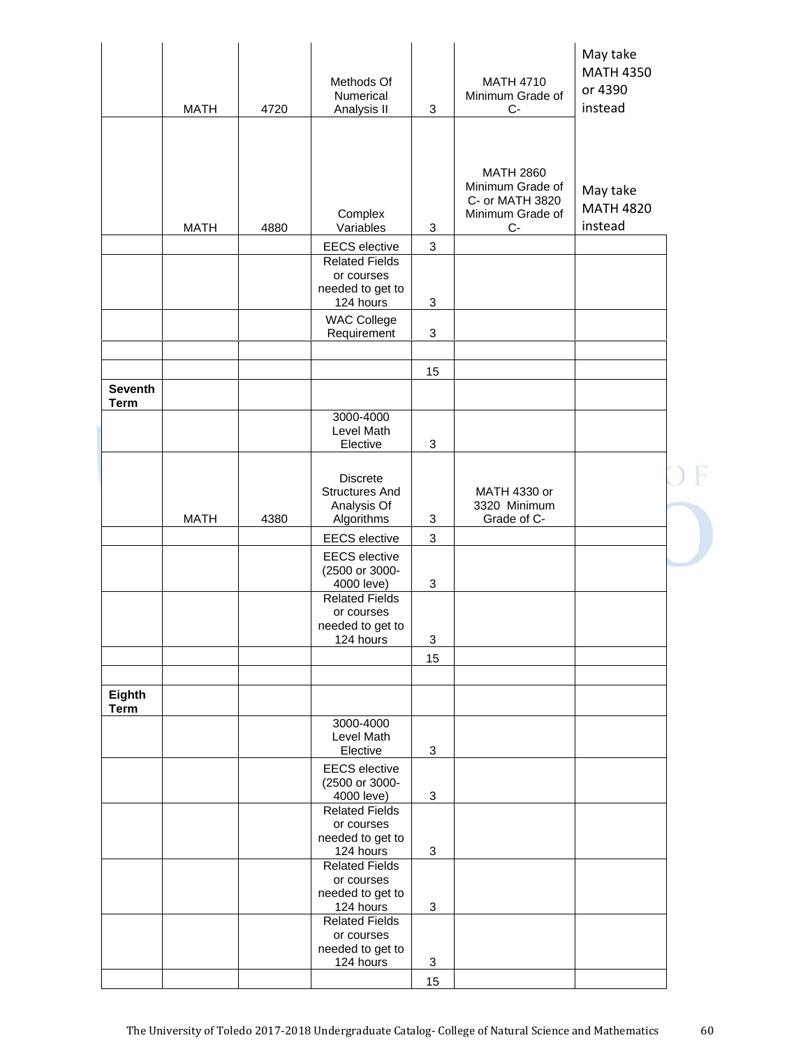| | | | | | | |
|---|---|---|---|---|---|---|
| | MATH | 4720 | Methods Of Numerical Analysis II | 3 | MATH 4710 Minimum Grade of C- | May take MATH 4350 or 4390 instead |
| | MATH | 4880 | Complex Variables | 3 | MATH 2860 Minimum Grade of C- or MATH 3820 Minimum Grade of C- | May take MATH 4820 instead |
| | | | EECS elective | 3 | | |
| | | | Related Fields or courses needed to get to 124 hours | 3 | | |
| | | | WAC College Requirement | 3 | | |
| | | | | | | |
| | | | | 15 | | |
| **Seventh Term** | | | | | | |
| | | | 3000-4000 Level Math Elective | 3 | | |
| | MATH | 4380 | Discrete Structures And Analysis Of Algorithms | 3 | MATH 4330 or 3320 Minimum Grade of C- | |
| | | | EECS elective | 3 | | |
| | | | EECS elective (2500 or 3000-4000 leve) | 3 | | |
| | | | Related Fields or courses needed to get to 124 hours | 3 | | |
| | | | | 15 | | |
| | | | | | | |
| **Eighth Term** | | | | | | |
| | | | 3000-4000 Level Math Elective | 3 | | |
| | | | EECS elective (2500 or 3000-4000 leve) | 3 | | |
| | | | Related Fields or courses needed to get to 124 hours | 3 | | |
| | | | Related Fields or courses needed to get to 124 hours | 3 | | |
| | | | Related Fields or courses needed to get to 124 hours | 3 | | |
| | | | | 15 | | |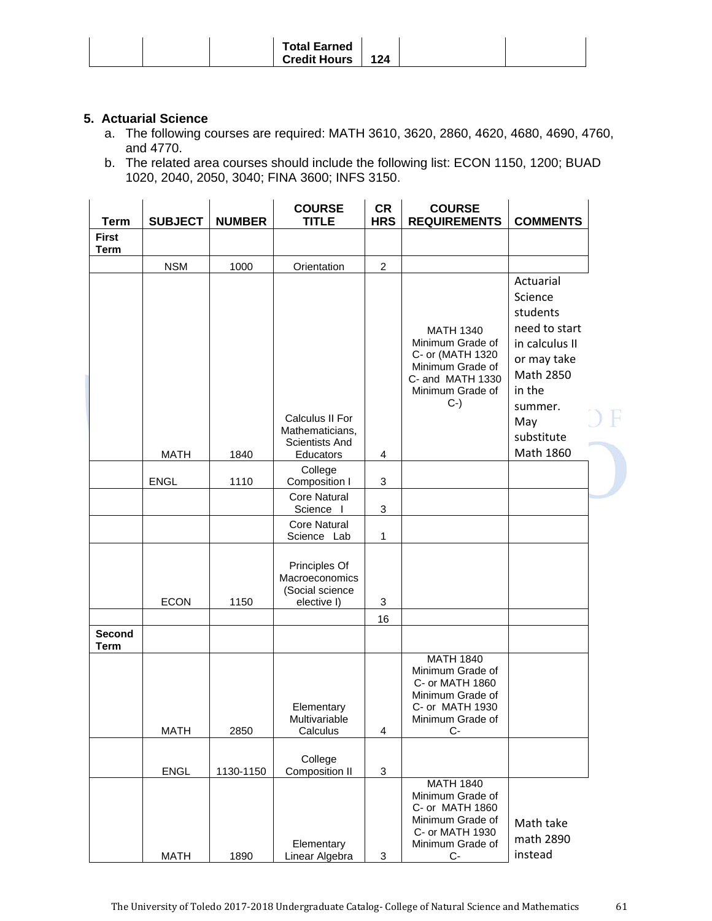| | | | Total Earned Credit Hours | 124 | | |
|---|---|---|---|---|---|---|

**5. Actuarial Science**

a. The following courses are required: MATH 3610, 3620, 2860, 4620, 4680, 4690, 4760, and 4770.

b. The related area courses should include the following list: ECON 1150, 1200; BUAD 1020, 2040, 2050, 3040; FINA 3600; INFS 3150.

| Term | SUBJECT | NUMBER | COURSE TITLE | CR HRS | COURSE REQUIREMENTS | COMMENTS |
|---|---|---|---|---|---|---|
| **First Term** | | | | | | |
| | NSM | 1000 | Orientation | 2 | | |
| | MATH | 1840 | Calculus II For Mathematicians, Scientists And Educators | 4 | MATH 1340 Minimum Grade of C- or (MATH 1320 Minimum Grade of C- and MATH 1330 Minimum Grade of C-) | Actuarial Science students need to start in calculus II or may take Math 2850 in the summer. May substitute Math 1860 |
| | ENGL | 1110 | College Composition I | 3 | | |
| | | | Core Natural Science I | 3 | | |
| | | | Core Natural Science Lab | 1 | | |
| | ECON | 1150 | Principles Of Macroeconomics (Social science elective I) | 3 | | |
| | | | | 16 | | |
| **Second Term** | | | | | | |
| | MATH | 2850 | Elementary Multivariable Calculus | 4 | MATH 1840 Minimum Grade of C- or MATH 1860 Minimum Grade of C- or MATH 1930 Minimum Grade of C- | |
| | ENGL | 1130-1150 | College Composition II | 3 | | |
| | MATH | 1890 | Elementary Linear Algebra | 3 | MATH 1840 Minimum Grade of C- or MATH 1860 Minimum Grade of C- or MATH 1930 Minimum Grade of C- | Math take math 2890 instead |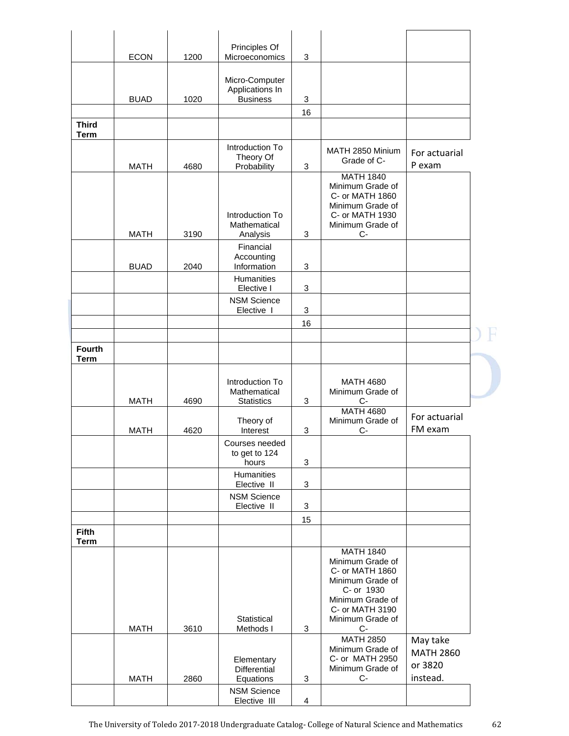| | | | | | | |
|---|---|---|---|---|---|---|
| | ECON | 1200 | Principles Of Microeconomics | 3 | | |
| | BUAD | 1020 | Micro-Computer Applications In Business | 3 | | |
| | | | | 16 | | |
| **Third Term** | | | | | | |
| | MATH | 4680 | Introduction To Theory Of Probability | 3 | MATH 2850 Minium Grade of C- | For actuarial P exam |
| | MATH | 3190 | Introduction To Mathematical Analysis | 3 | MATH 1840 Minimum Grade of C- or MATH 1860 Minimum Grade of C- or MATH 1930 Minimum Grade of C- | |
| | BUAD | 2040 | Financial Accounting Information | 3 | | |
| | | | Humanities Elective I | 3 | | |
| | | | NSM Science Elective I | 3 | | |
| | | | | 16 | | |
| | | | | | | |
| **Fourth Term** | | | | | | |
| | MATH | 4690 | Introduction To Mathematical Statistics | 3 | MATH 4680 Minimum Grade of C- | |
| | MATH | 4620 | Theory of Interest | 3 | MATH 4680 Minimum Grade of C- | For actuarial FM exam |
| | | | Courses needed to get to 124 hours | 3 | | |
| | | | Humanities Elective II | 3 | | |
| | | | NSM Science Elective II | 3 | | |
| | | | | 15 | | |
| **Fifth Term** | | | | | | |
| | MATH | 3610 | Statistical Methods I | 3 | MATH 1840 Minimum Grade of C- or MATH 1860 Minimum Grade of C- or 1930 Minimum Grade of C- or MATH 3190 Minimum Grade of C- | |
| | MATH | 2860 | Elementary Differential Equations | 3 | MATH 2850 Minimum Grade of C- or MATH 2950 Minimum Grade of C- | May take MATH 2860 or 3820 instead. |
| | | | NSM Science Elective III | 4 | | |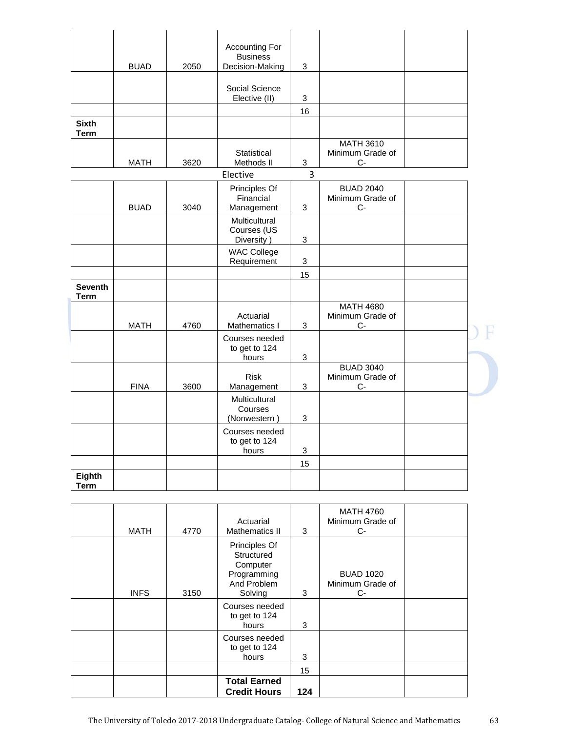| | | | | | | |
|---|---|---|---|---|---|---|
| | BUAD | 2050 | Accounting For Business Decision-Making | 3 | | |
| | | | Social Science Elective (II) | 3 | | |
| | | | | 16 | | |
| **Sixth Term** | | | | | | |
| | MATH | 3620 | Statistical Methods II | 3 | MATH 3610 Minimum Grade of C- | |
| | | | Elective | 3 | | |
| | BUAD | 3040 | Principles Of Financial Management | 3 | BUAD 2040 Minimum Grade of C- | |
| | | | Multicultural Courses (US Diversity ) | 3 | | |
| | | | WAC College Requirement | 3 | | |
| | | | | 15 | | |
| **Seventh Term** | | | | | | |
| | MATH | 4760 | Actuarial Mathematics I | 3 | MATH 4680 Minimum Grade of C- | |
| | | | Courses needed to get to 124 hours | 3 | | |
| | FINA | 3600 | Risk Management | 3 | BUAD 3040 Minimum Grade of C- | |
| | | | Multicultural Courses (Nonwestern ) | 3 | | |
| | | | Courses needed to get to 124 hours | 3 | | |
| | | | | 15 | | |
| **Eighth Term** | | | | | | |
| | MATH | 4770 | Actuarial Mathematics II | 3 | MATH 4760 Minimum Grade of C- | |
| | INFS | 3150 | Principles Of Structured Computer Programming And Problem Solving | 3 | BUAD 1020 Minimum Grade of C- | |
| | | | Courses needed to get to 124 hours | 3 | | |
| | | | Courses needed to get to 124 hours | 3 | | |
| | | | | 15 | | |
| | | | **Total Earned Credit Hours** | **124** | | |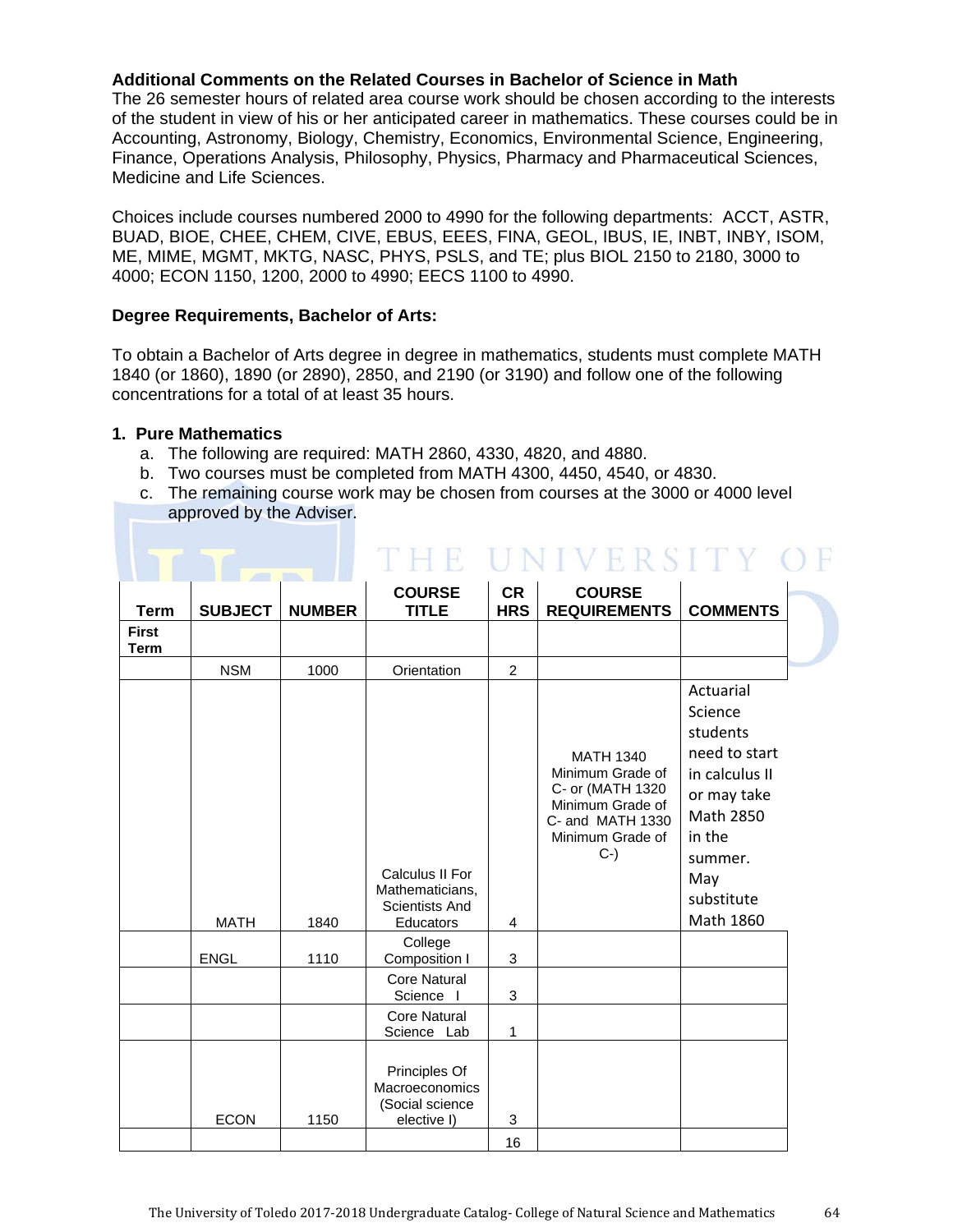**Additional Comments on the Related Courses in Bachelor of Science in Math**

The 26 semester hours of related area course work should be chosen according to the interests of the student in view of his or her anticipated career in mathematics. These courses could be in Accounting, Astronomy, Biology, Chemistry, Economics, Environmental Science, Engineering, Finance, Operations Analysis, Philosophy, Physics, Pharmacy and Pharmaceutical Sciences, Medicine and Life Sciences.

Choices include courses numbered 2000 to 4990 for the following departments: ACCT, ASTR, BUAD, BIOE, CHEE, CHEM, CIVE, EBUS, EEES, FINA, GEOL, IBUS, IE, INBT, INBY, ISOM, ME, MIME, MGMT, MKTG, NASC, PHYS, PSLS, and TE; plus BIOL 2150 to 2180, 3000 to 4000; ECON 1150, 1200, 2000 to 4990; EECS 1100 to 4990.

**Degree Requirements, Bachelor of Arts:**

To obtain a Bachelor of Arts degree in degree in mathematics, students must complete MATH 1840 (or 1860), 1890 (or 2890), 2850, and 2190 (or 3190) and follow one of the following concentrations for a total of at least 35 hours.

**1. Pure Mathematics**

a. The following are required: MATH 2860, 4330, 4820, and 4880.
b. Two courses must be completed from MATH 4300, 4450, 4540, or 4830.
c. The remaining course work may be chosen from courses at the 3000 or 4000 level approved by the Adviser.

| Term | SUBJECT | NUMBER | COURSE TITLE | CR HRS | COURSE REQUIREMENTS | COMMENTS |
|---|---|---|---|---|---|---|
| First Term | | | | | | |
| | NSM | 1000 | Orientation | 2 | | |
| | MATH | 1840 | Calculus II For Mathematicians, Scientists And Educators | 4 | MATH 1340 Minimum Grade of C- or (MATH 1320 Minimum Grade of C- and MATH 1330 Minimum Grade of C-) | Actuarial Science students need to start in calculus II or may take Math 2850 in the summer. May substitute Math 1860 |
| | ENGL | 1110 | College Composition I | 3 | | |
| | | | Core Natural Science I | 3 | | |
| | | | Core Natural Science Lab | 1 | | |
| | ECON | 1150 | Principles Of Macroeconomics (Social science elective I) | 3 | | |
| | | | | 16 | | |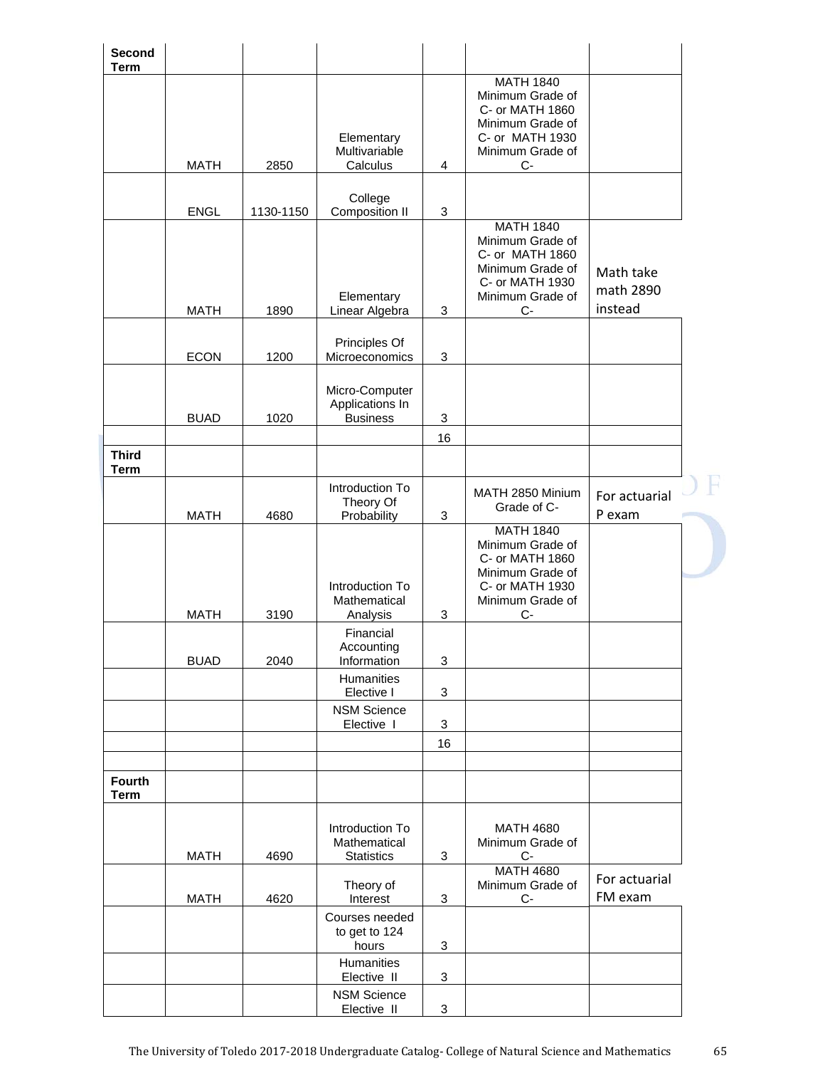| | | | | | | |
|---|---|---|---|---|---|---|
| **Second Term** | | | | | | |
| | MATH | 2850 | Elementary Multivariable Calculus | 4 | MATH 1840 Minimum Grade of C- or MATH 1860 Minimum Grade of C- or MATH 1930 Minimum Grade of C- | |
| | ENGL | 1130-1150 | College Composition II | 3 | | |
| | MATH | 1890 | Elementary Linear Algebra | 3 | MATH 1840 Minimum Grade of C- or MATH 1860 Minimum Grade of C- or MATH 1930 Minimum Grade of C- | Math take math 2890 instead |
| | ECON | 1200 | Principles Of Microeconomics | 3 | | |
| | BUAD | 1020 | Micro-Computer Applications In Business | 3 | | |
| | | | | 16 | | |
| **Third Term** | | | | | | |
| | MATH | 4680 | Introduction To Theory Of Probability | 3 | MATH 2850 Minium Grade of C- | For actuarial P exam |
| | MATH | 3190 | Introduction To Mathematical Analysis | 3 | MATH 1840 Minimum Grade of C- or MATH 1860 Minimum Grade of C- or MATH 1930 Minimum Grade of C- | |
| | BUAD | 2040 | Financial Accounting Information | 3 | | |
| | | | Humanities Elective I | 3 | | |
| | | | NSM Science Elective I | 3 | | |
| | | | | 16 | | |
| | | | | | | |
| **Fourth Term** | | | | | | |
| | MATH | 4690 | Introduction To Mathematical Statistics | 3 | MATH 4680 Minimum Grade of C- | |
| | MATH | 4620 | Theory of Interest | 3 | MATH 4680 Minimum Grade of C- | For actuarial FM exam |
| | | | Courses needed to get to 124 hours | 3 | | |
| | | | Humanities Elective II | 3 | | |
| | | | NSM Science Elective II | 3 | | |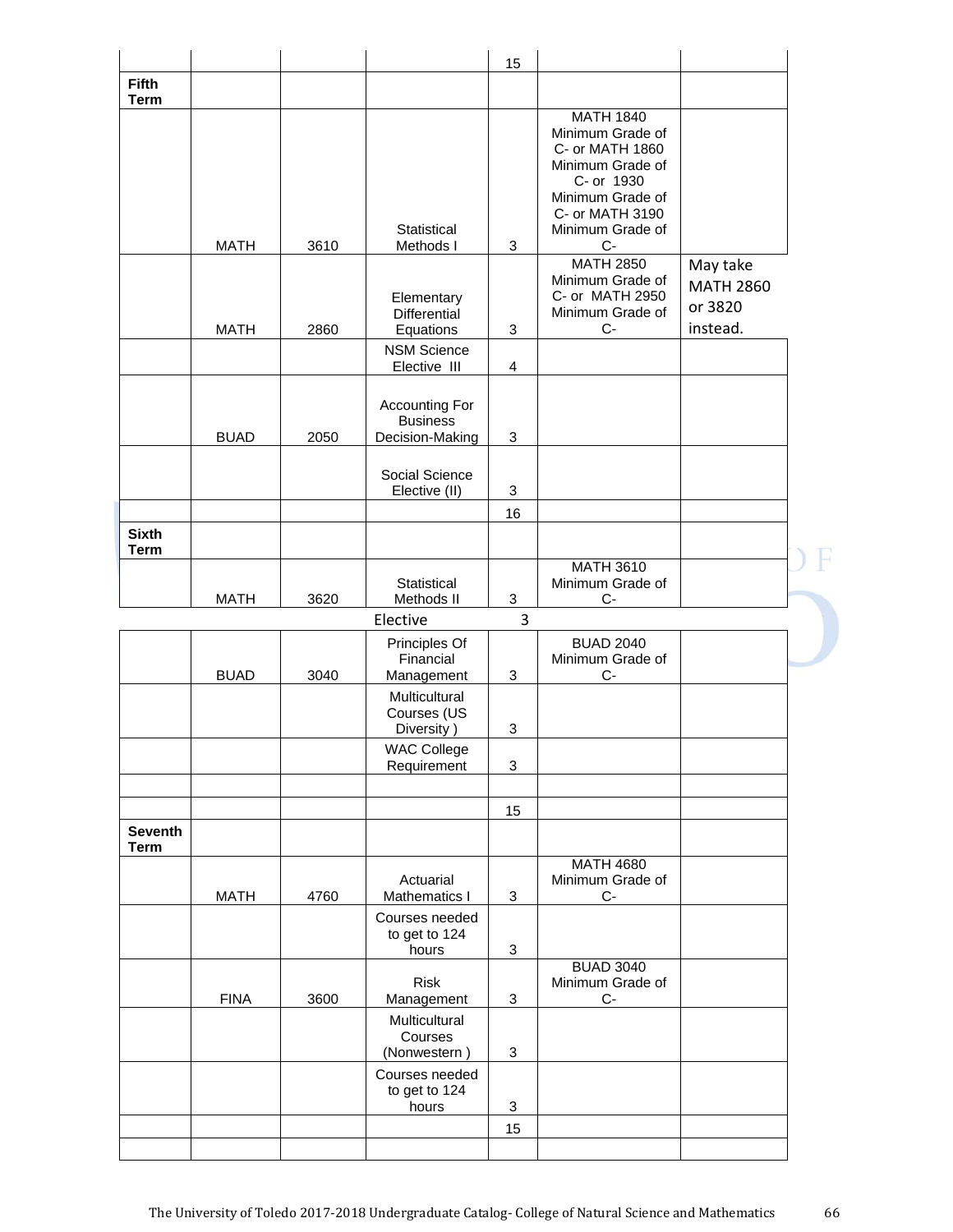| | | | | | | |
|---|---|---|---|---|---|---|
| | | | | 15 | | |
| **Fifth Term** | | | | | | |
| | MATH | 3610 | Statistical Methods I | 3 | MATH 1840 Minimum Grade of C- or MATH 1860 Minimum Grade of C- or 1930 Minimum Grade of C- or MATH 3190 Minimum Grade of C- | |
| | MATH | 2860 | Elementary Differential Equations | 3 | MATH 2850 Minimum Grade of C- or MATH 2950 Minimum Grade of C- | May take MATH 2860 or 3820 instead. |
| | | | NSM Science Elective III | 4 | | |
| | BUAD | 2050 | Accounting For Business Decision-Making | 3 | | |
| | | | Social Science Elective (II) | 3 | | |
| | | | | 16 | | |
| **Sixth Term** | | | | | | |
| | MATH | 3620 | Statistical Methods II | 3 | MATH 3610 Minimum Grade of C- | |
| | | | Elective | 3 | | |
| | BUAD | 3040 | Principles Of Financial Management | 3 | BUAD 2040 Minimum Grade of C- | |
| | | | Multicultural Courses (US Diversity ) | 3 | | |
| | | | WAC College Requirement | 3 | | |
| | | | | | | |
| | | | | 15 | | |
| **Seventh Term** | | | | | | |
| | MATH | 4760 | Actuarial Mathematics I | 3 | MATH 4680 Minimum Grade of C- | |
| | | | Courses needed to get to 124 hours | 3 | | |
| | FINA | 3600 | Risk Management | 3 | BUAD 3040 Minimum Grade of C- | |
| | | | Multicultural Courses (Nonwestern ) | 3 | | |
| | | | Courses needed to get to 124 hours | 3 | | |
| | | | | 15 | | |
| | | | | | | |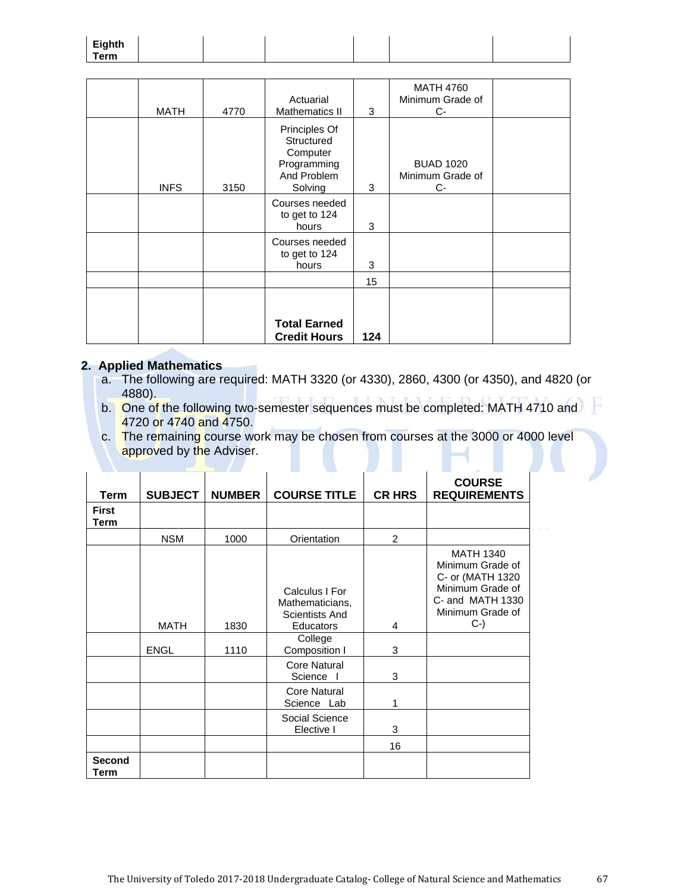| | | | | | | |
|---|---|---|---|---|---|---|
| Eighth Term | | | | | | |
| | MATH | 4770 | Actuarial Mathematics II | 3 | MATH 4760 Minimum Grade of C- | |
| | INFS | 3150 | Principles Of Structured Computer Programming And Problem Solving | 3 | BUAD 1020 Minimum Grade of C- | |
| | | | Courses needed to get to 124 hours | 3 | | |
| | | | Courses needed to get to 124 hours | 3 | | |
| | | | | 15 | | |
| | | | **Total Earned Credit Hours** | **124** | | |

## 2. Applied Mathematics

a. The following are required: MATH 3320 (or 4330), 2860, 4300 (or 4350), and 4820 (or 4880).

b. One of the following two-semester sequences must be completed: MATH 4710 and 4720 or 4740 and 4750.

c. The remaining course work may be chosen from courses at the 3000 or 4000 level approved by the Adviser.

| Term | SUBJECT | NUMBER | COURSE TITLE | CR HRS | COURSE REQUIREMENTS |
|---|---|---|---|---|---|
| First Term | | | | | |
| | NSM | 1000 | Orientation | 2 | |
| | MATH | 1830 | Calculus I For Mathematicians, Scientists And Educators | 4 | MATH 1340 Minimum Grade of C- or (MATH 1320 Minimum Grade of C- and MATH 1330 Minimum Grade of C-) |
| | ENGL | 1110 | College Composition I | 3 | |
| | | | Core Natural Science I | 3 | |
| | | | Core Natural Science Lab | 1 | |
| | | | Social Science Elective I | 3 | |
| | | | | 16 | |
| Second Term | | | | | |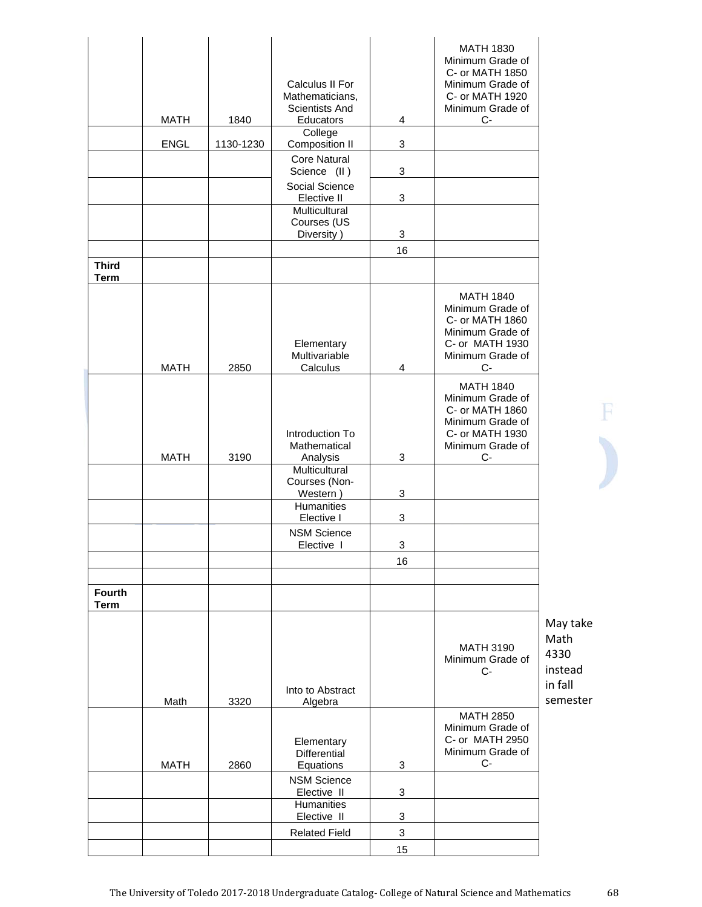| | | | | | | |
|---|---|---|---|---|---|---|
| | MATH | 1840 | Calculus II For Mathematicians, Scientists And Educators | 4 | MATH 1830 Minimum Grade of C- or MATH 1850 Minimum Grade of C- or MATH 1920 Minimum Grade of C- | |
| | ENGL | 1130-1230 | College Composition II | 3 | | |
| | | | Core Natural Science (II ) | 3 | | |
| | | | Social Science Elective II | 3 | | |
| | | | Multicultural Courses (US Diversity ) | 3 | | |
| | | | | 16 | | |
| **Third Term** | | | | | | |
| | MATH | 2850 | Elementary Multivariable Calculus | 4 | MATH 1840 Minimum Grade of C- or MATH 1860 Minimum Grade of C- or MATH 1930 Minimum Grade of C- | |
| | MATH | 3190 | Introduction To Mathematical Analysis | 3 | MATH 1840 Minimum Grade of C- or MATH 1860 Minimum Grade of C- or MATH 1930 Minimum Grade of C- | |
| | | | Multicultural Courses (Non-Western ) | 3 | | |
| | | | Humanities Elective I | 3 | | |
| | | | NSM Science Elective I | 3 | | |
| | | | | 16 | | |
| | | | | | | |
| **Fourth Term** | | | | | | |
| | Math | 3320 | Into to Abstract Algebra | | MATH 3190 Minimum Grade of C- | May take Math 4330 instead in fall semester |
| | MATH | 2860 | Elementary Differential Equations | 3 | MATH 2850 Minimum Grade of C- or MATH 2950 Minimum Grade of C- | |
| | | | NSM Science Elective II | 3 | | |
| | | | Humanities Elective II | 3 | | |
| | | | Related Field | 3 | | |
| | | | | 15 | | |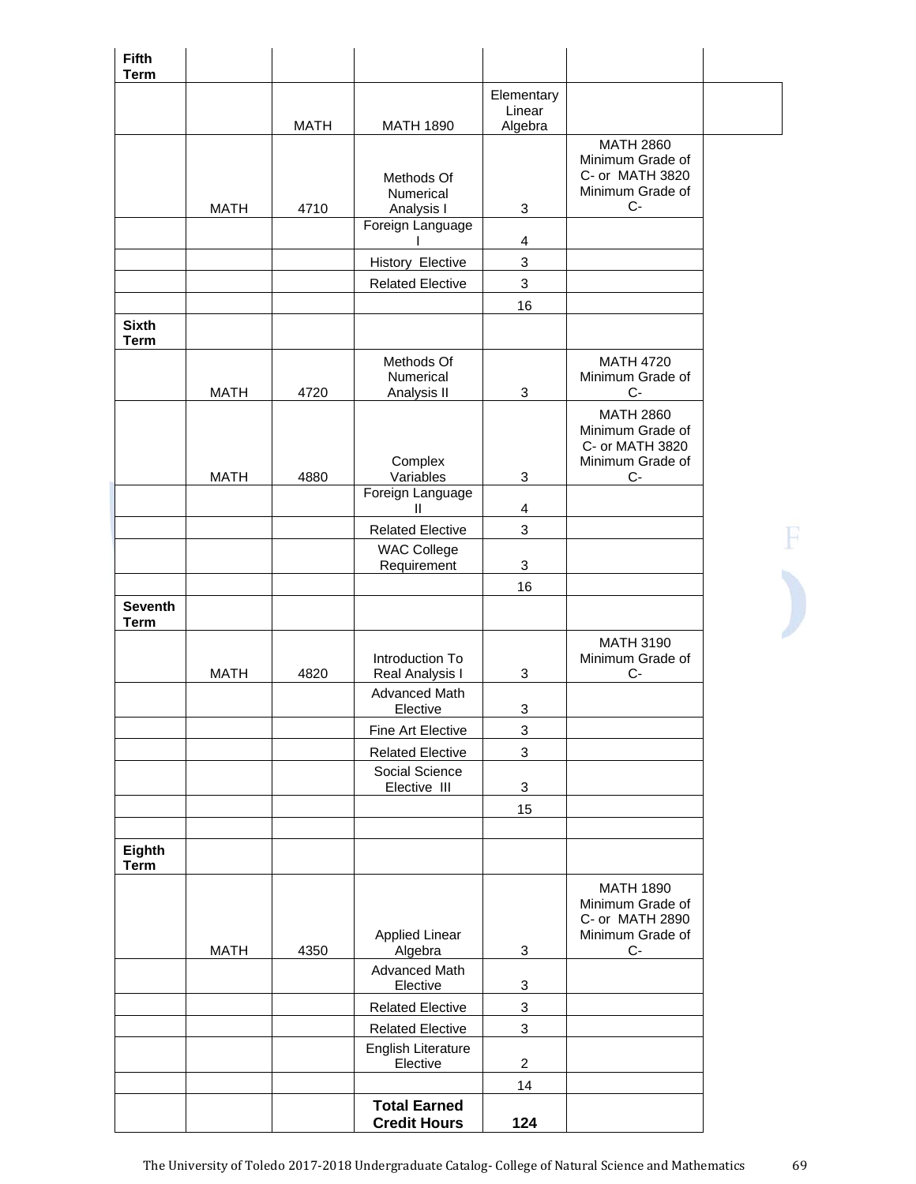| **Fifth Term** | | | | | |
|---|---|---|---|---|---|
| | | MATH | MATH 1890 | Elementary Linear Algebra | |
| | MATH | 4710 | Methods Of Numerical Analysis I | 3 | MATH 2860 Minimum Grade of C- or MATH 3820 Minimum Grade of C- |
| | | | Foreign Language I | 4 | |
| | | | History Elective | 3 | |
| | | | Related Elective | 3 | |
| | | | | 16 | |
| **Sixth Term** | | | | | |
| | MATH | 4720 | Methods Of Numerical Analysis II | 3 | MATH 4720 Minimum Grade of C- |
| | MATH | 4880 | Complex Variables | 3 | MATH 2860 Minimum Grade of C- or MATH 3820 Minimum Grade of C- |
| | | | Foreign Language II | 4 | |
| | | | Related Elective | 3 | |
| | | | WAC College Requirement | 3 | |
| | | | | 16 | |
| **Seventh Term** | | | | | |
| | MATH | 4820 | Introduction To Real Analysis I | 3 | MATH 3190 Minimum Grade of C- |
| | | | Advanced Math Elective | 3 | |
| | | | Fine Art Elective | 3 | |
| | | | Related Elective | 3 | |
| | | | Social Science Elective III | 3 | |
| | | | | 15 | |
| | | | | | |
| **Eighth Term** | | | | | |
| | MATH | 4350 | Applied Linear Algebra | 3 | MATH 1890 Minimum Grade of C- or MATH 2890 Minimum Grade of C- |
| | | | Advanced Math Elective | 3 | |
| | | | Related Elective | 3 | |
| | | | Related Elective | 3 | |
| | | | English Literature Elective | 2 | |
| | | | | 14 | |
| | | | **Total Earned Credit Hours** | **124** | |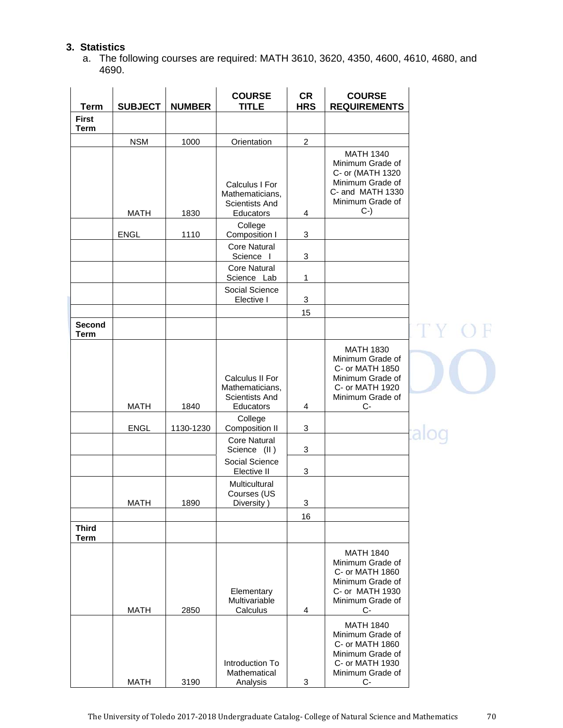### 3. Statistics

a. The following courses are required: MATH 3610, 3620, 4350, 4600, 4610, 4680, and 4690.

| Term | SUBJECT | NUMBER | COURSE TITLE | CR HRS | COURSE REQUIREMENTS |
|---|---|---|---|---|---|
| **First Term** | | | | | |
| | NSM | 1000 | Orientation | 2 | |
| | MATH | 1830 | Calculus I For Mathematicians, Scientists And Educators | 4 | MATH 1340 Minimum Grade of C- or (MATH 1320 Minimum Grade of C- and MATH 1330 Minimum Grade of C-) |
| | ENGL | 1110 | College Composition I | 3 | |
| | | | Core Natural Science I | 3 | |
| | | | Core Natural Science Lab | 1 | |
| | | | Social Science Elective I | 3 | |
| | | | | 15 | |
| **Second Term** | | | | | |
| | MATH | 1840 | Calculus II For Mathematicians, Scientists And Educators | 4 | MATH 1830 Minimum Grade of C- or MATH 1850 Minimum Grade of C- or MATH 1920 Minimum Grade of C- |
| | ENGL | 1130-1230 | College Composition II | 3 | |
| | | | Core Natural Science (II ) | 3 | |
| | | | Social Science Elective II | 3 | |
| | MATH | 1890 | Multicultural Courses (US Diversity ) | 3 | |
| | | | | 16 | |
| **Third Term** | | | | | |
| | MATH | 2850 | Elementary Multivariable Calculus | 4 | MATH 1840 Minimum Grade of C- or MATH 1860 Minimum Grade of C- or MATH 1930 Minimum Grade of C- |
| | MATH | 3190 | Introduction To Mathematical Analysis | 3 | MATH 1840 Minimum Grade of C- or MATH 1860 Minimum Grade of C- or MATH 1930 Minimum Grade of C- |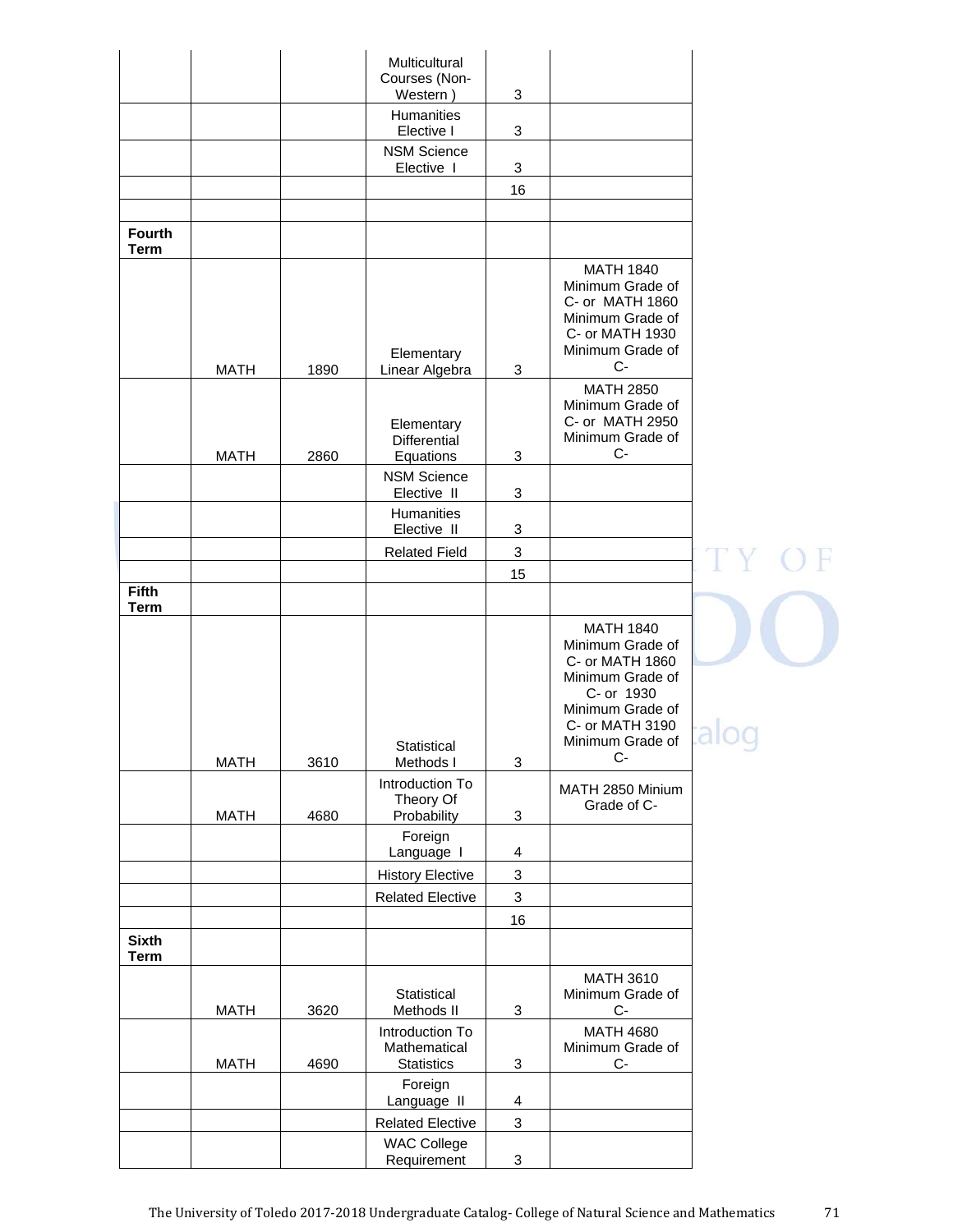| | | | | | |
|---|---|---|---|---|---|
| | | | Multicultural Courses (Non-Western ) | 3 | |
| | | | Humanities Elective I | 3 | |
| | | | NSM Science Elective I | 3 | |
| | | | | 16 | |
| | | | | | |
| **Fourth Term** | | | | | |
| | MATH | 1890 | Elementary Linear Algebra | 3 | MATH 1840 Minimum Grade of C- or MATH 1860 Minimum Grade of C- or MATH 1930 Minimum Grade of C- |
| | MATH | 2860 | Elementary Differential Equations | 3 | MATH 2850 Minimum Grade of C- or MATH 2950 Minimum Grade of C- |
| | | | NSM Science Elective II | 3 | |
| | | | Humanities Elective II | 3 | |
| | | | Related Field | 3 | |
| | | | | 15 | |
| **Fifth Term** | | | | | |
| | MATH | 3610 | Statistical Methods I | 3 | MATH 1840 Minimum Grade of C- or MATH 1860 Minimum Grade of C- or 1930 Minimum Grade of C- or MATH 3190 Minimum Grade of C- |
| | MATH | 4680 | Introduction To Theory Of Probability | 3 | MATH 2850 Minium Grade of C- |
| | | | Foreign Language I | 4 | |
| | | | History Elective | 3 | |
| | | | Related Elective | 3 | |
| | | | | 16 | |
| **Sixth Term** | | | | | |
| | MATH | 3620 | Statistical Methods II | 3 | MATH 3610 Minimum Grade of C- |
| | MATH | 4690 | Introduction To Mathematical Statistics | 3 | MATH 4680 Minimum Grade of C- |
| | | | Foreign Language II | 4 | |
| | | | Related Elective | 3 | |
| | | | WAC College Requirement | 3 | |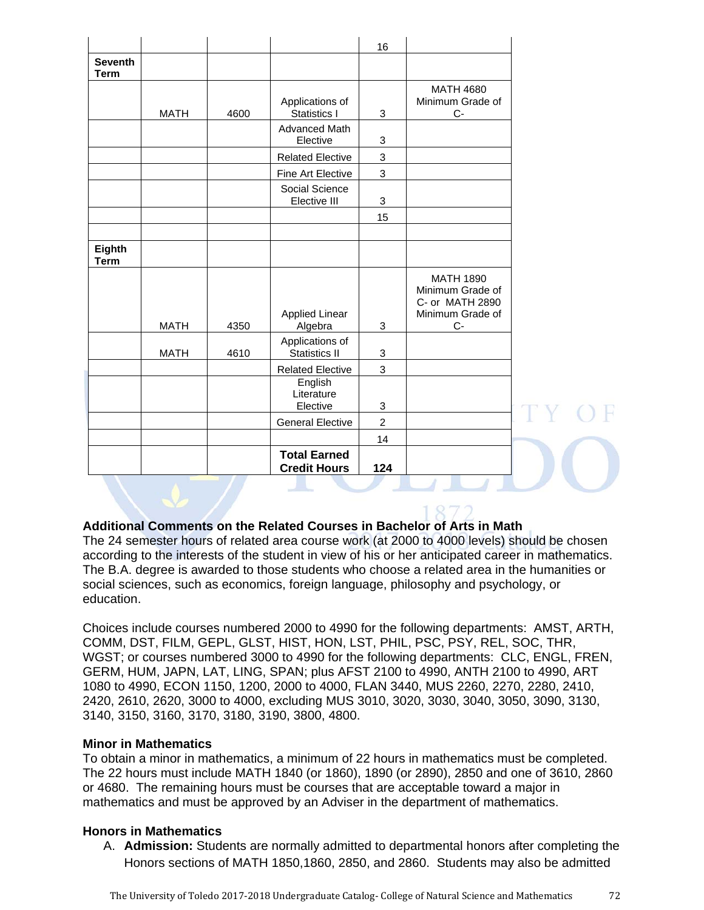| | | | | 16 | |
|---|---|---|---|---|---|
| **Seventh Term** | | | | | |
| | MATH | 4600 | Applications of Statistics I | 3 | MATH 4680 Minimum Grade of C- |
| | | | Advanced Math Elective | 3 | |
| | | | Related Elective | 3 | |
| | | | Fine Art Elective | 3 | |
| | | | Social Science Elective III | 3 | |
| | | | | 15 | |
| | | | | | |
| **Eighth Term** | | | | | |
| | MATH | 4350 | Applied Linear Algebra | 3 | MATH 1890 Minimum Grade of C- or MATH 2890 Minimum Grade of C- |
| | MATH | 4610 | Applications of Statistics II | 3 | |
| | | | Related Elective | 3 | |
| | | | English Literature Elective | 3 | |
| | | | General Elective | 2 | |
| | | | | 14 | |
| | | | **Total Earned Credit Hours** | **124** | |

**Additional Comments on the Related Courses in Bachelor of Arts in Math**
The 24 semester hours of related area course work (at 2000 to 4000 levels) should be chosen according to the interests of the student in view of his or her anticipated career in mathematics. The B.A. degree is awarded to those students who choose a related area in the humanities or social sciences, such as economics, foreign language, philosophy and psychology, or education.

Choices include courses numbered 2000 to 4990 for the following departments: AMST, ARTH, COMM, DST, FILM, GEPL, GLST, HIST, HON, LST, PHIL, PSC, PSY, REL, SOC, THR, WGST; or courses numbered 3000 to 4990 for the following departments: CLC, ENGL, FREN, GERM, HUM, JAPN, LAT, LING, SPAN; plus AFST 2100 to 4990, ANTH 2100 to 4990, ART 1080 to 4990, ECON 1150, 1200, 2000 to 4000, FLAN 3440, MUS 2260, 2270, 2280, 2410, 2420, 2610, 2620, 3000 to 4000, excluding MUS 3010, 3020, 3030, 3040, 3050, 3090, 3130, 3140, 3150, 3160, 3170, 3180, 3190, 3800, 4800.

**Minor in Mathematics**
To obtain a minor in mathematics, a minimum of 22 hours in mathematics must be completed. The 22 hours must include MATH 1840 (or 1860), 1890 (or 2890), 2850 and one of 3610, 2860 or 4680. The remaining hours must be courses that are acceptable toward a major in mathematics and must be approved by an Adviser in the department of mathematics.

**Honors in Mathematics**

A. **Admission:** Students are normally admitted to departmental honors after completing the Honors sections of MATH 1850,1860, 2850, and 2860. Students may also be admitted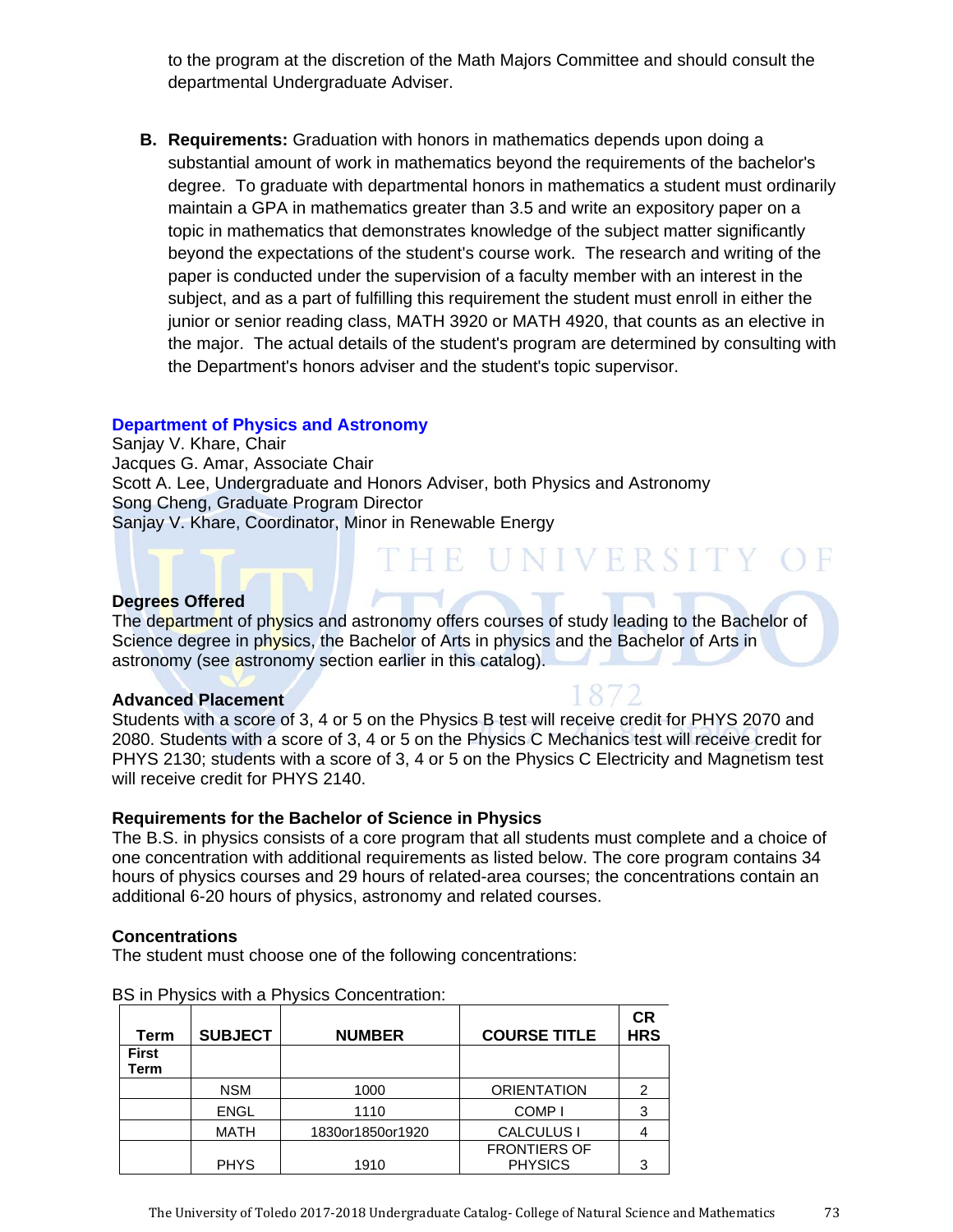to the program at the discretion of the Math Majors Committee and should consult the departmental Undergraduate Adviser.

**B. Requirements:** Graduation with honors in mathematics depends upon doing a substantial amount of work in mathematics beyond the requirements of the bachelor's degree. To graduate with departmental honors in mathematics a student must ordinarily maintain a GPA in mathematics greater than 3.5 and write an expository paper on a topic in mathematics that demonstrates knowledge of the subject matter significantly beyond the expectations of the student's course work. The research and writing of the paper is conducted under the supervision of a faculty member with an interest in the subject, and as a part of fulfilling this requirement the student must enroll in either the junior or senior reading class, MATH 3920 or MATH 4920, that counts as an elective in the major. The actual details of the student's program are determined by consulting with the Department's honors adviser and the student's topic supervisor.

## Department of Physics and Astronomy

Sanjay V. Khare, Chair
Jacques G. Amar, Associate Chair
Scott A. Lee, Undergraduate and Honors Adviser, both Physics and Astronomy
Song Cheng, Graduate Program Director
Sanjay V. Khare, Coordinator, Minor in Renewable Energy

### Degrees Offered

The department of physics and astronomy offers courses of study leading to the Bachelor of Science degree in physics, the Bachelor of Arts in physics and the Bachelor of Arts in astronomy (see astronomy section earlier in this catalog).

### Advanced Placement

Students with a score of 3, 4 or 5 on the Physics B test will receive credit for PHYS 2070 and 2080. Students with a score of 3, 4 or 5 on the Physics C Mechanics test will receive credit for PHYS 2130; students with a score of 3, 4 or 5 on the Physics C Electricity and Magnetism test will receive credit for PHYS 2140.

### Requirements for the Bachelor of Science in Physics

The B.S. in physics consists of a core program that all students must complete and a choice of one concentration with additional requirements as listed below. The core program contains 34 hours of physics courses and 29 hours of related-area courses; the concentrations contain an additional 6-20 hours of physics, astronomy and related courses.

### Concentrations

The student must choose one of the following concentrations:

BS in Physics with a Physics Concentration:

| Term | SUBJECT | NUMBER | COURSE TITLE | CR HRS |
|---|---|---|---|---|
| **First Term** | | | | |
| | NSM | 1000 | ORIENTATION | 2 |
| | ENGL | 1110 | COMP I | 3 |
| | MATH | 1830or1850or1920 | CALCULUS I | 4 |
| | PHYS | 1910 | FRONTIERS OF PHYSICS | 3 |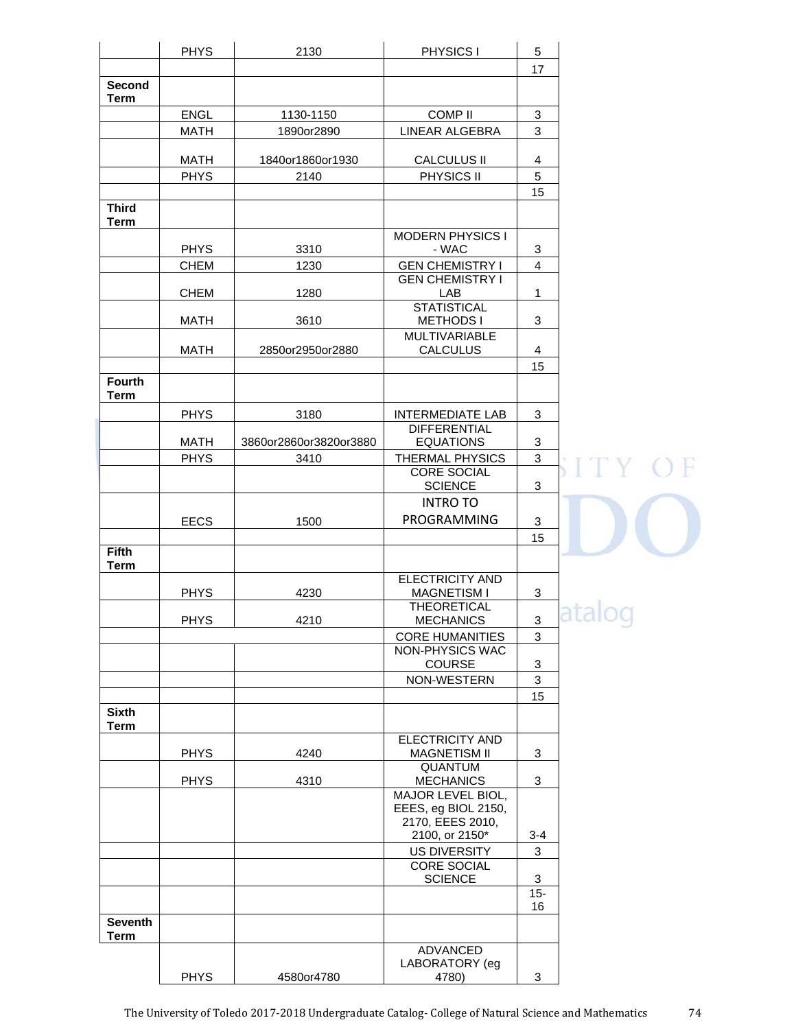| | | | | |
|---|---|---|---|---|
| | PHYS | 2130 | PHYSICS I | 5 |
| | | | | 17 |
| **Second Term** | | | | |
| | ENGL | 1130-1150 | COMP II | 3 |
| | MATH | 1890or2890 | LINEAR ALGEBRA | 3 |
| | MATH | 1840or1860or1930 | CALCULUS II | 4 |
| | PHYS | 2140 | PHYSICS II | 5 |
| | | | | 15 |
| **Third Term** | | | | |
| | PHYS | 3310 | MODERN PHYSICS I - WAC | 3 |
| | CHEM | 1230 | GEN CHEMISTRY I | 4 |
| | CHEM | 1280 | GEN CHEMISTRY I LAB | 1 |
| | MATH | 3610 | STATISTICAL METHODS I | 3 |
| | MATH | 2850or2950or2880 | MULTIVARIABLE CALCULUS | 4 |
| | | | | 15 |
| **Fourth Term** | | | | |
| | PHYS | 3180 | INTERMEDIATE LAB | 3 |
| | MATH | 3860or2860or3820or3880 | DIFFERENTIAL EQUATIONS | 3 |
| | PHYS | 3410 | THERMAL PHYSICS | 3 |
| | | | CORE SOCIAL SCIENCE | 3 |
| | EECS | 1500 | INTRO TO PROGRAMMING | 3 |
| | | | | 15 |
| **Fifth Term** | | | | |
| | PHYS | 4230 | ELECTRICITY AND MAGNETISM I | 3 |
| | PHYS | 4210 | THEORETICAL MECHANICS | 3 |
| | | | CORE HUMANITIES | 3 |
| | | | NON-PHYSICS WAC COURSE | 3 |
| | | | NON-WESTERN | 3 |
| | | | | 15 |
| **Sixth Term** | | | | |
| | PHYS | 4240 | ELECTRICITY AND MAGNETISM II | 3 |
| | PHYS | 4310 | QUANTUM MECHANICS | 3 |
| | | | MAJOR LEVEL BIOL, EEES, eg BIOL 2150, 2170, EEES 2010, 2100, or 2150* | 3-4 |
| | | | US DIVERSITY | 3 |
| | | | CORE SOCIAL SCIENCE | 3 |
| | | | | 15-16 |
| **Seventh Term** | | | | |
| | PHYS | 4580or4780 | ADVANCED LABORATORY (eg 4780) | 3 |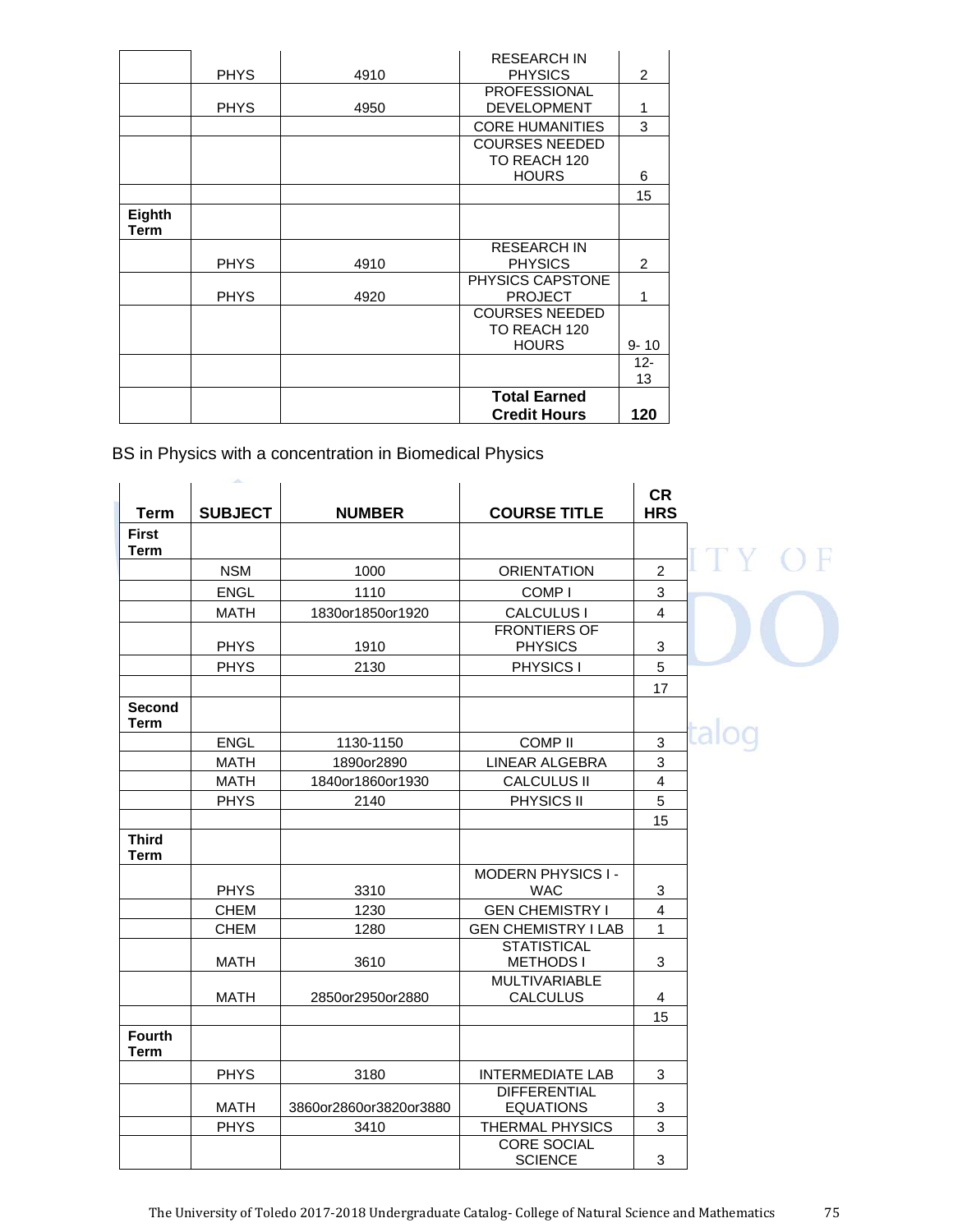| | | | | |
|---|---|---|---|---|
| | PHYS | 4910 | RESEARCH IN PHYSICS | 2 |
| | PHYS | 4950 | PROFESSIONAL DEVELOPMENT | 1 |
| | | | CORE HUMANITIES | 3 |
| | | | COURSES NEEDED TO REACH 120 HOURS | 6 |
| | | | | 15 |
| **Eighth Term** | | | | |
| | PHYS | 4910 | RESEARCH IN PHYSICS | 2 |
| | PHYS | 4920 | PHYSICS CAPSTONE PROJECT | 1 |
| | | | COURSES NEEDED TO REACH 120 HOURS | 9- 10 |
| | | | | 12-13 |
| | | | **Total Earned Credit Hours** | **120** |

BS in Physics with a concentration in Biomedical Physics

| Term | SUBJECT | NUMBER | COURSE TITLE | CR HRS |
|---|---|---|---|---|
| **First Term** | | | | |
| | NSM | 1000 | ORIENTATION | 2 |
| | ENGL | 1110 | COMP I | 3 |
| | MATH | 1830or1850or1920 | CALCULUS I | 4 |
| | PHYS | 1910 | FRONTIERS OF PHYSICS | 3 |
| | PHYS | 2130 | PHYSICS I | 5 |
| | | | | 17 |
| **Second Term** | | | | |
| | ENGL | 1130-1150 | COMP II | 3 |
| | MATH | 1890or2890 | LINEAR ALGEBRA | 3 |
| | MATH | 1840or1860or1930 | CALCULUS II | 4 |
| | PHYS | 2140 | PHYSICS II | 5 |
| | | | | 15 |
| **Third Term** | | | | |
| | PHYS | 3310 | MODERN PHYSICS I - WAC | 3 |
| | CHEM | 1230 | GEN CHEMISTRY I | 4 |
| | CHEM | 1280 | GEN CHEMISTRY I LAB | 1 |
| | MATH | 3610 | STATISTICAL METHODS I | 3 |
| | MATH | 2850or2950or2880 | MULTIVARIABLE CALCULUS | 4 |
| | | | | 15 |
| **Fourth Term** | | | | |
| | PHYS | 3180 | INTERMEDIATE LAB | 3 |
| | MATH | 3860or2860or3820or3880 | DIFFERENTIAL EQUATIONS | 3 |
| | PHYS | 3410 | THERMAL PHYSICS | 3 |
| | | | CORE SOCIAL SCIENCE | 3 |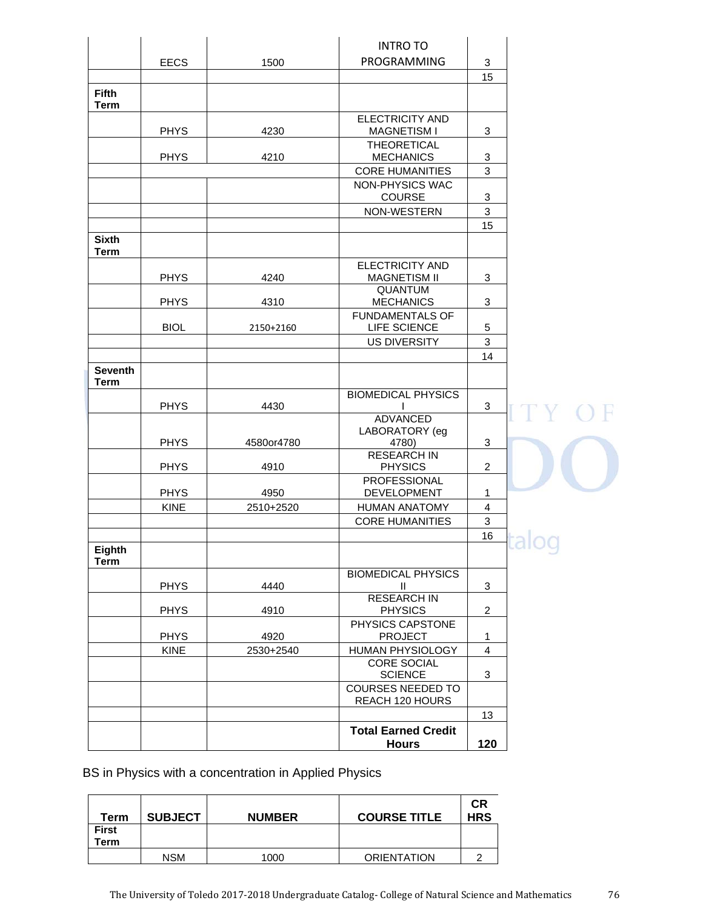| | | | | |
|---|---|---|---|---|
| | EECS | 1500 | INTRO TO PROGRAMMING | 3 |
| | | | | 15 |
| **Fifth Term** | | | | |
| | PHYS | 4230 | ELECTRICITY AND MAGNETISM I | 3 |
| | PHYS | 4210 | THEORETICAL MECHANICS | 3 |
| | | | CORE HUMANITIES | 3 |
| | | | NON-PHYSICS WAC COURSE | 3 |
| | | | NON-WESTERN | 3 |
| | | | | 15 |
| **Sixth Term** | | | | |
| | PHYS | 4240 | ELECTRICITY AND MAGNETISM II | 3 |
| | PHYS | 4310 | QUANTUM MECHANICS | 3 |
| | BIOL | 2150+2160 | FUNDAMENTALS OF LIFE SCIENCE | 5 |
| | | | US DIVERSITY | 3 |
| | | | | 14 |
| **Seventh Term** | | | | |
| | PHYS | 4430 | BIOMEDICAL PHYSICS I | 3 |
| | PHYS | 4580or4780 | ADVANCED LABORATORY (eg 4780) | 3 |
| | PHYS | 4910 | RESEARCH IN PHYSICS | 2 |
| | PHYS | 4950 | PROFESSIONAL DEVELOPMENT | 1 |
| | KINE | 2510+2520 | HUMAN ANATOMY | 4 |
| | | | CORE HUMANITIES | 3 |
| | | | | 16 |
| **Eighth Term** | | | | |
| | PHYS | 4440 | BIOMEDICAL PHYSICS II | 3 |
| | PHYS | 4910 | RESEARCH IN PHYSICS | 2 |
| | PHYS | 4920 | PHYSICS CAPSTONE PROJECT | 1 |
| | KINE | 2530+2540 | HUMAN PHYSIOLOGY | 4 |
| | | | CORE SOCIAL SCIENCE | 3 |
| | | | COURSES NEEDED TO REACH 120 HOURS | |
| | | | | 13 |
| | | | **Total Earned Credit Hours** | **120** |

BS in Physics with a concentration in Applied Physics

| Term | SUBJECT | NUMBER | COURSE TITLE | CR HRS |
|---|---|---|---|---|
| **First Term** | | | | |
| | NSM | 1000 | ORIENTATION | 2 |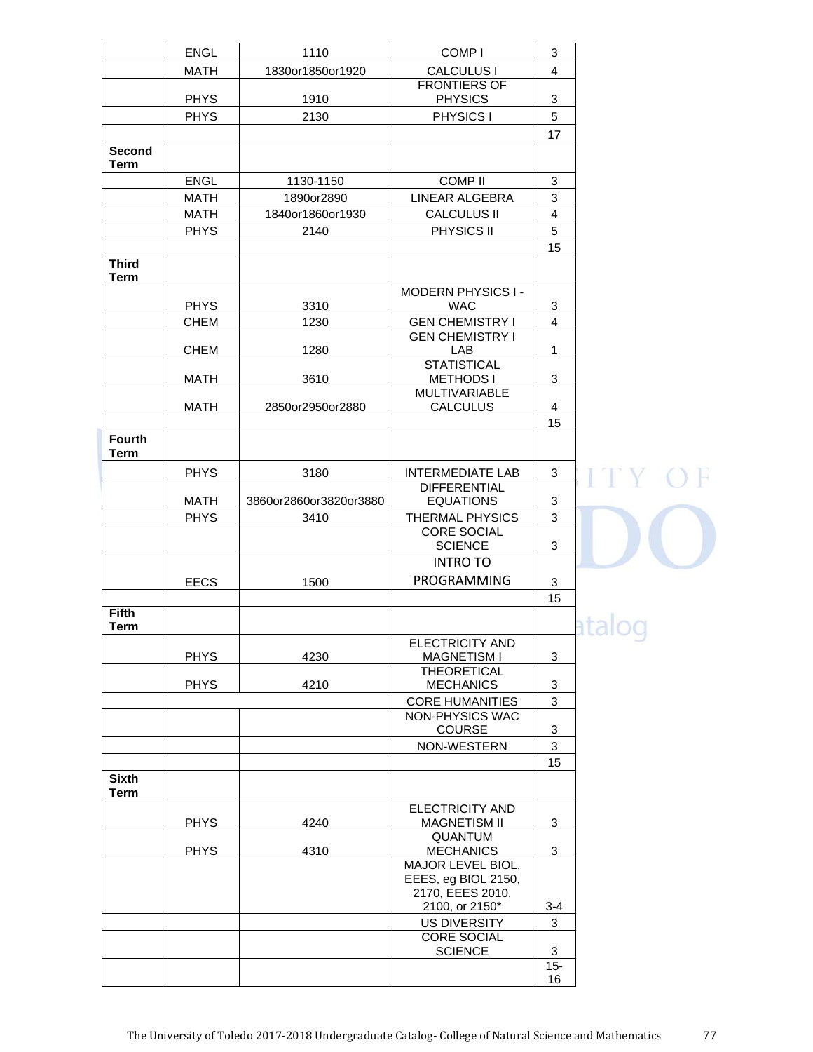| | | | | |
|---|---|---|---|---|
| | ENGL | 1110 | COMP I | 3 |
| | MATH | 1830or1850or1920 | CALCULUS I | 4 |
| | PHYS | 1910 | FRONTIERS OF PHYSICS | 3 |
| | PHYS | 2130 | PHYSICS I | 5 |
| | | | | 17 |
| **Second Term** | | | | |
| | ENGL | 1130-1150 | COMP II | 3 |
| | MATH | 1890or2890 | LINEAR ALGEBRA | 3 |
| | MATH | 1840or1860or1930 | CALCULUS II | 4 |
| | PHYS | 2140 | PHYSICS II | 5 |
| | | | | 15 |
| **Third Term** | | | | |
| | PHYS | 3310 | MODERN PHYSICS I - WAC | 3 |
| | CHEM | 1230 | GEN CHEMISTRY I | 4 |
| | CHEM | 1280 | GEN CHEMISTRY I LAB | 1 |
| | MATH | 3610 | STATISTICAL METHODS I | 3 |
| | MATH | 2850or2950or2880 | MULTIVARIABLE CALCULUS | 4 |
| | | | | 15 |
| **Fourth Term** | | | | |
| | PHYS | 3180 | INTERMEDIATE LAB | 3 |
| | MATH | 3860or2860or3820or3880 | DIFFERENTIAL EQUATIONS | 3 |
| | PHYS | 3410 | THERMAL PHYSICS | 3 |
| | | | CORE SOCIAL SCIENCE | 3 |
| | EECS | 1500 | INTRO TO PROGRAMMING | 3 |
| | | | | 15 |
| **Fifth Term** | | | | |
| | PHYS | 4230 | ELECTRICITY AND MAGNETISM I | 3 |
| | PHYS | 4210 | THEORETICAL MECHANICS | 3 |
| | | | CORE HUMANITIES | 3 |
| | | | NON-PHYSICS WAC COURSE | 3 |
| | | | NON-WESTERN | 3 |
| | | | | 15 |
| **Sixth Term** | | | | |
| | PHYS | 4240 | ELECTRICITY AND MAGNETISM II | 3 |
| | PHYS | 4310 | QUANTUM MECHANICS | 3 |
| | | | MAJOR LEVEL BIOL, EEES, eg BIOL 2150, 2170, EEES 2010, 2100, or 2150* | 3-4 |
| | | | US DIVERSITY | 3 |
| | | | CORE SOCIAL SCIENCE | 3 |
| | | | | 15-16 |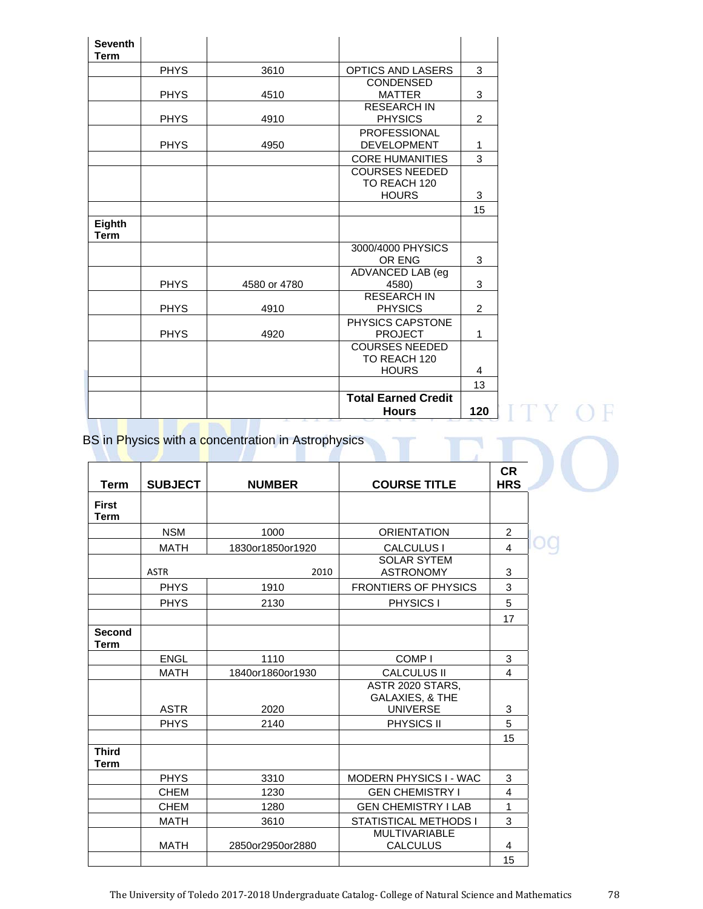| | | | | |
|---|---|---|---|---|
| **Seventh Term** | | | | |
| | PHYS | 3610 | OPTICS AND LASERS | 3 |
| | PHYS | 4510 | CONDENSED MATTER | 3 |
| | PHYS | 4910 | RESEARCH IN PHYSICS | 2 |
| | PHYS | 4950 | PROFESSIONAL DEVELOPMENT | 1 |
| | | | CORE HUMANITIES | 3 |
| | | | COURSES NEEDED TO REACH 120 HOURS | 3 |
| | | | | 15 |
| **Eighth Term** | | | | |
| | | | 3000/4000 PHYSICS OR ENG | 3 |
| | PHYS | 4580 or 4780 | ADVANCED LAB (eg 4580) | 3 |
| | PHYS | 4910 | RESEARCH IN PHYSICS | 2 |
| | PHYS | 4920 | PHYSICS CAPSTONE PROJECT | 1 |
| | | | COURSES NEEDED TO REACH 120 HOURS | 4 |
| | | | | 13 |
| | | | **Total Earned Credit Hours** | **120** |

BS in Physics with a concentration in Astrophysics

| **Term** | **SUBJECT** | **NUMBER** | **COURSE TITLE** | **CR HRS** |
|---|---|---|---|---|
| **First Term** | | | | |
| | NSM | 1000 | ORIENTATION | 2 |
| | MATH | 1830or1850or1920 | CALCULUS I | 4 |
| | ASTR | 2010 | SOLAR SYTEM ASTRONOMY | 3 |
| | PHYS | 1910 | FRONTIERS OF PHYSICS | 3 |
| | PHYS | 2130 | PHYSICS I | 5 |
| | | | | 17 |
| **Second Term** | | | | |
| | ENGL | 1110 | COMP I | 3 |
| | MATH | 1840or1860or1930 | CALCULUS II | 4 |
| | ASTR | 2020 | ASTR 2020 STARS, GALAXIES, & THE UNIVERSE | 3 |
| | PHYS | 2140 | PHYSICS II | 5 |
| | | | | 15 |
| **Third Term** | | | | |
| | PHYS | 3310 | MODERN PHYSICS I - WAC | 3 |
| | CHEM | 1230 | GEN CHEMISTRY I | 4 |
| | CHEM | 1280 | GEN CHEMISTRY I LAB | 1 |
| | MATH | 3610 | STATISTICAL METHODS I | 3 |
| | MATH | 2850or2950or2880 | MULTIVARIABLE CALCULUS | 4 |
| | | | | 15 |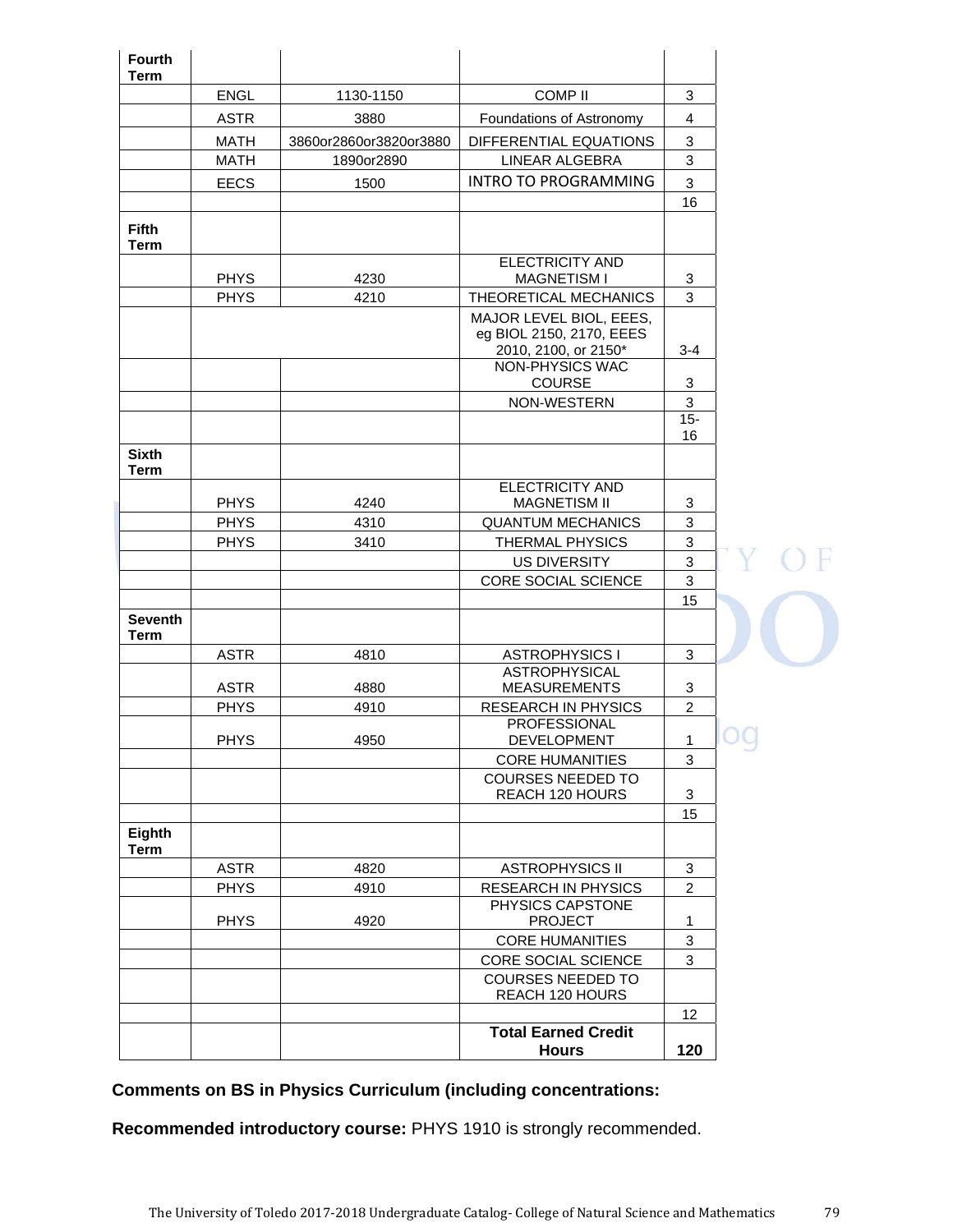| | | | | |
|---|---|---|---|---|
| **Fourth Term** | | | | |
| | ENGL | 1130-1150 | COMP II | 3 |
| | ASTR | 3880 | Foundations of Astronomy | 4 |
| | MATH | 3860or2860or3820or3880 | DIFFERENTIAL EQUATIONS | 3 |
| | MATH | 1890or2890 | LINEAR ALGEBRA | 3 |
| | EECS | 1500 | INTRO TO PROGRAMMING | 3 |
| | | | | 16 |
| **Fifth Term** | | | | |
| | PHYS | 4230 | ELECTRICITY AND MAGNETISM I | 3 |
| | PHYS | 4210 | THEORETICAL MECHANICS | 3 |
| | | | MAJOR LEVEL BIOL, EEES, eg BIOL 2150, 2170, EEES 2010, 2100, or 2150* | 3-4 |
| | | | NON-PHYSICS WAC COURSE | 3 |
| | | | NON-WESTERN | 3 |
| | | | | 15-16 |
| **Sixth Term** | | | | |
| | PHYS | 4240 | ELECTRICITY AND MAGNETISM II | 3 |
| | PHYS | 4310 | QUANTUM MECHANICS | 3 |
| | PHYS | 3410 | THERMAL PHYSICS | 3 |
| | | | US DIVERSITY | 3 |
| | | | CORE SOCIAL SCIENCE | 3 |
| | | | | 15 |
| **Seventh Term** | | | | |
| | ASTR | 4810 | ASTROPHYSICS I | 3 |
| | ASTR | 4880 | ASTROPHYSICAL MEASUREMENTS | 3 |
| | PHYS | 4910 | RESEARCH IN PHYSICS | 2 |
| | PHYS | 4950 | PROFESSIONAL DEVELOPMENT | 1 |
| | | | CORE HUMANITIES | 3 |
| | | | COURSES NEEDED TO REACH 120 HOURS | 3 |
| | | | | 15 |
| **Eighth Term** | | | | |
| | ASTR | 4820 | ASTROPHYSICS II | 3 |
| | PHYS | 4910 | RESEARCH IN PHYSICS | 2 |
| | PHYS | 4920 | PHYSICS CAPSTONE PROJECT | 1 |
| | | | CORE HUMANITIES | 3 |
| | | | CORE SOCIAL SCIENCE | 3 |
| | | | COURSES NEEDED TO REACH 120 HOURS | |
| | | | | 12 |
| | | | **Total Earned Credit Hours** | **120** |

**Comments on BS in Physics Curriculum (including concentrations:**

**Recommended introductory course:** PHYS 1910 is strongly recommended.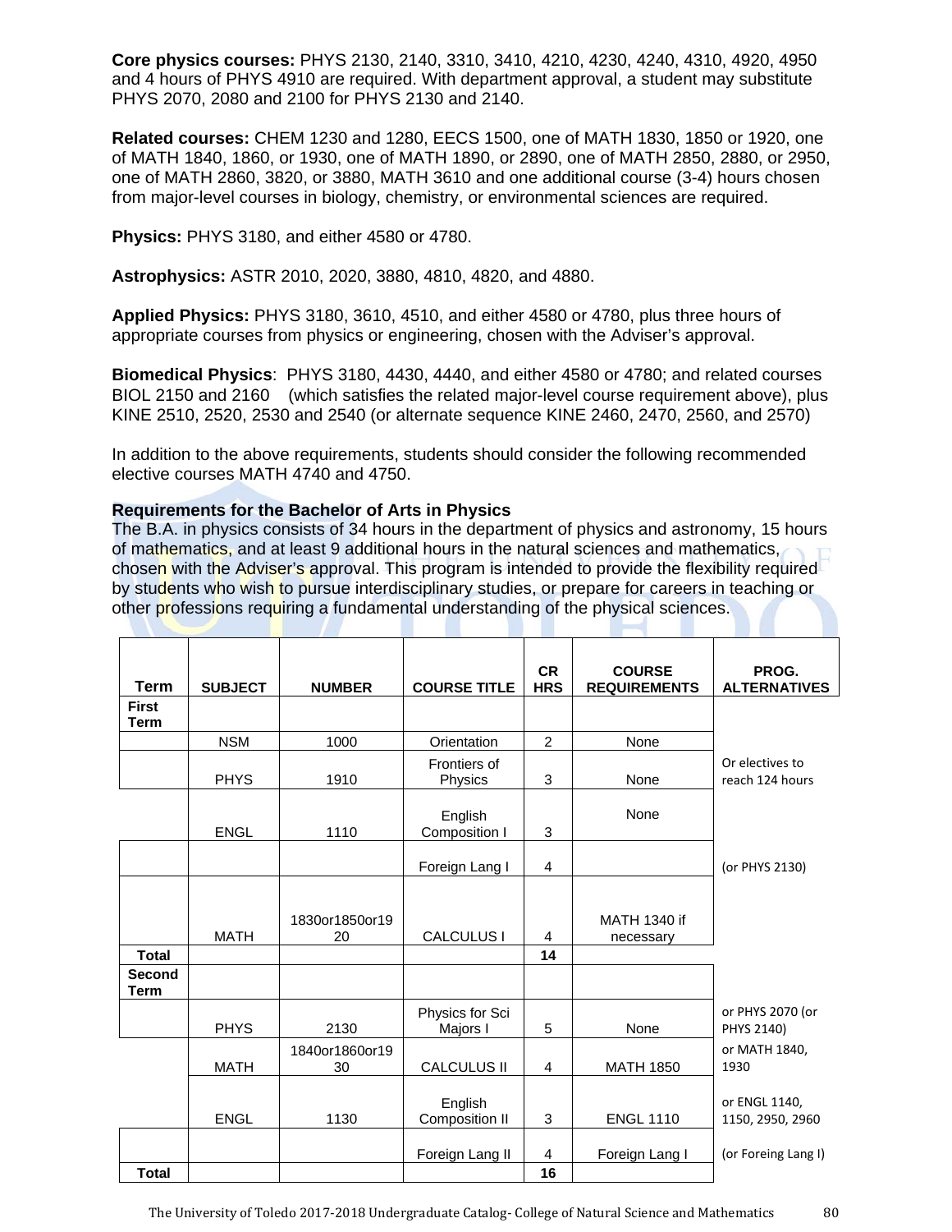**Core physics courses:** PHYS 2130, 2140, 3310, 3410, 4210, 4230, 4240, 4310, 4920, 4950 and 4 hours of PHYS 4910 are required. With department approval, a student may substitute PHYS 2070, 2080 and 2100 for PHYS 2130 and 2140.

**Related courses:** CHEM 1230 and 1280, EECS 1500, one of MATH 1830, 1850 or 1920, one of MATH 1840, 1860, or 1930, one of MATH 1890, or 2890, one of MATH 2850, 2880, or 2950, one of MATH 2860, 3820, or 3880, MATH 3610 and one additional course (3-4) hours chosen from major-level courses in biology, chemistry, or environmental sciences are required.

**Physics:** PHYS 3180, and either 4580 or 4780.

**Astrophysics:** ASTR 2010, 2020, 3880, 4810, 4820, and 4880.

**Applied Physics:** PHYS 3180, 3610, 4510, and either 4580 or 4780, plus three hours of appropriate courses from physics or engineering, chosen with the Adviser's approval.

**Biomedical Physics**: PHYS 3180, 4430, 4440, and either 4580 or 4780; and related courses BIOL 2150 and 2160 (which satisfies the related major-level course requirement above), plus KINE 2510, 2520, 2530 and 2540 (or alternate sequence KINE 2460, 2470, 2560, and 2570)

In addition to the above requirements, students should consider the following recommended elective courses MATH 4740 and 4750.

**Requirements for the Bachelor of Arts in Physics**

The B.A. in physics consists of 34 hours in the department of physics and astronomy, 15 hours of mathematics, and at least 9 additional hours in the natural sciences and mathematics, chosen with the Adviser's approval. This program is intended to provide the flexibility required by students who wish to pursue interdisciplinary studies, or prepare for careers in teaching or other professions requiring a fundamental understanding of the physical sciences.

| Term | SUBJECT | NUMBER | COURSE TITLE | CR HRS | COURSE REQUIREMENTS | PROG. ALTERNATIVES |
|---|---|---|---|---|---|---|
| **First Term** | | | | | | |
| | NSM | 1000 | Orientation | 2 | None | |
| | PHYS | 1910 | Frontiers of Physics | 3 | None | Or electives to reach 124 hours |
| | ENGL | 1110 | English Composition I | 3 | None | |
| | | | Foreign Lang I | 4 | | (or PHYS 2130) |
| | MATH | 1830or1850or1920 | CALCULUS I | 4 | MATH 1340 if necessary | |
| **Total** | | | | **14** | | |
| **Second Term** | | | | | | |
| | PHYS | 2130 | Physics for Sci Majors I | 5 | None | or PHYS 2070 (or PHYS 2140) |
| | MATH | 1840or1860or1930 | CALCULUS II | 4 | MATH 1850 | or MATH 1840, 1930 |
| | ENGL | 1130 | English Composition II | 3 | ENGL 1110 | or ENGL 1140, 1150, 2950, 2960 |
| | | | Foreign Lang II | 4 | Foreign Lang I | (or Foreing Lang I) |
| **Total** | | | | **16** | | |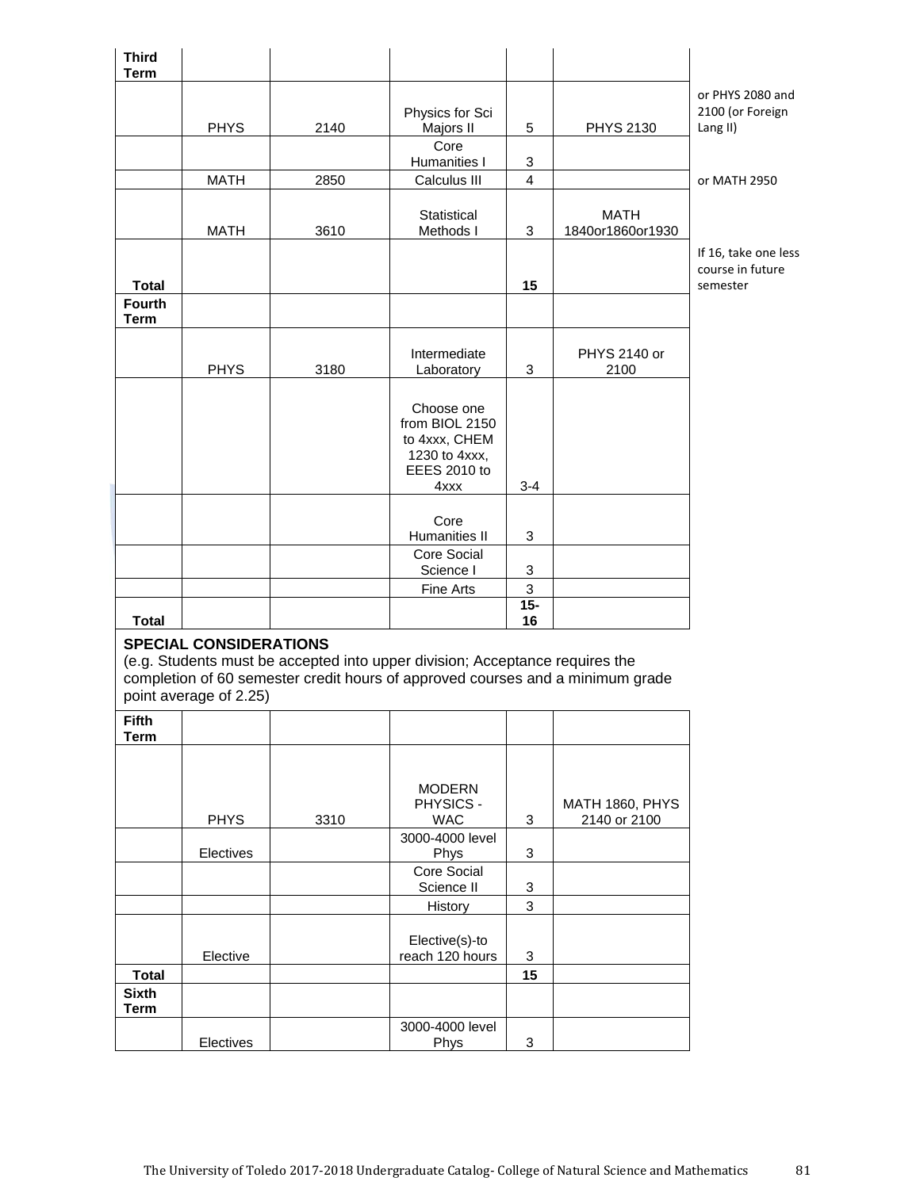| Third Term | | | | | | |
|---|---|---|---|---|---|---|
| | PHYS | 2140 | Physics for Sci Majors II | 5 | PHYS 2130 | or PHYS 2080 and 2100 (or Foreign Lang II) |
| | | | Core Humanities I | 3 | | |
| | MATH | 2850 | Calculus III | 4 | | or MATH 2950 |
| | MATH | 3610 | Statistical Methods I | 3 | MATH 1840or1860or1930 | |
| **Total** | | | | **15** | | If 16, take one less course in future semester |
| **Fourth Term** | | | | | | |
| | PHYS | 3180 | Intermediate Laboratory | 3 | PHYS 2140 or 2100 | |
| | | | Choose one from BIOL 2150 to 4xxx, CHEM 1230 to 4xxx, EEES 2010 to 4xxx | 3-4 | | |
| | | | Core Humanities II | 3 | | |
| | | | Core Social Science I | 3 | | |
| | | | Fine Arts | 3 | | |
| **Total** | | | | **15-16** | | |

**SPECIAL CONSIDERATIONS**
(e.g. Students must be accepted into upper division; Acceptance requires the completion of 60 semester credit hours of approved courses and a minimum grade point average of 2.25)

| Fifth Term | | | | | |
|---|---|---|---|---|---|
| | PHYS | 3310 | MODERN PHYSICS - WAC | 3 | MATH 1860, PHYS 2140 or 2100 |
| | Electives | | 3000-4000 level Phys | 3 | |
| | | | Core Social Science II | 3 | |
| | | | History | 3 | |
| | Elective | | Elective(s)-to reach 120 hours | 3 | |
| **Total** | | | | **15** | |
| **Sixth Term** | | | | | |
| | Electives | | 3000-4000 level Phys | 3 | |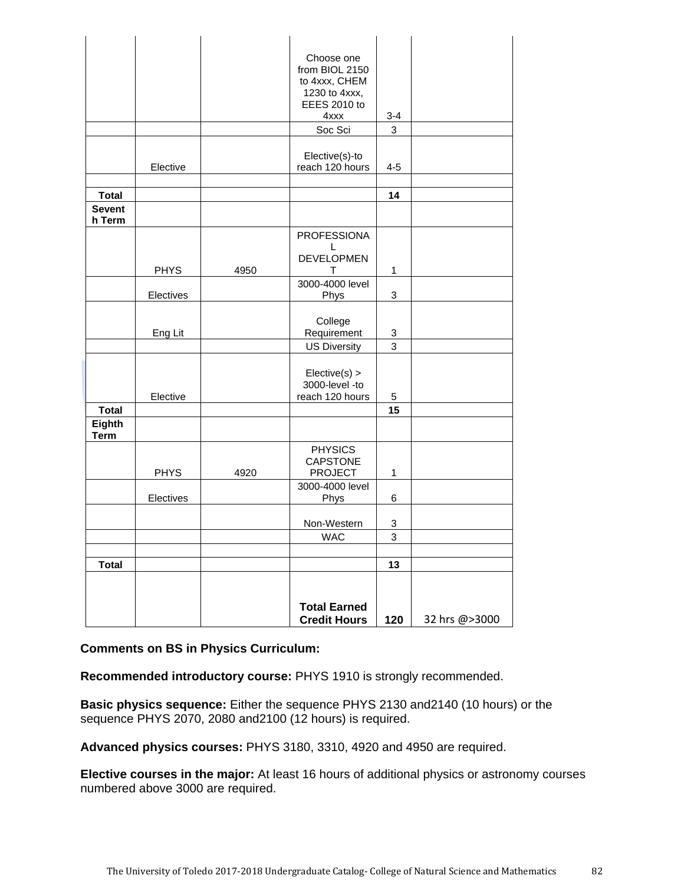| | | | | | |
|---|---|---|---|---|---|
| | | | Choose one from BIOL 2150 to 4xxx, CHEM 1230 to 4xxx, EEES 2010 to 4xxx | 3-4 | |
| | | | Soc Sci | 3 | |
| | Elective | | Elective(s)-to reach 120 hours | 4-5 | |
| | | | | | |
| **Total** | | | | **14** | |
| **Seventh Term** | | | | | |
| | PHYS | 4950 | PROFESSIONAL DEVELOPMENT | 1 | |
| | Electives | | 3000-4000 level Phys | 3 | |
| | Eng Lit | | College Requirement | 3 | |
| | | | US Diversity | 3 | |
| | Elective | | Elective(s) > 3000-level -to reach 120 hours | 5 | |
| **Total** | | | | **15** | |
| **Eighth Term** | | | | | |
| | PHYS | 4920 | PHYSICS CAPSTONE PROJECT | 1 | |
| | Electives | | 3000-4000 level Phys | 6 | |
| | | | Non-Western | 3 | |
| | | | WAC | 3 | |
| | | | | | |
| **Total** | | | | **13** | |
| | | | **Total Earned Credit Hours** | **120** | 32 hrs @>3000 |

**Comments on BS in Physics Curriculum:**

**Recommended introductory course:** PHYS 1910 is strongly recommended.

**Basic physics sequence:** Either the sequence PHYS 2130 and2140 (10 hours) or the sequence PHYS 2070, 2080 and2100 (12 hours) is required.

**Advanced physics courses:** PHYS 3180, 3310, 4920 and 4950 are required.

**Elective courses in the major:** At least 16 hours of additional physics or astronomy courses numbered above 3000 are required.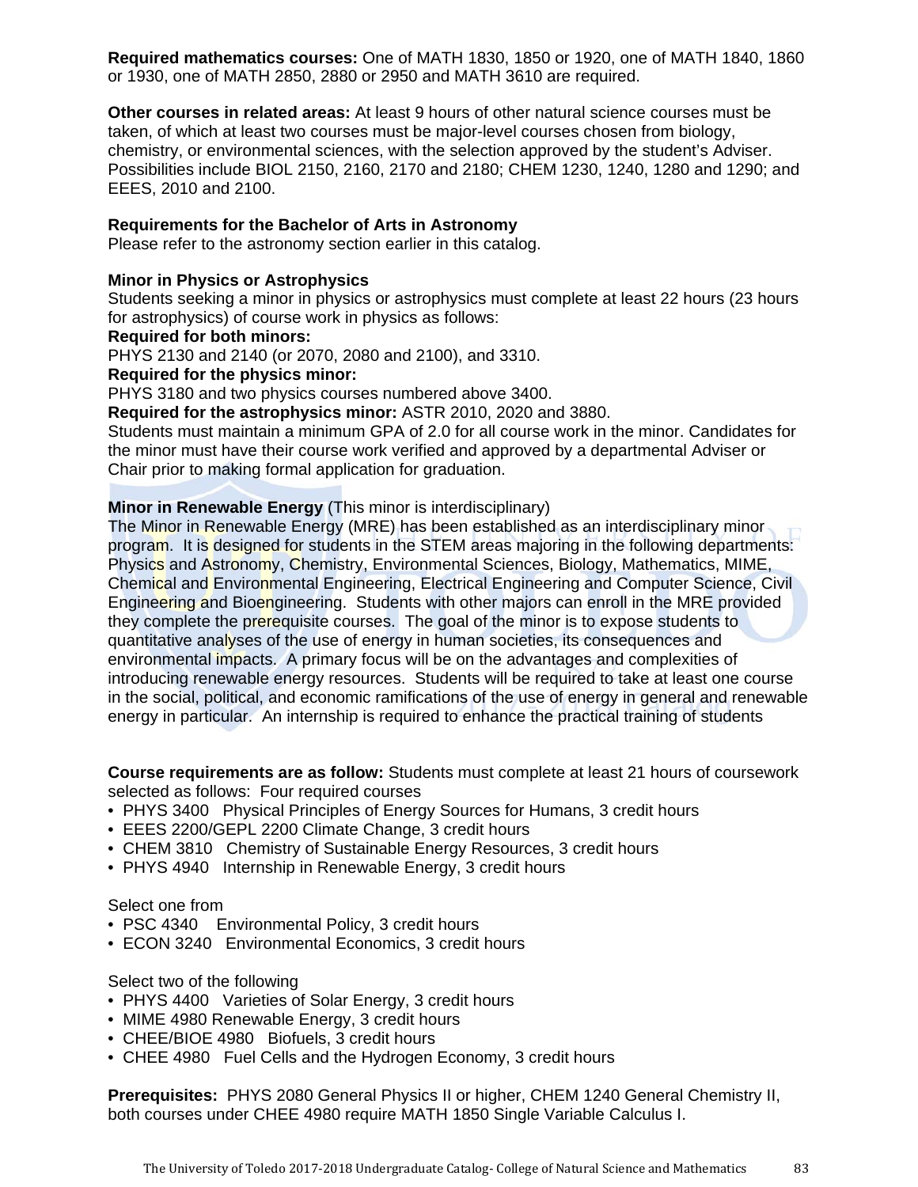**Required mathematics courses:** One of MATH 1830, 1850 or 1920, one of MATH 1840, 1860 or 1930, one of MATH 2850, 2880 or 2950 and MATH 3610 are required.

**Other courses in related areas:** At least 9 hours of other natural science courses must be taken, of which at least two courses must be major-level courses chosen from biology, chemistry, or environmental sciences, with the selection approved by the student's Adviser. Possibilities include BIOL 2150, 2160, 2170 and 2180; CHEM 1230, 1240, 1280 and 1290; and EEES, 2010 and 2100.

**Requirements for the Bachelor of Arts in Astronomy**
Please refer to the astronomy section earlier in this catalog.

**Minor in Physics or Astrophysics**
Students seeking a minor in physics or astrophysics must complete at least 22 hours (23 hours for astrophysics) of course work in physics as follows:
**Required for both minors:**
PHYS 2130 and 2140 (or 2070, 2080 and 2100), and 3310.
**Required for the physics minor:**
PHYS 3180 and two physics courses numbered above 3400.
**Required for the astrophysics minor:** ASTR 2010, 2020 and 3880.
Students must maintain a minimum GPA of 2.0 for all course work in the minor. Candidates for the minor must have their course work verified and approved by a departmental Adviser or Chair prior to making formal application for graduation.

**Minor in Renewable Energy** (This minor is interdisciplinary)
The Minor in Renewable Energy (MRE) has been established as an interdisciplinary minor program. It is designed for students in the STEM areas majoring in the following departments: Physics and Astronomy, Chemistry, Environmental Sciences, Biology, Mathematics, MIME, Chemical and Environmental Engineering, Electrical Engineering and Computer Science, Civil Engineering and Bioengineering. Students with other majors can enroll in the MRE provided they complete the prerequisite courses. The goal of the minor is to expose students to quantitative analyses of the use of energy in human societies, its consequences and environmental impacts. A primary focus will be on the advantages and complexities of introducing renewable energy resources. Students will be required to take at least one course in the social, political, and economic ramifications of the use of energy in general and renewable energy in particular. An internship is required to enhance the practical training of students

**Course requirements are as follow:** Students must complete at least 21 hours of coursework selected as follows: Four required courses

- PHYS 3400 Physical Principles of Energy Sources for Humans, 3 credit hours
- EEES 2200/GEPL 2200 Climate Change, 3 credit hours
- CHEM 3810 Chemistry of Sustainable Energy Resources, 3 credit hours
- PHYS 4940 Internship in Renewable Energy, 3 credit hours

Select one from

- PSC 4340 Environmental Policy, 3 credit hours
- ECON 3240 Environmental Economics, 3 credit hours

Select two of the following

- PHYS 4400 Varieties of Solar Energy, 3 credit hours
- MIME 4980 Renewable Energy, 3 credit hours
- CHEE/BIOE 4980 Biofuels, 3 credit hours
- CHEE 4980 Fuel Cells and the Hydrogen Economy, 3 credit hours

**Prerequisites:** PHYS 2080 General Physics II or higher, CHEM 1240 General Chemistry II, both courses under CHEE 4980 require MATH 1850 Single Variable Calculus I.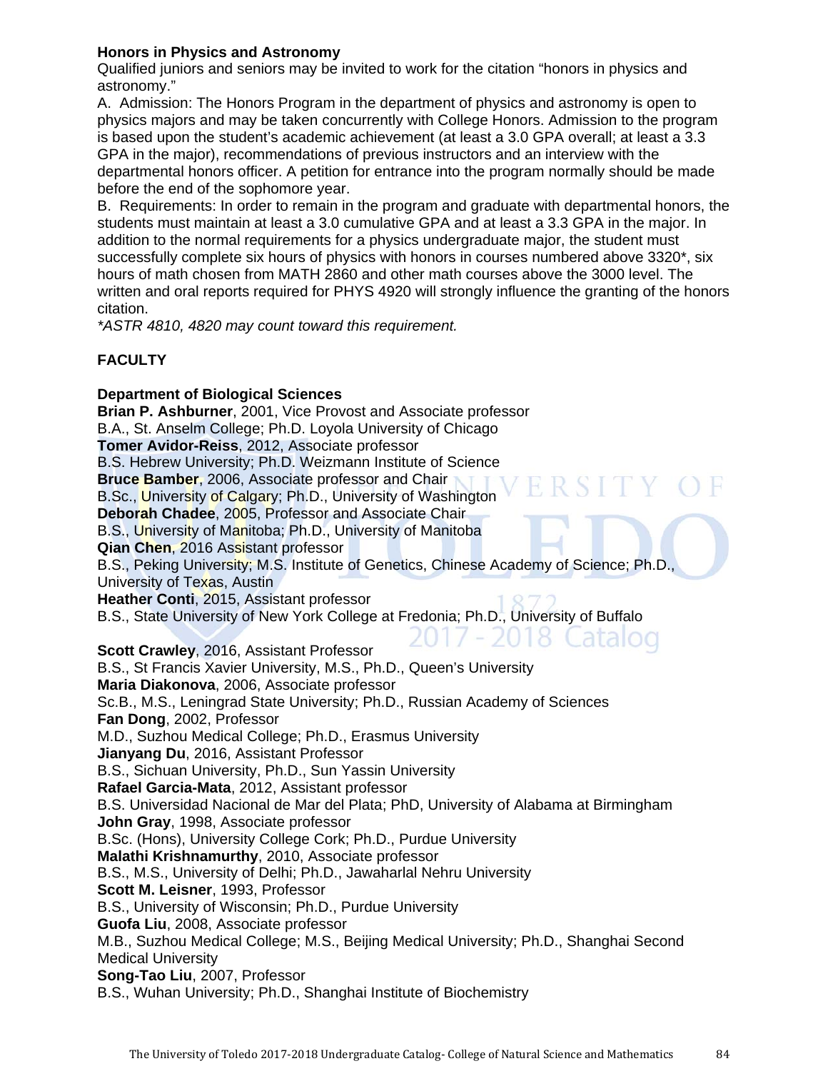### Honors in Physics and Astronomy

Qualified juniors and seniors may be invited to work for the citation "honors in physics and astronomy."

A. Admission: The Honors Program in the department of physics and astronomy is open to physics majors and may be taken concurrently with College Honors. Admission to the program is based upon the student's academic achievement (at least a 3.0 GPA overall; at least a 3.3 GPA in the major), recommendations of previous instructors and an interview with the departmental honors officer. A petition for entrance into the program normally should be made before the end of the sophomore year.

B. Requirements: In order to remain in the program and graduate with departmental honors, the students must maintain at least a 3.0 cumulative GPA and at least a 3.3 GPA in the major. In addition to the normal requirements for a physics undergraduate major, the student must successfully complete six hours of physics with honors in courses numbered above 3320*, six hours of math chosen from MATH 2860 and other math courses above the 3000 level. The written and oral reports required for PHYS 4920 will strongly influence the granting of the honors citation.

*\*ASTR 4810, 4820 may count toward this requirement.*

## FACULTY

### Department of Biological Sciences

**Brian P. Ashburner**, 2001, Vice Provost and Associate professor
B.A., St. Anselm College; Ph.D. Loyola University of Chicago

**Tomer Avidor-Reiss**, 2012, Associate professor
B.S. Hebrew University; Ph.D. Weizmann Institute of Science

**Bruce Bamber**, 2006, Associate professor and Chair
B.Sc., University of Calgary; Ph.D., University of Washington

**Deborah Chadee**, 2005, Professor and Associate Chair
B.S., University of Manitoba; Ph.D., University of Manitoba

**Qian Chen**, 2016 Assistant professor
B.S., Peking University; M.S. Institute of Genetics, Chinese Academy of Science; Ph.D., University of Texas, Austin

**Heather Conti**, 2015, Assistant professor
B.S., State University of New York College at Fredonia; Ph.D., University of Buffalo

**Scott Crawley**, 2016, Assistant Professor
B.S., St Francis Xavier University, M.S., Ph.D., Queen's University

**Maria Diakonova**, 2006, Associate professor
Sc.B., M.S., Leningrad State University; Ph.D., Russian Academy of Sciences

**Fan Dong**, 2002, Professor
M.D., Suzhou Medical College; Ph.D., Erasmus University

**Jianyang Du**, 2016, Assistant Professor
B.S., Sichuan University, Ph.D., Sun Yassin University

**Rafael Garcia-Mata**, 2012, Assistant professor
B.S. Universidad Nacional de Mar del Plata; PhD, University of Alabama at Birmingham

**John Gray**, 1998, Associate professor
B.Sc. (Hons), University College Cork; Ph.D., Purdue University

**Malathi Krishnamurthy**, 2010, Associate professor
B.S., M.S., University of Delhi; Ph.D., Jawaharlal Nehru University

**Scott M. Leisner**, 1993, Professor
B.S., University of Wisconsin; Ph.D., Purdue University

**Guofa Liu**, 2008, Associate professor
M.B., Suzhou Medical College; M.S., Beijing Medical University; Ph.D., Shanghai Second Medical University

**Song-Tao Liu**, 2007, Professor
B.S., Wuhan University; Ph.D., Shanghai Institute of Biochemistry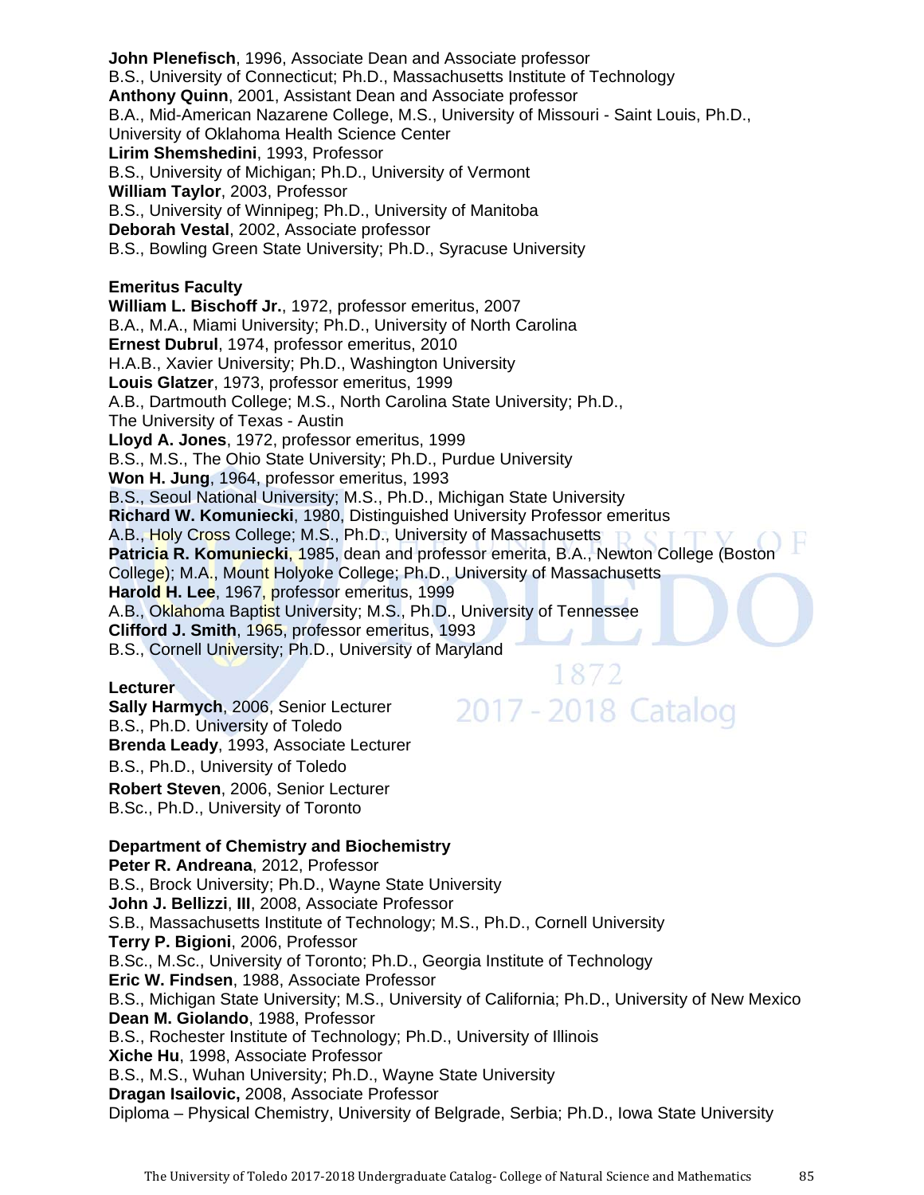**John Plenefisch**, 1996, Associate Dean and Associate professor
B.S., University of Connecticut; Ph.D., Massachusetts Institute of Technology
**Anthony Quinn**, 2001, Assistant Dean and Associate professor
B.A., Mid-American Nazarene College, M.S., University of Missouri - Saint Louis, Ph.D., University of Oklahoma Health Science Center
**Lirim Shemshedini**, 1993, Professor
B.S., University of Michigan; Ph.D., University of Vermont
**William Taylor**, 2003, Professor
B.S., University of Winnipeg; Ph.D., University of Manitoba
**Deborah Vestal**, 2002, Associate professor
B.S., Bowling Green State University; Ph.D., Syracuse University

**Emeritus Faculty**
**William L. Bischoff Jr.**, 1972, professor emeritus, 2007
B.A., M.A., Miami University; Ph.D., University of North Carolina
**Ernest Dubrul**, 1974, professor emeritus, 2010
H.A.B., Xavier University; Ph.D., Washington University
**Louis Glatzer**, 1973, professor emeritus, 1999
A.B., Dartmouth College; M.S., North Carolina State University; Ph.D., The University of Texas - Austin
**Lloyd A. Jones**, 1972, professor emeritus, 1999
B.S., M.S., The Ohio State University; Ph.D., Purdue University
**Won H. Jung**, 1964, professor emeritus, 1993
B.S., Seoul National University; M.S., Ph.D., Michigan State University
**Richard W. Komuniecki**, 1980, Distinguished University Professor emeritus
A.B., Holy Cross College; M.S., Ph.D., University of Massachusetts
**Patricia R. Komuniecki**, 1985, dean and professor emerita, B.A., Newton College (Boston College); M.A., Mount Holyoke College; Ph.D., University of Massachusetts
**Harold H. Lee**, 1967, professor emeritus, 1999
A.B., Oklahoma Baptist University; M.S., Ph.D., University of Tennessee
**Clifford J. Smith**, 1965, professor emeritus, 1993
B.S., Cornell University; Ph.D., University of Maryland

**Lecturer**
**Sally Harmych**, 2006, Senior Lecturer
B.S., Ph.D. University of Toledo
**Brenda Leady**, 1993, Associate Lecturer
B.S., Ph.D., University of Toledo
**Robert Steven**, 2006, Senior Lecturer
B.Sc., Ph.D., University of Toronto

**Department of Chemistry and Biochemistry**
**Peter R. Andreana**, 2012, Professor
B.S., Brock University; Ph.D., Wayne State University
**John J. Bellizzi**, **III**, 2008, Associate Professor
S.B., Massachusetts Institute of Technology; M.S., Ph.D., Cornell University
**Terry P. Bigioni**, 2006, Professor
B.Sc., M.Sc., University of Toronto; Ph.D., Georgia Institute of Technology
**Eric W. Findsen**, 1988, Associate Professor
B.S., Michigan State University; M.S., University of California; Ph.D., University of New Mexico
**Dean M. Giolando**, 1988, Professor
B.S., Rochester Institute of Technology; Ph.D., University of Illinois
**Xiche Hu**, 1998, Associate Professor
B.S., M.S., Wuhan University; Ph.D., Wayne State University
**Dragan Isailovic,** 2008, Associate Professor
Diploma – Physical Chemistry, University of Belgrade, Serbia; Ph.D., Iowa State University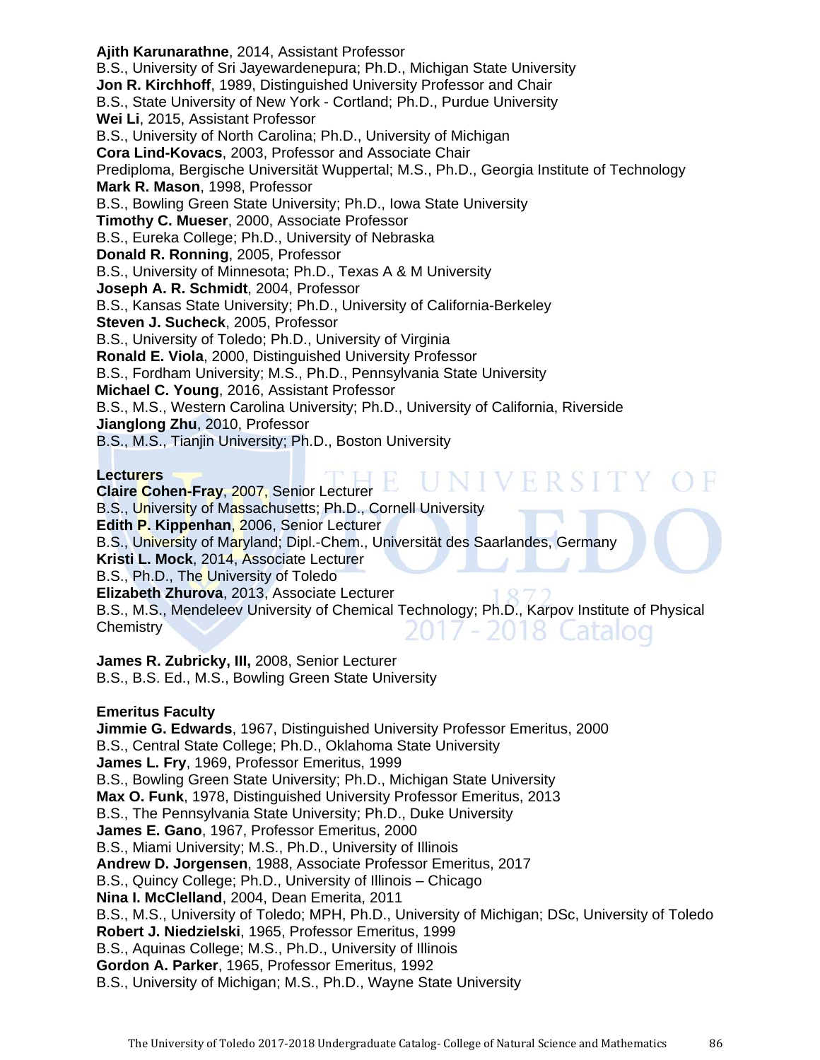**Ajith Karunarathne**, 2014, Assistant Professor
B.S., University of Sri Jayewardenepura; Ph.D., Michigan State University
**Jon R. Kirchhoff**, 1989, Distinguished University Professor and Chair
B.S., State University of New York - Cortland; Ph.D., Purdue University
**Wei Li**, 2015, Assistant Professor
B.S., University of North Carolina; Ph.D., University of Michigan
**Cora Lind-Kovacs**, 2003, Professor and Associate Chair
Prediploma, Bergische Universität Wuppertal; M.S., Ph.D., Georgia Institute of Technology
**Mark R. Mason**, 1998, Professor
B.S., Bowling Green State University; Ph.D., Iowa State University
**Timothy C. Mueser**, 2000, Associate Professor
B.S., Eureka College; Ph.D., University of Nebraska
**Donald R. Ronning**, 2005, Professor
B.S., University of Minnesota; Ph.D., Texas A & M University
**Joseph A. R. Schmidt**, 2004, Professor
B.S., Kansas State University; Ph.D., University of California-Berkeley
**Steven J. Sucheck**, 2005, Professor
B.S., University of Toledo; Ph.D., University of Virginia
**Ronald E. Viola**, 2000, Distinguished University Professor
B.S., Fordham University; M.S., Ph.D., Pennsylvania State University
**Michael C. Young**, 2016, Assistant Professor
B.S., M.S., Western Carolina University; Ph.D., University of California, Riverside
**Jianglong Zhu**, 2010, Professor
B.S., M.S., Tianjin University; Ph.D., Boston University

**Lecturers**
**Claire Cohen-Fray**, 2007, Senior Lecturer
B.S., University of Massachusetts; Ph.D., Cornell University
**Edith P. Kippenhan**, 2006, Senior Lecturer
B.S., University of Maryland; Dipl.-Chem., Universität des Saarlandes, Germany
**Kristi L. Mock**, 2014, Associate Lecturer
B.S., Ph.D., The University of Toledo
**Elizabeth Zhurova**, 2013, Associate Lecturer
B.S., M.S., Mendeleev University of Chemical Technology; Ph.D., Karpov Institute of Physical Chemistry

**James R. Zubricky, III,** 2008, Senior Lecturer
B.S., B.S. Ed., M.S., Bowling Green State University

**Emeritus Faculty**
**Jimmie G. Edwards**, 1967, Distinguished University Professor Emeritus, 2000
B.S., Central State College; Ph.D., Oklahoma State University
**James L. Fry**, 1969, Professor Emeritus, 1999
B.S., Bowling Green State University; Ph.D., Michigan State University
**Max O. Funk**, 1978, Distinguished University Professor Emeritus, 2013
B.S., The Pennsylvania State University; Ph.D., Duke University
**James E. Gano**, 1967, Professor Emeritus, 2000
B.S., Miami University; M.S., Ph.D., University of Illinois
**Andrew D. Jorgensen**, 1988, Associate Professor Emeritus, 2017
B.S., Quincy College; Ph.D., University of Illinois – Chicago
**Nina I. McClelland**, 2004, Dean Emerita, 2011
B.S., M.S., University of Toledo; MPH, Ph.D., University of Michigan; DSc, University of Toledo
**Robert J. Niedzielski**, 1965, Professor Emeritus, 1999
B.S., Aquinas College; M.S., Ph.D., University of Illinois
**Gordon A. Parker**, 1965, Professor Emeritus, 1992
B.S., University of Michigan; M.S., Ph.D., Wayne State University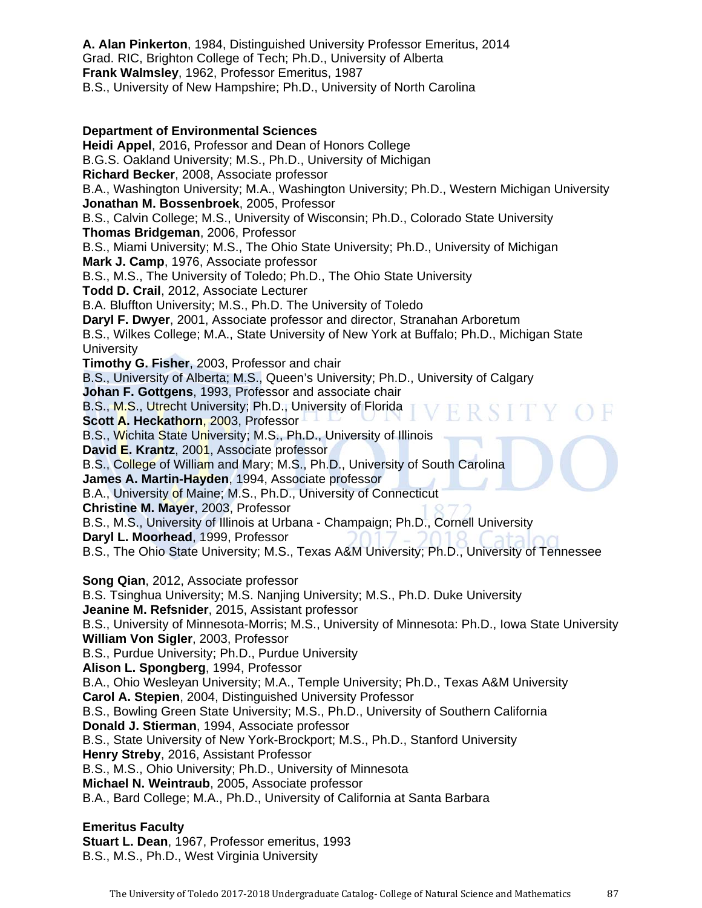**A. Alan Pinkerton**, 1984, Distinguished University Professor Emeritus, 2014
Grad. RIC, Brighton College of Tech; Ph.D., University of Alberta
**Frank Walmsley**, 1962, Professor Emeritus, 1987
B.S., University of New Hampshire; Ph.D., University of North Carolina

**Department of Environmental Sciences**
**Heidi Appel**, 2016, Professor and Dean of Honors College
B.G.S. Oakland University; M.S., Ph.D., University of Michigan
**Richard Becker**, 2008, Associate professor
B.A., Washington University; M.A., Washington University; Ph.D., Western Michigan University
**Jonathan M. Bossenbroek**, 2005, Professor
B.S., Calvin College; M.S., University of Wisconsin; Ph.D., Colorado State University
**Thomas Bridgeman**, 2006, Professor
B.S., Miami University; M.S., The Ohio State University; Ph.D., University of Michigan
**Mark J. Camp**, 1976, Associate professor
B.S., M.S., The University of Toledo; Ph.D., The Ohio State University
**Todd D. Crail**, 2012, Associate Lecturer
B.A. Bluffton University; M.S., Ph.D. The University of Toledo
**Daryl F. Dwyer**, 2001, Associate professor and director, Stranahan Arboretum
B.S., Wilkes College; M.A., State University of New York at Buffalo; Ph.D., Michigan State University
**Timothy G. Fisher**, 2003, Professor and chair
B.S., University of Alberta; M.S., Queen's University; Ph.D., University of Calgary
**Johan F. Gottgens**, 1993, Professor and associate chair
B.S., M.S., Utrecht University; Ph.D., University of Florida
**Scott A. Heckathorn**, 2003, Professor
B.S., Wichita State University; M.S., Ph.D., University of Illinois
**David E. Krantz**, 2001, Associate professor
B.S., College of William and Mary; M.S., Ph.D., University of South Carolina
**James A. Martin-Hayden**, 1994, Associate professor
B.A., University of Maine; M.S., Ph.D., University of Connecticut
**Christine M. Mayer**, 2003, Professor
B.S., M.S., University of Illinois at Urbana - Champaign; Ph.D., Cornell University
**Daryl L. Moorhead**, 1999, Professor
B.S., The Ohio State University; M.S., Texas A&M University; Ph.D., University of Tennessee

**Song Qian**, 2012, Associate professor
B.S. Tsinghua University; M.S. Nanjing University; M.S., Ph.D. Duke University
**Jeanine M. Refsnider**, 2015, Assistant professor
B.S., University of Minnesota-Morris; M.S., University of Minnesota: Ph.D., Iowa State University
**William Von Sigler**, 2003, Professor
B.S., Purdue University; Ph.D., Purdue University
**Alison L. Spongberg**, 1994, Professor
B.A., Ohio Wesleyan University; M.A., Temple University; Ph.D., Texas A&M University
**Carol A. Stepien**, 2004, Distinguished University Professor
B.S., Bowling Green State University; M.S., Ph.D., University of Southern California
**Donald J. Stierman**, 1994, Associate professor
B.S., State University of New York-Brockport; M.S., Ph.D., Stanford University
**Henry Streby**, 2016, Assistant Professor
B.S., M.S., Ohio University; Ph.D., University of Minnesota
**Michael N. Weintraub**, 2005, Associate professor
B.A., Bard College; M.A., Ph.D., University of California at Santa Barbara

**Emeritus Faculty**
**Stuart L. Dean**, 1967, Professor emeritus, 1993
B.S., M.S., Ph.D., West Virginia University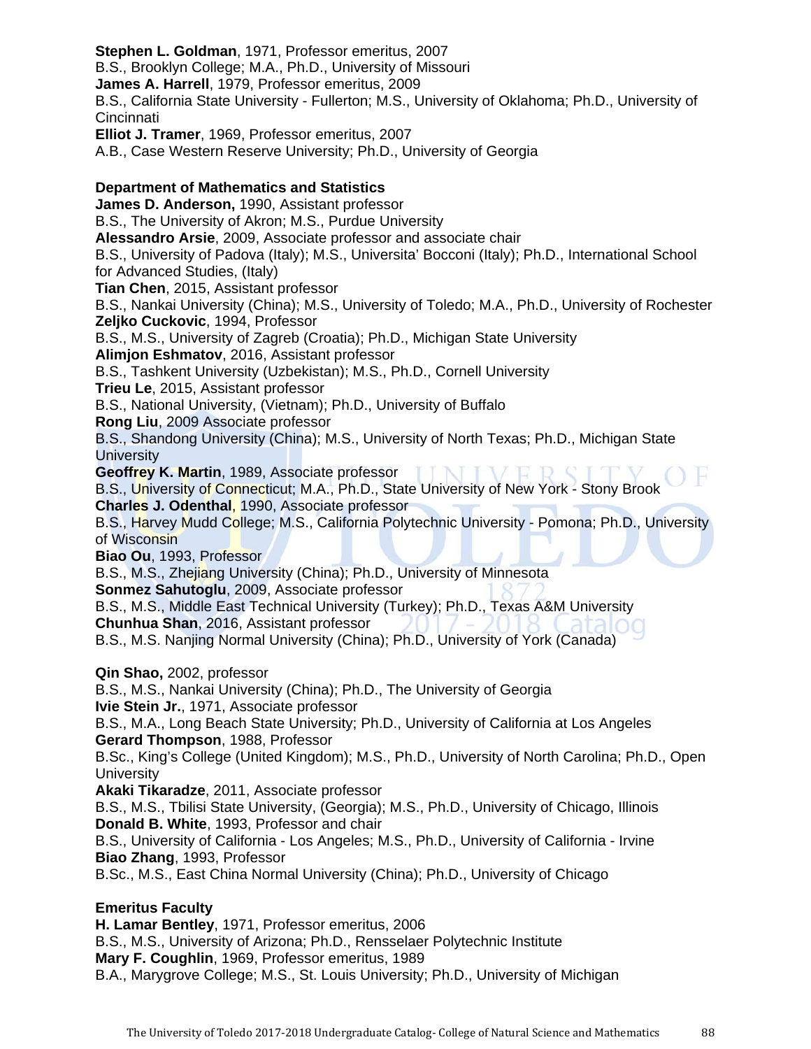**Stephen L. Goldman**, 1971, Professor emeritus, 2007
B.S., Brooklyn College; M.A., Ph.D., University of Missouri
**James A. Harrell**, 1979, Professor emeritus, 2009
B.S., California State University - Fullerton; M.S., University of Oklahoma; Ph.D., University of Cincinnati
**Elliot J. Tramer**, 1969, Professor emeritus, 2007
A.B., Case Western Reserve University; Ph.D., University of Georgia

**Department of Mathematics and Statistics**
**James D. Anderson,** 1990, Assistant professor
B.S., The University of Akron; M.S., Purdue University
**Alessandro Arsie**, 2009, Associate professor and associate chair
B.S., University of Padova (Italy); M.S., Universita' Bocconi (Italy); Ph.D., International School for Advanced Studies, (Italy)
**Tian Chen**, 2015, Assistant professor
B.S., Nankai University (China); M.S., University of Toledo; M.A., Ph.D., University of Rochester
**Zeljko Cuckovic**, 1994, Professor
B.S., M.S., University of Zagreb (Croatia); Ph.D., Michigan State University
**Alimjon Eshmatov**, 2016, Assistant professor
B.S., Tashkent University (Uzbekistan); M.S., Ph.D., Cornell University
**Trieu Le**, 2015, Assistant professor
B.S., National University, (Vietnam); Ph.D., University of Buffalo
**Rong Liu**, 2009 Associate professor
B.S., Shandong University (China); M.S., University of North Texas; Ph.D., Michigan State University
**Geoffrey K. Martin**, 1989, Associate professor
B.S., University of Connecticut; M.A., Ph.D., State University of New York - Stony Brook
**Charles J. Odenthal**, 1990, Associate professor
B.S., Harvey Mudd College; M.S., California Polytechnic University - Pomona; Ph.D., University of Wisconsin
**Biao Ou**, 1993, Professor
B.S., M.S., Zhejiang University (China); Ph.D., University of Minnesota
**Sonmez Sahutoglu**, 2009, Associate professor
B.S., M.S., Middle East Technical University (Turkey); Ph.D., Texas A&M University
**Chunhua Shan**, 2016, Assistant professor
B.S., M.S. Nanjing Normal University (China); Ph.D., University of York (Canada)

**Qin Shao,** 2002, professor
B.S., M.S., Nankai University (China); Ph.D., The University of Georgia
**Ivie Stein Jr.**, 1971, Associate professor
B.S., M.A., Long Beach State University; Ph.D., University of California at Los Angeles
**Gerard Thompson**, 1988, Professor
B.Sc., King's College (United Kingdom); M.S., Ph.D., University of North Carolina; Ph.D., Open University
**Akaki Tikaradze**, 2011, Associate professor
B.S., M.S., Tbilisi State University, (Georgia); M.S., Ph.D., University of Chicago, Illinois
**Donald B. White**, 1993, Professor and chair
B.S., University of California - Los Angeles; M.S., Ph.D., University of California - Irvine
**Biao Zhang**, 1993, Professor
B.Sc., M.S., East China Normal University (China); Ph.D., University of Chicago

**Emeritus Faculty**
**H. Lamar Bentley**, 1971, Professor emeritus, 2006
B.S., M.S., University of Arizona; Ph.D., Rensselaer Polytechnic Institute
**Mary F. Coughlin**, 1969, Professor emeritus, 1989
B.A., Marygrove College; M.S., St. Louis University; Ph.D., University of Michigan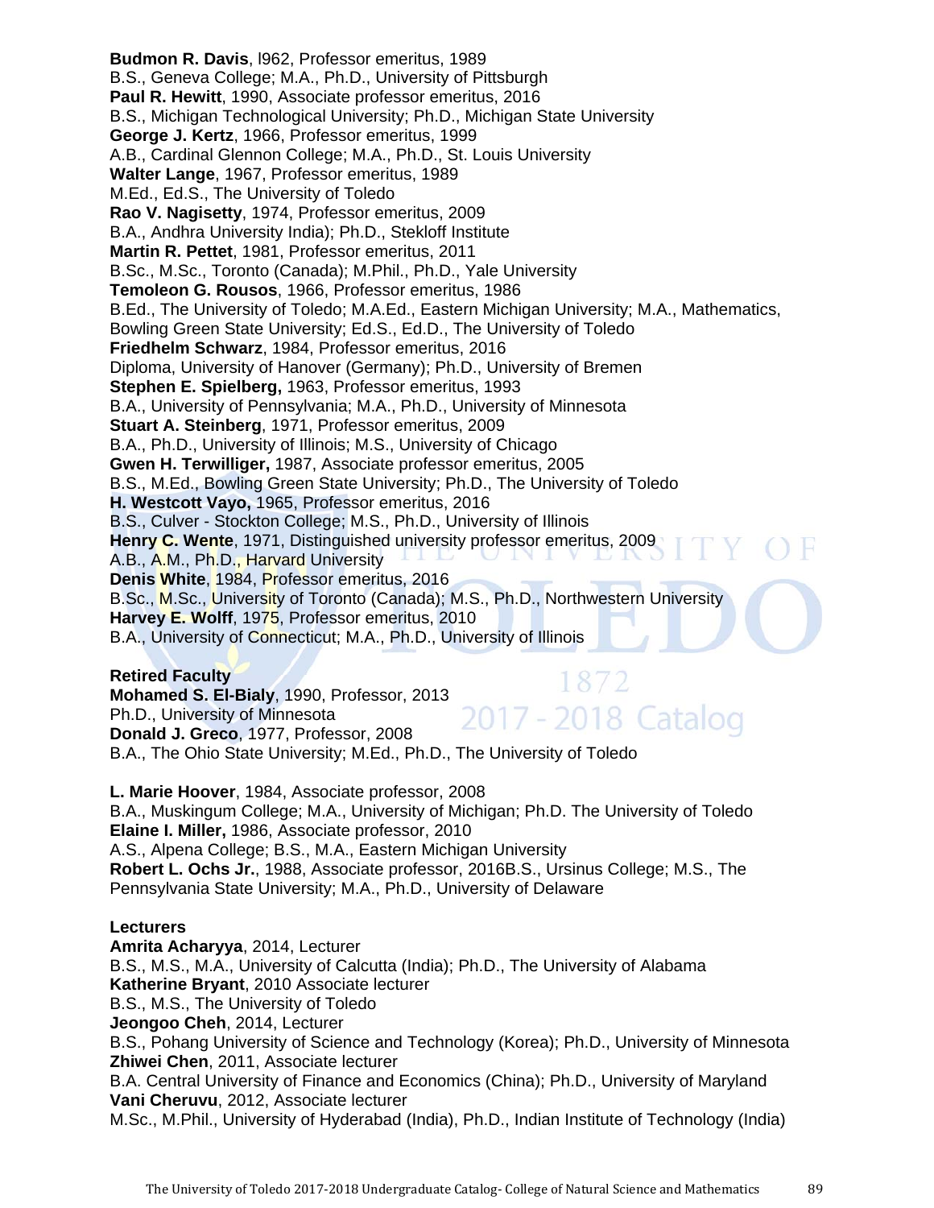**Budmon R. Davis**, l962, Professor emeritus, 1989
B.S., Geneva College; M.A., Ph.D., University of Pittsburgh
**Paul R. Hewitt**, 1990, Associate professor emeritus, 2016
B.S., Michigan Technological University; Ph.D., Michigan State University
**George J. Kertz**, 1966, Professor emeritus, 1999
A.B., Cardinal Glennon College; M.A., Ph.D., St. Louis University
**Walter Lange**, 1967, Professor emeritus, 1989
M.Ed., Ed.S., The University of Toledo
**Rao V. Nagisetty**, 1974, Professor emeritus, 2009
B.A., Andhra University India); Ph.D., Stekloff Institute
**Martin R. Pettet**, 1981, Professor emeritus, 2011
B.Sc., M.Sc., Toronto (Canada); M.Phil., Ph.D., Yale University
**Temoleon G. Rousos**, 1966, Professor emeritus, 1986
B.Ed., The University of Toledo; M.A.Ed., Eastern Michigan University; M.A., Mathematics, Bowling Green State University; Ed.S., Ed.D., The University of Toledo
**Friedhelm Schwarz**, 1984, Professor emeritus, 2016
Diploma, University of Hanover (Germany); Ph.D., University of Bremen
**Stephen E. Spielberg,** 1963, Professor emeritus, 1993
B.A., University of Pennsylvania; M.A., Ph.D., University of Minnesota
**Stuart A. Steinberg**, 1971, Professor emeritus, 2009
B.A., Ph.D., University of Illinois; M.S., University of Chicago
**Gwen H. Terwilliger,** 1987, Associate professor emeritus, 2005
B.S., M.Ed., Bowling Green State University; Ph.D., The University of Toledo
**H. Westcott Vayo,** 1965, Professor emeritus, 2016
B.S., Culver - Stockton College; M.S., Ph.D., University of Illinois
**Henry C. Wente**, 1971, Distinguished university professor emeritus, 2009
A.B., A.M., Ph.D., Harvard University
**Denis White**, 1984, Professor emeritus, 2016
B.Sc., M.Sc., University of Toronto (Canada); M.S., Ph.D., Northwestern University
**Harvey E. Wolff**, 1975, Professor emeritus, 2010
B.A., University of Connecticut; M.A., Ph.D., University of Illinois

**Retired Faculty**
**Mohamed S. El-Bialy**, 1990, Professor, 2013
Ph.D., University of Minnesota
**Donald J. Greco**, 1977, Professor, 2008
B.A., The Ohio State University; M.Ed., Ph.D., The University of Toledo

**L. Marie Hoover**, 1984, Associate professor, 2008
B.A., Muskingum College; M.A., University of Michigan; Ph.D. The University of Toledo
**Elaine I. Miller,** 1986, Associate professor, 2010
A.S., Alpena College; B.S., M.A., Eastern Michigan University
**Robert L. Ochs Jr.**, 1988, Associate professor, 2016B.S., Ursinus College; M.S., The Pennsylvania State University; M.A., Ph.D., University of Delaware

**Lecturers**
**Amrita Acharyya**, 2014, Lecturer
B.S., M.S., M.A., University of Calcutta (India); Ph.D., The University of Alabama
**Katherine Bryant**, 2010 Associate lecturer
B.S., M.S., The University of Toledo
**Jeongoo Cheh**, 2014, Lecturer
B.S., Pohang University of Science and Technology (Korea); Ph.D., University of Minnesota
**Zhiwei Chen**, 2011, Associate lecturer
B.A. Central University of Finance and Economics (China); Ph.D., University of Maryland
**Vani Cheruvu**, 2012, Associate lecturer
M.Sc., M.Phil., University of Hyderabad (India), Ph.D., Indian Institute of Technology (India)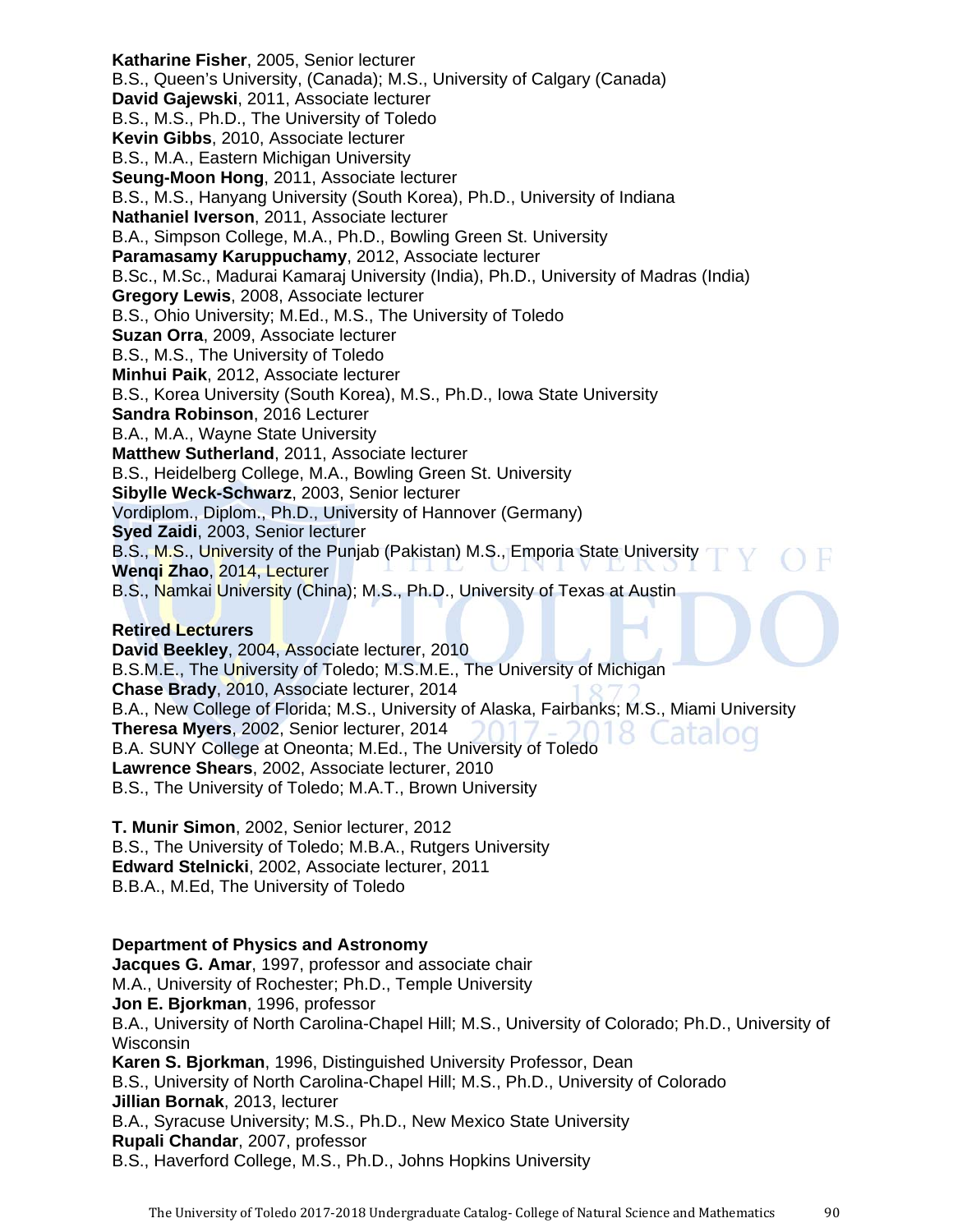**Katharine Fisher**, 2005, Senior lecturer
B.S., Queen's University, (Canada); M.S., University of Calgary (Canada)
**David Gajewski**, 2011, Associate lecturer
B.S., M.S., Ph.D., The University of Toledo
**Kevin Gibbs**, 2010, Associate lecturer
B.S., M.A., Eastern Michigan University
**Seung-Moon Hong**, 2011, Associate lecturer
B.S., M.S., Hanyang University (South Korea), Ph.D., University of Indiana
**Nathaniel Iverson**, 2011, Associate lecturer
B.A., Simpson College, M.A., Ph.D., Bowling Green St. University
**Paramasamy Karuppuchamy**, 2012, Associate lecturer
B.Sc., M.Sc., Madurai Kamaraj University (India), Ph.D., University of Madras (India)
**Gregory Lewis**, 2008, Associate lecturer
B.S., Ohio University; M.Ed., M.S., The University of Toledo
**Suzan Orra**, 2009, Associate lecturer
B.S., M.S., The University of Toledo
**Minhui Paik**, 2012, Associate lecturer
B.S., Korea University (South Korea), M.S., Ph.D., Iowa State University
**Sandra Robinson**, 2016 Lecturer
B.A., M.A., Wayne State University
**Matthew Sutherland**, 2011, Associate lecturer
B.S., Heidelberg College, M.A., Bowling Green St. University
**Sibylle Weck-Schwarz**, 2003, Senior lecturer
Vordiplom., Diplom., Ph.D., University of Hannover (Germany)
**Syed Zaidi**, 2003, Senior lecturer
B.S., M.S., University of the Punjab (Pakistan) M.S., Emporia State University
**Wenqi Zhao**, 2014, Lecturer
B.S., Namkai University (China); M.S., Ph.D., University of Texas at Austin

**Retired Lecturers**
**David Beekley**, 2004, Associate lecturer, 2010
B.S.M.E., The University of Toledo; M.S.M.E., The University of Michigan
**Chase Brady**, 2010, Associate lecturer, 2014
B.A., New College of Florida; M.S., University of Alaska, Fairbanks; M.S., Miami University
**Theresa Myers**, 2002, Senior lecturer, 2014
B.A. SUNY College at Oneonta; M.Ed., The University of Toledo
**Lawrence Shears**, 2002, Associate lecturer, 2010
B.S., The University of Toledo; M.A.T., Brown University

**T. Munir Simon**, 2002, Senior lecturer, 2012
B.S., The University of Toledo; M.B.A., Rutgers University
**Edward Stelnicki**, 2002, Associate lecturer, 2011
B.B.A., M.Ed, The University of Toledo

**Department of Physics and Astronomy**
**Jacques G. Amar**, 1997, professor and associate chair
M.A., University of Rochester; Ph.D., Temple University
**Jon E. Bjorkman**, 1996, professor
B.A., University of North Carolina-Chapel Hill; M.S., University of Colorado; Ph.D., University of Wisconsin
**Karen S. Bjorkman**, 1996, Distinguished University Professor, Dean
B.S., University of North Carolina-Chapel Hill; M.S., Ph.D., University of Colorado
**Jillian Bornak**, 2013, lecturer
B.A., Syracuse University; M.S., Ph.D., New Mexico State University
**Rupali Chandar**, 2007, professor
B.S., Haverford College, M.S., Ph.D., Johns Hopkins University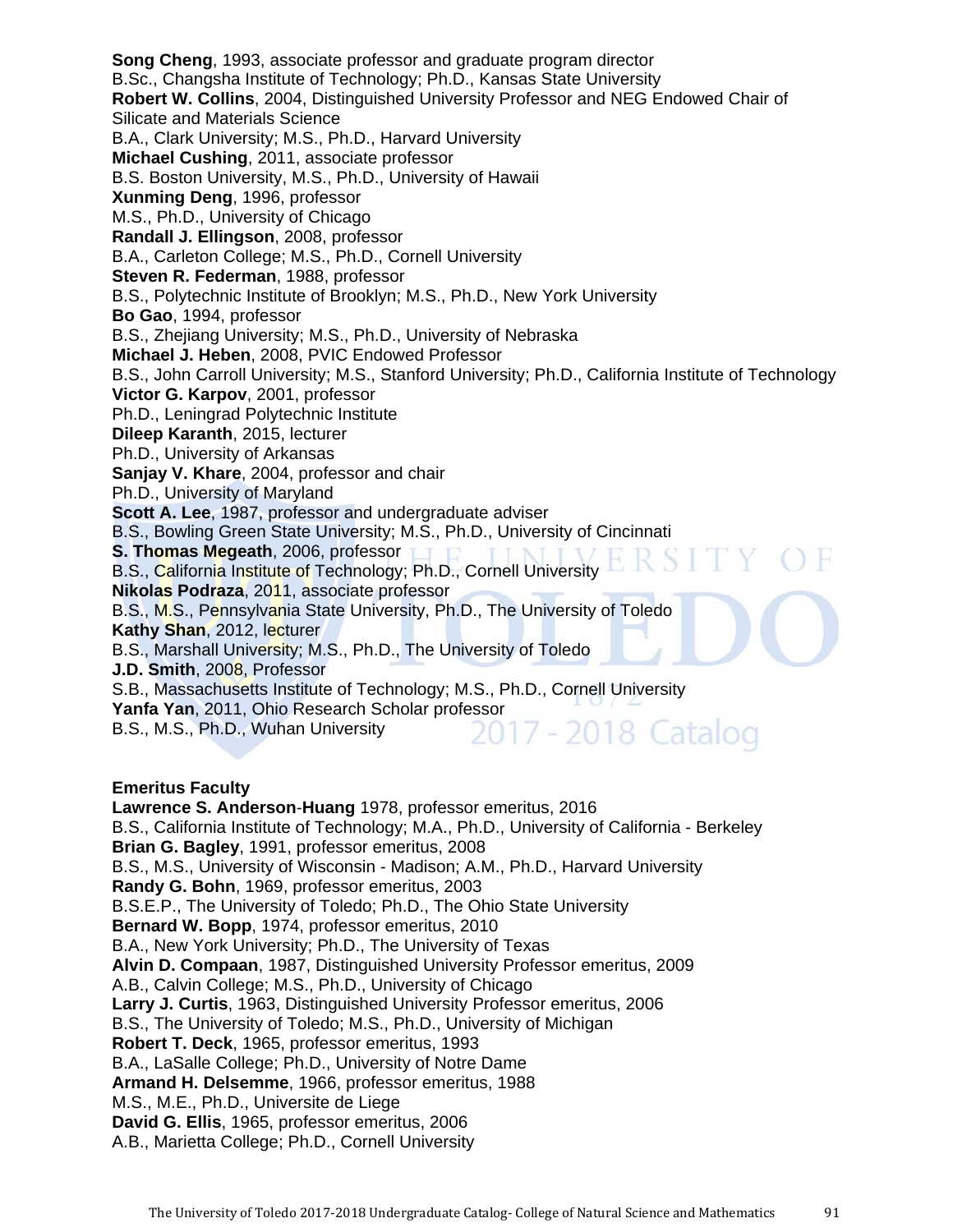**Song Cheng**, 1993, associate professor and graduate program director
B.Sc., Changsha Institute of Technology; Ph.D., Kansas State University
**Robert W. Collins**, 2004, Distinguished University Professor and NEG Endowed Chair of Silicate and Materials Science
B.A., Clark University; M.S., Ph.D., Harvard University
**Michael Cushing**, 2011, associate professor
B.S. Boston University, M.S., Ph.D., University of Hawaii
**Xunming Deng**, 1996, professor
M.S., Ph.D., University of Chicago
**Randall J. Ellingson**, 2008, professor
B.A., Carleton College; M.S., Ph.D., Cornell University
**Steven R. Federman**, 1988, professor
B.S., Polytechnic Institute of Brooklyn; M.S., Ph.D., New York University
**Bo Gao**, 1994, professor
B.S., Zhejiang University; M.S., Ph.D., University of Nebraska
**Michael J. Heben**, 2008, PVIC Endowed Professor
B.S., John Carroll University; M.S., Stanford University; Ph.D., California Institute of Technology
**Victor G. Karpov**, 2001, professor
Ph.D., Leningrad Polytechnic Institute
**Dileep Karanth**, 2015, lecturer
Ph.D., University of Arkansas
**Sanjay V. Khare**, 2004, professor and chair
Ph.D., University of Maryland
**Scott A. Lee**, 1987, professor and undergraduate adviser
B.S., Bowling Green State University; M.S., Ph.D., University of Cincinnati
**S. Thomas Megeath**, 2006, professor
B.S., California Institute of Technology; Ph.D., Cornell University
**Nikolas Podraza**, 2011, associate professor
B.S., M.S., Pennsylvania State University, Ph.D., The University of Toledo
**Kathy Shan**, 2012, lecturer
B.S., Marshall University; M.S., Ph.D., The University of Toledo
**J.D. Smith**, 2008, Professor
S.B., Massachusetts Institute of Technology; M.S., Ph.D., Cornell University
**Yanfa Yan**, 2011, Ohio Research Scholar professor
B.S., M.S., Ph.D., Wuhan University

**Emeritus Faculty**
**Lawrence S. Anderson-Huang** 1978, professor emeritus, 2016
B.S., California Institute of Technology; M.A., Ph.D., University of California - Berkeley
**Brian G. Bagley**, 1991, professor emeritus, 2008
B.S., M.S., University of Wisconsin - Madison; A.M., Ph.D., Harvard University
**Randy G. Bohn**, 1969, professor emeritus, 2003
B.S.E.P., The University of Toledo; Ph.D., The Ohio State University
**Bernard W. Bopp**, 1974, professor emeritus, 2010
B.A., New York University; Ph.D., The University of Texas
**Alvin D. Compaan**, 1987, Distinguished University Professor emeritus, 2009
A.B., Calvin College; M.S., Ph.D., University of Chicago
**Larry J. Curtis**, 1963, Distinguished University Professor emeritus, 2006
B.S., The University of Toledo; M.S., Ph.D., University of Michigan
**Robert T. Deck**, 1965, professor emeritus, 1993
B.A., LaSalle College; Ph.D., University of Notre Dame
**Armand H. Delsemme**, 1966, professor emeritus, 1988
M.S., M.E., Ph.D., Universite de Liege
**David G. Ellis**, 1965, professor emeritus, 2006
A.B., Marietta College; Ph.D., Cornell University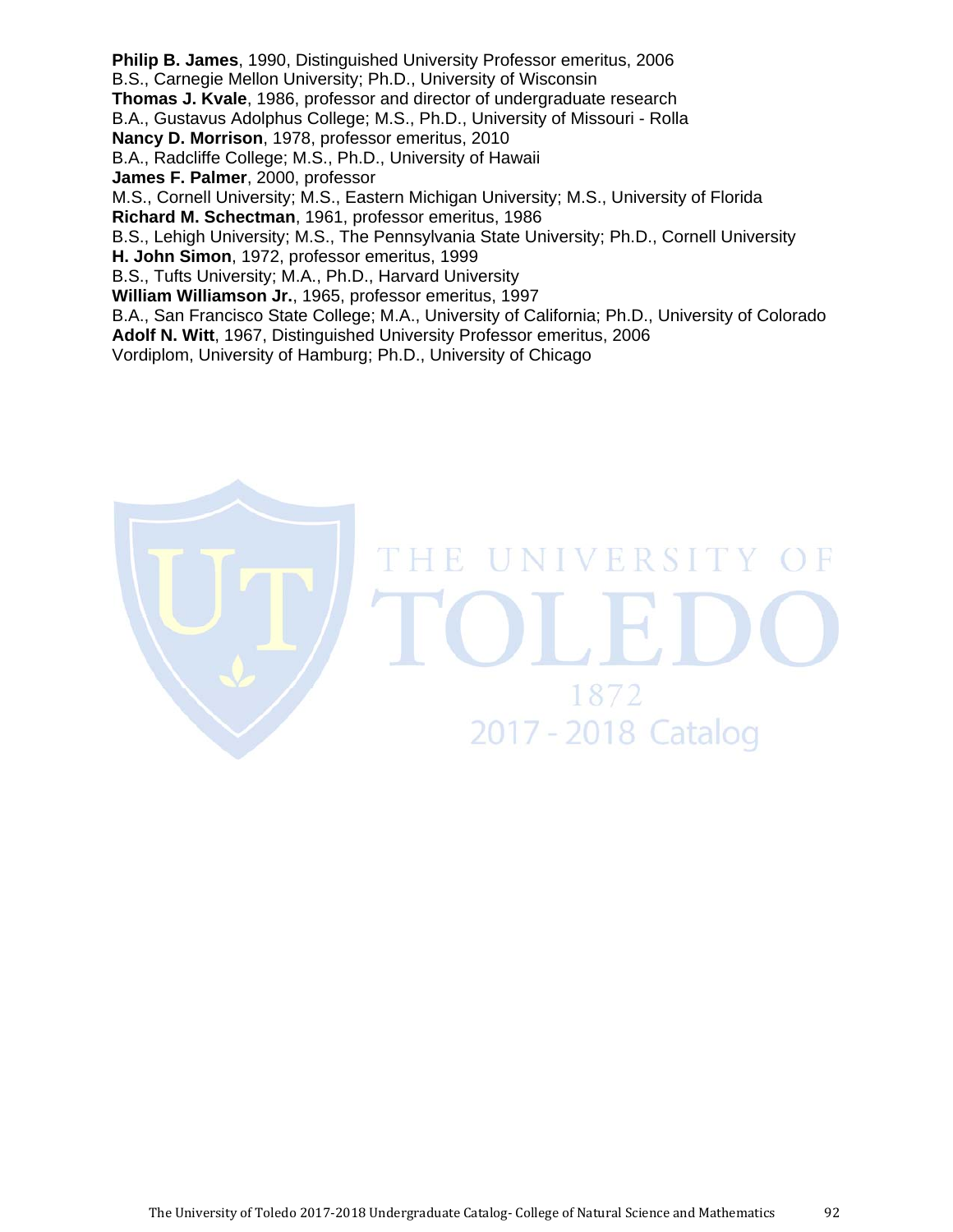**Philip B. James**, 1990, Distinguished University Professor emeritus, 2006
B.S., Carnegie Mellon University; Ph.D., University of Wisconsin

**Thomas J. Kvale**, 1986, professor and director of undergraduate research
B.A., Gustavus Adolphus College; M.S., Ph.D., University of Missouri - Rolla

**Nancy D. Morrison**, 1978, professor emeritus, 2010
B.A., Radcliffe College; M.S., Ph.D., University of Hawaii

**James F. Palmer**, 2000, professor
M.S., Cornell University; M.S., Eastern Michigan University; M.S., University of Florida

**Richard M. Schectman**, 1961, professor emeritus, 1986
B.S., Lehigh University; M.S., The Pennsylvania State University; Ph.D., Cornell University

**H. John Simon**, 1972, professor emeritus, 1999
B.S., Tufts University; M.A., Ph.D., Harvard University

**William Williamson Jr.**, 1965, professor emeritus, 1997
B.A., San Francisco State College; M.A., University of California; Ph.D., University of Colorado

**Adolf N. Witt**, 1967, Distinguished University Professor emeritus, 2006
Vordiplom, University of Hamburg; Ph.D., University of Chicago